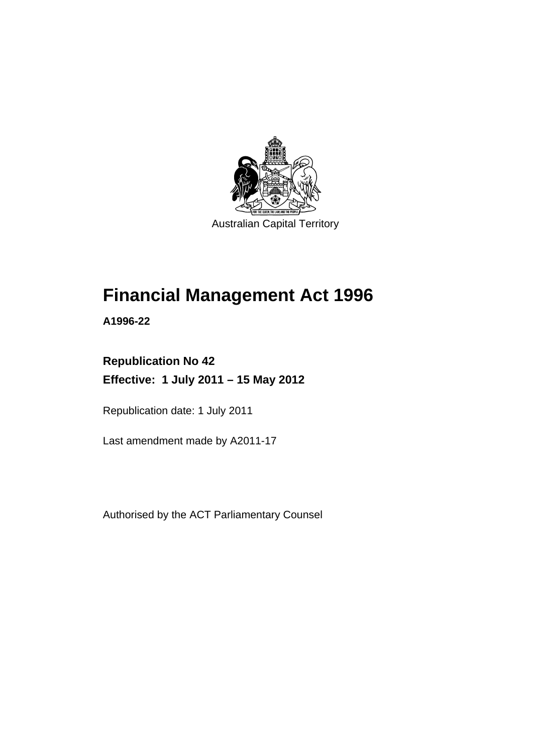Australian Capital Territory

# Financial Management Act 1996

**A1996-22**

**Republication No 42**
**Effective: 1 July 2011 – 15 May 2012**

Republication date: 1 July 2011

Last amendment made by A2011-17

Authorised by the ACT Parliamentary Counsel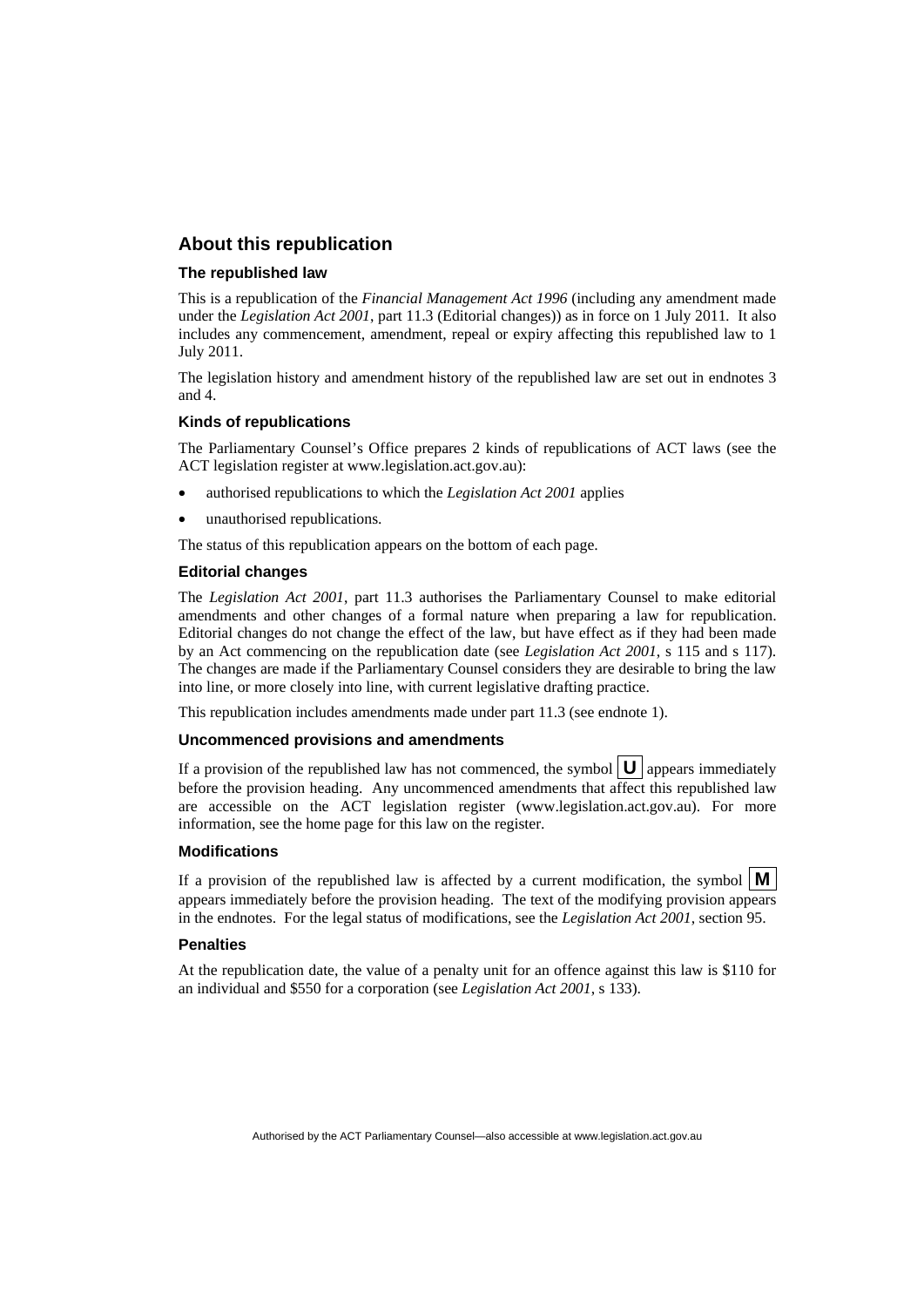## About this republication

### The republished law

This is a republication of the *Financial Management Act 1996* (including any amendment made under the *Legislation Act 2001*, part 11.3 (Editorial changes)) as in force on 1 July 2011*.* It also includes any commencement, amendment, repeal or expiry affecting this republished law to 1 July 2011.

The legislation history and amendment history of the republished law are set out in endnotes 3 and 4.

### Kinds of republications

The Parliamentary Counsel's Office prepares 2 kinds of republications of ACT laws (see the ACT legislation register at www.legislation.act.gov.au):

- authorised republications to which the *Legislation Act 2001* applies
- unauthorised republications.

The status of this republication appears on the bottom of each page.

### Editorial changes

The *Legislation Act 2001*, part 11.3 authorises the Parliamentary Counsel to make editorial amendments and other changes of a formal nature when preparing a law for republication. Editorial changes do not change the effect of the law, but have effect as if they had been made by an Act commencing on the republication date (see *Legislation Act 2001*, s 115 and s 117). The changes are made if the Parliamentary Counsel considers they are desirable to bring the law into line, or more closely into line, with current legislative drafting practice.

This republication includes amendments made under part 11.3 (see endnote 1).

### Uncommenced provisions and amendments

If a provision of the republished law has not commenced, the symbol **U** appears immediately before the provision heading. Any uncommenced amendments that affect this republished law are accessible on the ACT legislation register (www.legislation.act.gov.au). For more information, see the home page for this law on the register.

### Modifications

If a provision of the republished law is affected by a current modification, the symbol **M** appears immediately before the provision heading. The text of the modifying provision appears in the endnotes. For the legal status of modifications, see the *Legislation Act 2001*, section 95.

### Penalties

At the republication date, the value of a penalty unit for an offence against this law is $110 for an individual and $550 for a corporation (see *Legislation Act 2001*, s 133).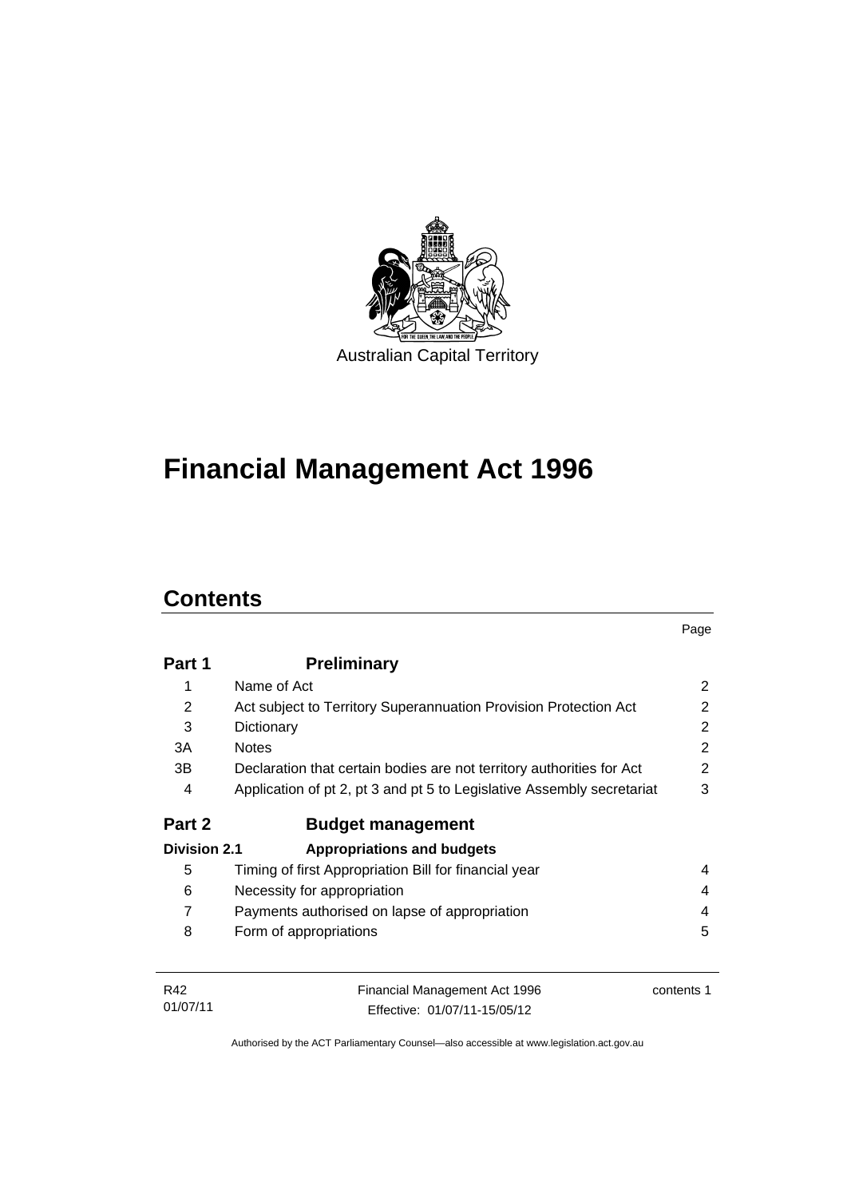Australian Capital Territory

# Financial Management Act 1996

## Contents

| | | Page |
|---|---|---|
| **Part 1** | **Preliminary** | |
| 1 | Name of Act | 2 |
| 2 | Act subject to Territory Superannuation Provision Protection Act | 2 |
| 3 | Dictionary | 2 |
| 3A | Notes | 2 |
| 3B | Declaration that certain bodies are not territory authorities for Act | 2 |
| 4 | Application of pt 2, pt 3 and pt 5 to Legislative Assembly secretariat | 3 |
| **Part 2** | **Budget management** | |
| **Division 2.1** | **Appropriations and budgets** | |
| 5 | Timing of first Appropriation Bill for financial year | 4 |
| 6 | Necessity for appropriation | 4 |
| 7 | Payments authorised on lapse of appropriation | 4 |
| 8 | Form of appropriations | 5 |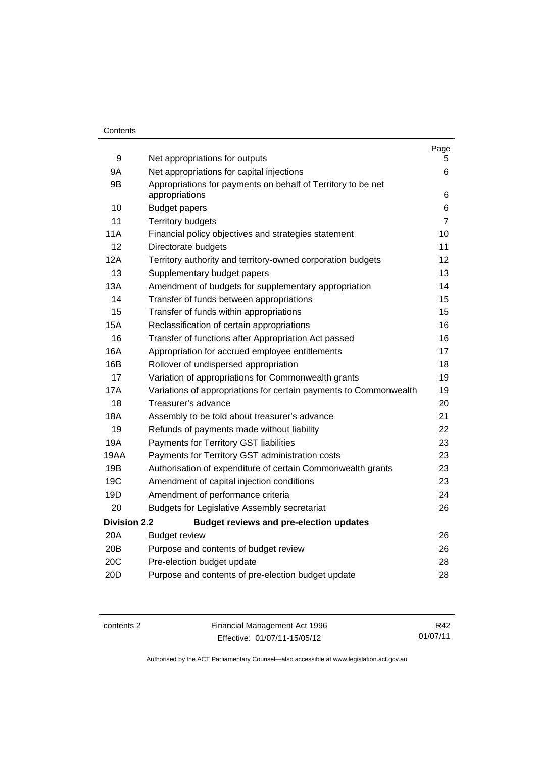| | | Page |
|---|---|---|
| 9 | Net appropriations for outputs | 5 |
| 9A | Net appropriations for capital injections | 6 |
| 9B | Appropriations for payments on behalf of Territory to be net appropriations | 6 |
| 10 | Budget papers | 6 |
| 11 | Territory budgets | 7 |
| 11A | Financial policy objectives and strategies statement | 10 |
| 12 | Directorate budgets | 11 |
| 12A | Territory authority and territory-owned corporation budgets | 12 |
| 13 | Supplementary budget papers | 13 |
| 13A | Amendment of budgets for supplementary appropriation | 14 |
| 14 | Transfer of funds between appropriations | 15 |
| 15 | Transfer of funds within appropriations | 15 |
| 15A | Reclassification of certain appropriations | 16 |
| 16 | Transfer of functions after Appropriation Act passed | 16 |
| 16A | Appropriation for accrued employee entitlements | 17 |
| 16B | Rollover of undispersed appropriation | 18 |
| 17 | Variation of appropriations for Commonwealth grants | 19 |
| 17A | Variations of appropriations for certain payments to Commonwealth | 19 |
| 18 | Treasurer's advance | 20 |
| 18A | Assembly to be told about treasurer's advance | 21 |
| 19 | Refunds of payments made without liability | 22 |
| 19A | Payments for Territory GST liabilities | 23 |
| 19AA | Payments for Territory GST administration costs | 23 |
| 19B | Authorisation of expenditure of certain Commonwealth grants | 23 |
| 19C | Amendment of capital injection conditions | 23 |
| 19D | Amendment of performance criteria | 24 |
| 20 | Budgets for Legislative Assembly secretariat | 26 |
| **Division 2.2** | **Budget reviews and pre-election updates** | |
| 20A | Budget review | 26 |
| 20B | Purpose and contents of budget review | 26 |
| 20C | Pre-election budget update | 28 |
| 20D | Purpose and contents of pre-election budget update | 28 |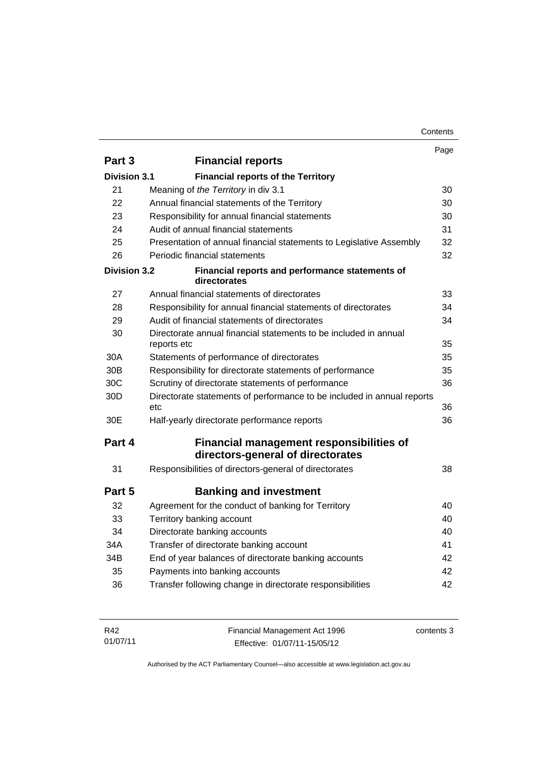| | | Page |
|---|---|---|
| **Part 3** | **Financial reports** | |
| **Division 3.1** | **Financial reports of the Territory** | |
| 21 | Meaning of *the Territory* in div 3.1 | 30 |
| 22 | Annual financial statements of the Territory | 30 |
| 23 | Responsibility for annual financial statements | 30 |
| 24 | Audit of annual financial statements | 31 |
| 25 | Presentation of annual financial statements to Legislative Assembly | 32 |
| 26 | Periodic financial statements | 32 |
| **Division 3.2** | **Financial reports and performance statements of directorates** | |
| 27 | Annual financial statements of directorates | 33 |
| 28 | Responsibility for annual financial statements of directorates | 34 |
| 29 | Audit of financial statements of directorates | 34 |
| 30 | Directorate annual financial statements to be included in annual reports etc | 35 |
| 30A | Statements of performance of directorates | 35 |
| 30B | Responsibility for directorate statements of performance | 35 |
| 30C | Scrutiny of directorate statements of performance | 36 |
| 30D | Directorate statements of performance to be included in annual reports etc | 36 |
| 30E | Half-yearly directorate performance reports | 36 |
| **Part 4** | **Financial management responsibilities of directors-general of directorates** | |
| 31 | Responsibilities of directors-general of directorates | 38 |
| **Part 5** | **Banking and investment** | |
| 32 | Agreement for the conduct of banking for Territory | 40 |
| 33 | Territory banking account | 40 |
| 34 | Directorate banking accounts | 40 |
| 34A | Transfer of directorate banking account | 41 |
| 34B | End of year balances of directorate banking accounts | 42 |
| 35 | Payments into banking accounts | 42 |
| 36 | Transfer following change in directorate responsibilities | 42 |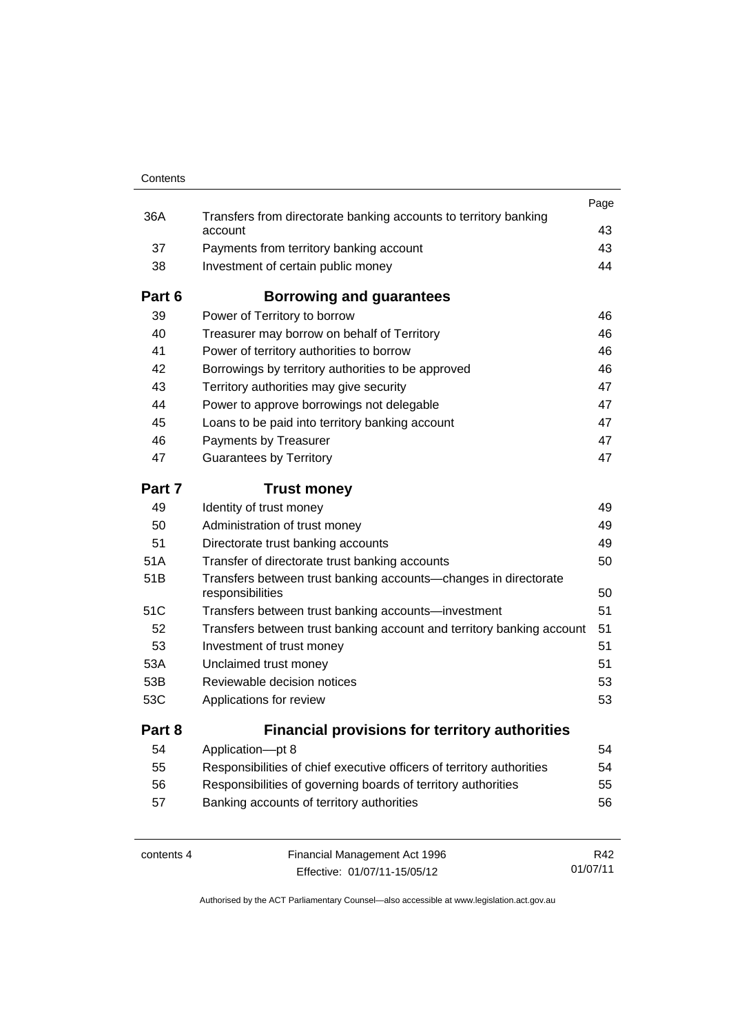| | | Page |
|---|---|---|
| 36A | Transfers from directorate banking accounts to territory banking account | 43 |
| 37 | Payments from territory banking account | 43 |
| 38 | Investment of certain public money | 44 |
| **Part 6** | **Borrowing and guarantees** | |
| 39 | Power of Territory to borrow | 46 |
| 40 | Treasurer may borrow on behalf of Territory | 46 |
| 41 | Power of territory authorities to borrow | 46 |
| 42 | Borrowings by territory authorities to be approved | 46 |
| 43 | Territory authorities may give security | 47 |
| 44 | Power to approve borrowings not delegable | 47 |
| 45 | Loans to be paid into territory banking account | 47 |
| 46 | Payments by Treasurer | 47 |
| 47 | Guarantees by Territory | 47 |
| **Part 7** | **Trust money** | |
| 49 | Identity of trust money | 49 |
| 50 | Administration of trust money | 49 |
| 51 | Directorate trust banking accounts | 49 |
| 51A | Transfer of directorate trust banking accounts | 50 |
| 51B | Transfers between trust banking accounts—changes in directorate responsibilities | 50 |
| 51C | Transfers between trust banking accounts—investment | 51 |
| 52 | Transfers between trust banking account and territory banking account | 51 |
| 53 | Investment of trust money | 51 |
| 53A | Unclaimed trust money | 51 |
| 53B | Reviewable decision notices | 53 |
| 53C | Applications for review | 53 |
| **Part 8** | **Financial provisions for territory authorities** | |
| 54 | Application—pt 8 | 54 |
| 55 | Responsibilities of chief executive officers of territory authorities | 54 |
| 56 | Responsibilities of governing boards of territory authorities | 55 |
| 57 | Banking accounts of territory authorities | 56 |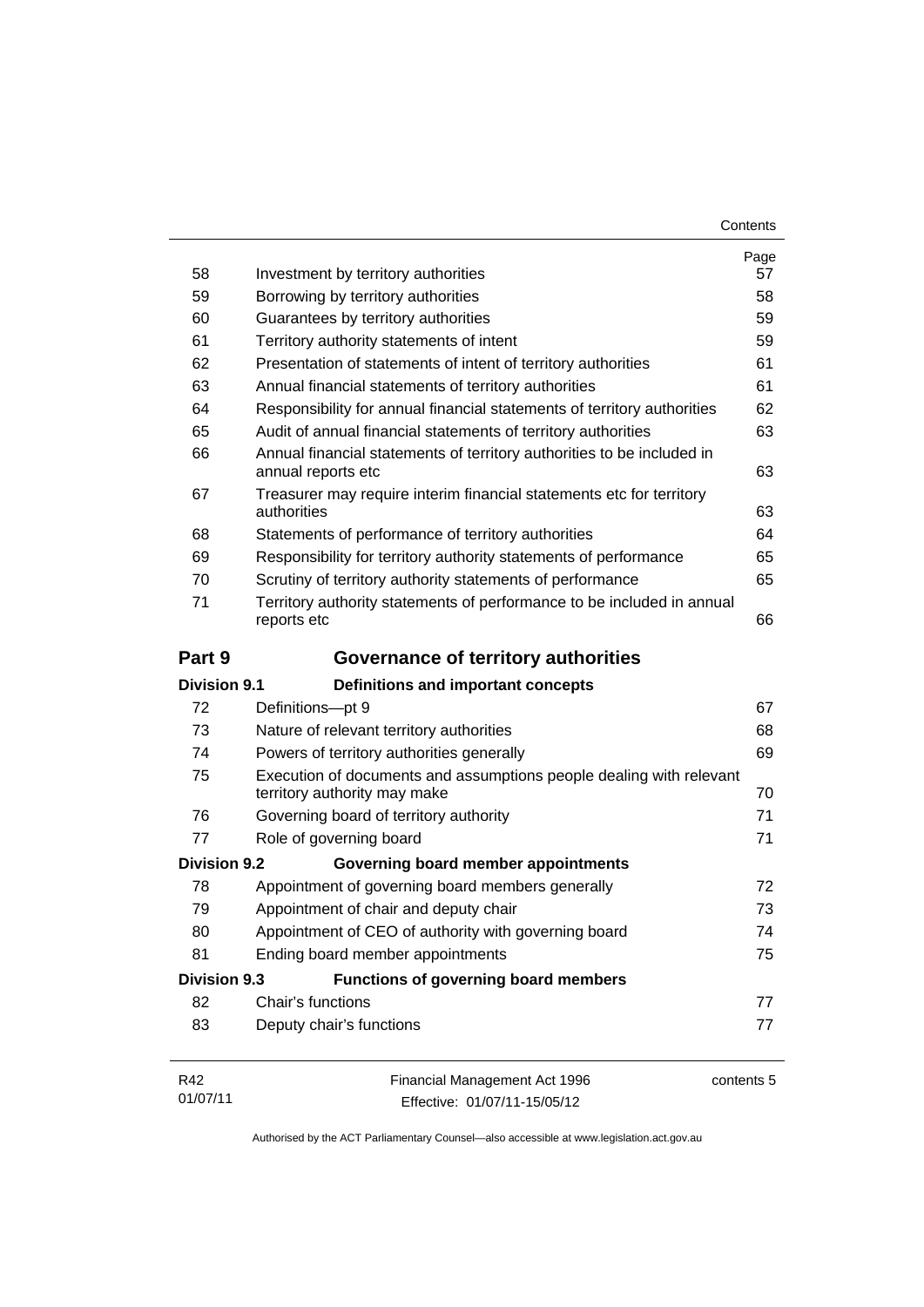| | | Page |
|---|---|---|
| 58 | Investment by territory authorities | 57 |
| 59 | Borrowing by territory authorities | 58 |
| 60 | Guarantees by territory authorities | 59 |
| 61 | Territory authority statements of intent | 59 |
| 62 | Presentation of statements of intent of territory authorities | 61 |
| 63 | Annual financial statements of territory authorities | 61 |
| 64 | Responsibility for annual financial statements of territory authorities | 62 |
| 65 | Audit of annual financial statements of territory authorities | 63 |
| 66 | Annual financial statements of territory authorities to be included in annual reports etc | 63 |
| 67 | Treasurer may require interim financial statements etc for territory authorities | 63 |
| 68 | Statements of performance of territory authorities | 64 |
| 69 | Responsibility for territory authority statements of performance | 65 |
| 70 | Scrutiny of territory authority statements of performance | 65 |
| 71 | Territory authority statements of performance to be included in annual reports etc | 66 |

## Part 9 Governance of territory authorities

### Division 9.1 Definitions and important concepts

| | | |
|---|---|---|
| 72 | Definitions—pt 9 | 67 |
| 73 | Nature of relevant territory authorities | 68 |
| 74 | Powers of territory authorities generally | 69 |
| 75 | Execution of documents and assumptions people dealing with relevant territory authority may make | 70 |
| 76 | Governing board of territory authority | 71 |
| 77 | Role of governing board | 71 |

### Division 9.2 Governing board member appointments

| | | |
|---|---|---|
| 78 | Appointment of governing board members generally | 72 |
| 79 | Appointment of chair and deputy chair | 73 |
| 80 | Appointment of CEO of authority with governing board | 74 |
| 81 | Ending board member appointments | 75 |

### Division 9.3 Functions of governing board members

| | | |
|---|---|---|
| 82 | Chair's functions | 77 |
| 83 | Deputy chair's functions | 77 |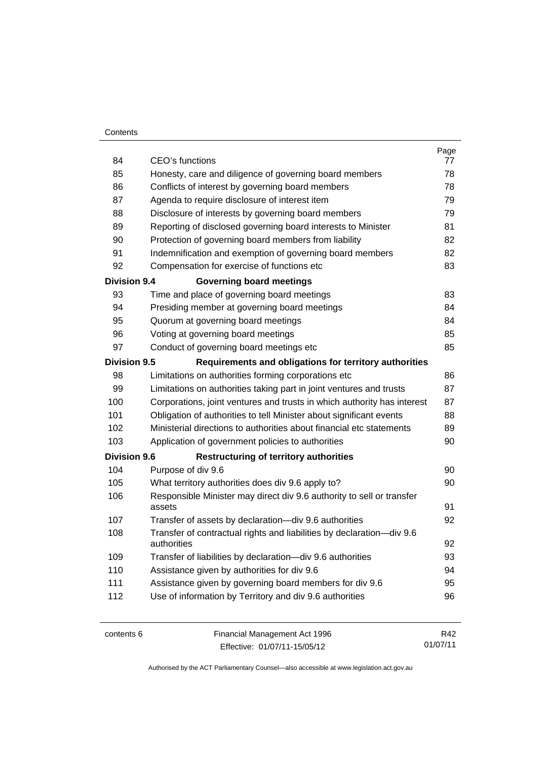| | | Page |
|---|---|---|
| 84 | CEO's functions | 77 |
| 85 | Honesty, care and diligence of governing board members | 78 |
| 86 | Conflicts of interest by governing board members | 78 |
| 87 | Agenda to require disclosure of interest item | 79 |
| 88 | Disclosure of interests by governing board members | 79 |
| 89 | Reporting of disclosed governing board interests to Minister | 81 |
| 90 | Protection of governing board members from liability | 82 |
| 91 | Indemnification and exemption of governing board members | 82 |
| 92 | Compensation for exercise of functions etc | 83 |
| **Division 9.4** | **Governing board meetings** | |
| 93 | Time and place of governing board meetings | 83 |
| 94 | Presiding member at governing board meetings | 84 |
| 95 | Quorum at governing board meetings | 84 |
| 96 | Voting at governing board meetings | 85 |
| 97 | Conduct of governing board meetings etc | 85 |
| **Division 9.5** | **Requirements and obligations for territory authorities** | |
| 98 | Limitations on authorities forming corporations etc | 86 |
| 99 | Limitations on authorities taking part in joint ventures and trusts | 87 |
| 100 | Corporations, joint ventures and trusts in which authority has interest | 87 |
| 101 | Obligation of authorities to tell Minister about significant events | 88 |
| 102 | Ministerial directions to authorities about financial etc statements | 89 |
| 103 | Application of government policies to authorities | 90 |
| **Division 9.6** | **Restructuring of territory authorities** | |
| 104 | Purpose of div 9.6 | 90 |
| 105 | What territory authorities does div 9.6 apply to? | 90 |
| 106 | Responsible Minister may direct div 9.6 authority to sell or transfer assets | 91 |
| 107 | Transfer of assets by declaration—div 9.6 authorities | 92 |
| 108 | Transfer of contractual rights and liabilities by declaration—div 9.6 authorities | 92 |
| 109 | Transfer of liabilities by declaration—div 9.6 authorities | 93 |
| 110 | Assistance given by authorities for div 9.6 | 94 |
| 111 | Assistance given by governing board members for div 9.6 | 95 |
| 112 | Use of information by Territory and div 9.6 authorities | 96 |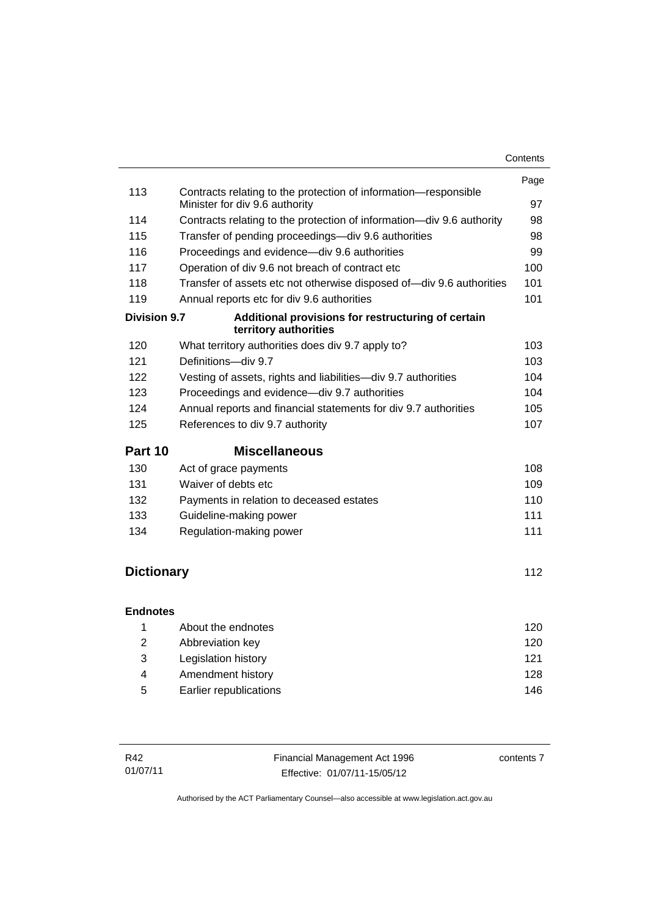| | | Page |
|---|---|---|
| 113 | Contracts relating to the protection of information—responsible Minister for div 9.6 authority | 97 |
| 114 | Contracts relating to the protection of information—div 9.6 authority | 98 |
| 115 | Transfer of pending proceedings—div 9.6 authorities | 98 |
| 116 | Proceedings and evidence—div 9.6 authorities | 99 |
| 117 | Operation of div 9.6 not breach of contract etc | 100 |
| 118 | Transfer of assets etc not otherwise disposed of—div 9.6 authorities | 101 |
| 119 | Annual reports etc for div 9.6 authorities | 101 |
| **Division 9.7** | **Additional provisions for restructuring of certain territory authorities** | |
| 120 | What territory authorities does div 9.7 apply to? | 103 |
| 121 | Definitions—div 9.7 | 103 |
| 122 | Vesting of assets, rights and liabilities—div 9.7 authorities | 104 |
| 123 | Proceedings and evidence—div 9.7 authorities | 104 |
| 124 | Annual reports and financial statements for div 9.7 authorities | 105 |
| 125 | References to div 9.7 authority | 107 |
| **Part 10** | **Miscellaneous** | |
| 130 | Act of grace payments | 108 |
| 131 | Waiver of debts etc | 109 |
| 132 | Payments in relation to deceased estates | 110 |
| 133 | Guideline-making power | 111 |
| 134 | Regulation-making power | 111 |
| **Dictionary** | | 112 |
| **Endnotes** | | |
| 1 | About the endnotes | 120 |
| 2 | Abbreviation key | 120 |
| 3 | Legislation history | 121 |
| 4 | Amendment history | 128 |
| 5 | Earlier republications | 146 |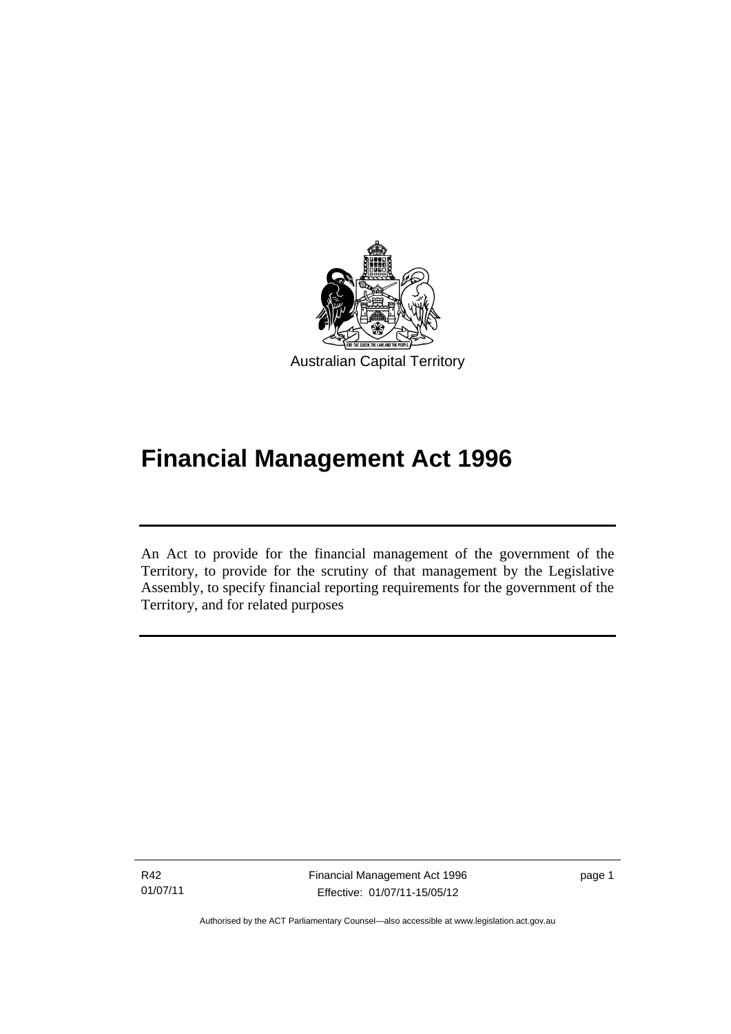Australian Capital Territory

# Financial Management Act 1996

An Act to provide for the financial management of the government of the Territory, to provide for the scrutiny of that management by the Legislative Assembly, to specify financial reporting requirements for the government of the Territory, and for related purposes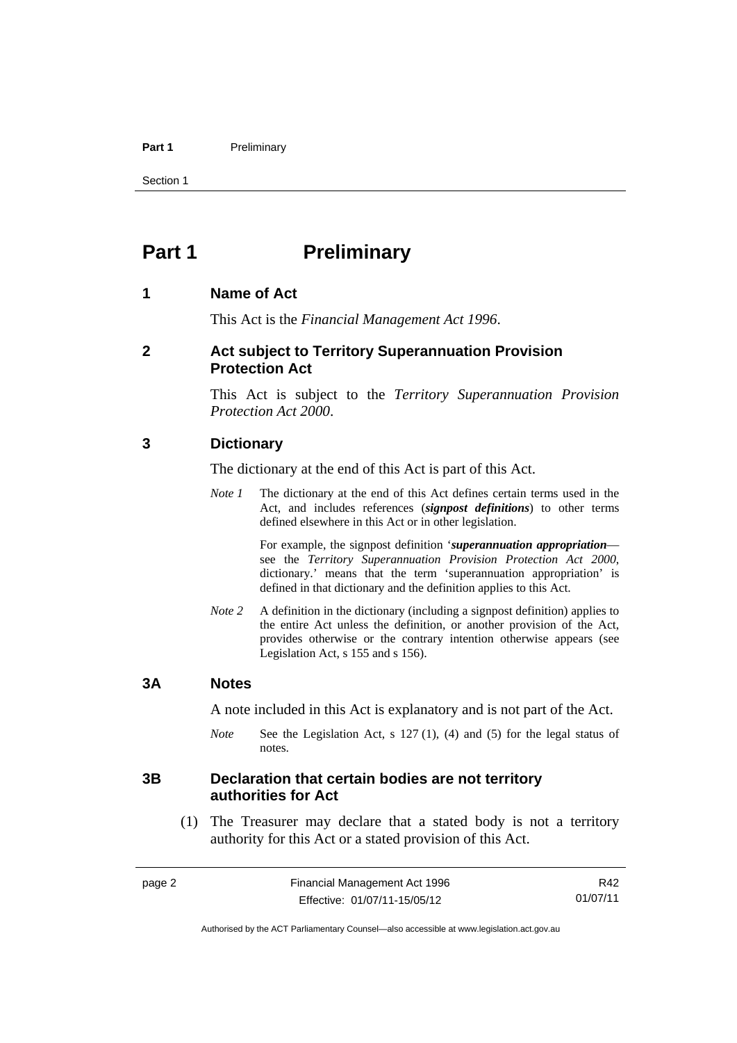# Part 1 Preliminary

## 1 Name of Act

This Act is the *Financial Management Act 1996*.

## 2 Act subject to Territory Superannuation Provision Protection Act

This Act is subject to the *Territory Superannuation Provision Protection Act 2000*.

## 3 Dictionary

The dictionary at the end of this Act is part of this Act.

*Note 1* The dictionary at the end of this Act defines certain terms used in the Act, and includes references (***signpost definitions***) to other terms defined elsewhere in this Act or in other legislation.

For example, the signpost definition '***superannuation appropriation***—see the *Territory Superannuation Provision Protection Act 2000*, dictionary.' means that the term 'superannuation appropriation' is defined in that dictionary and the definition applies to this Act.

*Note 2* A definition in the dictionary (including a signpost definition) applies to the entire Act unless the definition, or another provision of the Act, provides otherwise or the contrary intention otherwise appears (see Legislation Act, s 155 and s 156).

## 3A Notes

A note included in this Act is explanatory and is not part of the Act.

*Note* See the Legislation Act, s 127 (1), (4) and (5) for the legal status of notes.

## 3B Declaration that certain bodies are not territory authorities for Act

(1) The Treasurer may declare that a stated body is not a territory authority for this Act or a stated provision of this Act.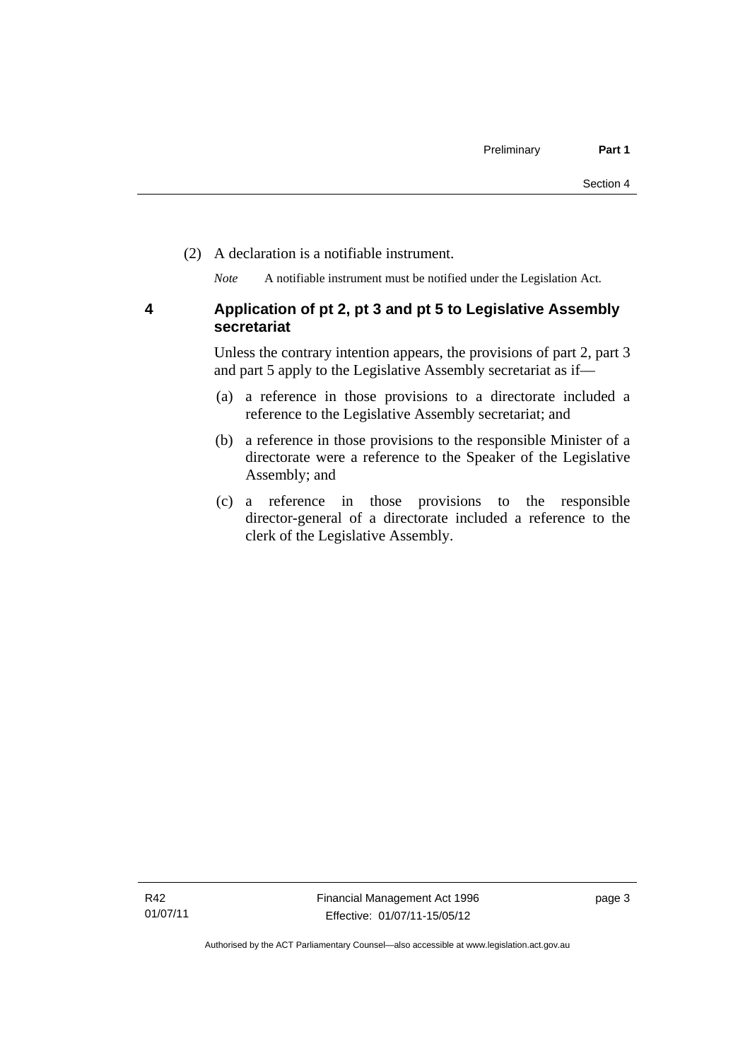(2) A declaration is a notifiable instrument.

*Note* A notifiable instrument must be notified under the Legislation Act.

## 4 Application of pt 2, pt 3 and pt 5 to Legislative Assembly secretariat

Unless the contrary intention appears, the provisions of part 2, part 3 and part 5 apply to the Legislative Assembly secretariat as if—

(a) a reference in those provisions to a directorate included a reference to the Legislative Assembly secretariat; and

(b) a reference in those provisions to the responsible Minister of a directorate were a reference to the Speaker of the Legislative Assembly; and

(c) a reference in those provisions to the responsible director-general of a directorate included a reference to the clerk of the Legislative Assembly.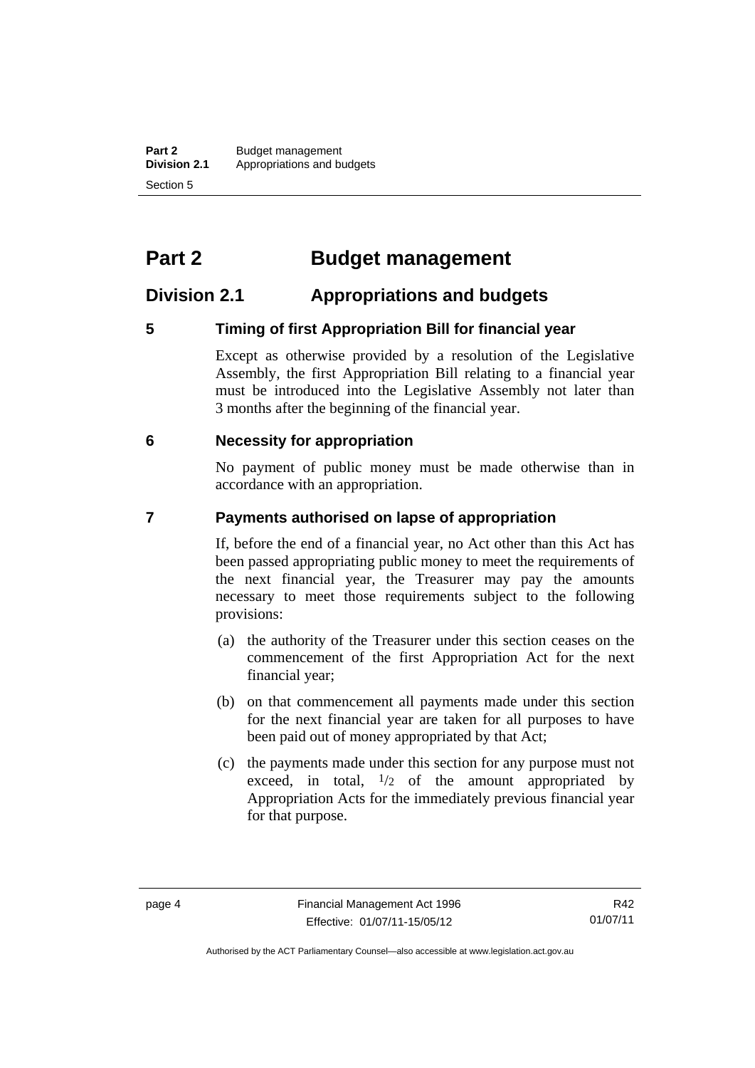# Part 2 Budget management

## Division 2.1 Appropriations and budgets

### 5 Timing of first Appropriation Bill for financial year

Except as otherwise provided by a resolution of the Legislative Assembly, the first Appropriation Bill relating to a financial year must be introduced into the Legislative Assembly not later than 3 months after the beginning of the financial year.

### 6 Necessity for appropriation

No payment of public money must be made otherwise than in accordance with an appropriation.

### 7 Payments authorised on lapse of appropriation

If, before the end of a financial year, no Act other than this Act has been passed appropriating public money to meet the requirements of the next financial year, the Treasurer may pay the amounts necessary to meet those requirements subject to the following provisions:

(a) the authority of the Treasurer under this section ceases on the commencement of the first Appropriation Act for the next financial year;

(b) on that commencement all payments made under this section for the next financial year are taken for all purposes to have been paid out of money appropriated by that Act;

(c) the payments made under this section for any purpose must not exceed, in total, $^{1}/_{2}$ of the amount appropriated by Appropriation Acts for the immediately previous financial year for that purpose.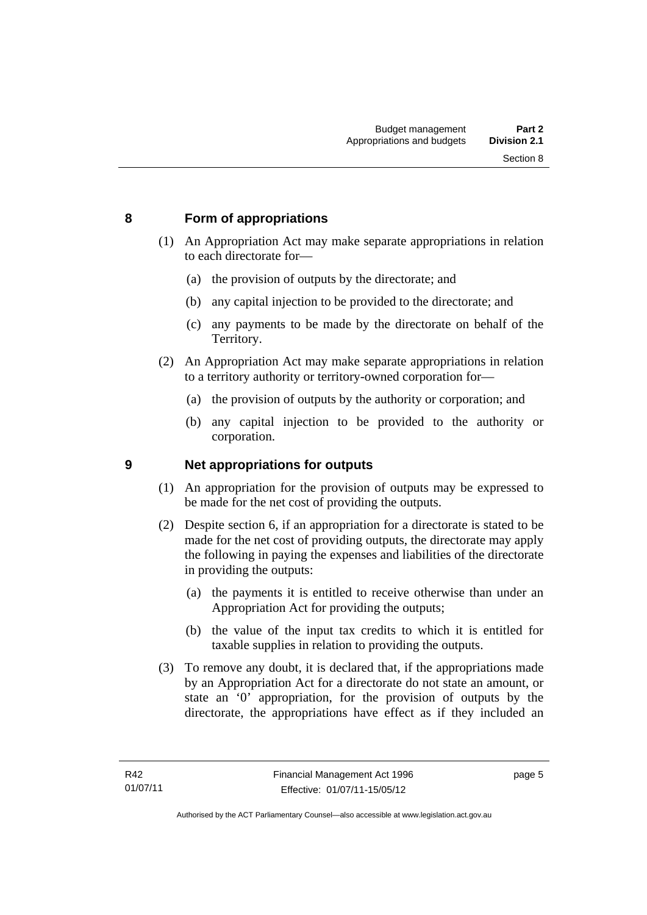## 8 Form of appropriations

(1) An Appropriation Act may make separate appropriations in relation to each directorate for—

(a) the provision of outputs by the directorate; and

(b) any capital injection to be provided to the directorate; and

(c) any payments to be made by the directorate on behalf of the Territory.

(2) An Appropriation Act may make separate appropriations in relation to a territory authority or territory-owned corporation for—

(a) the provision of outputs by the authority or corporation; and

(b) any capital injection to be provided to the authority or corporation.

## 9 Net appropriations for outputs

(1) An appropriation for the provision of outputs may be expressed to be made for the net cost of providing the outputs.

(2) Despite section 6, if an appropriation for a directorate is stated to be made for the net cost of providing outputs, the directorate may apply the following in paying the expenses and liabilities of the directorate in providing the outputs:

(a) the payments it is entitled to receive otherwise than under an Appropriation Act for providing the outputs;

(b) the value of the input tax credits to which it is entitled for taxable supplies in relation to providing the outputs.

(3) To remove any doubt, it is declared that, if the appropriations made by an Appropriation Act for a directorate do not state an amount, or state an '0' appropriation, for the provision of outputs by the directorate, the appropriations have effect as if they included an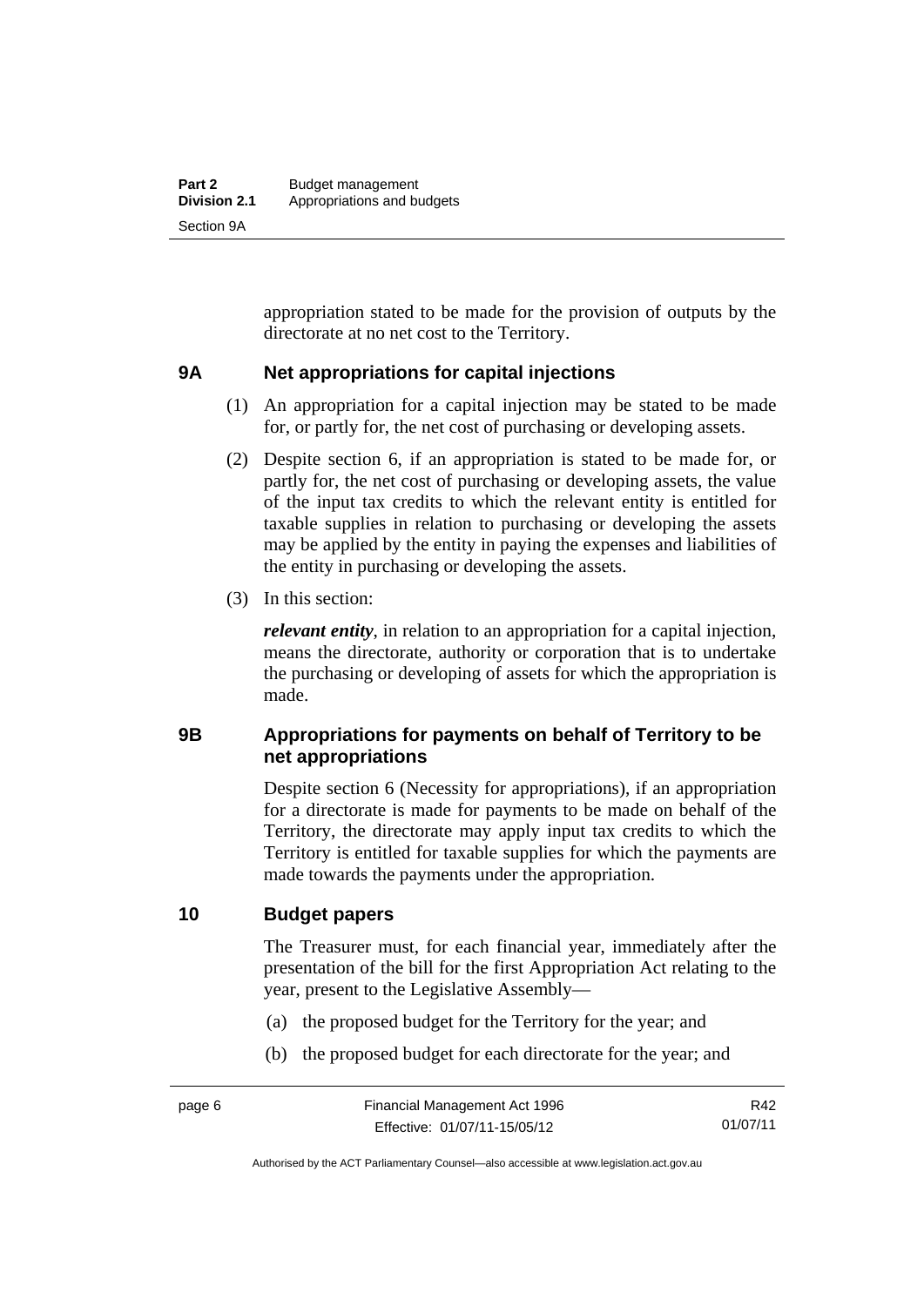appropriation stated to be made for the provision of outputs by the directorate at no net cost to the Territory.

### 9A Net appropriations for capital injections

(1) An appropriation for a capital injection may be stated to be made for, or partly for, the net cost of purchasing or developing assets.

(2) Despite section 6, if an appropriation is stated to be made for, or partly for, the net cost of purchasing or developing assets, the value of the input tax credits to which the relevant entity is entitled for taxable supplies in relation to purchasing or developing the assets may be applied by the entity in paying the expenses and liabilities of the entity in purchasing or developing the assets.

(3) In this section:

***relevant entity***, in relation to an appropriation for a capital injection, means the directorate, authority or corporation that is to undertake the purchasing or developing of assets for which the appropriation is made.

### 9B Appropriations for payments on behalf of Territory to be net appropriations

Despite section 6 (Necessity for appropriations), if an appropriation for a directorate is made for payments to be made on behalf of the Territory, the directorate may apply input tax credits to which the Territory is entitled for taxable supplies for which the payments are made towards the payments under the appropriation.

### 10 Budget papers

The Treasurer must, for each financial year, immediately after the presentation of the bill for the first Appropriation Act relating to the year, present to the Legislative Assembly—

(a) the proposed budget for the Territory for the year; and

(b) the proposed budget for each directorate for the year; and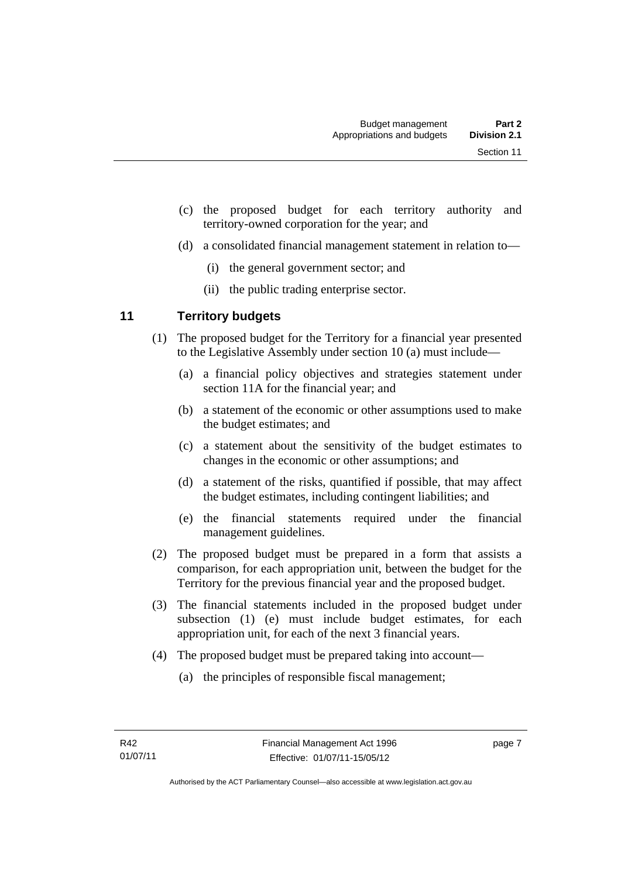(c) the proposed budget for each territory authority and territory-owned corporation for the year; and

(d) a consolidated financial management statement in relation to—

(i) the general government sector; and

(ii) the public trading enterprise sector.

## 11 Territory budgets

(1) The proposed budget for the Territory for a financial year presented to the Legislative Assembly under section 10 (a) must include—

(a) a financial policy objectives and strategies statement under section 11A for the financial year; and

(b) a statement of the economic or other assumptions used to make the budget estimates; and

(c) a statement about the sensitivity of the budget estimates to changes in the economic or other assumptions; and

(d) a statement of the risks, quantified if possible, that may affect the budget estimates, including contingent liabilities; and

(e) the financial statements required under the financial management guidelines.

(2) The proposed budget must be prepared in a form that assists a comparison, for each appropriation unit, between the budget for the Territory for the previous financial year and the proposed budget.

(3) The financial statements included in the proposed budget under subsection (1) (e) must include budget estimates, for each appropriation unit, for each of the next 3 financial years.

(4) The proposed budget must be prepared taking into account—

(a) the principles of responsible fiscal management;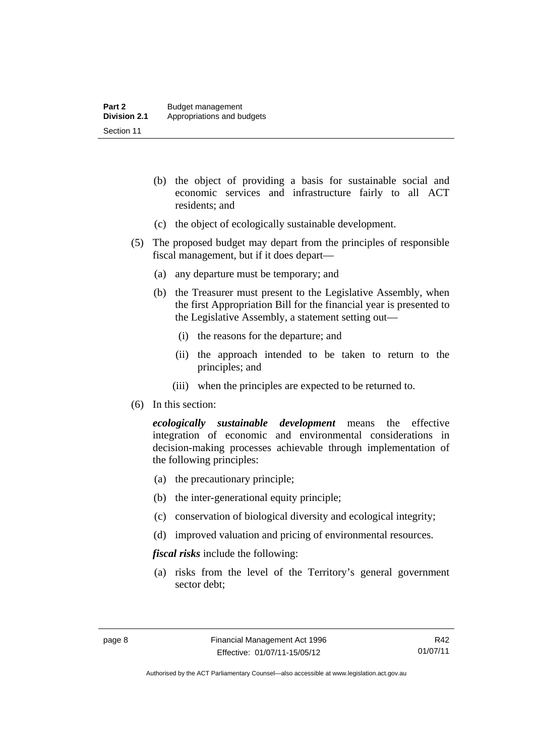(b) the object of providing a basis for sustainable social and economic services and infrastructure fairly to all ACT residents; and

(c) the object of ecologically sustainable development.

(5) The proposed budget may depart from the principles of responsible fiscal management, but if it does depart—

(a) any departure must be temporary; and

(b) the Treasurer must present to the Legislative Assembly, when the first Appropriation Bill for the financial year is presented to the Legislative Assembly, a statement setting out—

(i) the reasons for the departure; and

(ii) the approach intended to be taken to return to the principles; and

(iii) when the principles are expected to be returned to.

(6) In this section:

***ecologically sustainable development*** means the effective integration of economic and environmental considerations in decision-making processes achievable through implementation of the following principles:

(a) the precautionary principle;

(b) the inter-generational equity principle;

(c) conservation of biological diversity and ecological integrity;

(d) improved valuation and pricing of environmental resources.

***fiscal risks*** include the following:

(a) risks from the level of the Territory's general government sector debt;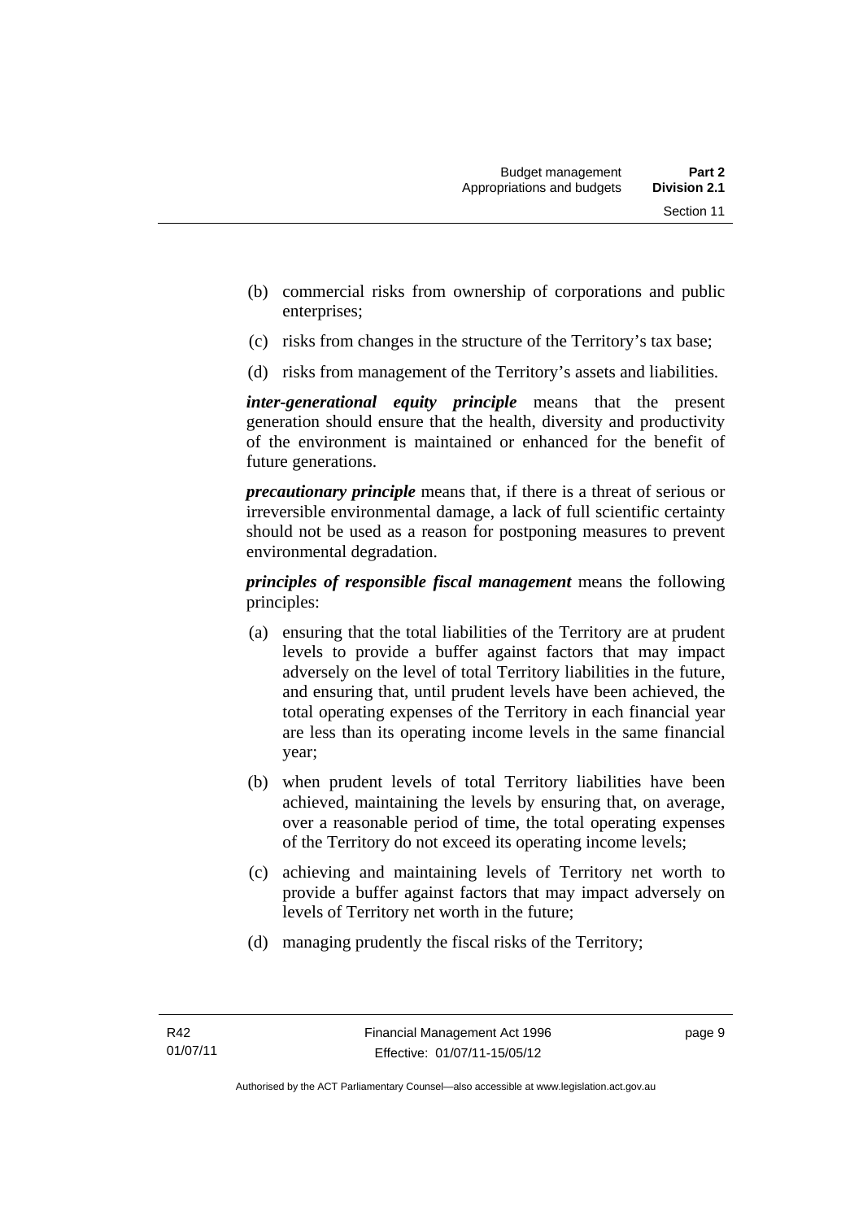(b) commercial risks from ownership of corporations and public enterprises;

(c) risks from changes in the structure of the Territory's tax base;

(d) risks from management of the Territory's assets and liabilities.

***inter-generational equity principle*** means that the present generation should ensure that the health, diversity and productivity of the environment is maintained or enhanced for the benefit of future generations.

***precautionary principle*** means that, if there is a threat of serious or irreversible environmental damage, a lack of full scientific certainty should not be used as a reason for postponing measures to prevent environmental degradation.

***principles of responsible fiscal management*** means the following principles:

(a) ensuring that the total liabilities of the Territory are at prudent levels to provide a buffer against factors that may impact adversely on the level of total Territory liabilities in the future, and ensuring that, until prudent levels have been achieved, the total operating expenses of the Territory in each financial year are less than its operating income levels in the same financial year;

(b) when prudent levels of total Territory liabilities have been achieved, maintaining the levels by ensuring that, on average, over a reasonable period of time, the total operating expenses of the Territory do not exceed its operating income levels;

(c) achieving and maintaining levels of Territory net worth to provide a buffer against factors that may impact adversely on levels of Territory net worth in the future;

(d) managing prudently the fiscal risks of the Territory;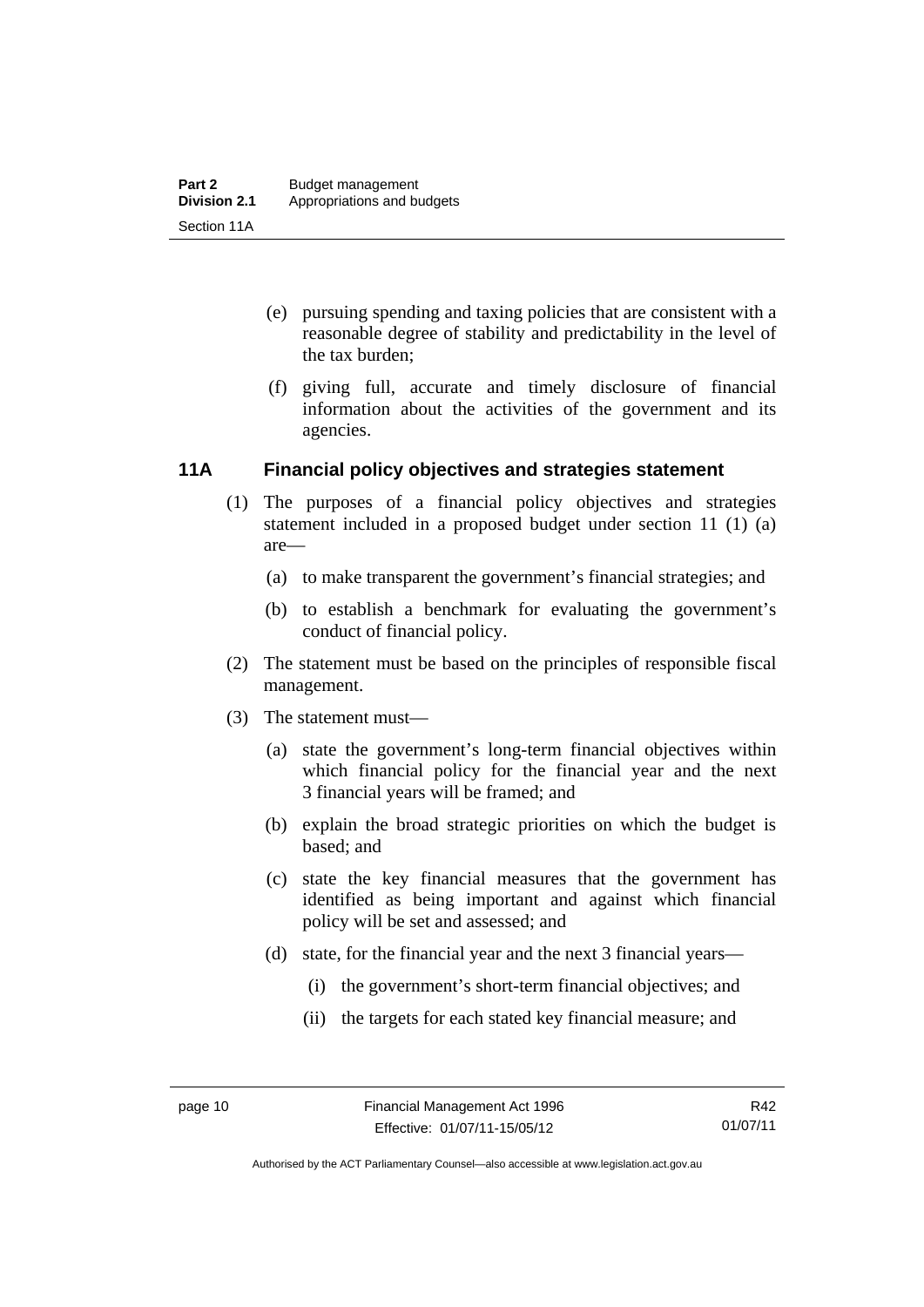(e) pursuing spending and taxing policies that are consistent with a reasonable degree of stability and predictability in the level of the tax burden;

(f) giving full, accurate and timely disclosure of financial information about the activities of the government and its agencies.

## 11A Financial policy objectives and strategies statement

(1) The purposes of a financial policy objectives and strategies statement included in a proposed budget under section 11 (1) (a) are—

(a) to make transparent the government's financial strategies; and

(b) to establish a benchmark for evaluating the government's conduct of financial policy.

(2) The statement must be based on the principles of responsible fiscal management.

(3) The statement must—

(a) state the government's long-term financial objectives within which financial policy for the financial year and the next 3 financial years will be framed; and

(b) explain the broad strategic priorities on which the budget is based; and

(c) state the key financial measures that the government has identified as being important and against which financial policy will be set and assessed; and

(d) state, for the financial year and the next 3 financial years—

(i) the government's short-term financial objectives; and

(ii) the targets for each stated key financial measure; and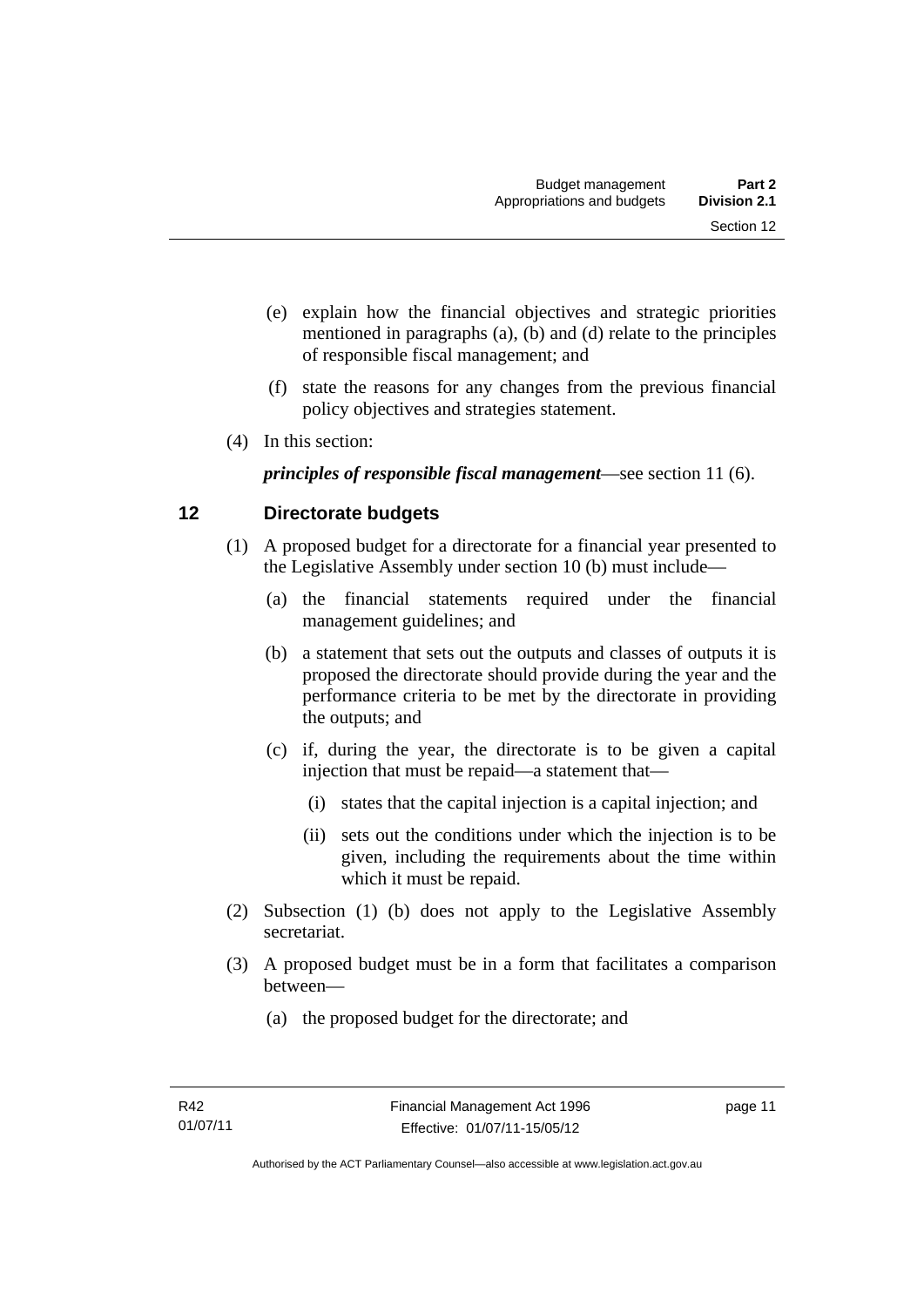(e) explain how the financial objectives and strategic priorities mentioned in paragraphs (a), (b) and (d) relate to the principles of responsible fiscal management; and

(f) state the reasons for any changes from the previous financial policy objectives and strategies statement.

(4) In this section:

***principles of responsible fiscal management***—see section 11 (6).

## 12 Directorate budgets

(1) A proposed budget for a directorate for a financial year presented to the Legislative Assembly under section 10 (b) must include—

(a) the financial statements required under the financial management guidelines; and

(b) a statement that sets out the outputs and classes of outputs it is proposed the directorate should provide during the year and the performance criteria to be met by the directorate in providing the outputs; and

(c) if, during the year, the directorate is to be given a capital injection that must be repaid—a statement that—

(i) states that the capital injection is a capital injection; and

(ii) sets out the conditions under which the injection is to be given, including the requirements about the time within which it must be repaid.

(2) Subsection (1) (b) does not apply to the Legislative Assembly secretariat.

(3) A proposed budget must be in a form that facilitates a comparison between—

(a) the proposed budget for the directorate; and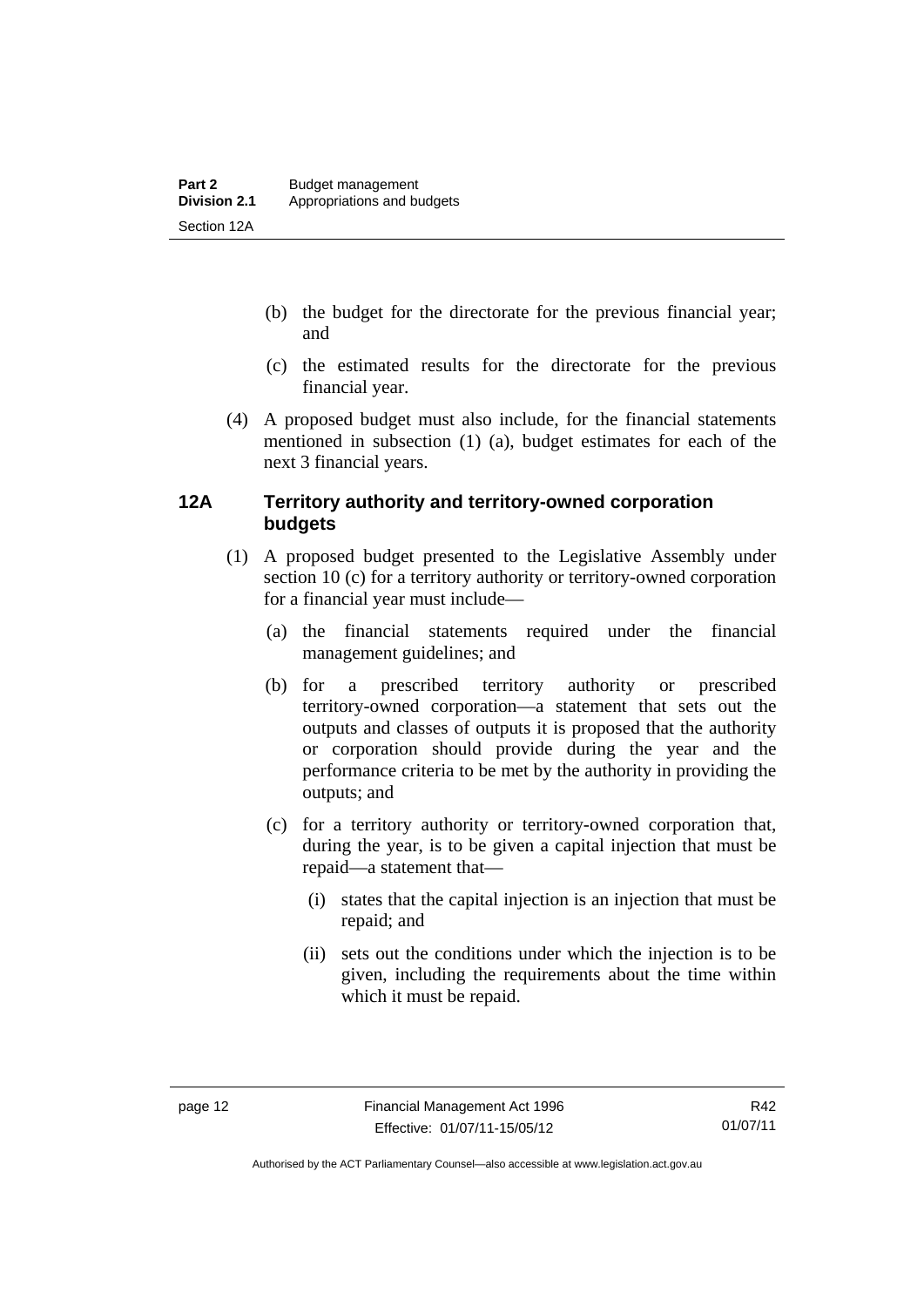(b) the budget for the directorate for the previous financial year; and

(c) the estimated results for the directorate for the previous financial year.

(4) A proposed budget must also include, for the financial statements mentioned in subsection (1) (a), budget estimates for each of the next 3 financial years.

### 12A Territory authority and territory-owned corporation budgets

(1) A proposed budget presented to the Legislative Assembly under section 10 (c) for a territory authority or territory-owned corporation for a financial year must include—

(a) the financial statements required under the financial management guidelines; and

(b) for a prescribed territory authority or prescribed territory-owned corporation—a statement that sets out the outputs and classes of outputs it is proposed that the authority or corporation should provide during the year and the performance criteria to be met by the authority in providing the outputs; and

(c) for a territory authority or territory-owned corporation that, during the year, is to be given a capital injection that must be repaid—a statement that—

(i) states that the capital injection is an injection that must be repaid; and

(ii) sets out the conditions under which the injection is to be given, including the requirements about the time within which it must be repaid.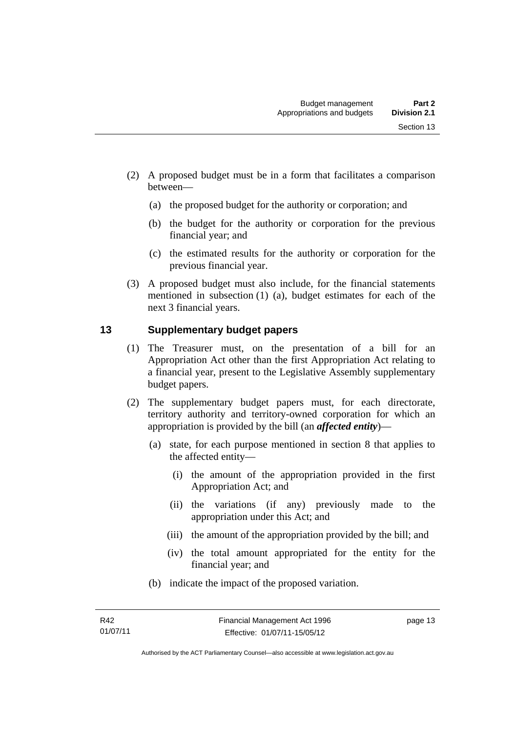(2) A proposed budget must be in a form that facilitates a comparison between—

(a) the proposed budget for the authority or corporation; and

(b) the budget for the authority or corporation for the previous financial year; and

(c) the estimated results for the authority or corporation for the previous financial year.

(3) A proposed budget must also include, for the financial statements mentioned in subsection (1) (a), budget estimates for each of the next 3 financial years.

## 13 Supplementary budget papers

(1) The Treasurer must, on the presentation of a bill for an Appropriation Act other than the first Appropriation Act relating to a financial year, present to the Legislative Assembly supplementary budget papers.

(2) The supplementary budget papers must, for each directorate, territory authority and territory-owned corporation for which an appropriation is provided by the bill (an ***affected entity***)—

(a) state, for each purpose mentioned in section 8 that applies to the affected entity—

(i) the amount of the appropriation provided in the first Appropriation Act; and

(ii) the variations (if any) previously made to the appropriation under this Act; and

(iii) the amount of the appropriation provided by the bill; and

(iv) the total amount appropriated for the entity for the financial year; and

(b) indicate the impact of the proposed variation.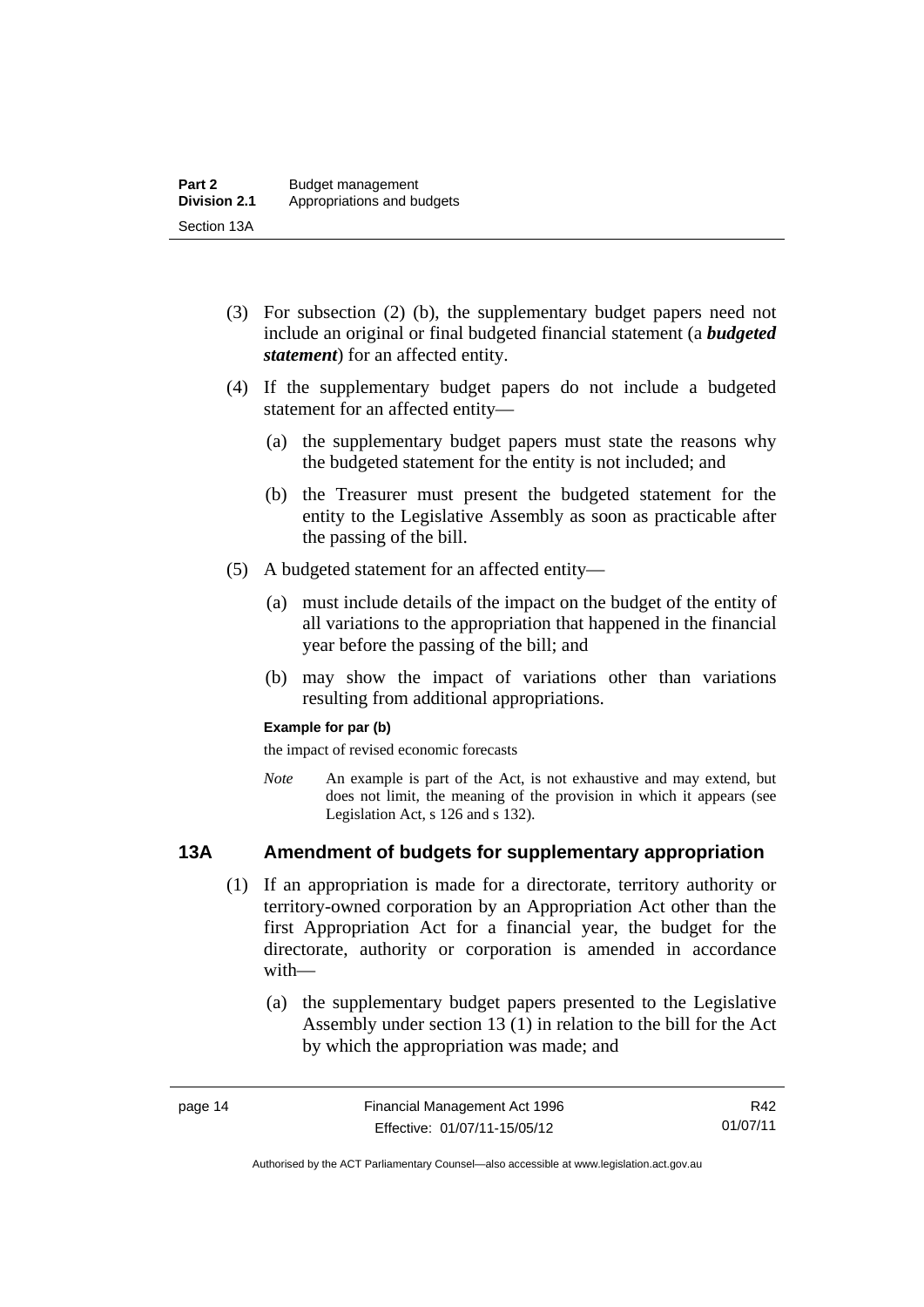(3) For subsection (2) (b), the supplementary budget papers need not include an original or final budgeted financial statement (a ***budgeted statement***) for an affected entity.

(4) If the supplementary budget papers do not include a budgeted statement for an affected entity—

(a) the supplementary budget papers must state the reasons why the budgeted statement for the entity is not included; and

(b) the Treasurer must present the budgeted statement for the entity to the Legislative Assembly as soon as practicable after the passing of the bill.

(5) A budgeted statement for an affected entity—

(a) must include details of the impact on the budget of the entity of all variations to the appropriation that happened in the financial year before the passing of the bill; and

(b) may show the impact of variations other than variations resulting from additional appropriations.

**Example for par (b)**

the impact of revised economic forecasts

*Note* An example is part of the Act, is not exhaustive and may extend, but does not limit, the meaning of the provision in which it appears (see Legislation Act, s 126 and s 132).

## 13A Amendment of budgets for supplementary appropriation

(1) If an appropriation is made for a directorate, territory authority or territory-owned corporation by an Appropriation Act other than the first Appropriation Act for a financial year, the budget for the directorate, authority or corporation is amended in accordance with—

(a) the supplementary budget papers presented to the Legislative Assembly under section 13 (1) in relation to the bill for the Act by which the appropriation was made; and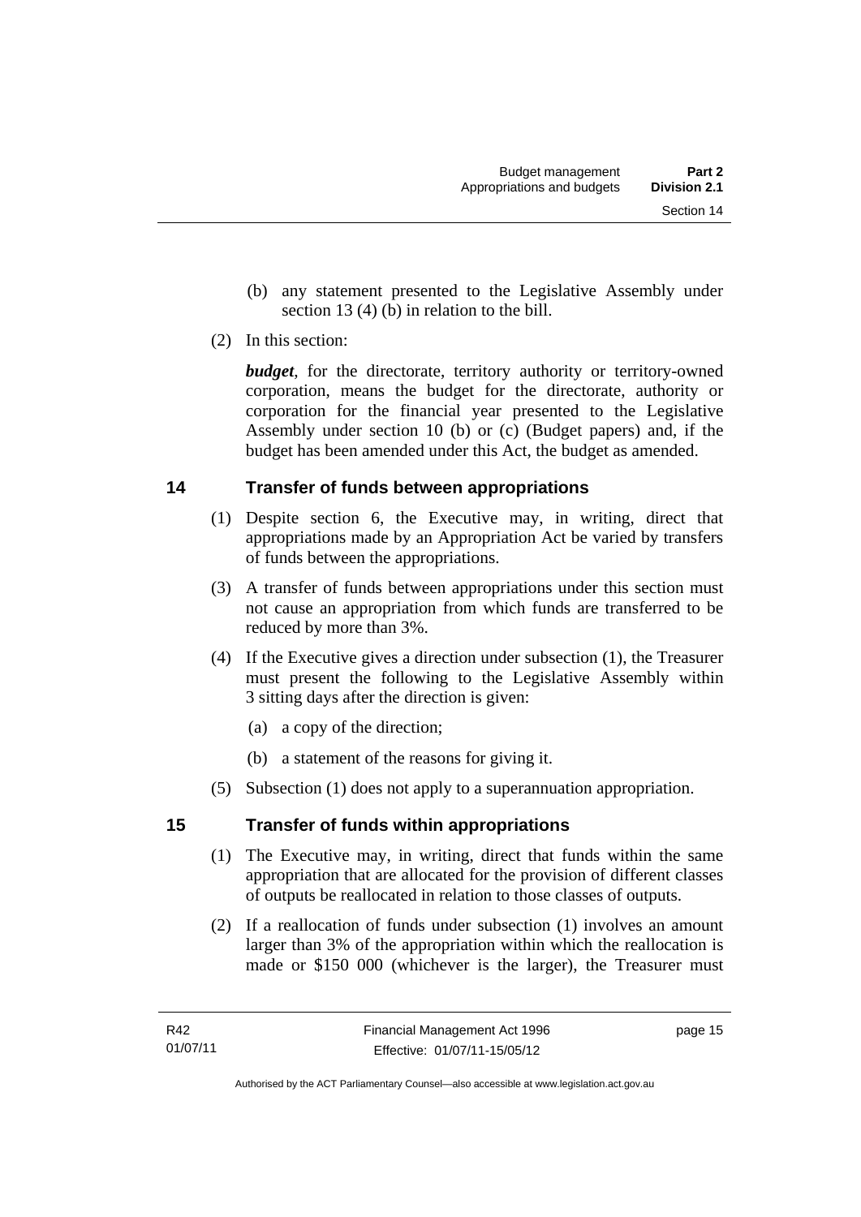(b) any statement presented to the Legislative Assembly under section 13 (4) (b) in relation to the bill.

(2) In this section:

***budget***, for the directorate, territory authority or territory-owned corporation, means the budget for the directorate, authority or corporation for the financial year presented to the Legislative Assembly under section 10 (b) or (c) (Budget papers) and, if the budget has been amended under this Act, the budget as amended.

## 14 Transfer of funds between appropriations

(1) Despite section 6, the Executive may, in writing, direct that appropriations made by an Appropriation Act be varied by transfers of funds between the appropriations.

(3) A transfer of funds between appropriations under this section must not cause an appropriation from which funds are transferred to be reduced by more than 3%.

(4) If the Executive gives a direction under subsection (1), the Treasurer must present the following to the Legislative Assembly within 3 sitting days after the direction is given:

(a) a copy of the direction;

(b) a statement of the reasons for giving it.

(5) Subsection (1) does not apply to a superannuation appropriation.

## 15 Transfer of funds within appropriations

(1) The Executive may, in writing, direct that funds within the same appropriation that are allocated for the provision of different classes of outputs be reallocated in relation to those classes of outputs.

(2) If a reallocation of funds under subsection (1) involves an amount larger than 3% of the appropriation within which the reallocation is made or $150 000 (whichever is the larger), the Treasurer must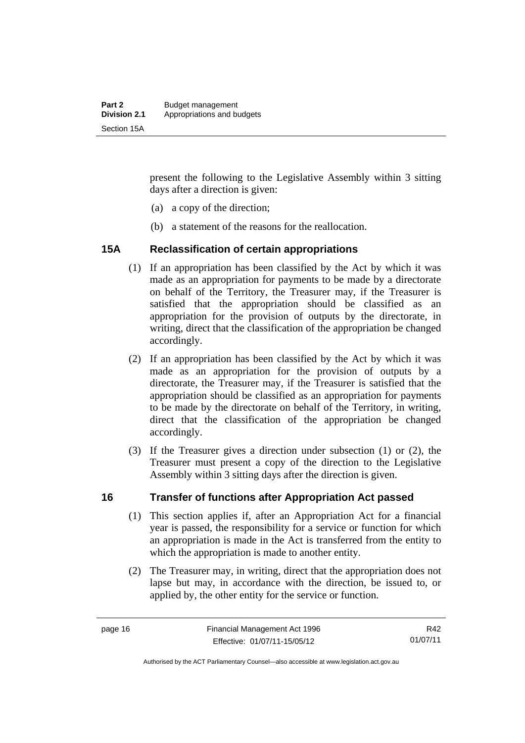present the following to the Legislative Assembly within 3 sitting days after a direction is given:

(a) a copy of the direction;

(b) a statement of the reasons for the reallocation.

## 15A Reclassification of certain appropriations

(1) If an appropriation has been classified by the Act by which it was made as an appropriation for payments to be made by a directorate on behalf of the Territory, the Treasurer may, if the Treasurer is satisfied that the appropriation should be classified as an appropriation for the provision of outputs by the directorate, in writing, direct that the classification of the appropriation be changed accordingly.

(2) If an appropriation has been classified by the Act by which it was made as an appropriation for the provision of outputs by a directorate, the Treasurer may, if the Treasurer is satisfied that the appropriation should be classified as an appropriation for payments to be made by the directorate on behalf of the Territory, in writing, direct that the classification of the appropriation be changed accordingly.

(3) If the Treasurer gives a direction under subsection (1) or (2), the Treasurer must present a copy of the direction to the Legislative Assembly within 3 sitting days after the direction is given.

## 16 Transfer of functions after Appropriation Act passed

(1) This section applies if, after an Appropriation Act for a financial year is passed, the responsibility for a service or function for which an appropriation is made in the Act is transferred from the entity to which the appropriation is made to another entity.

(2) The Treasurer may, in writing, direct that the appropriation does not lapse but may, in accordance with the direction, be issued to, or applied by, the other entity for the service or function.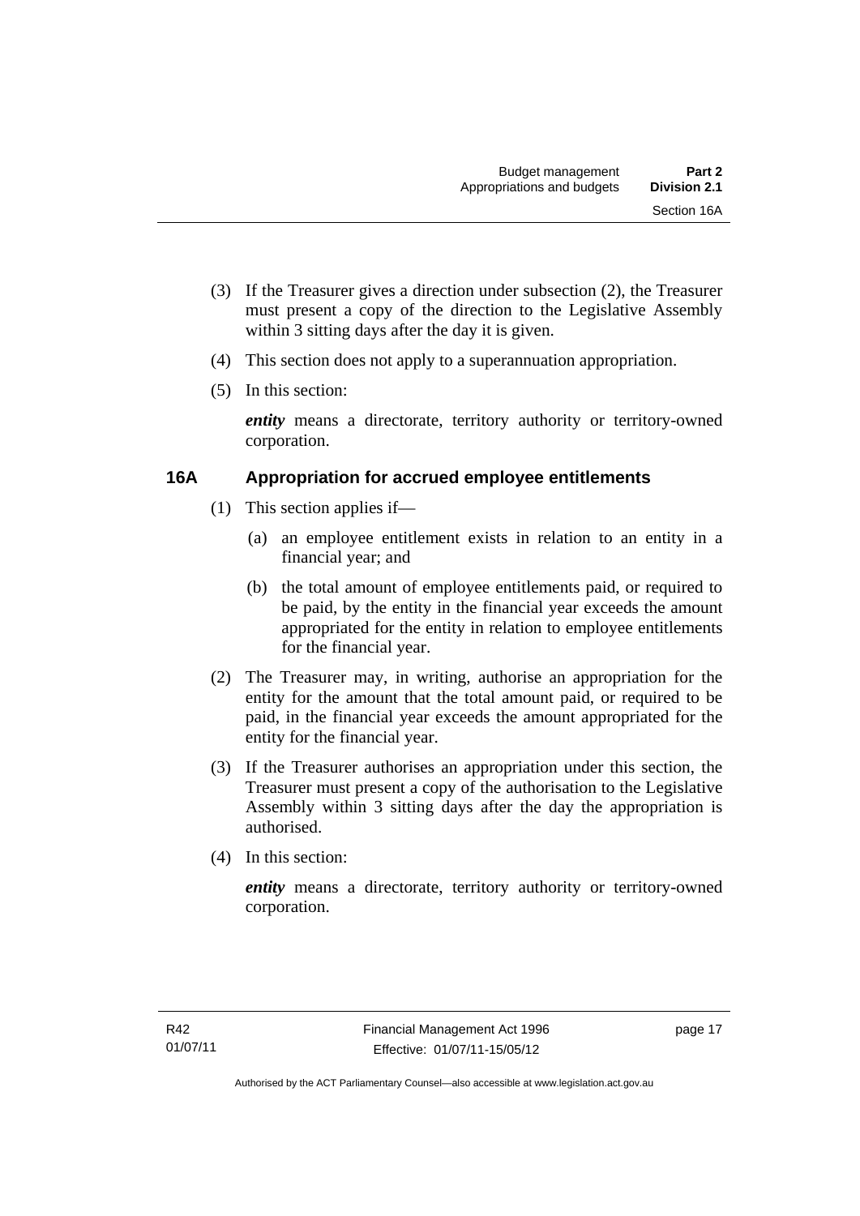(3) If the Treasurer gives a direction under subsection (2), the Treasurer must present a copy of the direction to the Legislative Assembly within 3 sitting days after the day it is given.

(4) This section does not apply to a superannuation appropriation.

(5) In this section:

***entity*** means a directorate, territory authority or territory-owned corporation.

## 16A Appropriation for accrued employee entitlements

(1) This section applies if—

(a) an employee entitlement exists in relation to an entity in a financial year; and

(b) the total amount of employee entitlements paid, or required to be paid, by the entity in the financial year exceeds the amount appropriated for the entity in relation to employee entitlements for the financial year.

(2) The Treasurer may, in writing, authorise an appropriation for the entity for the amount that the total amount paid, or required to be paid, in the financial year exceeds the amount appropriated for the entity for the financial year.

(3) If the Treasurer authorises an appropriation under this section, the Treasurer must present a copy of the authorisation to the Legislative Assembly within 3 sitting days after the day the appropriation is authorised.

(4) In this section:

***entity*** means a directorate, territory authority or territory-owned corporation.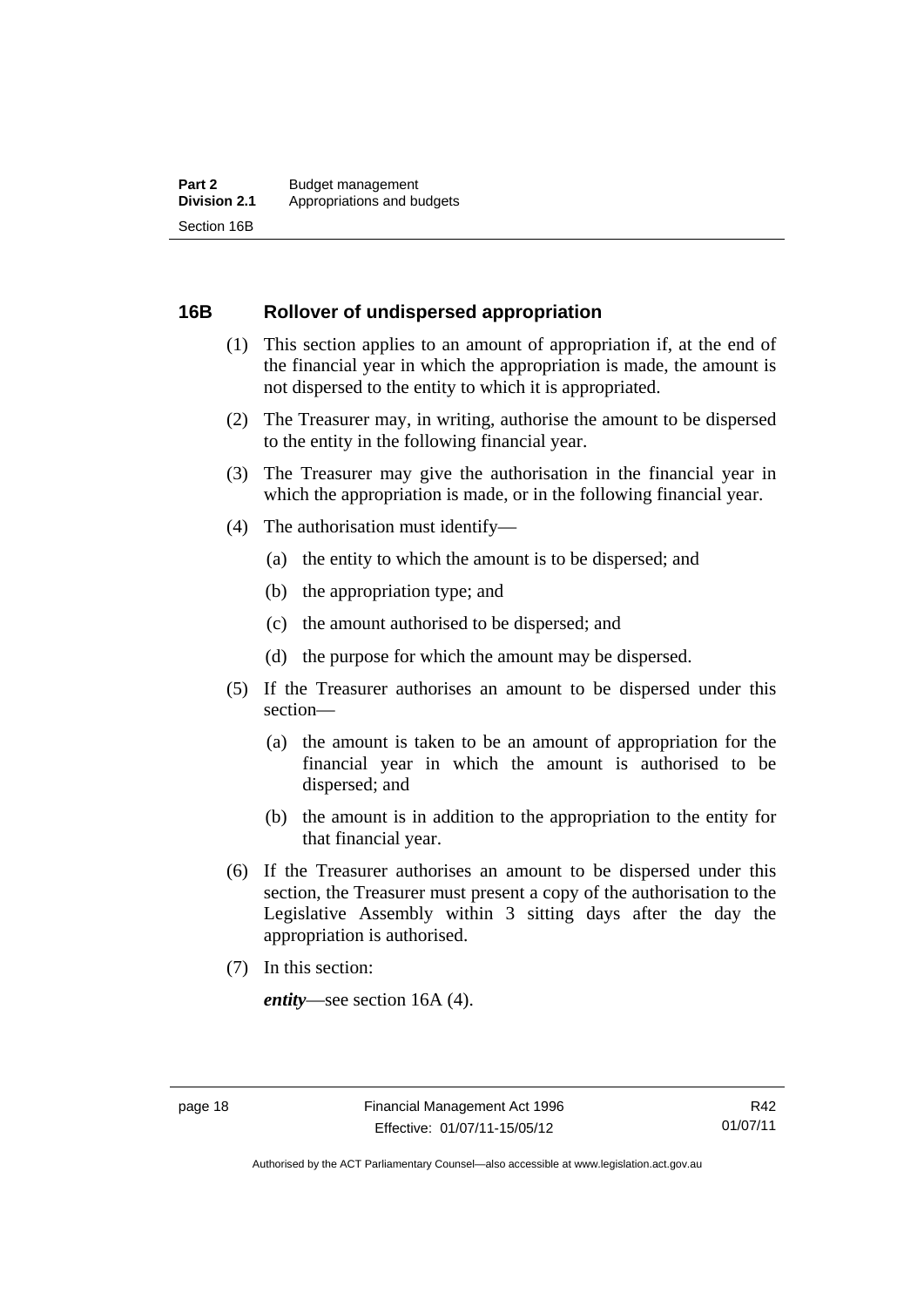## 16B Rollover of undispersed appropriation

(1) This section applies to an amount of appropriation if, at the end of the financial year in which the appropriation is made, the amount is not dispersed to the entity to which it is appropriated.

(2) The Treasurer may, in writing, authorise the amount to be dispersed to the entity in the following financial year.

(3) The Treasurer may give the authorisation in the financial year in which the appropriation is made, or in the following financial year.

(4) The authorisation must identify—

(a) the entity to which the amount is to be dispersed; and

(b) the appropriation type; and

(c) the amount authorised to be dispersed; and

(d) the purpose for which the amount may be dispersed.

(5) If the Treasurer authorises an amount to be dispersed under this section—

(a) the amount is taken to be an amount of appropriation for the financial year in which the amount is authorised to be dispersed; and

(b) the amount is in addition to the appropriation to the entity for that financial year.

(6) If the Treasurer authorises an amount to be dispersed under this section, the Treasurer must present a copy of the authorisation to the Legislative Assembly within 3 sitting days after the day the appropriation is authorised.

(7) In this section:

***entity***—see section 16A (4).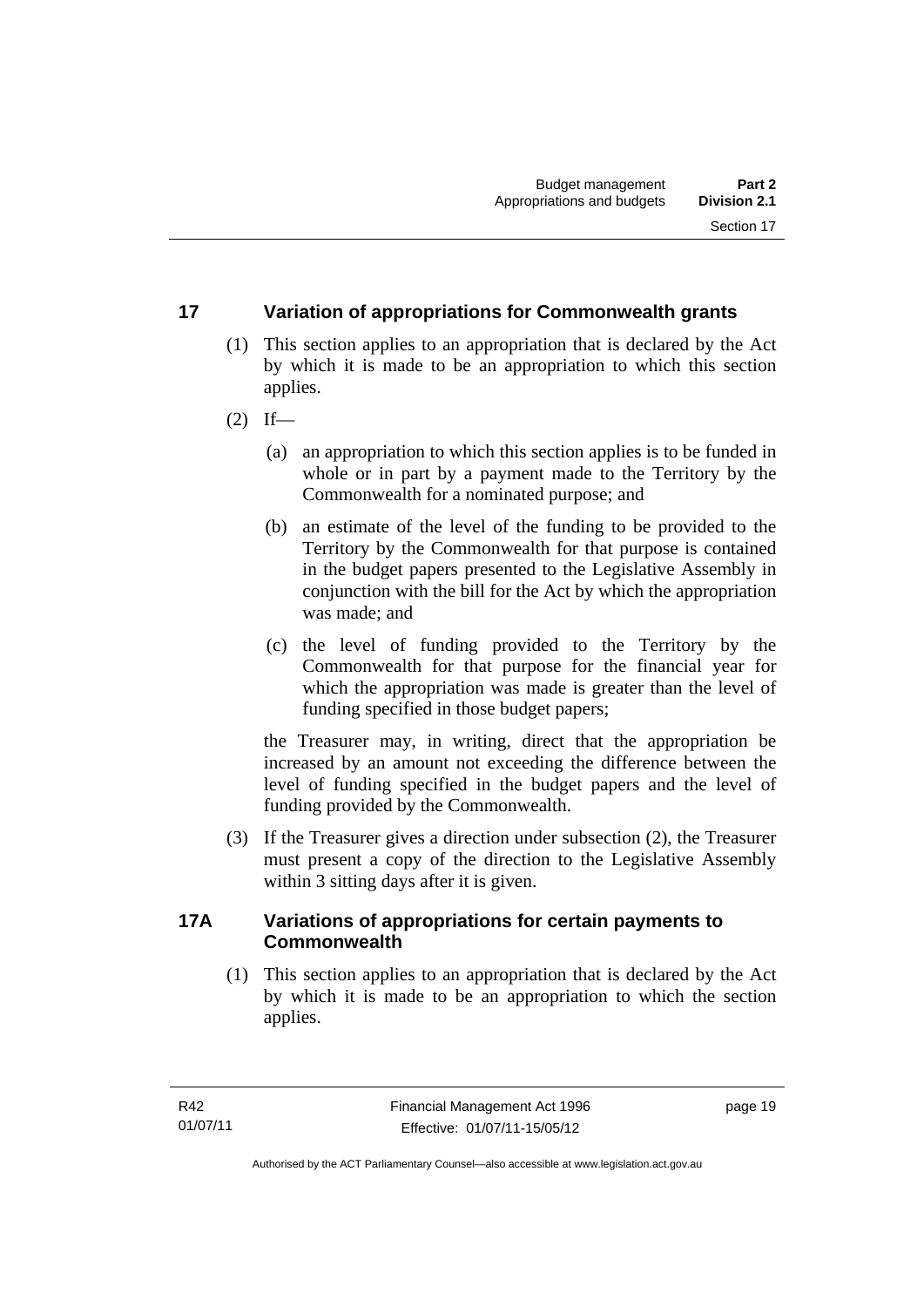## 17 Variation of appropriations for Commonwealth grants

(1) This section applies to an appropriation that is declared by the Act by which it is made to be an appropriation to which this section applies.

(2) If—

(a) an appropriation to which this section applies is to be funded in whole or in part by a payment made to the Territory by the Commonwealth for a nominated purpose; and

(b) an estimate of the level of the funding to be provided to the Territory by the Commonwealth for that purpose is contained in the budget papers presented to the Legislative Assembly in conjunction with the bill for the Act by which the appropriation was made; and

(c) the level of funding provided to the Territory by the Commonwealth for that purpose for the financial year for which the appropriation was made is greater than the level of funding specified in those budget papers;

the Treasurer may, in writing, direct that the appropriation be increased by an amount not exceeding the difference between the level of funding specified in the budget papers and the level of funding provided by the Commonwealth.

(3) If the Treasurer gives a direction under subsection (2), the Treasurer must present a copy of the direction to the Legislative Assembly within 3 sitting days after it is given.

## 17A Variations of appropriations for certain payments to Commonwealth

(1) This section applies to an appropriation that is declared by the Act by which it is made to be an appropriation to which the section applies.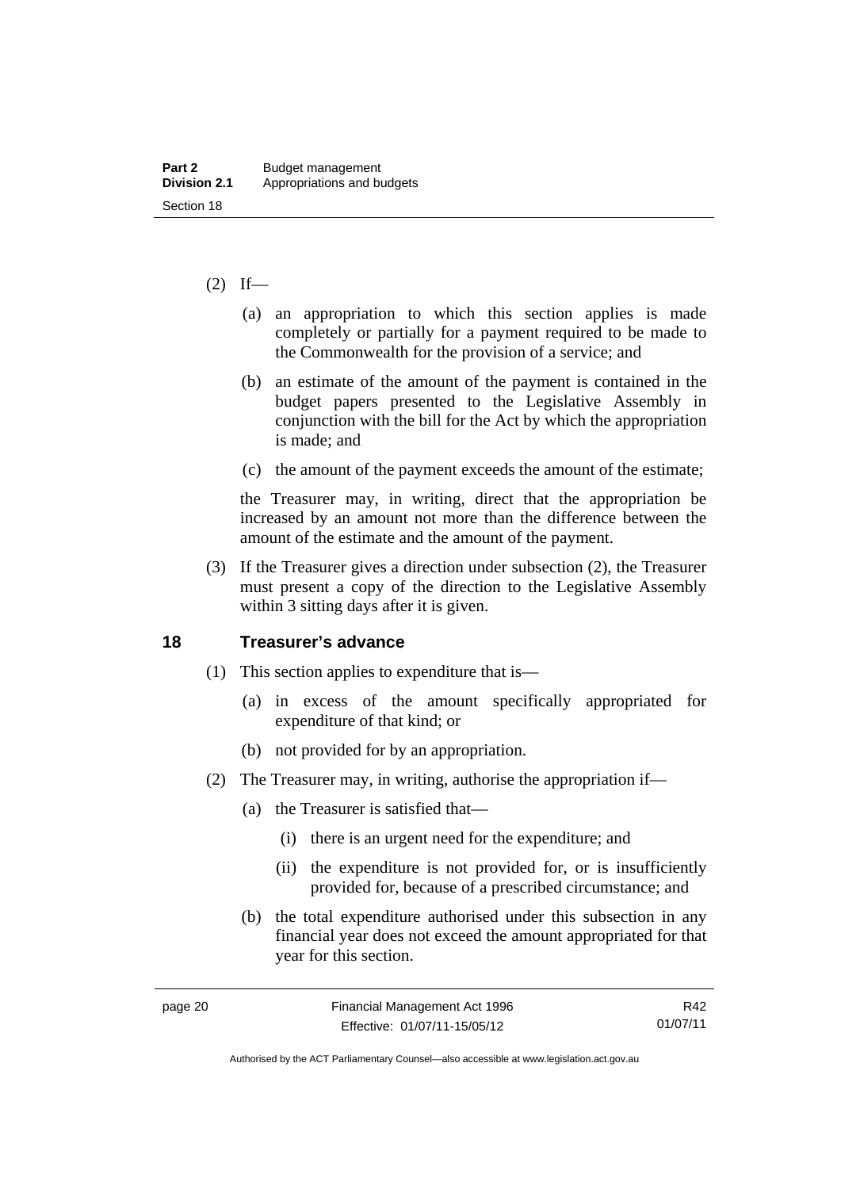(2) If—

(a) an appropriation to which this section applies is made completely or partially for a payment required to be made to the Commonwealth for the provision of a service; and

(b) an estimate of the amount of the payment is contained in the budget papers presented to the Legislative Assembly in conjunction with the bill for the Act by which the appropriation is made; and

(c) the amount of the payment exceeds the amount of the estimate;

the Treasurer may, in writing, direct that the appropriation be increased by an amount not more than the difference between the amount of the estimate and the amount of the payment.

(3) If the Treasurer gives a direction under subsection (2), the Treasurer must present a copy of the direction to the Legislative Assembly within 3 sitting days after it is given.

## 18 Treasurer's advance

(1) This section applies to expenditure that is—

(a) in excess of the amount specifically appropriated for expenditure of that kind; or

(b) not provided for by an appropriation.

(2) The Treasurer may, in writing, authorise the appropriation if—

(a) the Treasurer is satisfied that—

(i) there is an urgent need for the expenditure; and

(ii) the expenditure is not provided for, or is insufficiently provided for, because of a prescribed circumstance; and

(b) the total expenditure authorised under this subsection in any financial year does not exceed the amount appropriated for that year for this section.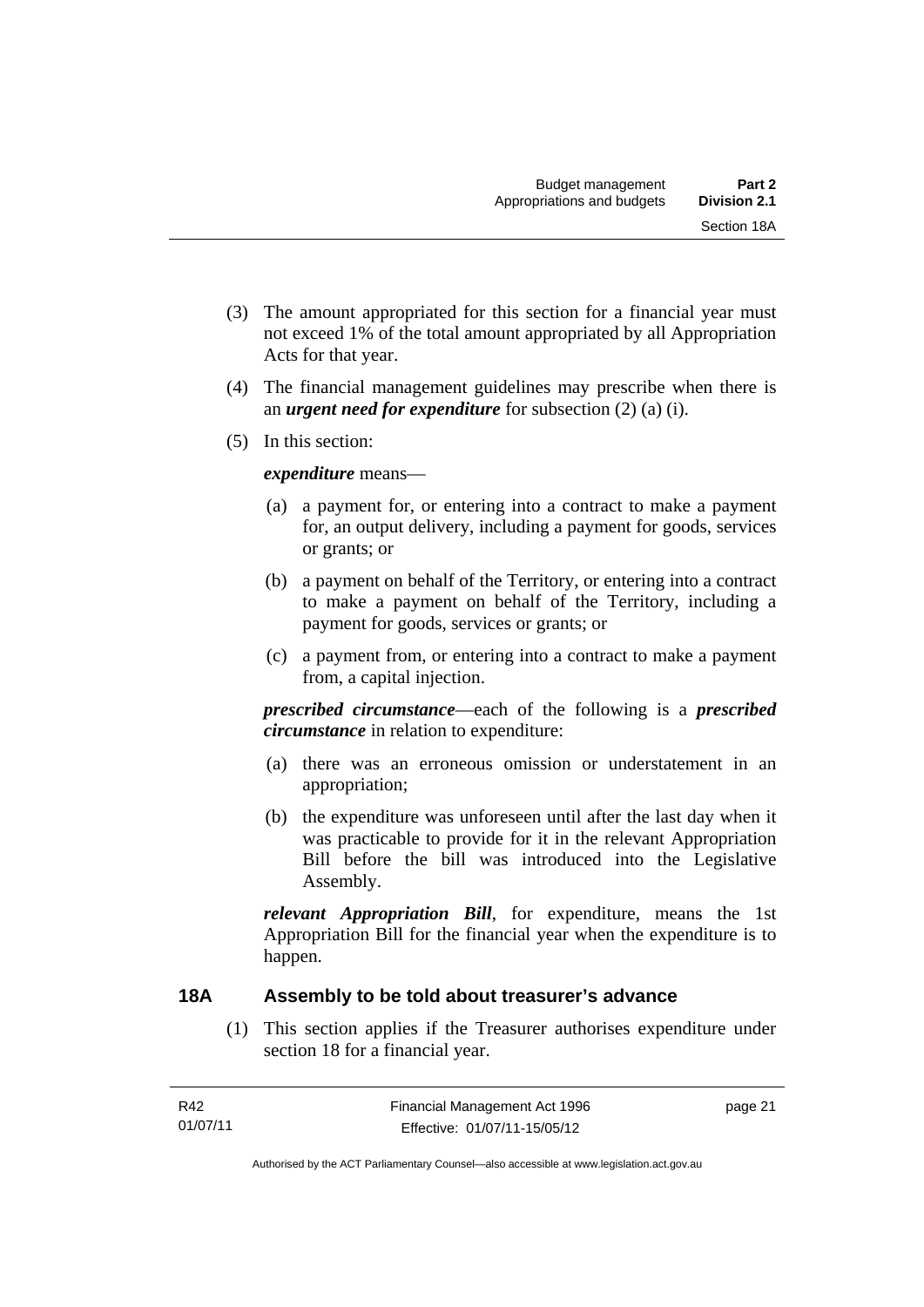(3) The amount appropriated for this section for a financial year must not exceed 1% of the total amount appropriated by all Appropriation Acts for that year.

(4) The financial management guidelines may prescribe when there is an ***urgent need for expenditure*** for subsection (2) (a) (i).

(5) In this section:

***expenditure*** means—

(a) a payment for, or entering into a contract to make a payment for, an output delivery, including a payment for goods, services or grants; or

(b) a payment on behalf of the Territory, or entering into a contract to make a payment on behalf of the Territory, including a payment for goods, services or grants; or

(c) a payment from, or entering into a contract to make a payment from, a capital injection.

***prescribed circumstance***—each of the following is a ***prescribed circumstance*** in relation to expenditure:

(a) there was an erroneous omission or understatement in an appropriation;

(b) the expenditure was unforeseen until after the last day when it was practicable to provide for it in the relevant Appropriation Bill before the bill was introduced into the Legislative Assembly.

***relevant Appropriation Bill***, for expenditure, means the 1st Appropriation Bill for the financial year when the expenditure is to happen.

## 18A Assembly to be told about treasurer's advance

(1) This section applies if the Treasurer authorises expenditure under section 18 for a financial year.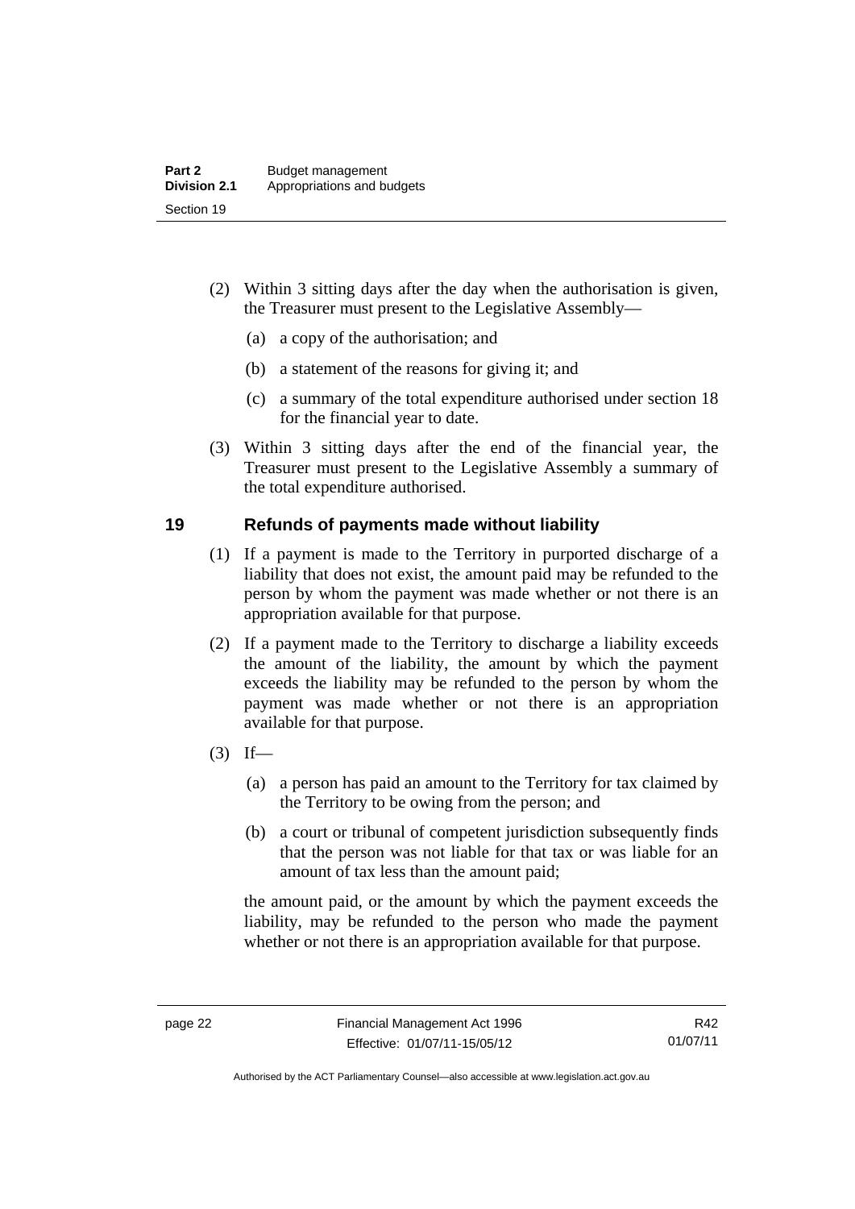(2) Within 3 sitting days after the day when the authorisation is given, the Treasurer must present to the Legislative Assembly—

(a) a copy of the authorisation; and

(b) a statement of the reasons for giving it; and

(c) a summary of the total expenditure authorised under section 18 for the financial year to date.

(3) Within 3 sitting days after the end of the financial year, the Treasurer must present to the Legislative Assembly a summary of the total expenditure authorised.

## 19 Refunds of payments made without liability

(1) If a payment is made to the Territory in purported discharge of a liability that does not exist, the amount paid may be refunded to the person by whom the payment was made whether or not there is an appropriation available for that purpose.

(2) If a payment made to the Territory to discharge a liability exceeds the amount of the liability, the amount by which the payment exceeds the liability may be refunded to the person by whom the payment was made whether or not there is an appropriation available for that purpose.

(3) If—

(a) a person has paid an amount to the Territory for tax claimed by the Territory to be owing from the person; and

(b) a court or tribunal of competent jurisdiction subsequently finds that the person was not liable for that tax or was liable for an amount of tax less than the amount paid;

the amount paid, or the amount by which the payment exceeds the liability, may be refunded to the person who made the payment whether or not there is an appropriation available for that purpose.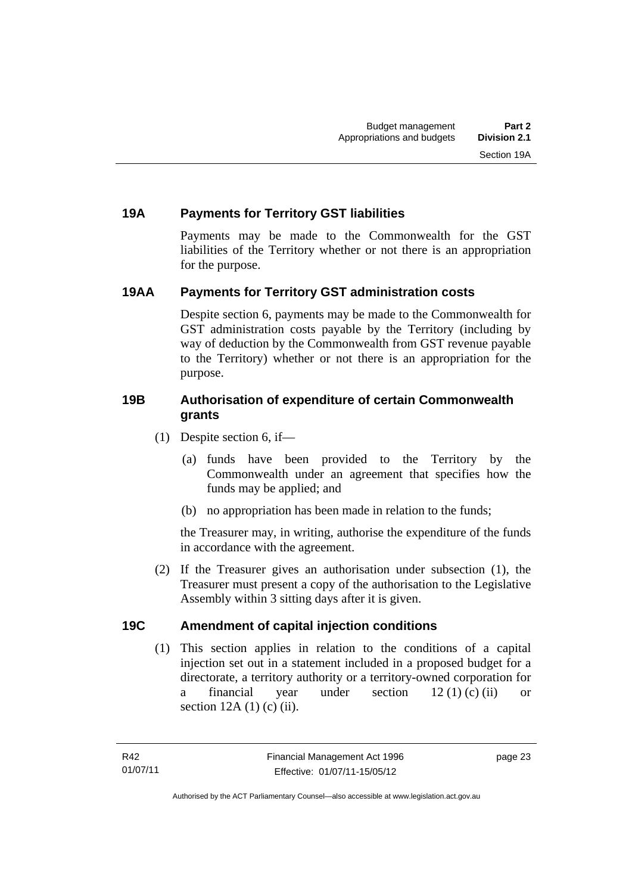### 19A Payments for Territory GST liabilities

Payments may be made to the Commonwealth for the GST liabilities of the Territory whether or not there is an appropriation for the purpose.

### 19AA Payments for Territory GST administration costs

Despite section 6, payments may be made to the Commonwealth for GST administration costs payable by the Territory (including by way of deduction by the Commonwealth from GST revenue payable to the Territory) whether or not there is an appropriation for the purpose.

### 19B Authorisation of expenditure of certain Commonwealth grants

(1) Despite section 6, if—

(a) funds have been provided to the Territory by the Commonwealth under an agreement that specifies how the funds may be applied; and

(b) no appropriation has been made in relation to the funds;

the Treasurer may, in writing, authorise the expenditure of the funds in accordance with the agreement.

(2) If the Treasurer gives an authorisation under subsection (1), the Treasurer must present a copy of the authorisation to the Legislative Assembly within 3 sitting days after it is given.

### 19C Amendment of capital injection conditions

(1) This section applies in relation to the conditions of a capital injection set out in a statement included in a proposed budget for a directorate, a territory authority or a territory-owned corporation for a financial year under section 12 (1) (c) (ii) or section 12A (1) (c) (ii).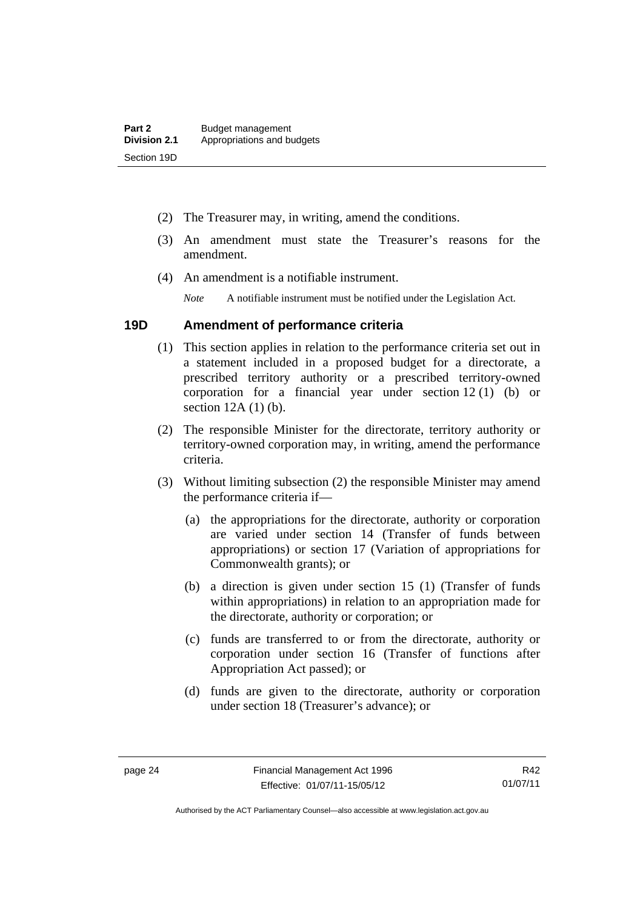(2) The Treasurer may, in writing, amend the conditions.

(3) An amendment must state the Treasurer's reasons for the amendment.

(4) An amendment is a notifiable instrument.

*Note* A notifiable instrument must be notified under the Legislation Act.

### 19D Amendment of performance criteria

(1) This section applies in relation to the performance criteria set out in a statement included in a proposed budget for a directorate, a prescribed territory authority or a prescribed territory-owned corporation for a financial year under section 12 (1) (b) or section 12A (1) (b).

(2) The responsible Minister for the directorate, territory authority or territory-owned corporation may, in writing, amend the performance criteria.

(3) Without limiting subsection (2) the responsible Minister may amend the performance criteria if—

(a) the appropriations for the directorate, authority or corporation are varied under section 14 (Transfer of funds between appropriations) or section 17 (Variation of appropriations for Commonwealth grants); or

(b) a direction is given under section 15 (1) (Transfer of funds within appropriations) in relation to an appropriation made for the directorate, authority or corporation; or

(c) funds are transferred to or from the directorate, authority or corporation under section 16 (Transfer of functions after Appropriation Act passed); or

(d) funds are given to the directorate, authority or corporation under section 18 (Treasurer's advance); or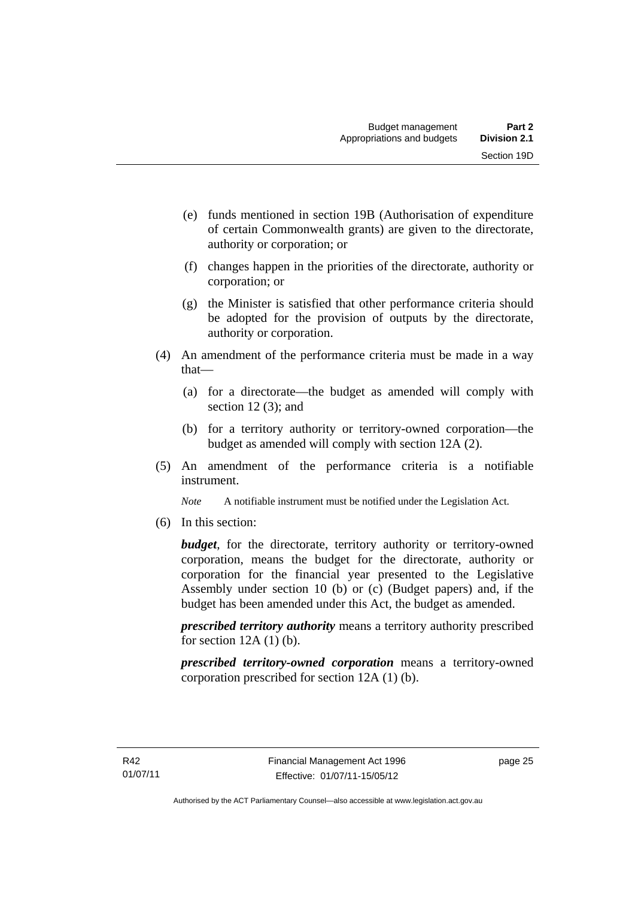(e) funds mentioned in section 19B (Authorisation of expenditure of certain Commonwealth grants) are given to the directorate, authority or corporation; or

(f) changes happen in the priorities of the directorate, authority or corporation; or

(g) the Minister is satisfied that other performance criteria should be adopted for the provision of outputs by the directorate, authority or corporation.

(4) An amendment of the performance criteria must be made in a way that—

(a) for a directorate—the budget as amended will comply with section 12 (3); and

(b) for a territory authority or territory-owned corporation—the budget as amended will comply with section 12A (2).

(5) An amendment of the performance criteria is a notifiable instrument.

*Note* A notifiable instrument must be notified under the Legislation Act.

(6) In this section:

***budget***, for the directorate, territory authority or territory-owned corporation, means the budget for the directorate, authority or corporation for the financial year presented to the Legislative Assembly under section 10 (b) or (c) (Budget papers) and, if the budget has been amended under this Act, the budget as amended.

***prescribed territory authority*** means a territory authority prescribed for section 12A (1) (b).

***prescribed territory-owned corporation*** means a territory-owned corporation prescribed for section 12A (1) (b).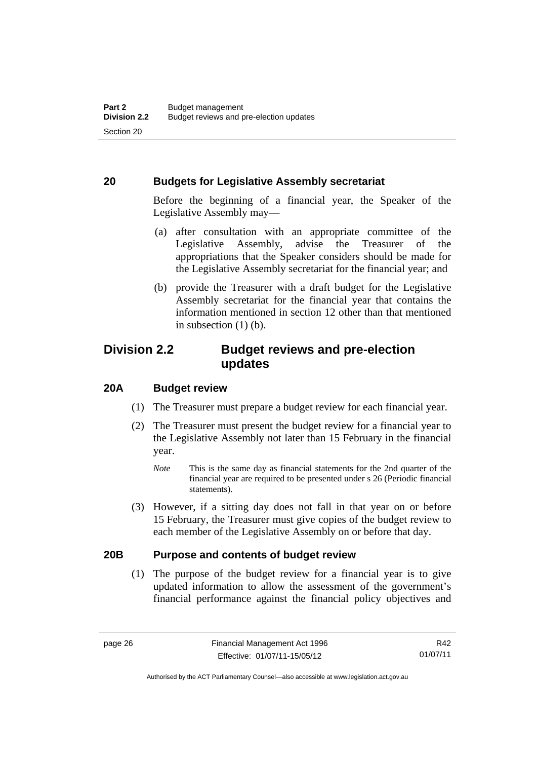### 20 Budgets for Legislative Assembly secretariat

Before the beginning of a financial year, the Speaker of the Legislative Assembly may—

(a) after consultation with an appropriate committee of the Legislative Assembly, advise the Treasurer of the appropriations that the Speaker considers should be made for the Legislative Assembly secretariat for the financial year; and

(b) provide the Treasurer with a draft budget for the Legislative Assembly secretariat for the financial year that contains the information mentioned in section 12 other than that mentioned in subsection (1) (b).

## Division 2.2 Budget reviews and pre-election updates

### 20A Budget review

(1) The Treasurer must prepare a budget review for each financial year.

(2) The Treasurer must present the budget review for a financial year to the Legislative Assembly not later than 15 February in the financial year.

*Note* This is the same day as financial statements for the 2nd quarter of the financial year are required to be presented under s 26 (Periodic financial statements).

(3) However, if a sitting day does not fall in that year on or before 15 February, the Treasurer must give copies of the budget review to each member of the Legislative Assembly on or before that day.

### 20B Purpose and contents of budget review

(1) The purpose of the budget review for a financial year is to give updated information to allow the assessment of the government's financial performance against the financial policy objectives and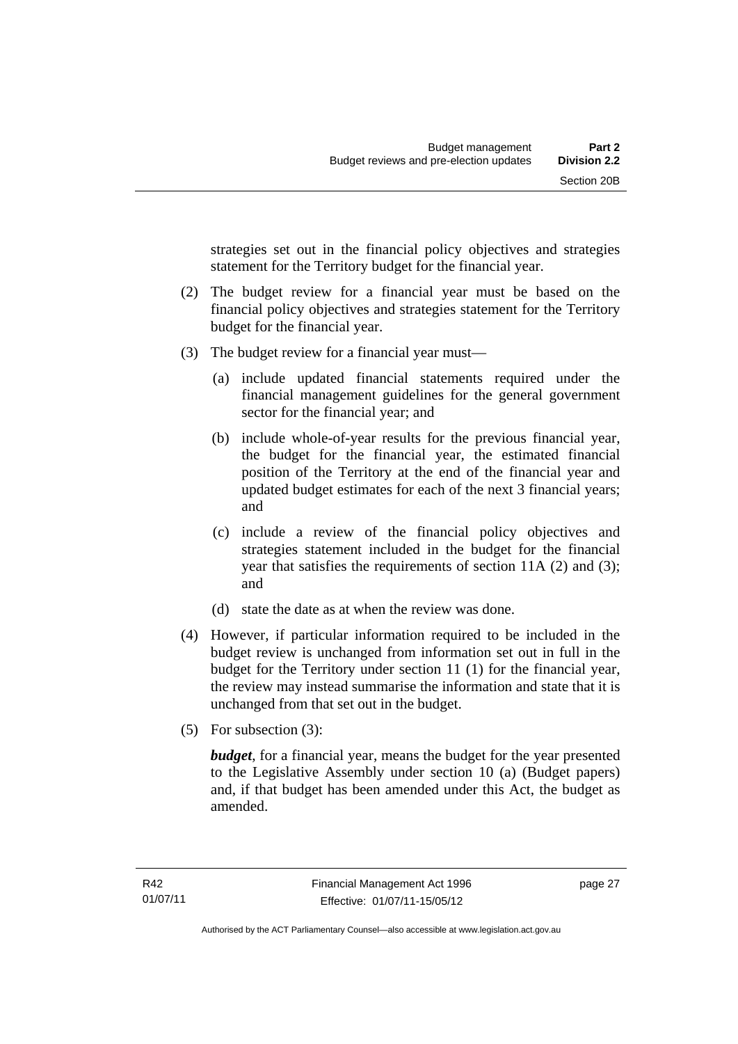strategies set out in the financial policy objectives and strategies statement for the Territory budget for the financial year.

(2) The budget review for a financial year must be based on the financial policy objectives and strategies statement for the Territory budget for the financial year.

(3) The budget review for a financial year must—

(a) include updated financial statements required under the financial management guidelines for the general government sector for the financial year; and

(b) include whole-of-year results for the previous financial year, the budget for the financial year, the estimated financial position of the Territory at the end of the financial year and updated budget estimates for each of the next 3 financial years; and

(c) include a review of the financial policy objectives and strategies statement included in the budget for the financial year that satisfies the requirements of section 11A (2) and (3); and

(d) state the date as at when the review was done.

(4) However, if particular information required to be included in the budget review is unchanged from information set out in full in the budget for the Territory under section 11 (1) for the financial year, the review may instead summarise the information and state that it is unchanged from that set out in the budget.

(5) For subsection (3):

***budget***, for a financial year, means the budget for the year presented to the Legislative Assembly under section 10 (a) (Budget papers) and, if that budget has been amended under this Act, the budget as amended.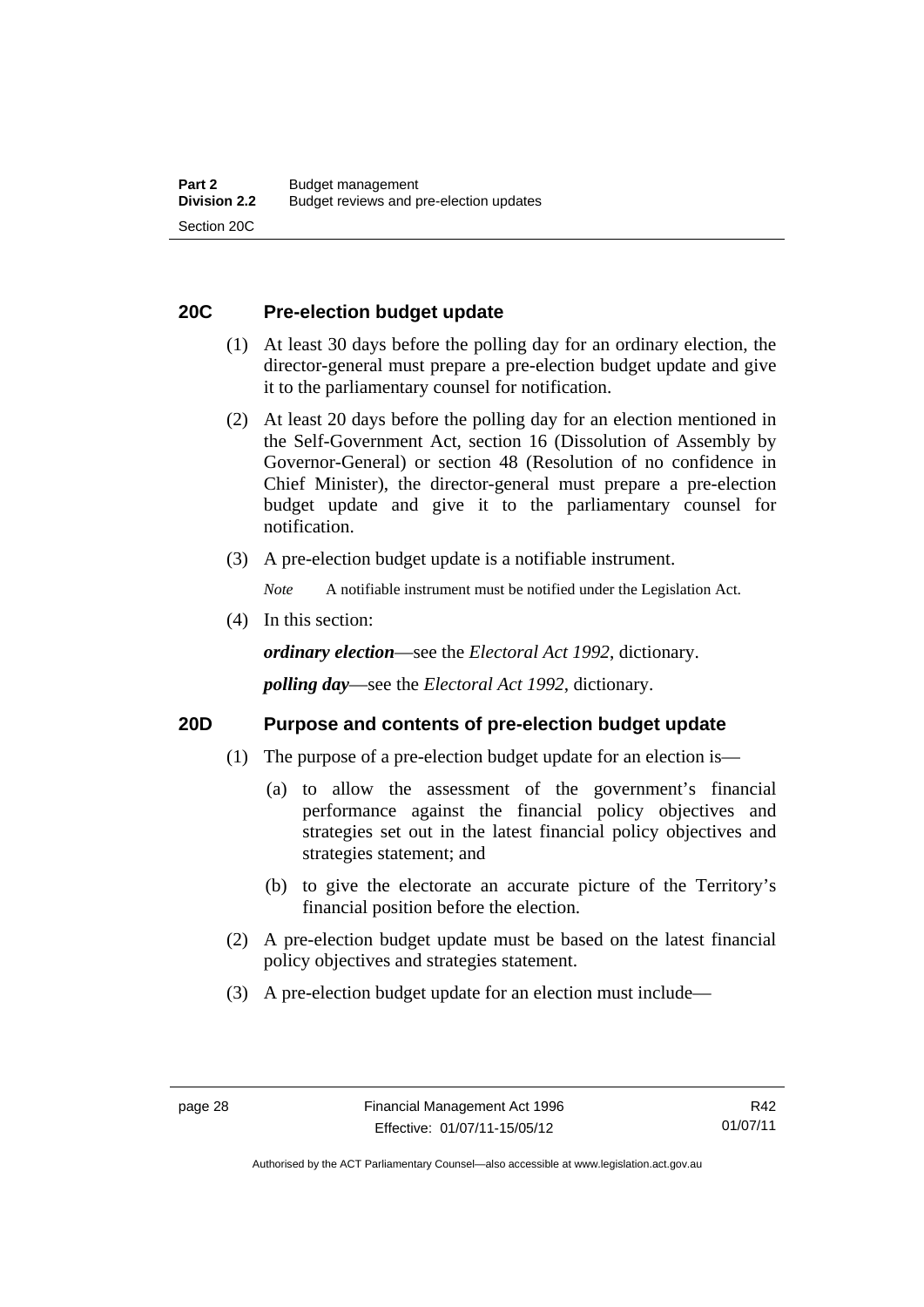## 20C Pre-election budget update

(1) At least 30 days before the polling day for an ordinary election, the director-general must prepare a pre-election budget update and give it to the parliamentary counsel for notification.

(2) At least 20 days before the polling day for an election mentioned in the Self-Government Act, section 16 (Dissolution of Assembly by Governor-General) or section 48 (Resolution of no confidence in Chief Minister), the director-general must prepare a pre-election budget update and give it to the parliamentary counsel for notification.

(3) A pre-election budget update is a notifiable instrument.

*Note* A notifiable instrument must be notified under the Legislation Act.

(4) In this section:

***ordinary election***—see the *Electoral Act 1992*, dictionary.

***polling day***—see the *Electoral Act 1992*, dictionary.

## 20D Purpose and contents of pre-election budget update

(1) The purpose of a pre-election budget update for an election is—

(a) to allow the assessment of the government's financial performance against the financial policy objectives and strategies set out in the latest financial policy objectives and strategies statement; and

(b) to give the electorate an accurate picture of the Territory's financial position before the election.

(2) A pre-election budget update must be based on the latest financial policy objectives and strategies statement.

(3) A pre-election budget update for an election must include—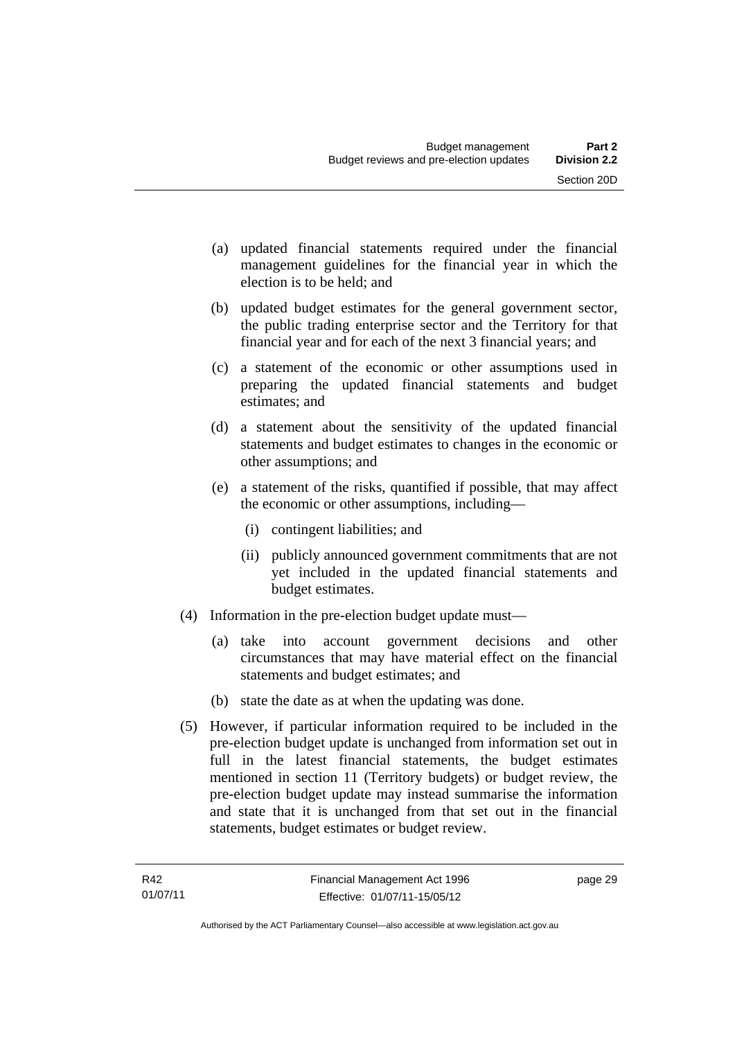(a) updated financial statements required under the financial management guidelines for the financial year in which the election is to be held; and

(b) updated budget estimates for the general government sector, the public trading enterprise sector and the Territory for that financial year and for each of the next 3 financial years; and

(c) a statement of the economic or other assumptions used in preparing the updated financial statements and budget estimates; and

(d) a statement about the sensitivity of the updated financial statements and budget estimates to changes in the economic or other assumptions; and

(e) a statement of the risks, quantified if possible, that may affect the economic or other assumptions, including—

(i) contingent liabilities; and

(ii) publicly announced government commitments that are not yet included in the updated financial statements and budget estimates.

(4) Information in the pre-election budget update must—

(a) take into account government decisions and other circumstances that may have material effect on the financial statements and budget estimates; and

(b) state the date as at when the updating was done.

(5) However, if particular information required to be included in the pre-election budget update is unchanged from information set out in full in the latest financial statements, the budget estimates mentioned in section 11 (Territory budgets) or budget review, the pre-election budget update may instead summarise the information and state that it is unchanged from that set out in the financial statements, budget estimates or budget review.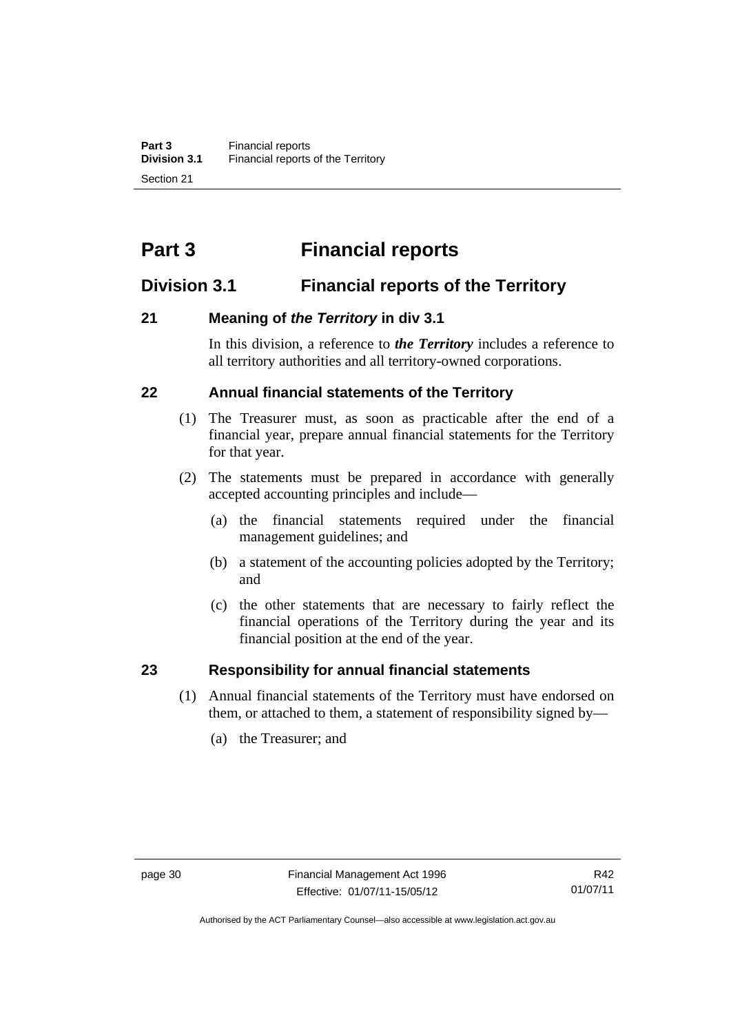# Part 3 Financial reports

## Division 3.1 Financial reports of the Territory

### 21 Meaning of *the Territory* in div 3.1

In this division, a reference to ***the Territory*** includes a reference to all territory authorities and all territory-owned corporations.

### 22 Annual financial statements of the Territory

(1) The Treasurer must, as soon as practicable after the end of a financial year, prepare annual financial statements for the Territory for that year.

(2) The statements must be prepared in accordance with generally accepted accounting principles and include—

(a) the financial statements required under the financial management guidelines; and

(b) a statement of the accounting policies adopted by the Territory; and

(c) the other statements that are necessary to fairly reflect the financial operations of the Territory during the year and its financial position at the end of the year.

### 23 Responsibility for annual financial statements

(1) Annual financial statements of the Territory must have endorsed on them, or attached to them, a statement of responsibility signed by—

(a) the Treasurer; and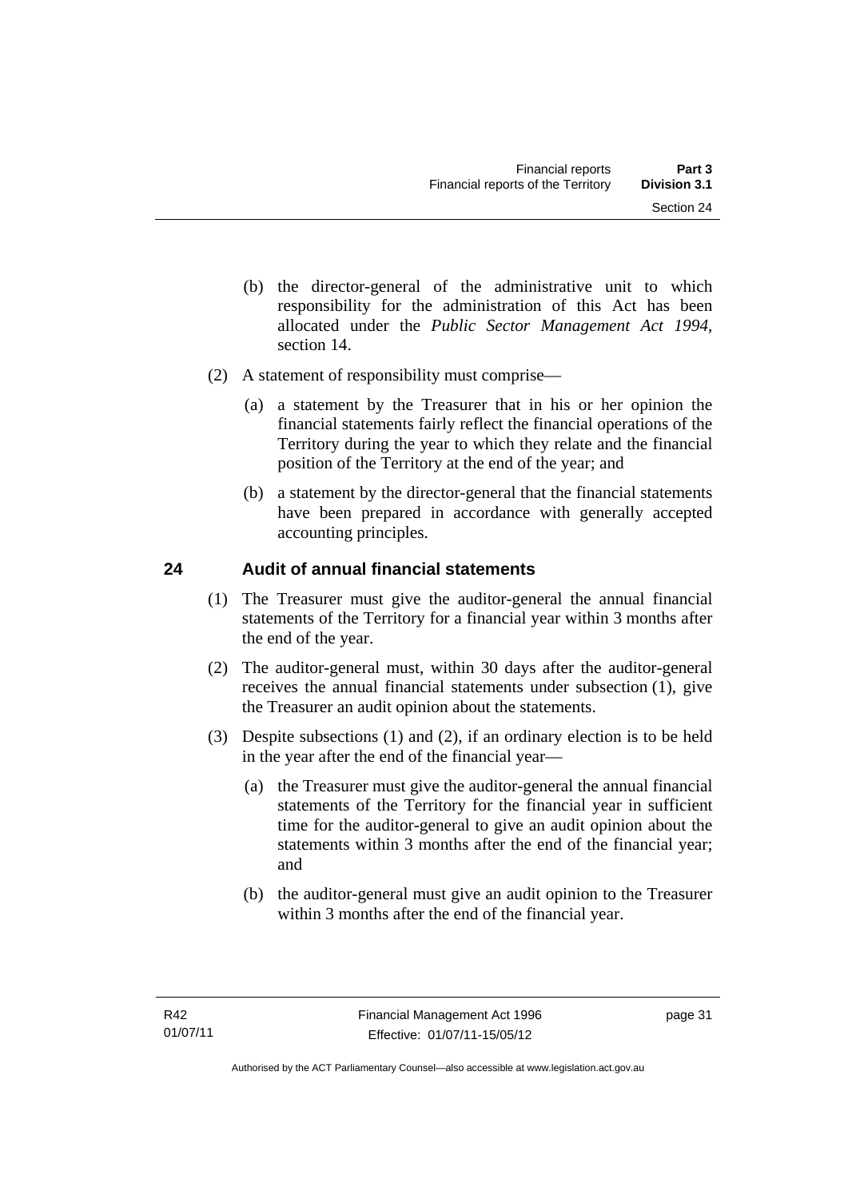(b) the director-general of the administrative unit to which responsibility for the administration of this Act has been allocated under the *Public Sector Management Act 1994*, section 14.

(2) A statement of responsibility must comprise—

(a) a statement by the Treasurer that in his or her opinion the financial statements fairly reflect the financial operations of the Territory during the year to which they relate and the financial position of the Territory at the end of the year; and

(b) a statement by the director-general that the financial statements have been prepared in accordance with generally accepted accounting principles.

## 24 Audit of annual financial statements

(1) The Treasurer must give the auditor-general the annual financial statements of the Territory for a financial year within 3 months after the end of the year.

(2) The auditor-general must, within 30 days after the auditor-general receives the annual financial statements under subsection (1), give the Treasurer an audit opinion about the statements.

(3) Despite subsections (1) and (2), if an ordinary election is to be held in the year after the end of the financial year—

(a) the Treasurer must give the auditor-general the annual financial statements of the Territory for the financial year in sufficient time for the auditor-general to give an audit opinion about the statements within 3 months after the end of the financial year; and

(b) the auditor-general must give an audit opinion to the Treasurer within 3 months after the end of the financial year.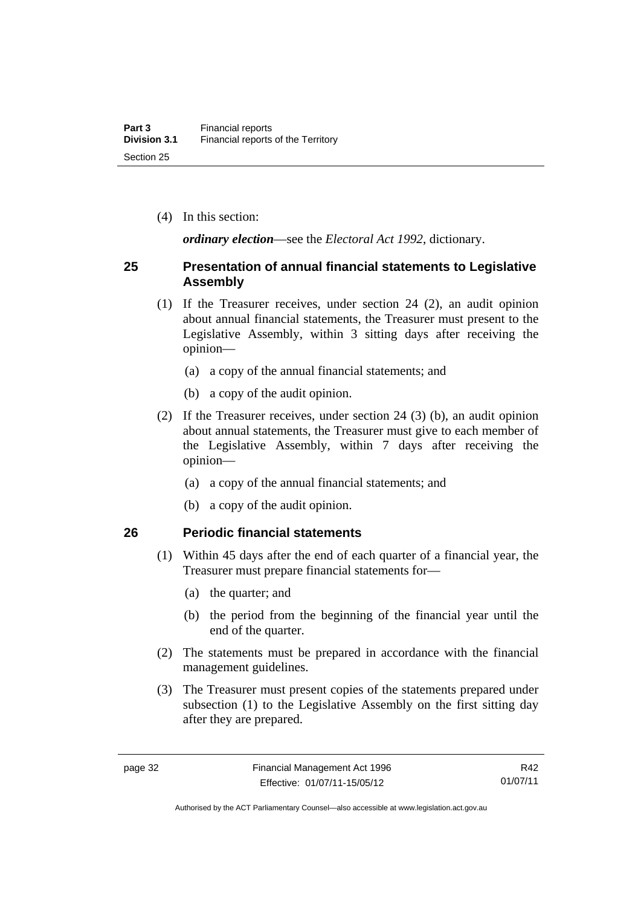(4) In this section:

***ordinary election***—see the *Electoral Act 1992*, dictionary.

### 25 Presentation of annual financial statements to Legislative Assembly

(1) If the Treasurer receives, under section 24 (2), an audit opinion about annual financial statements, the Treasurer must present to the Legislative Assembly, within 3 sitting days after receiving the opinion—

(a) a copy of the annual financial statements; and

(b) a copy of the audit opinion.

(2) If the Treasurer receives, under section 24 (3) (b), an audit opinion about annual statements, the Treasurer must give to each member of the Legislative Assembly, within 7 days after receiving the opinion—

(a) a copy of the annual financial statements; and

(b) a copy of the audit opinion.

### 26 Periodic financial statements

(1) Within 45 days after the end of each quarter of a financial year, the Treasurer must prepare financial statements for—

(a) the quarter; and

(b) the period from the beginning of the financial year until the end of the quarter.

(2) The statements must be prepared in accordance with the financial management guidelines.

(3) The Treasurer must present copies of the statements prepared under subsection (1) to the Legislative Assembly on the first sitting day after they are prepared.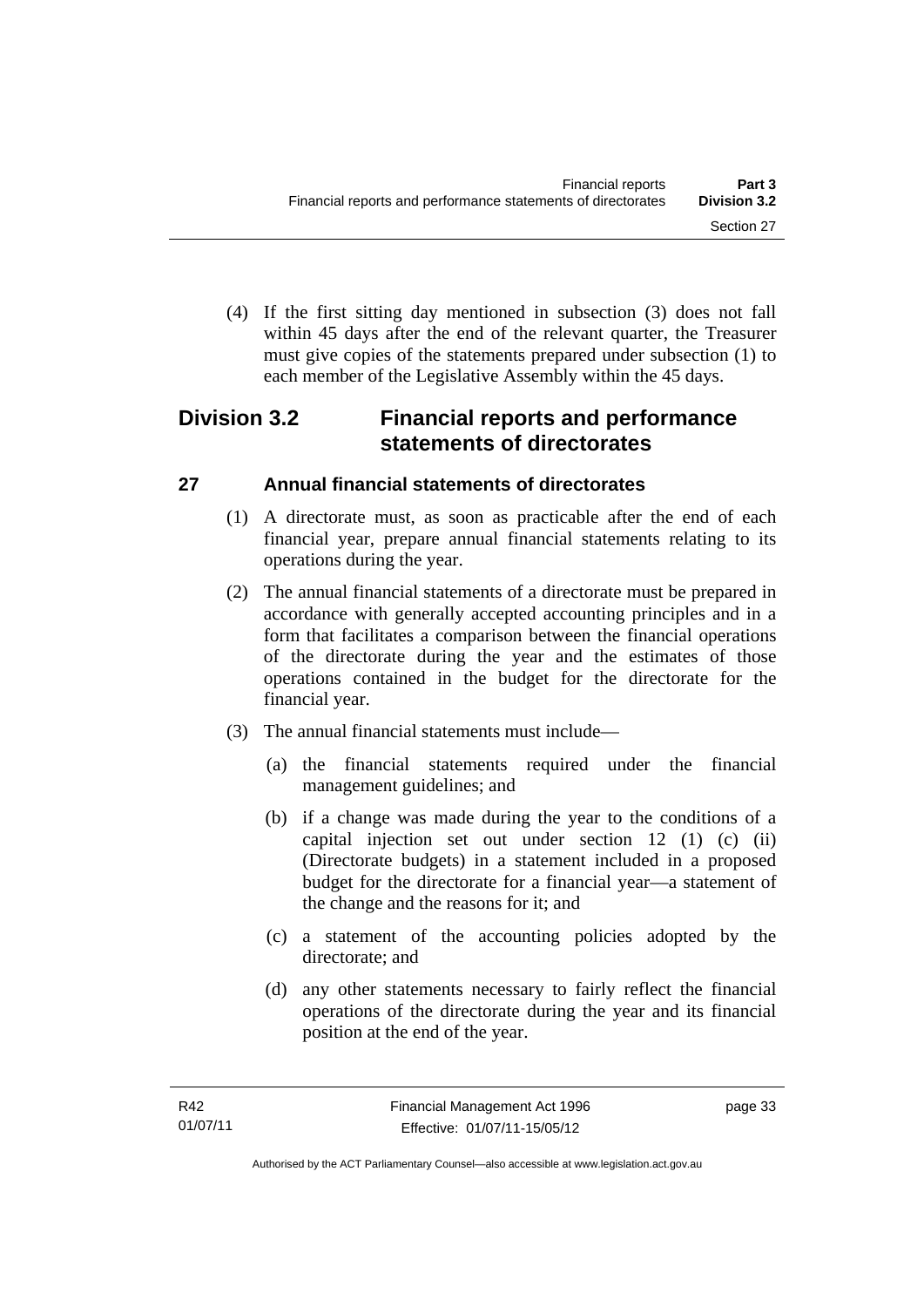(4) If the first sitting day mentioned in subsection (3) does not fall within 45 days after the end of the relevant quarter, the Treasurer must give copies of the statements prepared under subsection (1) to each member of the Legislative Assembly within the 45 days.

## Division 3.2 Financial reports and performance statements of directorates

### 27 Annual financial statements of directorates

(1) A directorate must, as soon as practicable after the end of each financial year, prepare annual financial statements relating to its operations during the year.

(2) The annual financial statements of a directorate must be prepared in accordance with generally accepted accounting principles and in a form that facilitates a comparison between the financial operations of the directorate during the year and the estimates of those operations contained in the budget for the directorate for the financial year.

(3) The annual financial statements must include—

(a) the financial statements required under the financial management guidelines; and

(b) if a change was made during the year to the conditions of a capital injection set out under section 12 (1) (c) (ii) (Directorate budgets) in a statement included in a proposed budget for the directorate for a financial year—a statement of the change and the reasons for it; and

(c) a statement of the accounting policies adopted by the directorate; and

(d) any other statements necessary to fairly reflect the financial operations of the directorate during the year and its financial position at the end of the year.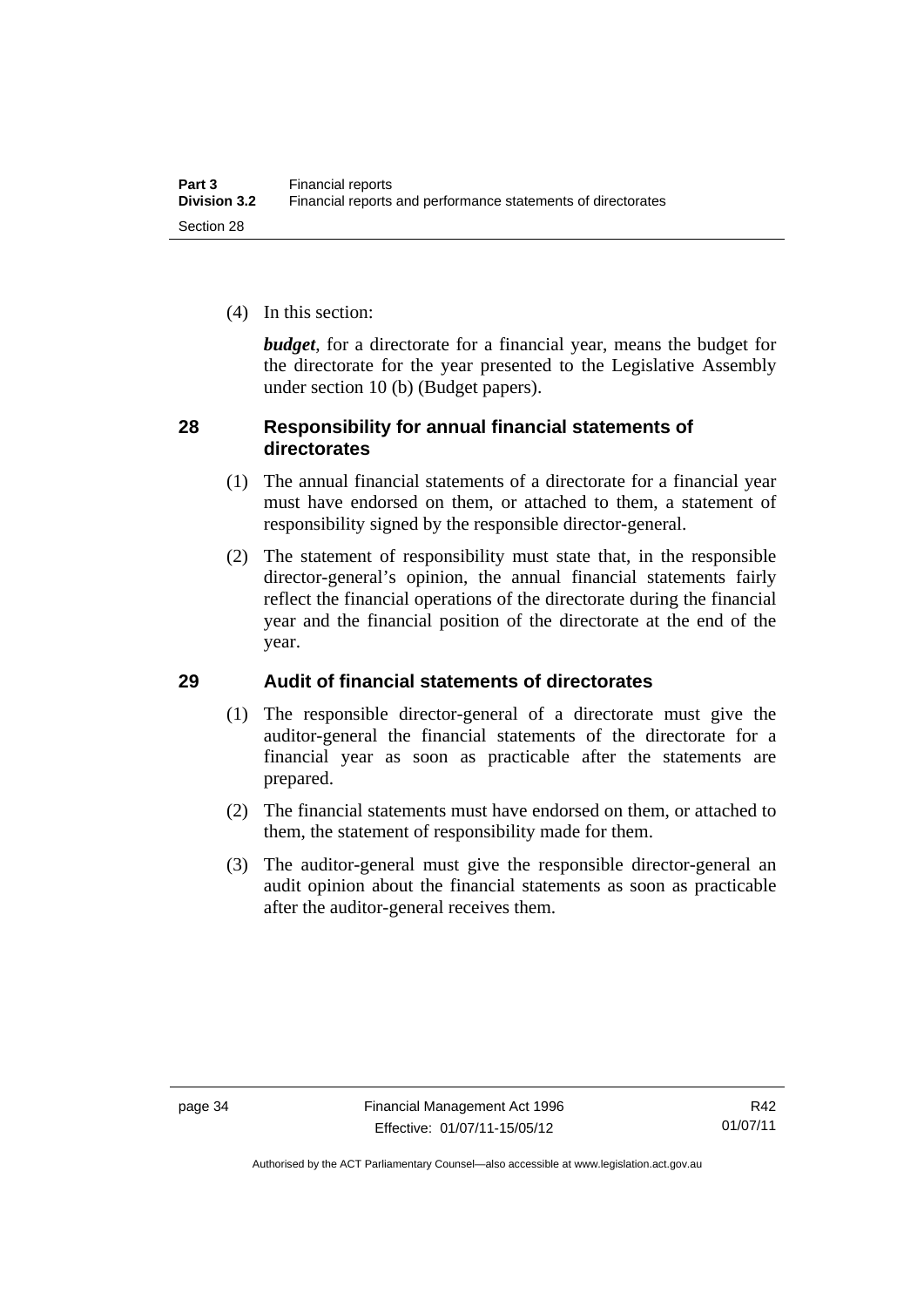(4) In this section:

***budget***, for a directorate for a financial year, means the budget for the directorate for the year presented to the Legislative Assembly under section 10 (b) (Budget papers).

## 28 Responsibility for annual financial statements of directorates

(1) The annual financial statements of a directorate for a financial year must have endorsed on them, or attached to them, a statement of responsibility signed by the responsible director-general.

(2) The statement of responsibility must state that, in the responsible director-general's opinion, the annual financial statements fairly reflect the financial operations of the directorate during the financial year and the financial position of the directorate at the end of the year.

## 29 Audit of financial statements of directorates

(1) The responsible director-general of a directorate must give the auditor-general the financial statements of the directorate for a financial year as soon as practicable after the statements are prepared.

(2) The financial statements must have endorsed on them, or attached to them, the statement of responsibility made for them.

(3) The auditor-general must give the responsible director-general an audit opinion about the financial statements as soon as practicable after the auditor-general receives them.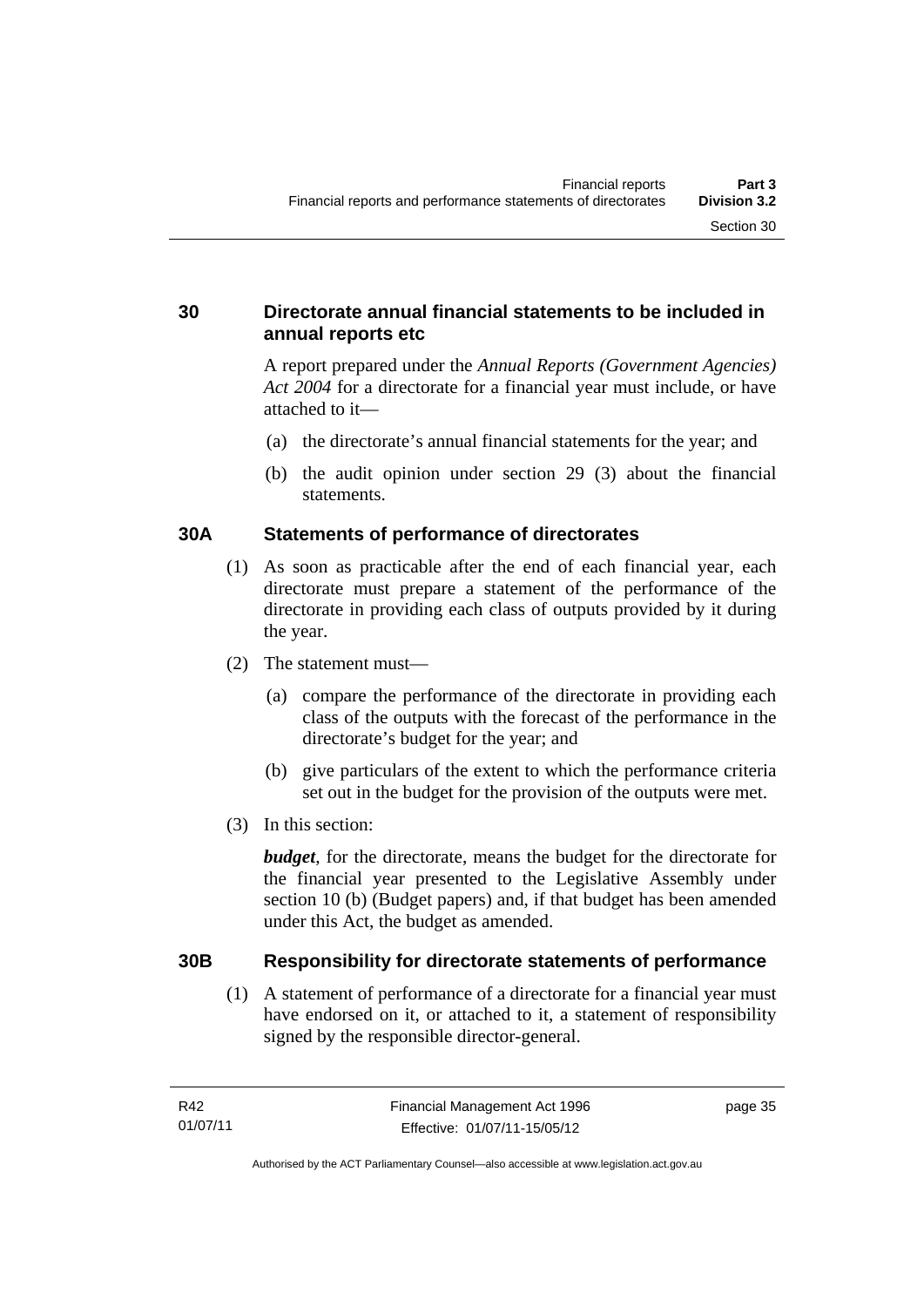## 30 Directorate annual financial statements to be included in annual reports etc

A report prepared under the *Annual Reports (Government Agencies) Act 2004* for a directorate for a financial year must include, or have attached to it—

(a) the directorate's annual financial statements for the year; and

(b) the audit opinion under section 29 (3) about the financial statements.

## 30A Statements of performance of directorates

(1) As soon as practicable after the end of each financial year, each directorate must prepare a statement of the performance of the directorate in providing each class of outputs provided by it during the year.

(2) The statement must—

(a) compare the performance of the directorate in providing each class of the outputs with the forecast of the performance in the directorate's budget for the year; and

(b) give particulars of the extent to which the performance criteria set out in the budget for the provision of the outputs were met.

(3) In this section:

***budget***, for the directorate, means the budget for the directorate for the financial year presented to the Legislative Assembly under section 10 (b) (Budget papers) and, if that budget has been amended under this Act, the budget as amended.

## 30B Responsibility for directorate statements of performance

(1) A statement of performance of a directorate for a financial year must have endorsed on it, or attached to it, a statement of responsibility signed by the responsible director-general.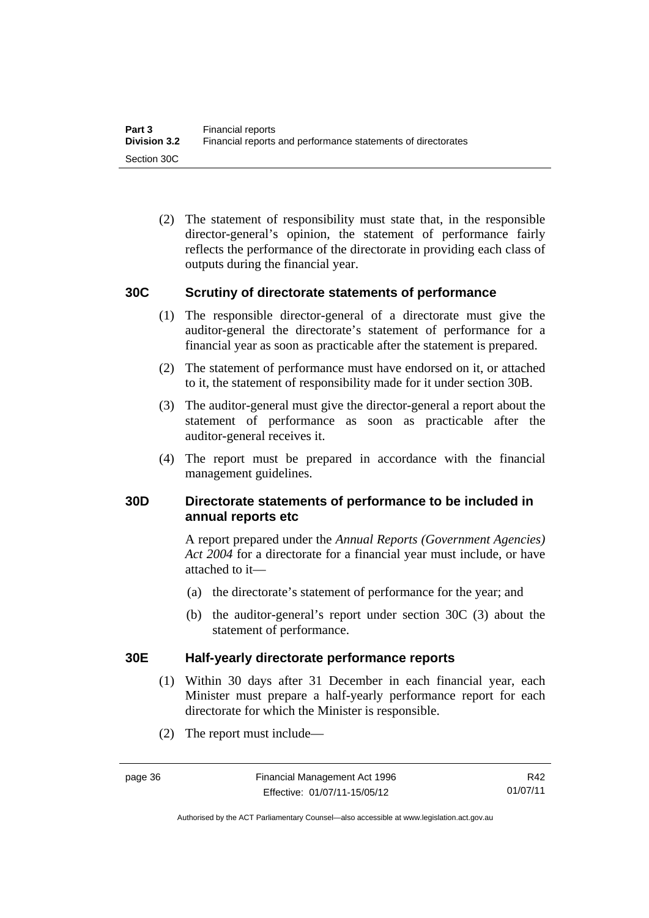(2) The statement of responsibility must state that, in the responsible director-general's opinion, the statement of performance fairly reflects the performance of the directorate in providing each class of outputs during the financial year.

### 30C Scrutiny of directorate statements of performance

(1) The responsible director-general of a directorate must give the auditor-general the directorate's statement of performance for a financial year as soon as practicable after the statement is prepared.

(2) The statement of performance must have endorsed on it, or attached to it, the statement of responsibility made for it under section 30B.

(3) The auditor-general must give the director-general a report about the statement of performance as soon as practicable after the auditor-general receives it.

(4) The report must be prepared in accordance with the financial management guidelines.

### 30D Directorate statements of performance to be included in annual reports etc

A report prepared under the *Annual Reports (Government Agencies) Act 2004* for a directorate for a financial year must include, or have attached to it—

(a) the directorate's statement of performance for the year; and

(b) the auditor-general's report under section 30C (3) about the statement of performance.

### 30E Half-yearly directorate performance reports

(1) Within 30 days after 31 December in each financial year, each Minister must prepare a half-yearly performance report for each directorate for which the Minister is responsible.

(2) The report must include—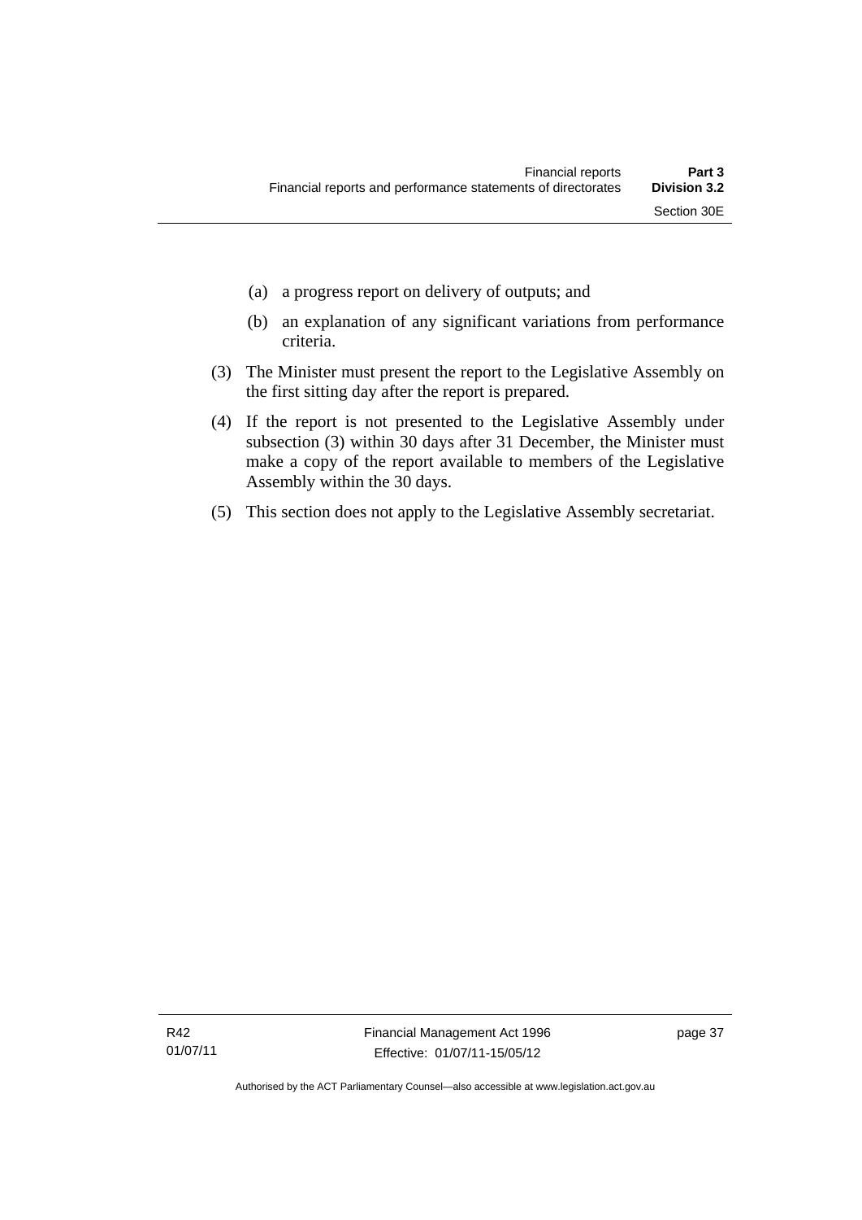(a) a progress report on delivery of outputs; and

(b) an explanation of any significant variations from performance criteria.

(3) The Minister must present the report to the Legislative Assembly on the first sitting day after the report is prepared.

(4) If the report is not presented to the Legislative Assembly under subsection (3) within 30 days after 31 December, the Minister must make a copy of the report available to members of the Legislative Assembly within the 30 days.

(5) This section does not apply to the Legislative Assembly secretariat.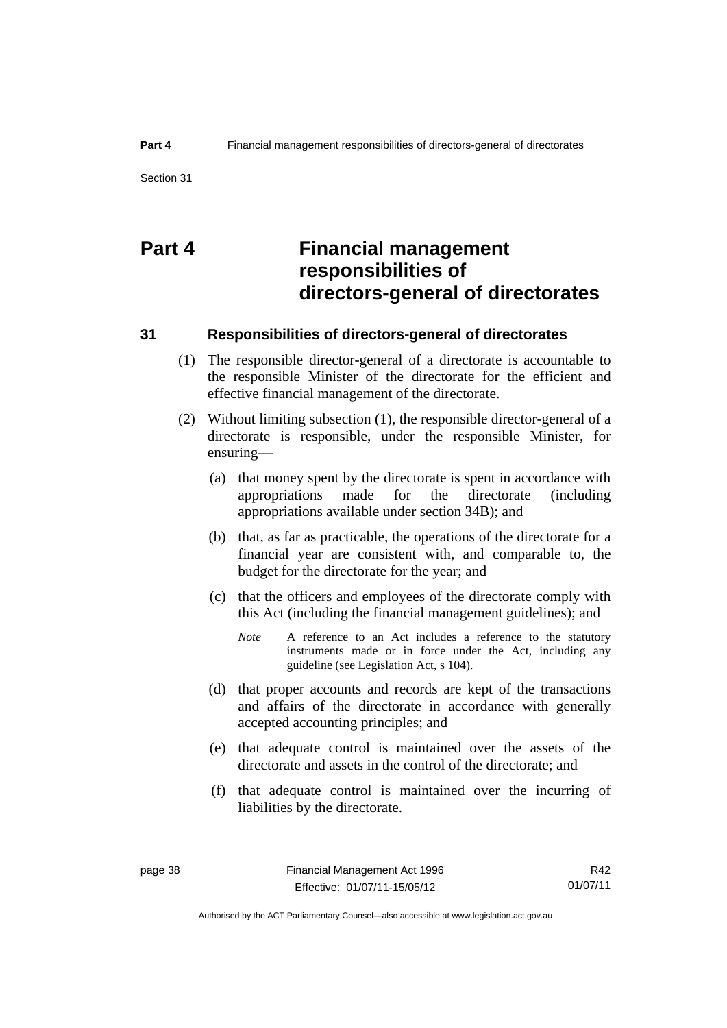# Part 4 Financial management responsibilities of directors-general of directorates

## 31 Responsibilities of directors-general of directorates

(1) The responsible director-general of a directorate is accountable to the responsible Minister of the directorate for the efficient and effective financial management of the directorate.

(2) Without limiting subsection (1), the responsible director-general of a directorate is responsible, under the responsible Minister, for ensuring—

(a) that money spent by the directorate is spent in accordance with appropriations made for the directorate (including appropriations available under section 34B); and

(b) that, as far as practicable, the operations of the directorate for a financial year are consistent with, and comparable to, the budget for the directorate for the year; and

(c) that the officers and employees of the directorate comply with this Act (including the financial management guidelines); and

*Note* A reference to an Act includes a reference to the statutory instruments made or in force under the Act, including any guideline (see Legislation Act, s 104).

(d) that proper accounts and records are kept of the transactions and affairs of the directorate in accordance with generally accepted accounting principles; and

(e) that adequate control is maintained over the assets of the directorate and assets in the control of the directorate; and

(f) that adequate control is maintained over the incurring of liabilities by the directorate.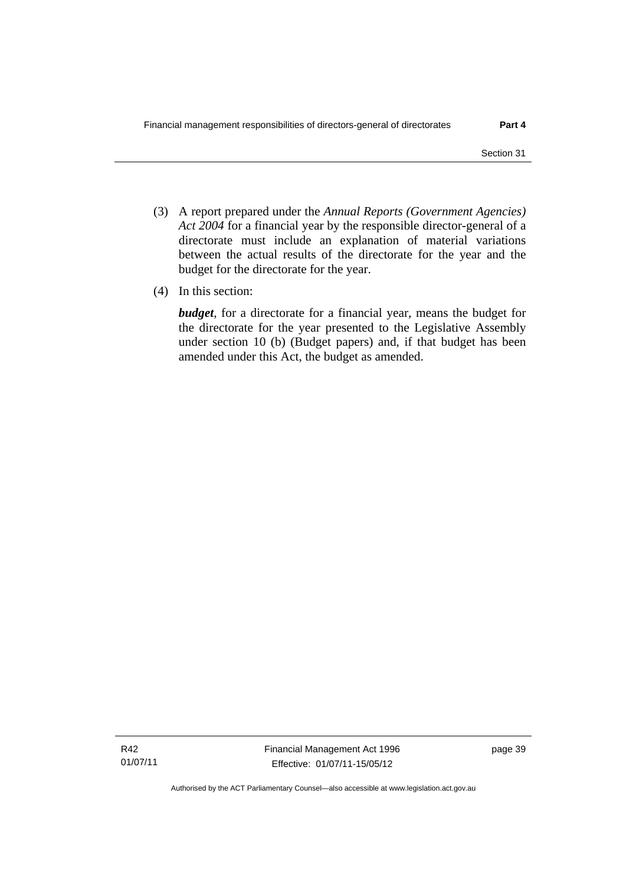(3) A report prepared under the *Annual Reports (Government Agencies) Act 2004* for a financial year by the responsible director-general of a directorate must include an explanation of material variations between the actual results of the directorate for the year and the budget for the directorate for the year.

(4) In this section:

***budget***, for a directorate for a financial year, means the budget for the directorate for the year presented to the Legislative Assembly under section 10 (b) (Budget papers) and, if that budget has been amended under this Act, the budget as amended.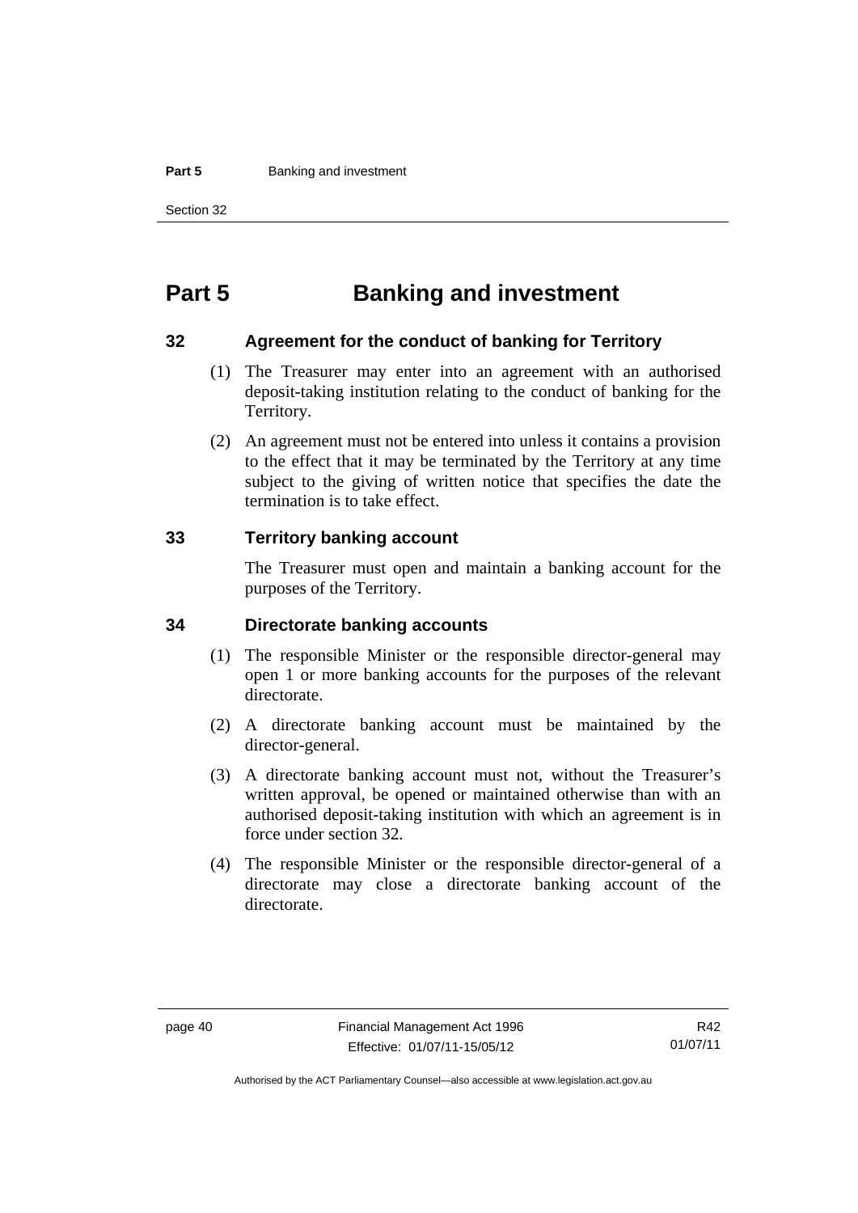# Part 5 Banking and investment

## 32 Agreement for the conduct of banking for Territory

(1) The Treasurer may enter into an agreement with an authorised deposit-taking institution relating to the conduct of banking for the Territory.

(2) An agreement must not be entered into unless it contains a provision to the effect that it may be terminated by the Territory at any time subject to the giving of written notice that specifies the date the termination is to take effect.

## 33 Territory banking account

The Treasurer must open and maintain a banking account for the purposes of the Territory.

## 34 Directorate banking accounts

(1) The responsible Minister or the responsible director-general may open 1 or more banking accounts for the purposes of the relevant directorate.

(2) A directorate banking account must be maintained by the director-general.

(3) A directorate banking account must not, without the Treasurer's written approval, be opened or maintained otherwise than with an authorised deposit-taking institution with which an agreement is in force under section 32.

(4) The responsible Minister or the responsible director-general of a directorate may close a directorate banking account of the directorate.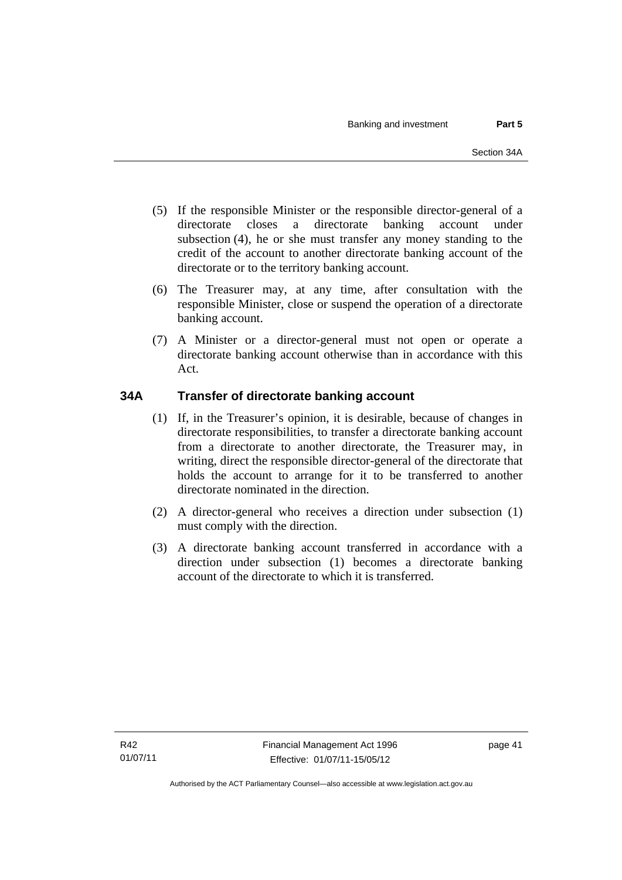(5) If the responsible Minister or the responsible director-general of a directorate closes a directorate banking account under subsection (4), he or she must transfer any money standing to the credit of the account to another directorate banking account of the directorate or to the territory banking account.

(6) The Treasurer may, at any time, after consultation with the responsible Minister, close or suspend the operation of a directorate banking account.

(7) A Minister or a director-general must not open or operate a directorate banking account otherwise than in accordance with this Act.

## 34A Transfer of directorate banking account

(1) If, in the Treasurer's opinion, it is desirable, because of changes in directorate responsibilities, to transfer a directorate banking account from a directorate to another directorate, the Treasurer may, in writing, direct the responsible director-general of the directorate that holds the account to arrange for it to be transferred to another directorate nominated in the direction.

(2) A director-general who receives a direction under subsection (1) must comply with the direction.

(3) A directorate banking account transferred in accordance with a direction under subsection (1) becomes a directorate banking account of the directorate to which it is transferred.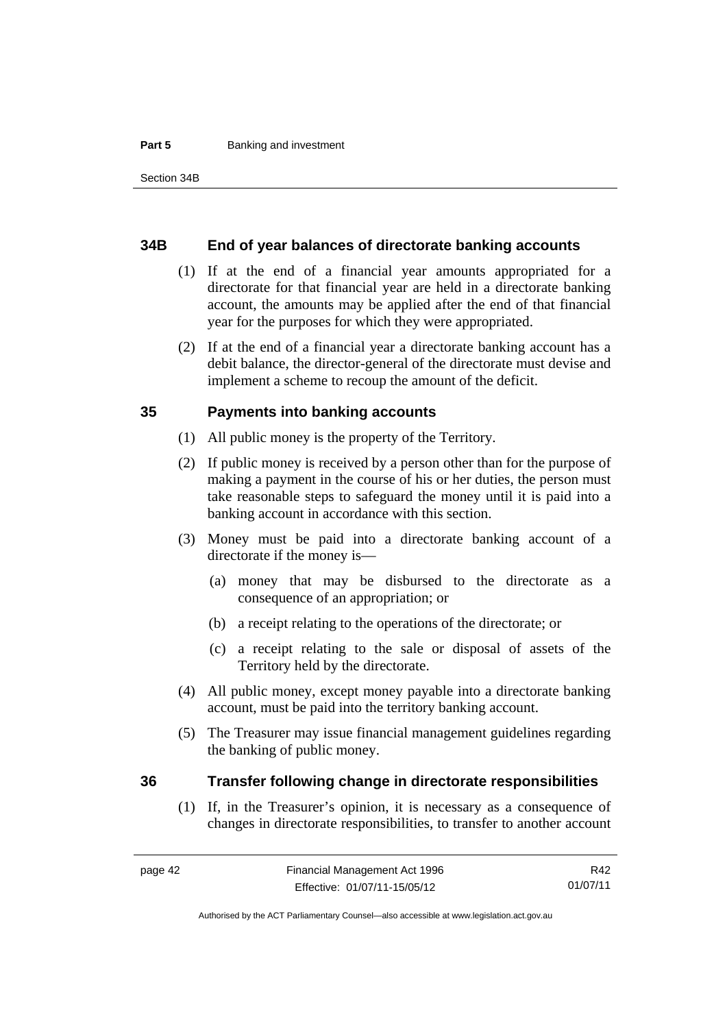### 34B End of year balances of directorate banking accounts

(1) If at the end of a financial year amounts appropriated for a directorate for that financial year are held in a directorate banking account, the amounts may be applied after the end of that financial year for the purposes for which they were appropriated.

(2) If at the end of a financial year a directorate banking account has a debit balance, the director-general of the directorate must devise and implement a scheme to recoup the amount of the deficit.

### 35 Payments into banking accounts

(1) All public money is the property of the Territory.

(2) If public money is received by a person other than for the purpose of making a payment in the course of his or her duties, the person must take reasonable steps to safeguard the money until it is paid into a banking account in accordance with this section.

(3) Money must be paid into a directorate banking account of a directorate if the money is—

- (a) money that may be disbursed to the directorate as a consequence of an appropriation; or
- (b) a receipt relating to the operations of the directorate; or
- (c) a receipt relating to the sale or disposal of assets of the Territory held by the directorate.

(4) All public money, except money payable into a directorate banking account, must be paid into the territory banking account.

(5) The Treasurer may issue financial management guidelines regarding the banking of public money.

### 36 Transfer following change in directorate responsibilities

(1) If, in the Treasurer's opinion, it is necessary as a consequence of changes in directorate responsibilities, to transfer to another account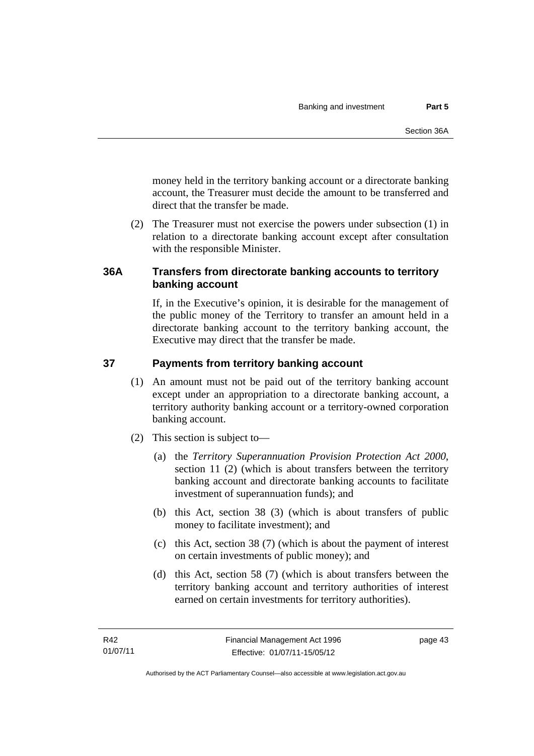money held in the territory banking account or a directorate banking account, the Treasurer must decide the amount to be transferred and direct that the transfer be made.

(2) The Treasurer must not exercise the powers under subsection (1) in relation to a directorate banking account except after consultation with the responsible Minister.

## 36A Transfers from directorate banking accounts to territory banking account

If, in the Executive's opinion, it is desirable for the management of the public money of the Territory to transfer an amount held in a directorate banking account to the territory banking account, the Executive may direct that the transfer be made.

## 37 Payments from territory banking account

(1) An amount must not be paid out of the territory banking account except under an appropriation to a directorate banking account, a territory authority banking account or a territory-owned corporation banking account.

(2) This section is subject to—

(a) the *Territory Superannuation Provision Protection Act 2000*, section 11 (2) (which is about transfers between the territory banking account and directorate banking accounts to facilitate investment of superannuation funds); and

(b) this Act, section 38 (3) (which is about transfers of public money to facilitate investment); and

(c) this Act, section 38 (7) (which is about the payment of interest on certain investments of public money); and

(d) this Act, section 58 (7) (which is about transfers between the territory banking account and territory authorities of interest earned on certain investments for territory authorities).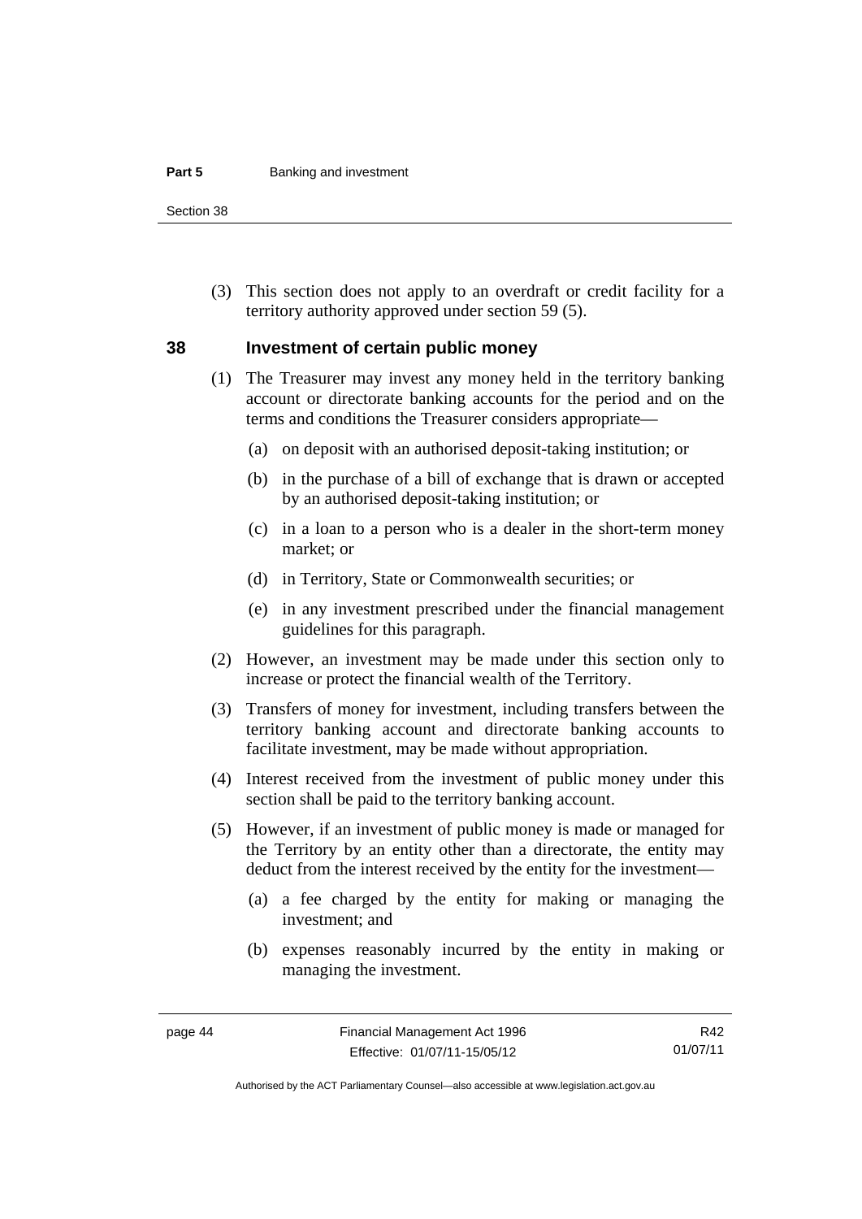(3) This section does not apply to an overdraft or credit facility for a territory authority approved under section 59 (5).

## 38 Investment of certain public money

(1) The Treasurer may invest any money held in the territory banking account or directorate banking accounts for the period and on the terms and conditions the Treasurer considers appropriate—

(a) on deposit with an authorised deposit-taking institution; or

(b) in the purchase of a bill of exchange that is drawn or accepted by an authorised deposit-taking institution; or

(c) in a loan to a person who is a dealer in the short-term money market; or

(d) in Territory, State or Commonwealth securities; or

(e) in any investment prescribed under the financial management guidelines for this paragraph.

(2) However, an investment may be made under this section only to increase or protect the financial wealth of the Territory.

(3) Transfers of money for investment, including transfers between the territory banking account and directorate banking accounts to facilitate investment, may be made without appropriation.

(4) Interest received from the investment of public money under this section shall be paid to the territory banking account.

(5) However, if an investment of public money is made or managed for the Territory by an entity other than a directorate, the entity may deduct from the interest received by the entity for the investment—

(a) a fee charged by the entity for making or managing the investment; and

(b) expenses reasonably incurred by the entity in making or managing the investment.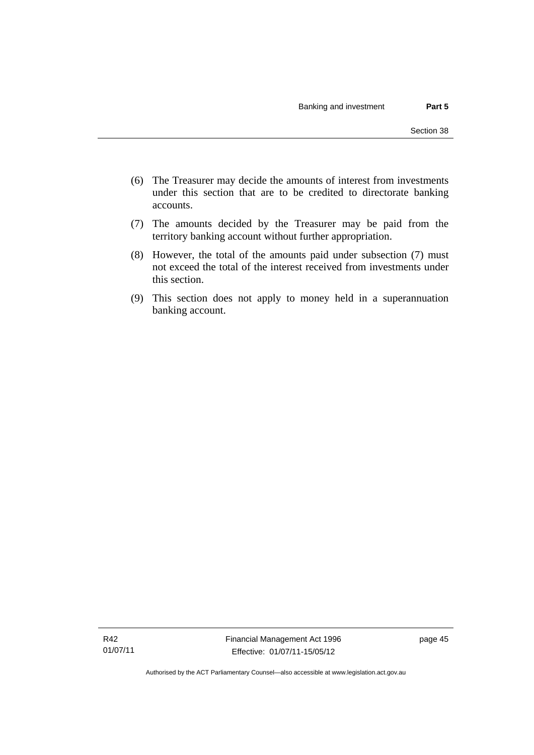(6) The Treasurer may decide the amounts of interest from investments under this section that are to be credited to directorate banking accounts.

(7) The amounts decided by the Treasurer may be paid from the territory banking account without further appropriation.

(8) However, the total of the amounts paid under subsection (7) must not exceed the total of the interest received from investments under this section.

(9) This section does not apply to money held in a superannuation banking account.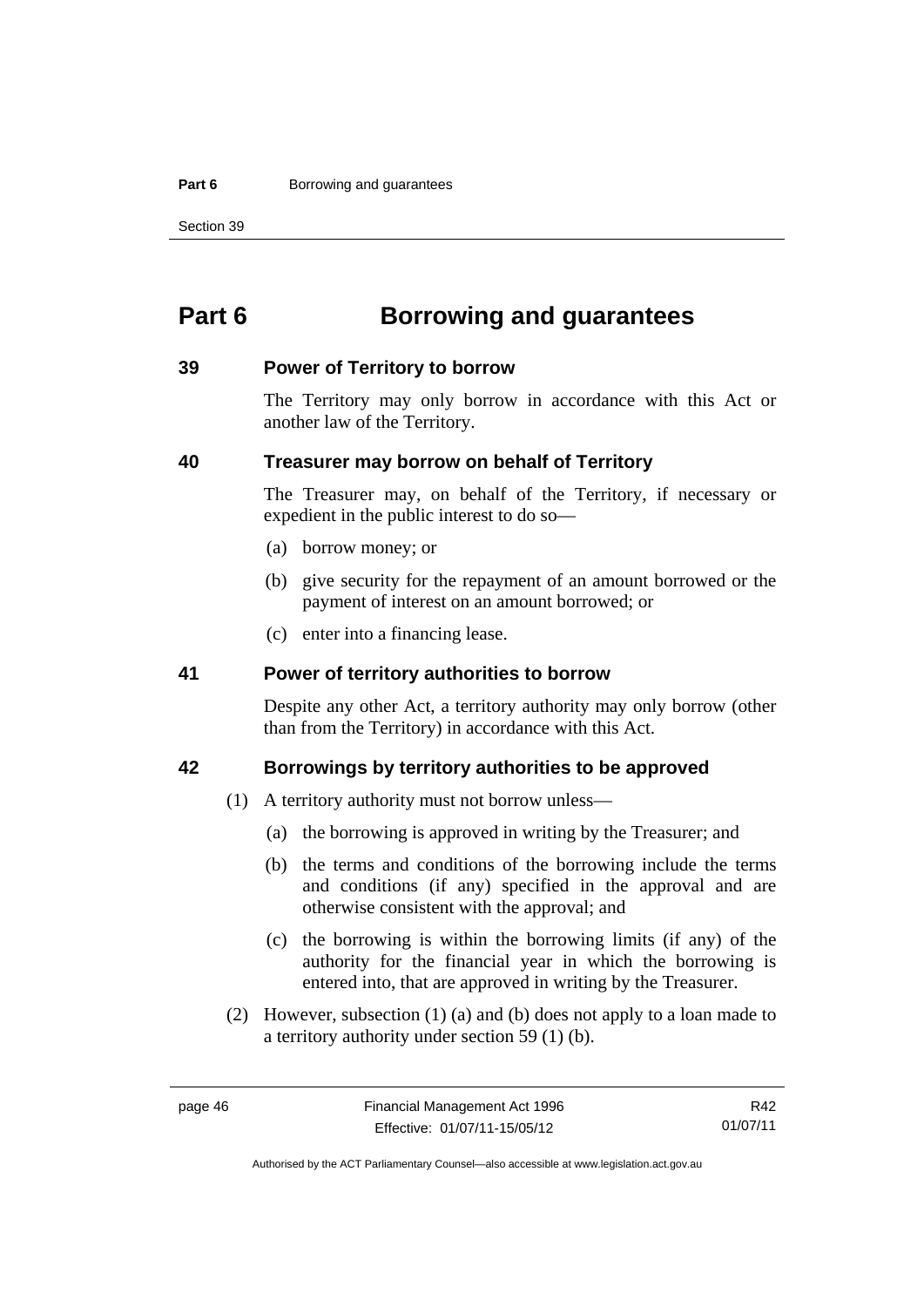# Part 6 Borrowing and guarantees

## 39 Power of Territory to borrow

The Territory may only borrow in accordance with this Act or another law of the Territory.

## 40 Treasurer may borrow on behalf of Territory

The Treasurer may, on behalf of the Territory, if necessary or expedient in the public interest to do so—

(a) borrow money; or

(b) give security for the repayment of an amount borrowed or the payment of interest on an amount borrowed; or

(c) enter into a financing lease.

## 41 Power of territory authorities to borrow

Despite any other Act, a territory authority may only borrow (other than from the Territory) in accordance with this Act.

## 42 Borrowings by territory authorities to be approved

(1) A territory authority must not borrow unless—

(a) the borrowing is approved in writing by the Treasurer; and

(b) the terms and conditions of the borrowing include the terms and conditions (if any) specified in the approval and are otherwise consistent with the approval; and

(c) the borrowing is within the borrowing limits (if any) of the authority for the financial year in which the borrowing is entered into, that are approved in writing by the Treasurer.

(2) However, subsection (1) (a) and (b) does not apply to a loan made to a territory authority under section 59 (1) (b).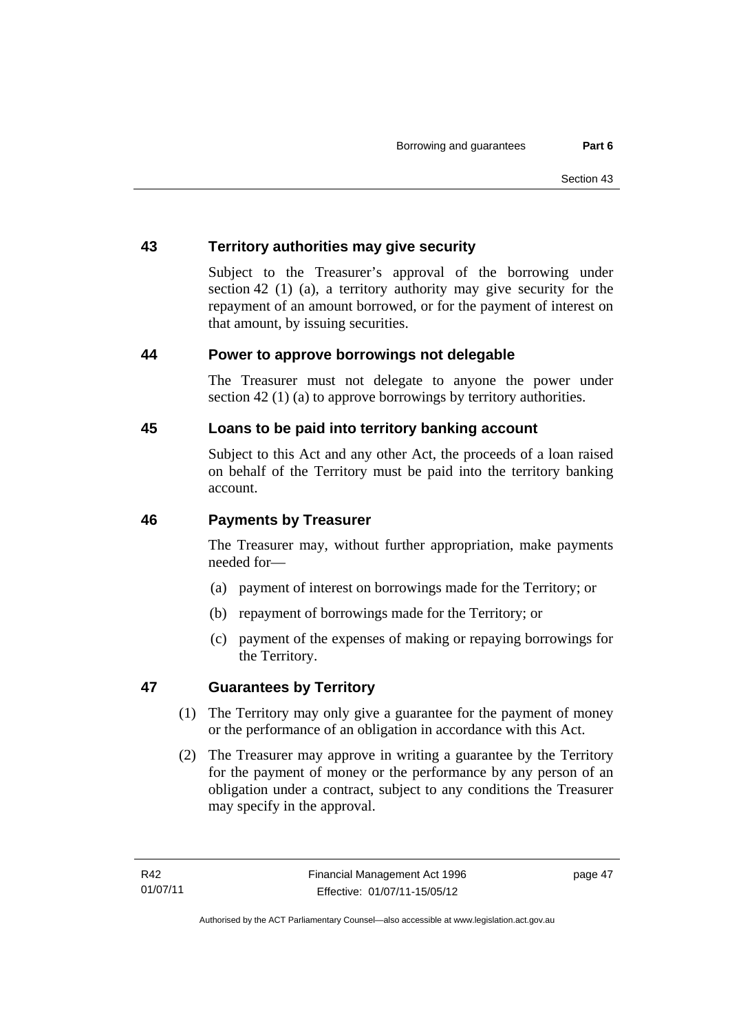## 43 Territory authorities may give security

Subject to the Treasurer's approval of the borrowing under section 42 (1) (a), a territory authority may give security for the repayment of an amount borrowed, or for the payment of interest on that amount, by issuing securities.

## 44 Power to approve borrowings not delegable

The Treasurer must not delegate to anyone the power under section 42 (1) (a) to approve borrowings by territory authorities.

## 45 Loans to be paid into territory banking account

Subject to this Act and any other Act, the proceeds of a loan raised on behalf of the Territory must be paid into the territory banking account.

## 46 Payments by Treasurer

The Treasurer may, without further appropriation, make payments needed for—

(a) payment of interest on borrowings made for the Territory; or

(b) repayment of borrowings made for the Territory; or

(c) payment of the expenses of making or repaying borrowings for the Territory.

## 47 Guarantees by Territory

(1) The Territory may only give a guarantee for the payment of money or the performance of an obligation in accordance with this Act.

(2) The Treasurer may approve in writing a guarantee by the Territory for the payment of money or the performance by any person of an obligation under a contract, subject to any conditions the Treasurer may specify in the approval.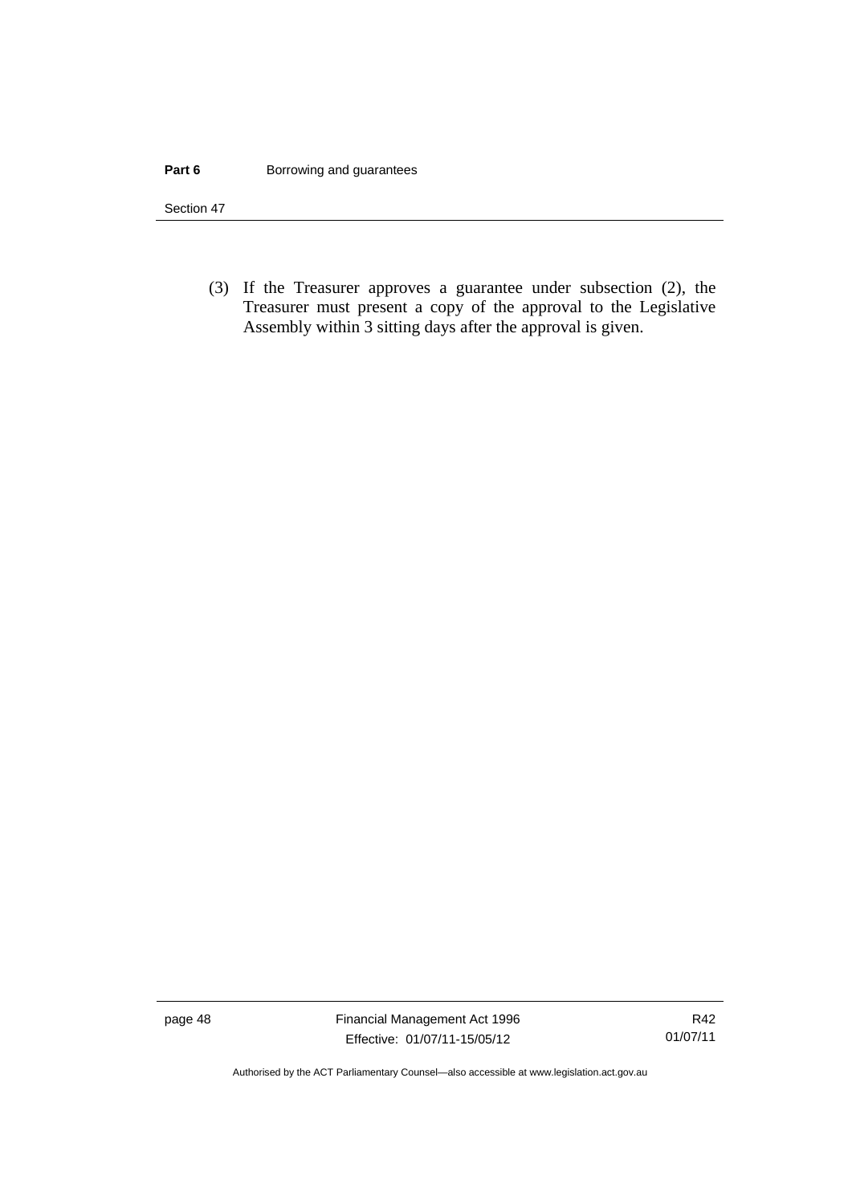(3) If the Treasurer approves a guarantee under subsection (2), the Treasurer must present a copy of the approval to the Legislative Assembly within 3 sitting days after the approval is given.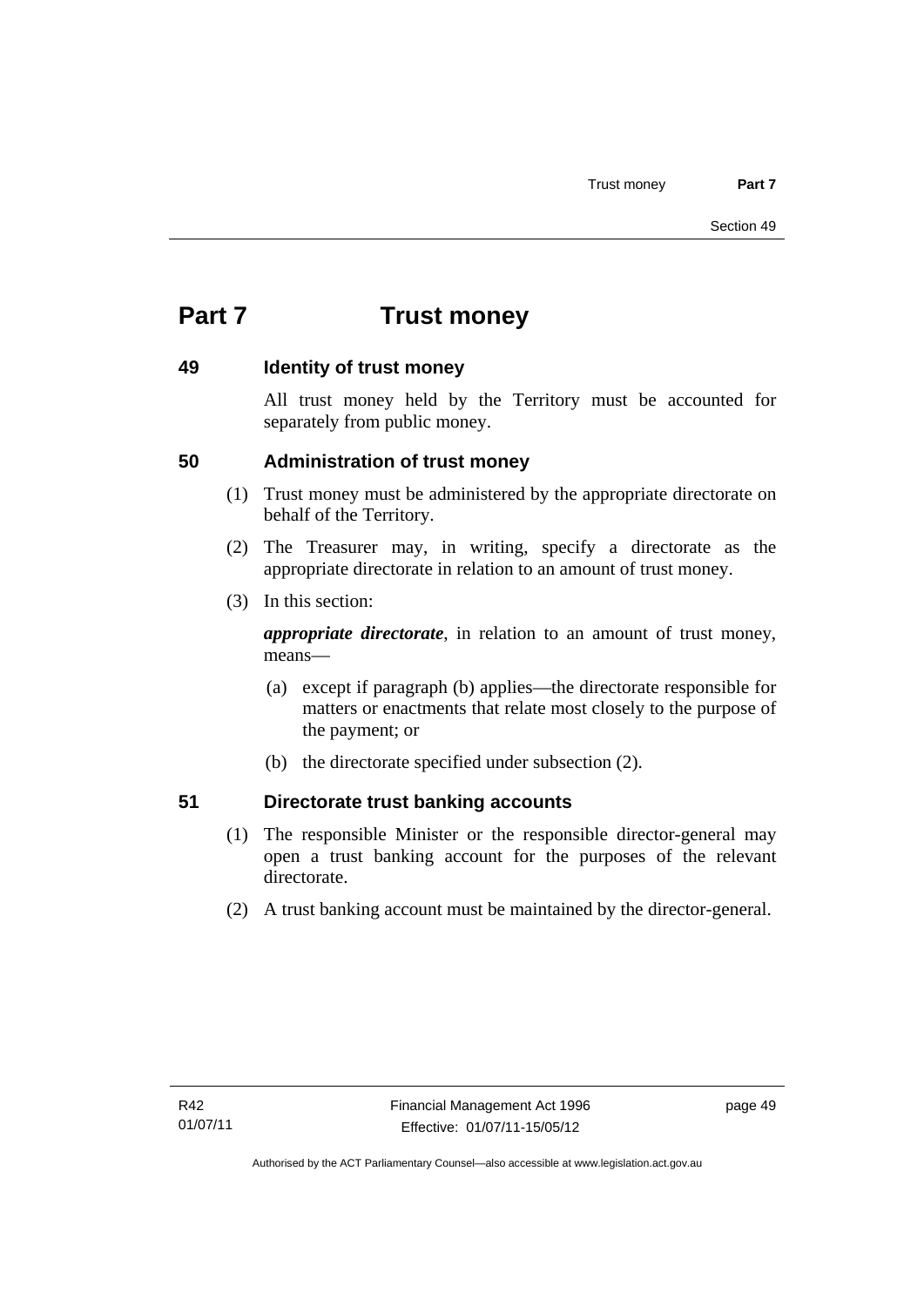# Part 7 Trust money

## 49 Identity of trust money

All trust money held by the Territory must be accounted for separately from public money.

## 50 Administration of trust money

(1) Trust money must be administered by the appropriate directorate on behalf of the Territory.

(2) The Treasurer may, in writing, specify a directorate as the appropriate directorate in relation to an amount of trust money.

(3) In this section:

***appropriate directorate***, in relation to an amount of trust money, means—

(a) except if paragraph (b) applies—the directorate responsible for matters or enactments that relate most closely to the purpose of the payment; or

(b) the directorate specified under subsection (2).

## 51 Directorate trust banking accounts

(1) The responsible Minister or the responsible director-general may open a trust banking account for the purposes of the relevant directorate.

(2) A trust banking account must be maintained by the director-general.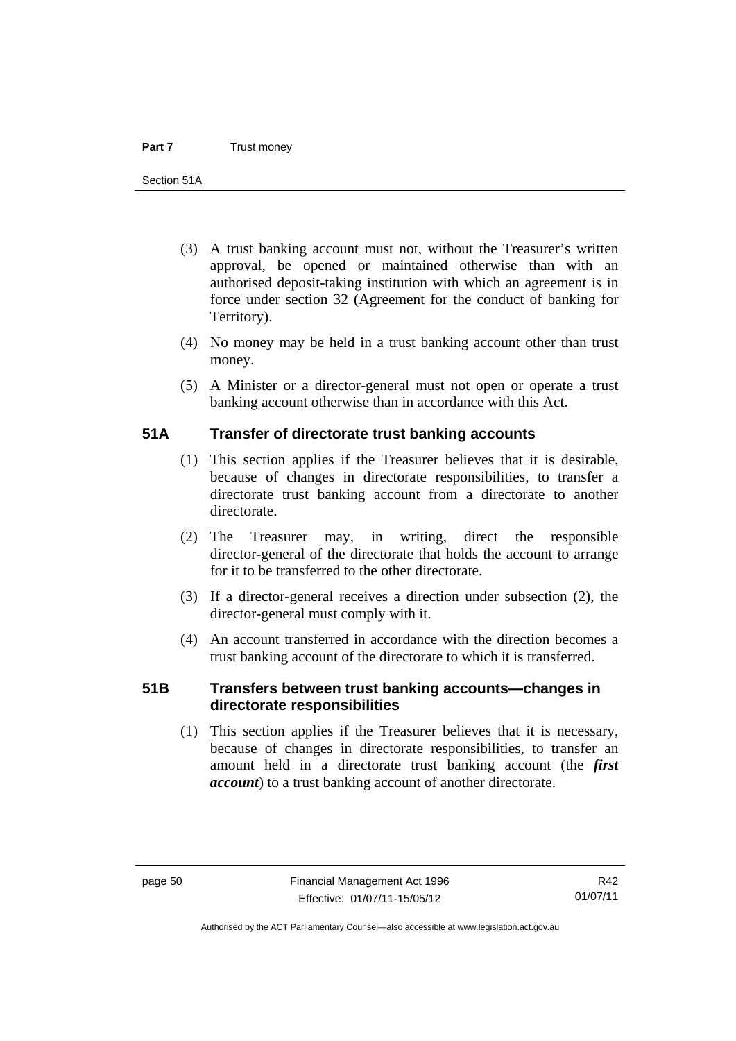(3) A trust banking account must not, without the Treasurer's written approval, be opened or maintained otherwise than with an authorised deposit-taking institution with which an agreement is in force under section 32 (Agreement for the conduct of banking for Territory).

(4) No money may be held in a trust banking account other than trust money.

(5) A Minister or a director-general must not open or operate a trust banking account otherwise than in accordance with this Act.

## 51A Transfer of directorate trust banking accounts

(1) This section applies if the Treasurer believes that it is desirable, because of changes in directorate responsibilities, to transfer a directorate trust banking account from a directorate to another directorate.

(2) The Treasurer may, in writing, direct the responsible director-general of the directorate that holds the account to arrange for it to be transferred to the other directorate.

(3) If a director-general receives a direction under subsection (2), the director-general must comply with it.

(4) An account transferred in accordance with the direction becomes a trust banking account of the directorate to which it is transferred.

## 51B Transfers between trust banking accounts—changes in directorate responsibilities

(1) This section applies if the Treasurer believes that it is necessary, because of changes in directorate responsibilities, to transfer an amount held in a directorate trust banking account (the ***first account***) to a trust banking account of another directorate.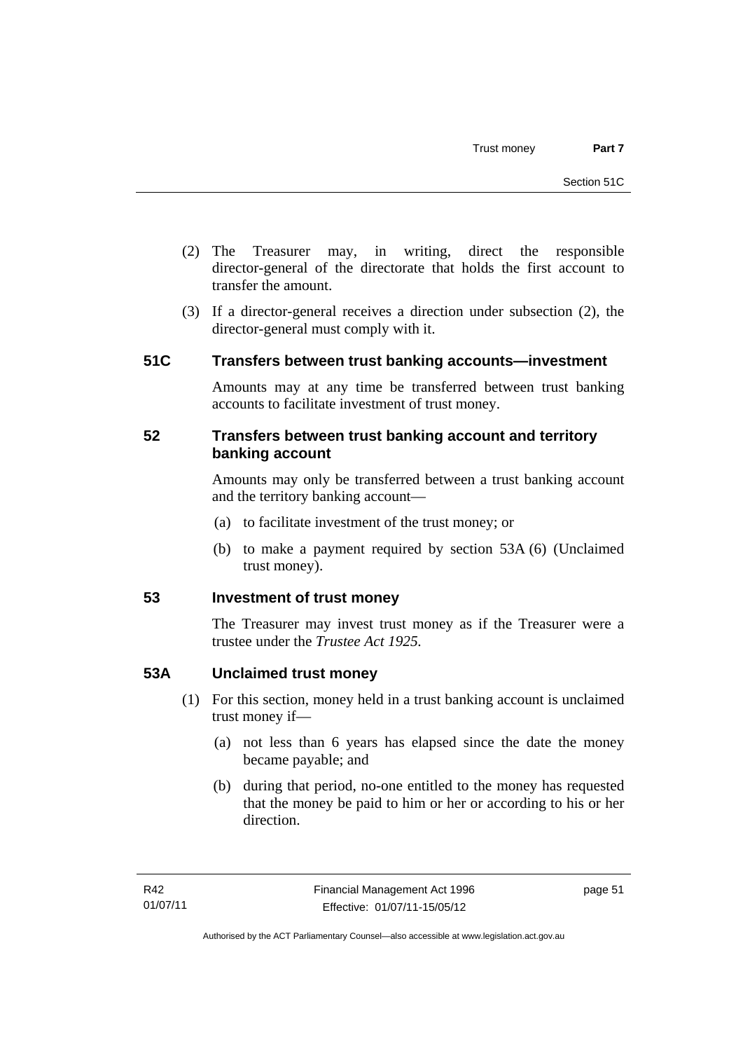(2) The Treasurer may, in writing, direct the responsible director-general of the directorate that holds the first account to transfer the amount.

(3) If a director-general receives a direction under subsection (2), the director-general must comply with it.

## 51C Transfers between trust banking accounts—investment

Amounts may at any time be transferred between trust banking accounts to facilitate investment of trust money.

## 52 Transfers between trust banking account and territory banking account

Amounts may only be transferred between a trust banking account and the territory banking account—

(a) to facilitate investment of the trust money; or

(b) to make a payment required by section 53A (6) (Unclaimed trust money).

## 53 Investment of trust money

The Treasurer may invest trust money as if the Treasurer were a trustee under the *Trustee Act 1925*.

## 53A Unclaimed trust money

(1) For this section, money held in a trust banking account is unclaimed trust money if—

(a) not less than 6 years has elapsed since the date the money became payable; and

(b) during that period, no-one entitled to the money has requested that the money be paid to him or her or according to his or her direction.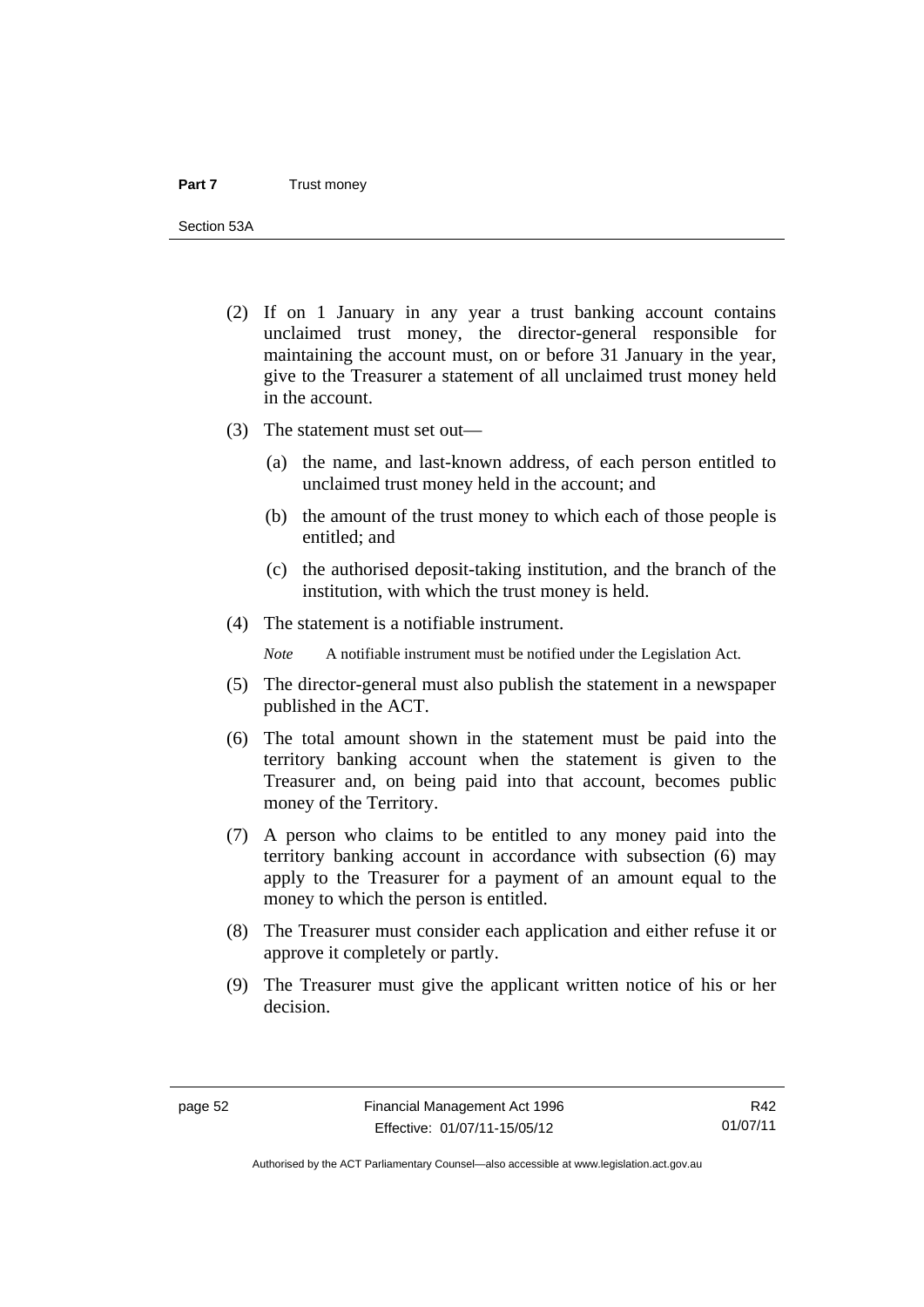(2) If on 1 January in any year a trust banking account contains unclaimed trust money, the director-general responsible for maintaining the account must, on or before 31 January in the year, give to the Treasurer a statement of all unclaimed trust money held in the account.

(3) The statement must set out—

(a) the name, and last-known address, of each person entitled to unclaimed trust money held in the account; and

(b) the amount of the trust money to which each of those people is entitled; and

(c) the authorised deposit-taking institution, and the branch of the institution, with which the trust money is held.

(4) The statement is a notifiable instrument.

*Note* A notifiable instrument must be notified under the Legislation Act.

(5) The director-general must also publish the statement in a newspaper published in the ACT.

(6) The total amount shown in the statement must be paid into the territory banking account when the statement is given to the Treasurer and, on being paid into that account, becomes public money of the Territory.

(7) A person who claims to be entitled to any money paid into the territory banking account in accordance with subsection (6) may apply to the Treasurer for a payment of an amount equal to the money to which the person is entitled.

(8) The Treasurer must consider each application and either refuse it or approve it completely or partly.

(9) The Treasurer must give the applicant written notice of his or her decision.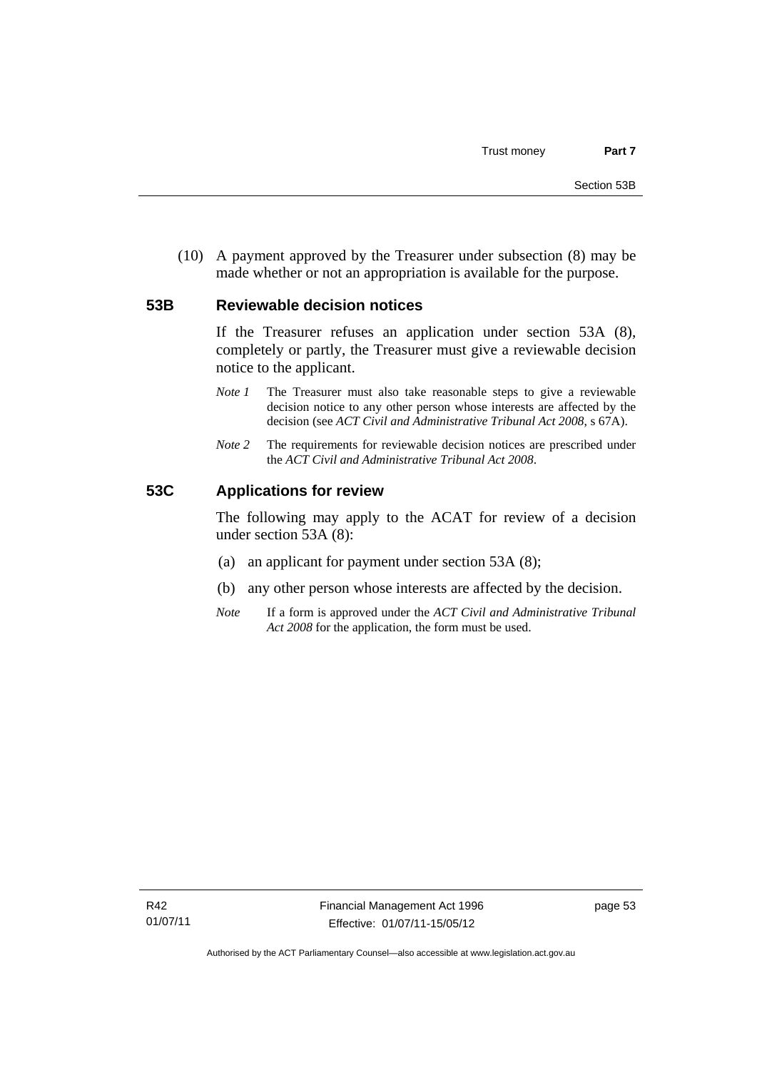(10) A payment approved by the Treasurer under subsection (8) may be made whether or not an appropriation is available for the purpose.

### 53B Reviewable decision notices

If the Treasurer refuses an application under section 53A (8), completely or partly, the Treasurer must give a reviewable decision notice to the applicant.

*Note 1* The Treasurer must also take reasonable steps to give a reviewable decision notice to any other person whose interests are affected by the decision (see *ACT Civil and Administrative Tribunal Act 2008*, s 67A).

*Note 2* The requirements for reviewable decision notices are prescribed under the *ACT Civil and Administrative Tribunal Act 2008*.

### 53C Applications for review

The following may apply to the ACAT for review of a decision under section 53A (8):

(a) an applicant for payment under section 53A (8);

(b) any other person whose interests are affected by the decision.

*Note* If a form is approved under the *ACT Civil and Administrative Tribunal Act 2008* for the application, the form must be used.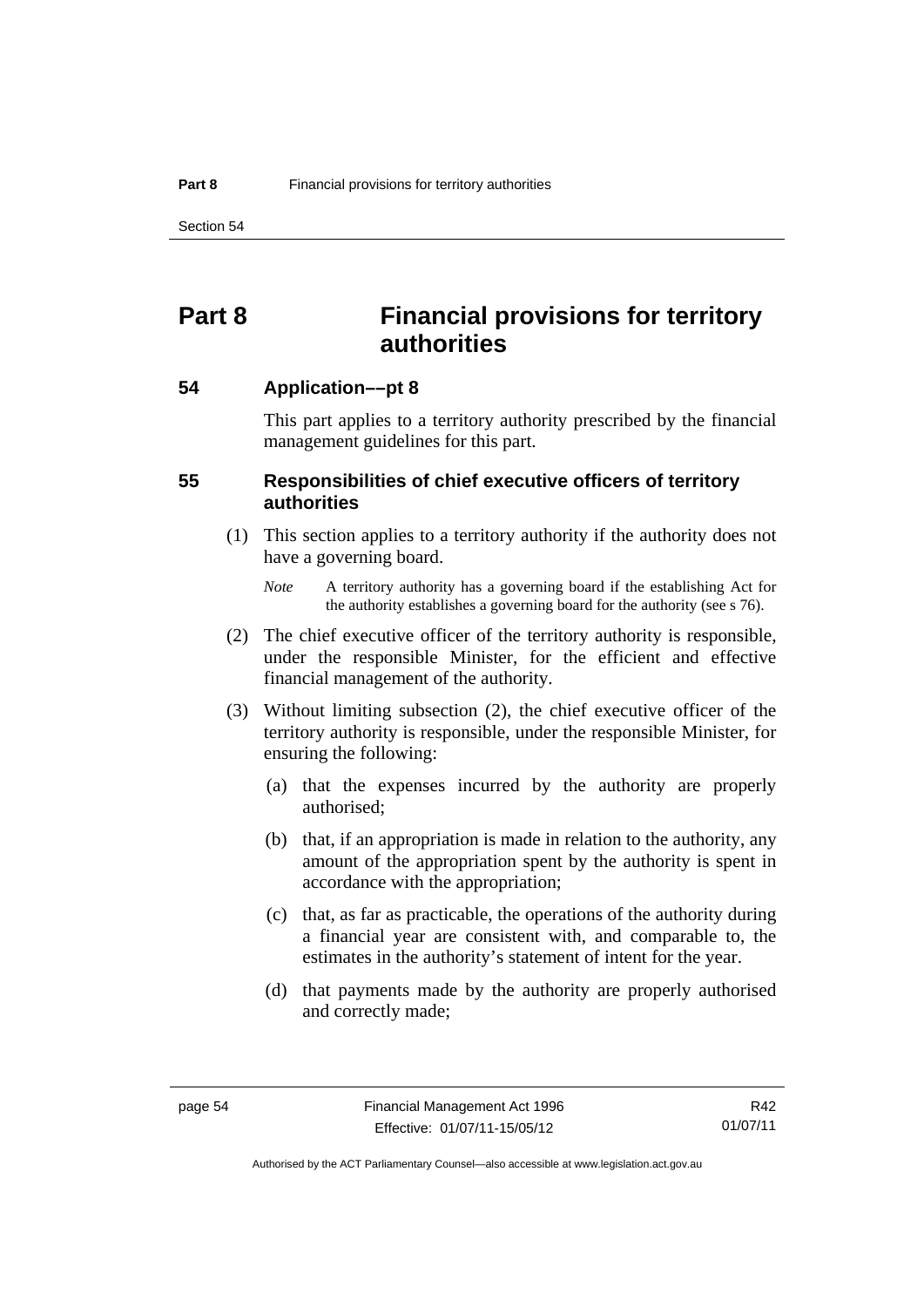# Part 8 Financial provisions for territory authorities

## 54 Application––pt 8

This part applies to a territory authority prescribed by the financial management guidelines for this part.

## 55 Responsibilities of chief executive officers of territory authorities

(1) This section applies to a territory authority if the authority does not have a governing board.

*Note* A territory authority has a governing board if the establishing Act for the authority establishes a governing board for the authority (see s 76).

(2) The chief executive officer of the territory authority is responsible, under the responsible Minister, for the efficient and effective financial management of the authority.

(3) Without limiting subsection (2), the chief executive officer of the territory authority is responsible, under the responsible Minister, for ensuring the following:

(a) that the expenses incurred by the authority are properly authorised;

(b) that, if an appropriation is made in relation to the authority, any amount of the appropriation spent by the authority is spent in accordance with the appropriation;

(c) that, as far as practicable, the operations of the authority during a financial year are consistent with, and comparable to, the estimates in the authority's statement of intent for the year.

(d) that payments made by the authority are properly authorised and correctly made;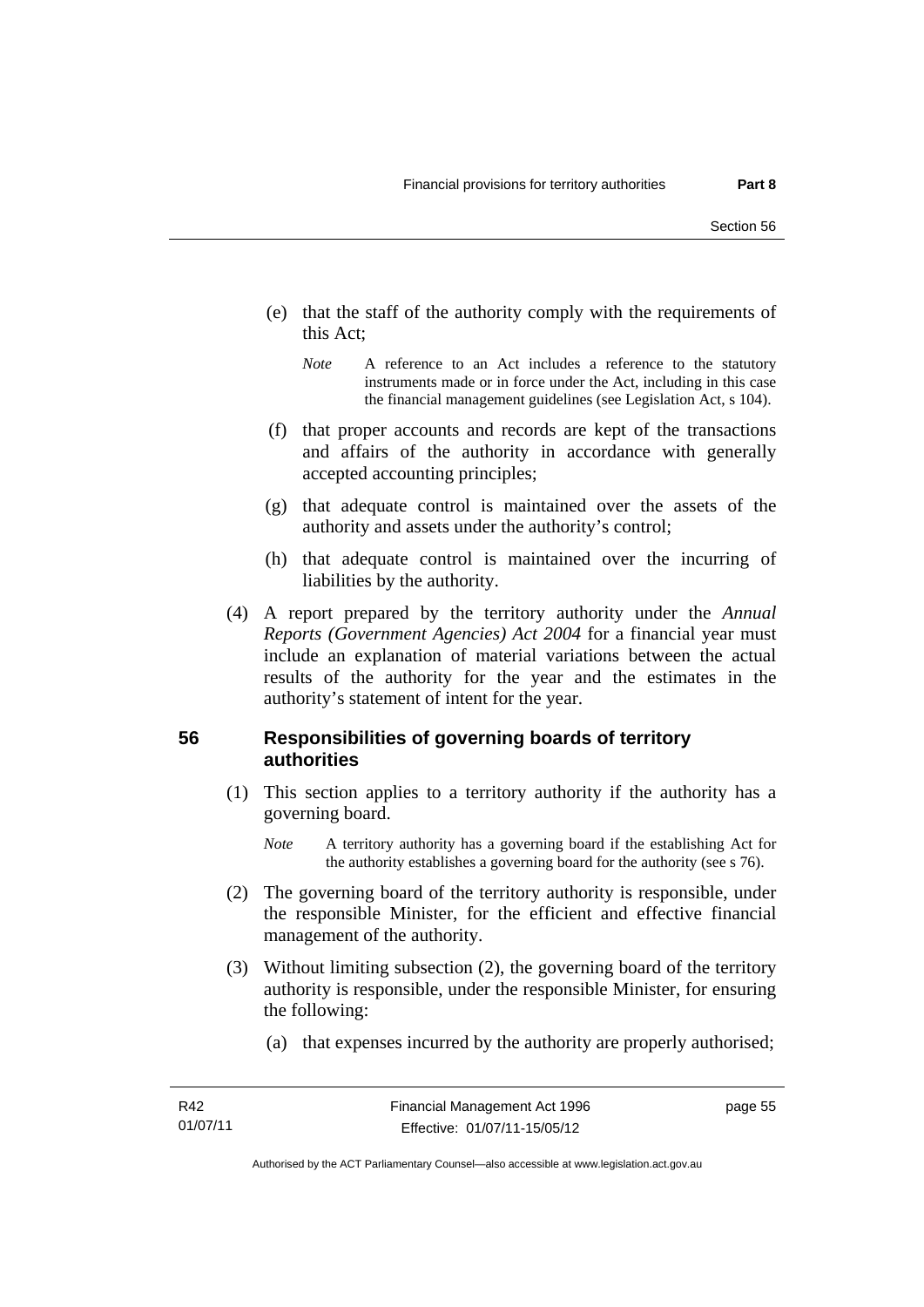(e) that the staff of the authority comply with the requirements of this Act;

*Note* A reference to an Act includes a reference to the statutory instruments made or in force under the Act, including in this case the financial management guidelines (see Legislation Act, s 104).

(f) that proper accounts and records are kept of the transactions and affairs of the authority in accordance with generally accepted accounting principles;

(g) that adequate control is maintained over the assets of the authority and assets under the authority's control;

(h) that adequate control is maintained over the incurring of liabilities by the authority.

(4) A report prepared by the territory authority under the *Annual Reports (Government Agencies) Act 2004* for a financial year must include an explanation of material variations between the actual results of the authority for the year and the estimates in the authority's statement of intent for the year.

## 56 Responsibilities of governing boards of territory authorities

(1) This section applies to a territory authority if the authority has a governing board.

*Note* A territory authority has a governing board if the establishing Act for the authority establishes a governing board for the authority (see s 76).

(2) The governing board of the territory authority is responsible, under the responsible Minister, for the efficient and effective financial management of the authority.

(3) Without limiting subsection (2), the governing board of the territory authority is responsible, under the responsible Minister, for ensuring the following:

(a) that expenses incurred by the authority are properly authorised;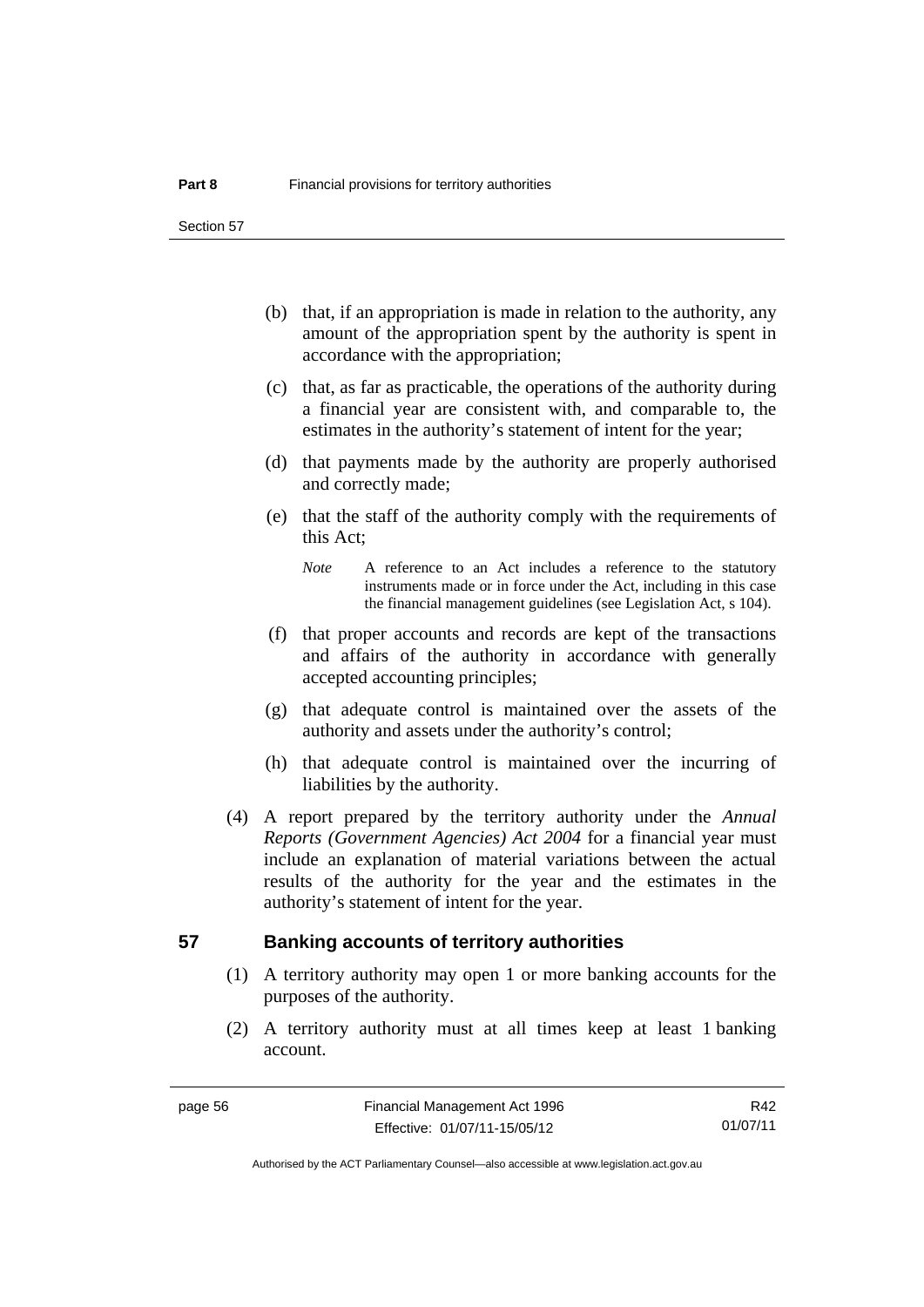(b) that, if an appropriation is made in relation to the authority, any amount of the appropriation spent by the authority is spent in accordance with the appropriation;

(c) that, as far as practicable, the operations of the authority during a financial year are consistent with, and comparable to, the estimates in the authority's statement of intent for the year;

(d) that payments made by the authority are properly authorised and correctly made;

(e) that the staff of the authority comply with the requirements of this Act;

*Note* A reference to an Act includes a reference to the statutory instruments made or in force under the Act, including in this case the financial management guidelines (see Legislation Act, s 104).

(f) that proper accounts and records are kept of the transactions and affairs of the authority in accordance with generally accepted accounting principles;

(g) that adequate control is maintained over the assets of the authority and assets under the authority's control;

(h) that adequate control is maintained over the incurring of liabilities by the authority.

(4) A report prepared by the territory authority under the *Annual Reports (Government Agencies) Act 2004* for a financial year must include an explanation of material variations between the actual results of the authority for the year and the estimates in the authority's statement of intent for the year.

## 57 Banking accounts of territory authorities

(1) A territory authority may open 1 or more banking accounts for the purposes of the authority.

(2) A territory authority must at all times keep at least 1 banking account.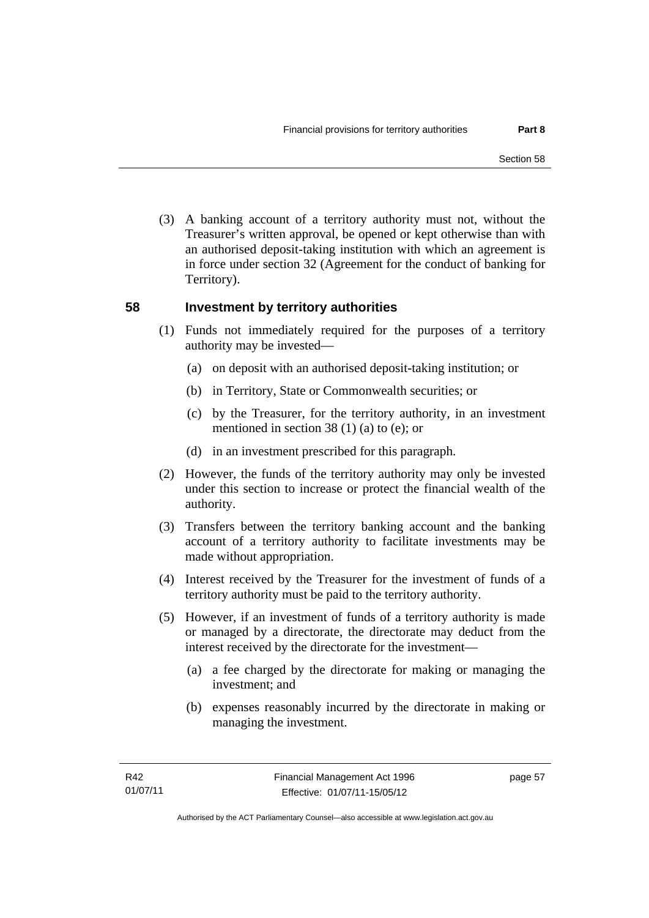(3) A banking account of a territory authority must not, without the Treasurer's written approval, be opened or kept otherwise than with an authorised deposit-taking institution with which an agreement is in force under section 32 (Agreement for the conduct of banking for Territory).

## 58 Investment by territory authorities

(1) Funds not immediately required for the purposes of a territory authority may be invested—

(a) on deposit with an authorised deposit-taking institution; or

(b) in Territory, State or Commonwealth securities; or

(c) by the Treasurer, for the territory authority, in an investment mentioned in section 38 (1) (a) to (e); or

(d) in an investment prescribed for this paragraph.

(2) However, the funds of the territory authority may only be invested under this section to increase or protect the financial wealth of the authority.

(3) Transfers between the territory banking account and the banking account of a territory authority to facilitate investments may be made without appropriation.

(4) Interest received by the Treasurer for the investment of funds of a territory authority must be paid to the territory authority.

(5) However, if an investment of funds of a territory authority is made or managed by a directorate, the directorate may deduct from the interest received by the directorate for the investment—

(a) a fee charged by the directorate for making or managing the investment; and

(b) expenses reasonably incurred by the directorate in making or managing the investment.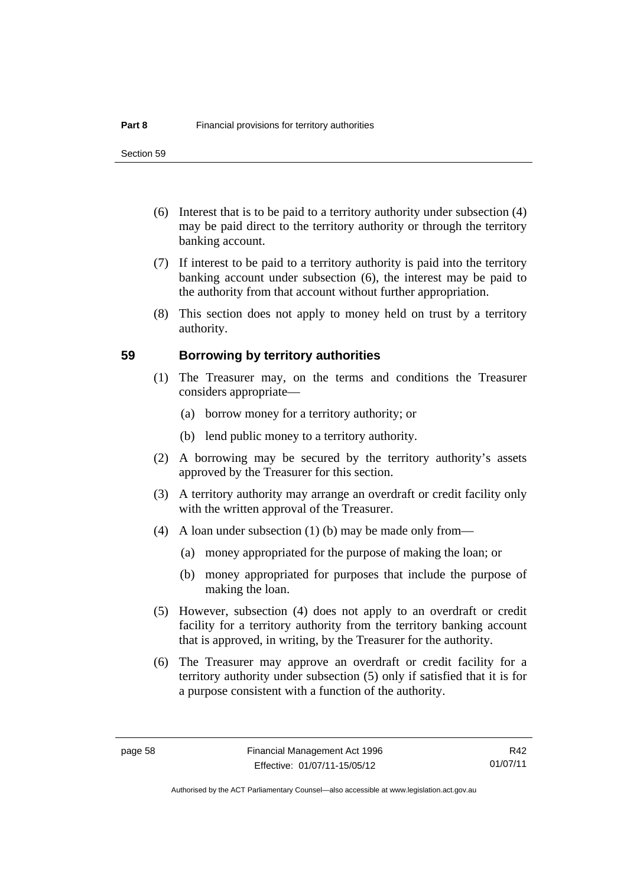(6) Interest that is to be paid to a territory authority under subsection (4) may be paid direct to the territory authority or through the territory banking account.

(7) If interest to be paid to a territory authority is paid into the territory banking account under subsection (6), the interest may be paid to the authority from that account without further appropriation.

(8) This section does not apply to money held on trust by a territory authority.

## 59 Borrowing by territory authorities

(1) The Treasurer may, on the terms and conditions the Treasurer considers appropriate—

(a) borrow money for a territory authority; or

(b) lend public money to a territory authority.

(2) A borrowing may be secured by the territory authority's assets approved by the Treasurer for this section.

(3) A territory authority may arrange an overdraft or credit facility only with the written approval of the Treasurer.

(4) A loan under subsection (1) (b) may be made only from—

(a) money appropriated for the purpose of making the loan; or

(b) money appropriated for purposes that include the purpose of making the loan.

(5) However, subsection (4) does not apply to an overdraft or credit facility for a territory authority from the territory banking account that is approved, in writing, by the Treasurer for the authority.

(6) The Treasurer may approve an overdraft or credit facility for a territory authority under subsection (5) only if satisfied that it is for a purpose consistent with a function of the authority.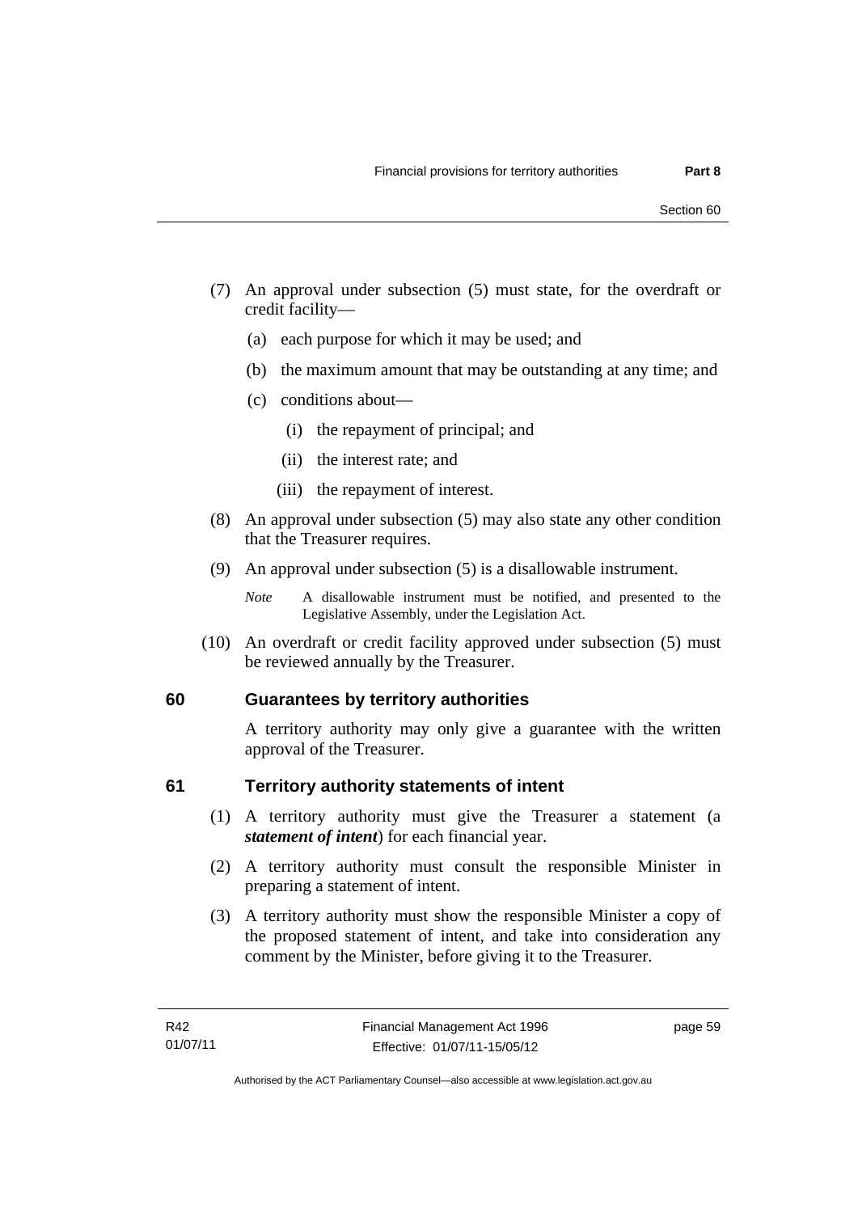(7) An approval under subsection (5) must state, for the overdraft or credit facility—

   (a) each purpose for which it may be used; and

   (b) the maximum amount that may be outstanding at any time; and

   (c) conditions about—

      (i) the repayment of principal; and

      (ii) the interest rate; and

      (iii) the repayment of interest.

(8) An approval under subsection (5) may also state any other condition that the Treasurer requires.

(9) An approval under subsection (5) is a disallowable instrument.

*Note* A disallowable instrument must be notified, and presented to the Legislative Assembly, under the Legislation Act.

(10) An overdraft or credit facility approved under subsection (5) must be reviewed annually by the Treasurer.

## 60 Guarantees by territory authorities

A territory authority may only give a guarantee with the written approval of the Treasurer.

## 61 Territory authority statements of intent

(1) A territory authority must give the Treasurer a statement (a ***statement of intent***) for each financial year.

(2) A territory authority must consult the responsible Minister in preparing a statement of intent.

(3) A territory authority must show the responsible Minister a copy of the proposed statement of intent, and take into consideration any comment by the Minister, before giving it to the Treasurer.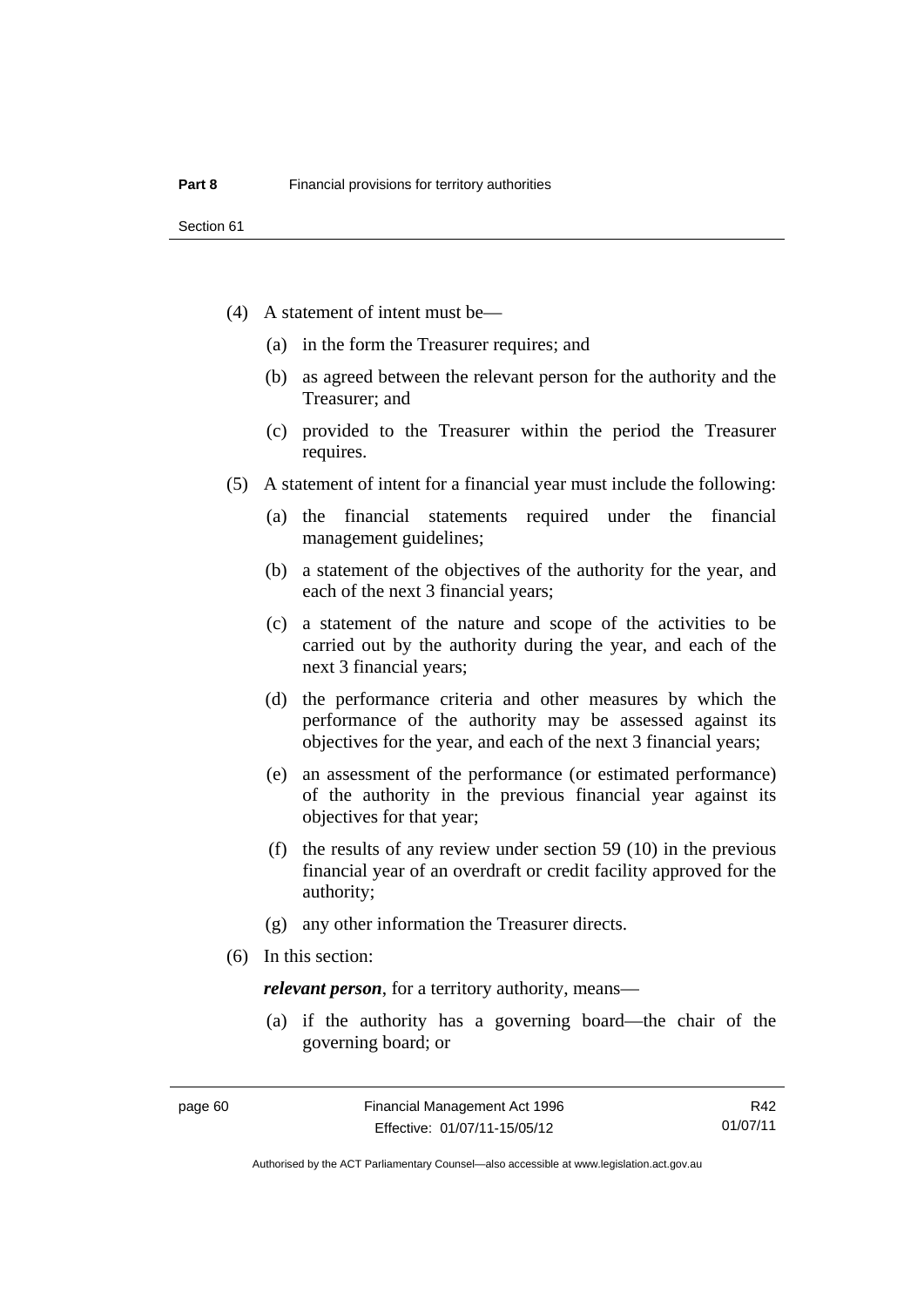(4) A statement of intent must be—

(a) in the form the Treasurer requires; and

(b) as agreed between the relevant person for the authority and the Treasurer; and

(c) provided to the Treasurer within the period the Treasurer requires.

(5) A statement of intent for a financial year must include the following:

(a) the financial statements required under the financial management guidelines;

(b) a statement of the objectives of the authority for the year, and each of the next 3 financial years;

(c) a statement of the nature and scope of the activities to be carried out by the authority during the year, and each of the next 3 financial years;

(d) the performance criteria and other measures by which the performance of the authority may be assessed against its objectives for the year, and each of the next 3 financial years;

(e) an assessment of the performance (or estimated performance) of the authority in the previous financial year against its objectives for that year;

(f) the results of any review under section 59 (10) in the previous financial year of an overdraft or credit facility approved for the authority;

(g) any other information the Treasurer directs.

(6) In this section:

***relevant person***, for a territory authority, means—

(a) if the authority has a governing board—the chair of the governing board; or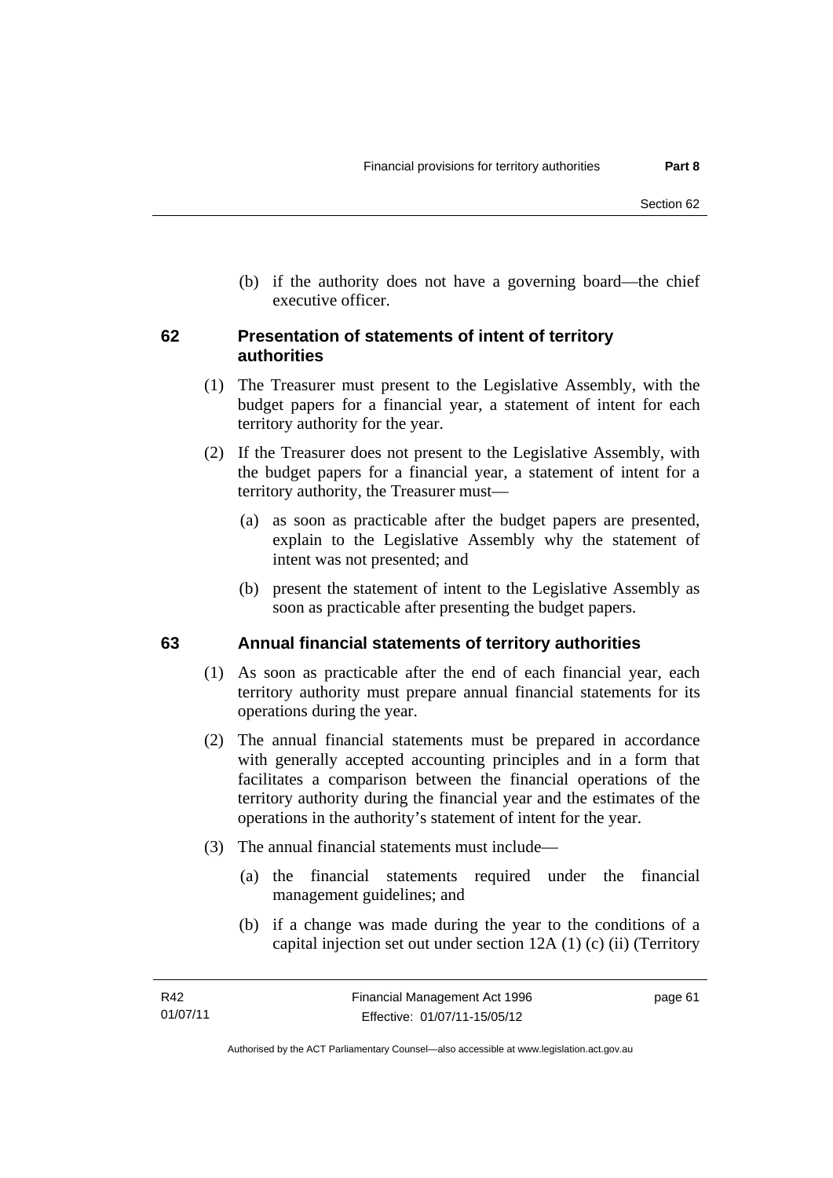(b) if the authority does not have a governing board—the chief executive officer.

## 62 Presentation of statements of intent of territory authorities

(1) The Treasurer must present to the Legislative Assembly, with the budget papers for a financial year, a statement of intent for each territory authority for the year.

(2) If the Treasurer does not present to the Legislative Assembly, with the budget papers for a financial year, a statement of intent for a territory authority, the Treasurer must—

(a) as soon as practicable after the budget papers are presented, explain to the Legislative Assembly why the statement of intent was not presented; and

(b) present the statement of intent to the Legislative Assembly as soon as practicable after presenting the budget papers.

## 63 Annual financial statements of territory authorities

(1) As soon as practicable after the end of each financial year, each territory authority must prepare annual financial statements for its operations during the year.

(2) The annual financial statements must be prepared in accordance with generally accepted accounting principles and in a form that facilitates a comparison between the financial operations of the territory authority during the financial year and the estimates of the operations in the authority's statement of intent for the year.

(3) The annual financial statements must include—

(a) the financial statements required under the financial management guidelines; and

(b) if a change was made during the year to the conditions of a capital injection set out under section 12A (1) (c) (ii) (Territory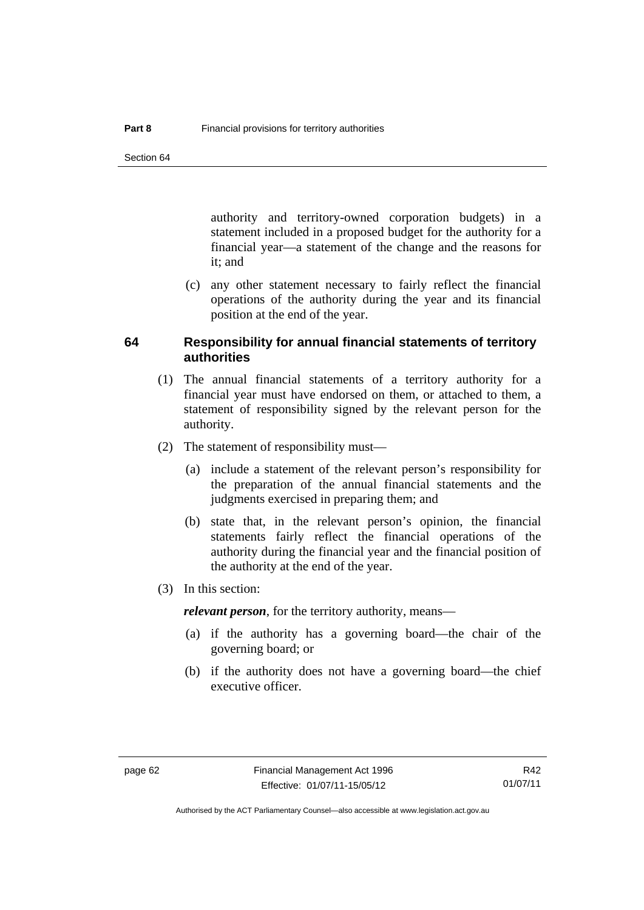authority and territory-owned corporation budgets) in a statement included in a proposed budget for the authority for a financial year—a statement of the change and the reasons for it; and

(c) any other statement necessary to fairly reflect the financial operations of the authority during the year and its financial position at the end of the year.

## 64 Responsibility for annual financial statements of territory authorities

(1) The annual financial statements of a territory authority for a financial year must have endorsed on them, or attached to them, a statement of responsibility signed by the relevant person for the authority.

(2) The statement of responsibility must—

(a) include a statement of the relevant person's responsibility for the preparation of the annual financial statements and the judgments exercised in preparing them; and

(b) state that, in the relevant person's opinion, the financial statements fairly reflect the financial operations of the authority during the financial year and the financial position of the authority at the end of the year.

(3) In this section:

***relevant person***, for the territory authority, means—

(a) if the authority has a governing board—the chair of the governing board; or

(b) if the authority does not have a governing board—the chief executive officer.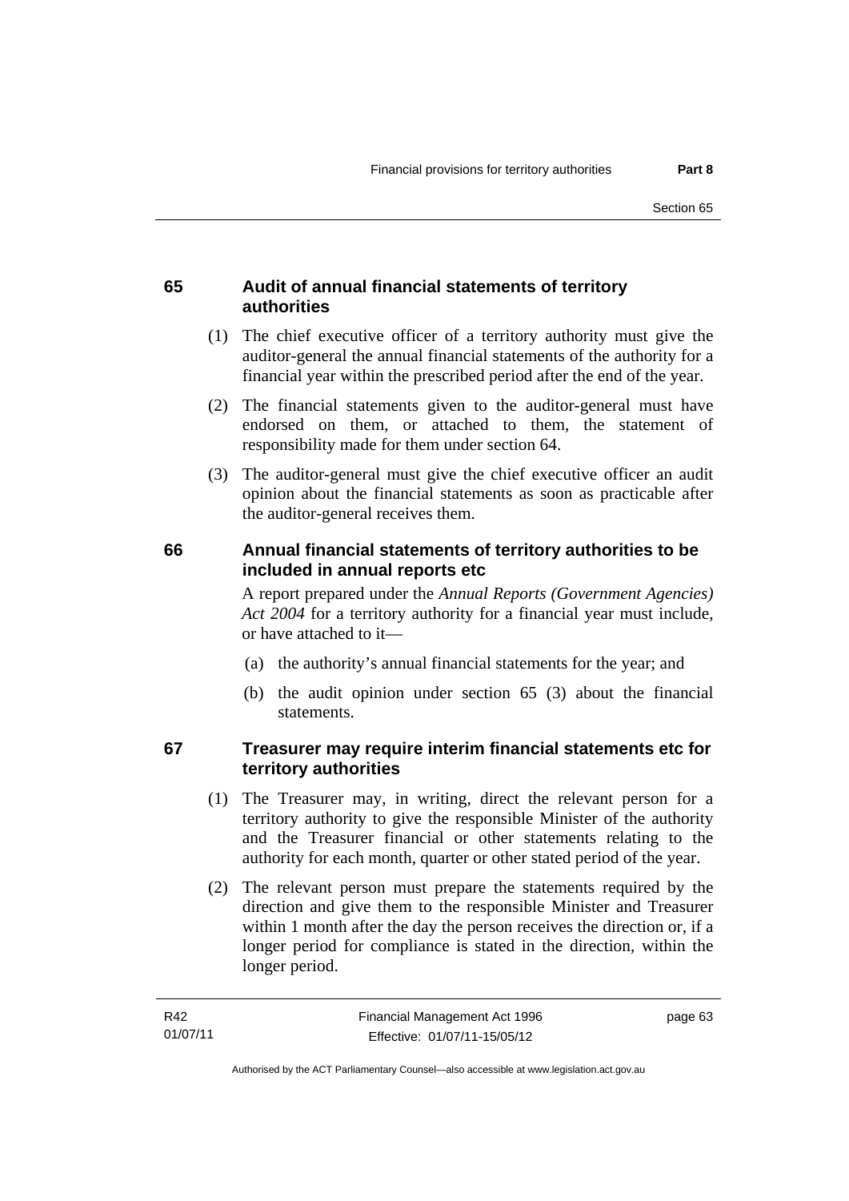## 65 Audit of annual financial statements of territory authorities

(1) The chief executive officer of a territory authority must give the auditor-general the annual financial statements of the authority for a financial year within the prescribed period after the end of the year.

(2) The financial statements given to the auditor-general must have endorsed on them, or attached to them, the statement of responsibility made for them under section 64.

(3) The auditor-general must give the chief executive officer an audit opinion about the financial statements as soon as practicable after the auditor-general receives them.

## 66 Annual financial statements of territory authorities to be included in annual reports etc

A report prepared under the *Annual Reports (Government Agencies) Act 2004* for a territory authority for a financial year must include, or have attached to it—

(a) the authority's annual financial statements for the year; and

(b) the audit opinion under section 65 (3) about the financial statements.

## 67 Treasurer may require interim financial statements etc for territory authorities

(1) The Treasurer may, in writing, direct the relevant person for a territory authority to give the responsible Minister of the authority and the Treasurer financial or other statements relating to the authority for each month, quarter or other stated period of the year.

(2) The relevant person must prepare the statements required by the direction and give them to the responsible Minister and Treasurer within 1 month after the day the person receives the direction or, if a longer period for compliance is stated in the direction, within the longer period.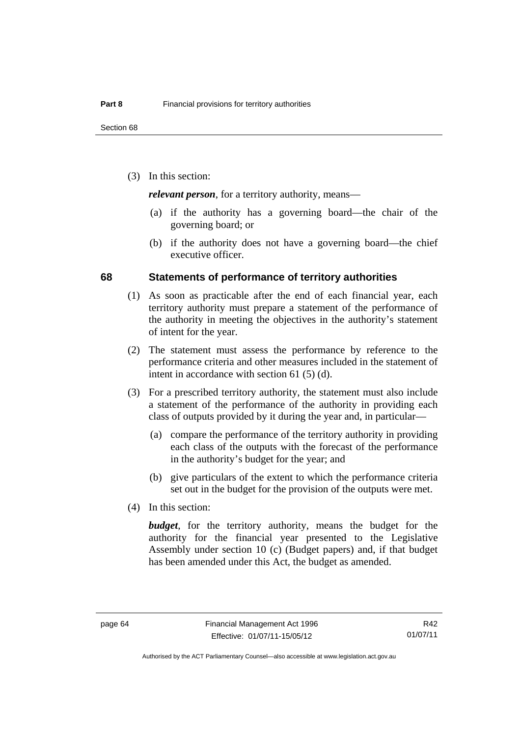(3) In this section:

***relevant person***, for a territory authority, means—

(a) if the authority has a governing board—the chair of the governing board; or

(b) if the authority does not have a governing board—the chief executive officer.

## 68 Statements of performance of territory authorities

(1) As soon as practicable after the end of each financial year, each territory authority must prepare a statement of the performance of the authority in meeting the objectives in the authority's statement of intent for the year.

(2) The statement must assess the performance by reference to the performance criteria and other measures included in the statement of intent in accordance with section 61 (5) (d).

(3) For a prescribed territory authority, the statement must also include a statement of the performance of the authority in providing each class of outputs provided by it during the year and, in particular—

(a) compare the performance of the territory authority in providing each class of the outputs with the forecast of the performance in the authority's budget for the year; and

(b) give particulars of the extent to which the performance criteria set out in the budget for the provision of the outputs were met.

(4) In this section:

***budget***, for the territory authority, means the budget for the authority for the financial year presented to the Legislative Assembly under section 10 (c) (Budget papers) and, if that budget has been amended under this Act, the budget as amended.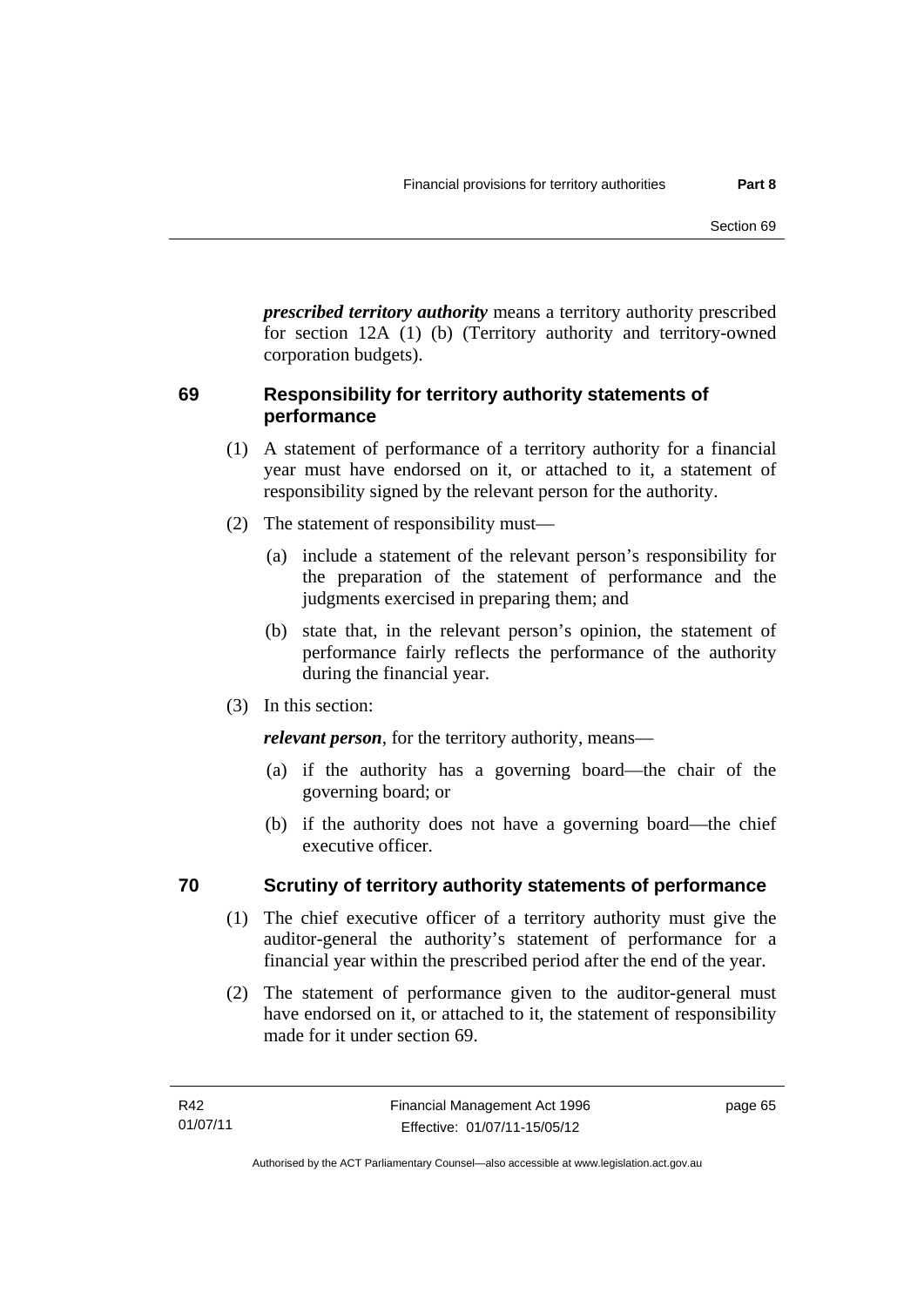***prescribed territory authority*** means a territory authority prescribed for section 12A (1) (b) (Territory authority and territory-owned corporation budgets).

## 69 Responsibility for territory authority statements of performance

(1) A statement of performance of a territory authority for a financial year must have endorsed on it, or attached to it, a statement of responsibility signed by the relevant person for the authority.

(2) The statement of responsibility must—

(a) include a statement of the relevant person's responsibility for the preparation of the statement of performance and the judgments exercised in preparing them; and

(b) state that, in the relevant person's opinion, the statement of performance fairly reflects the performance of the authority during the financial year.

(3) In this section:

***relevant person***, for the territory authority, means—

(a) if the authority has a governing board—the chair of the governing board; or

(b) if the authority does not have a governing board—the chief executive officer.

## 70 Scrutiny of territory authority statements of performance

(1) The chief executive officer of a territory authority must give the auditor-general the authority's statement of performance for a financial year within the prescribed period after the end of the year.

(2) The statement of performance given to the auditor-general must have endorsed on it, or attached to it, the statement of responsibility made for it under section 69.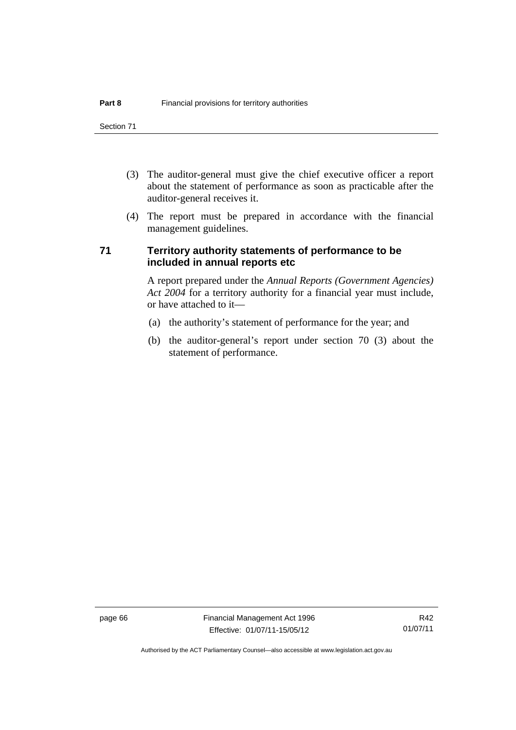(3) The auditor-general must give the chief executive officer a report about the statement of performance as soon as practicable after the auditor-general receives it.

(4) The report must be prepared in accordance with the financial management guidelines.

### 71 Territory authority statements of performance to be included in annual reports etc

A report prepared under the *Annual Reports (Government Agencies) Act 2004* for a territory authority for a financial year must include, or have attached to it—

(a) the authority's statement of performance for the year; and

(b) the auditor-general's report under section 70 (3) about the statement of performance.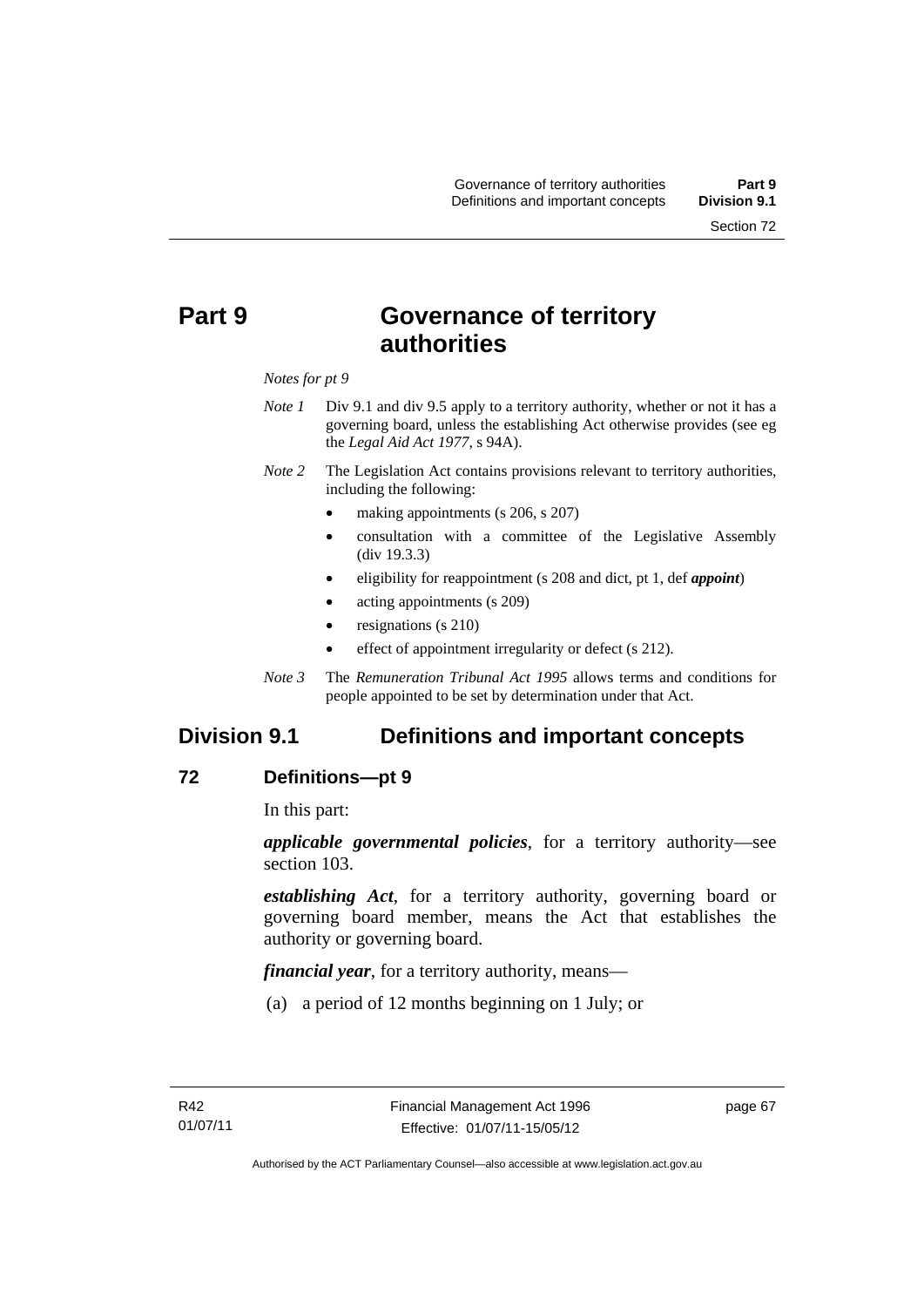# Part 9 Governance of territory authorities

*Notes for pt 9*

*Note 1* Div 9.1 and div 9.5 apply to a territory authority, whether or not it has a governing board, unless the establishing Act otherwise provides (see eg the *Legal Aid Act 1977*, s 94A).

*Note 2* The Legislation Act contains provisions relevant to territory authorities, including the following:

- making appointments (s 206, s 207)
- consultation with a committee of the Legislative Assembly (div 19.3.3)
- eligibility for reappointment (s 208 and dict, pt 1, def ***appoint***)
- acting appointments (s 209)
- resignations (s 210)
- effect of appointment irregularity or defect (s 212).

*Note 3* The *Remuneration Tribunal Act 1995* allows terms and conditions for people appointed to be set by determination under that Act.

## Division 9.1 Definitions and important concepts

### 72 Definitions—pt 9

In this part:

***applicable governmental policies***, for a territory authority—see section 103.

***establishing Act***, for a territory authority, governing board or governing board member, means the Act that establishes the authority or governing board.

***financial year***, for a territory authority, means—

(a) a period of 12 months beginning on 1 July; or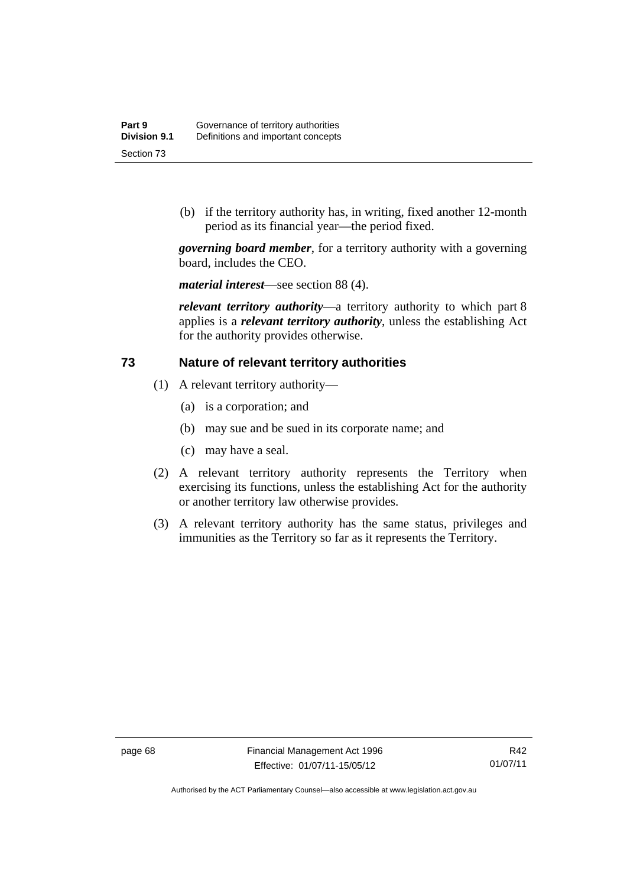(b) if the territory authority has, in writing, fixed another 12-month period as its financial year—the period fixed.

***governing board member***, for a territory authority with a governing board, includes the CEO.

***material interest***—see section 88 (4).

***relevant territory authority***—a territory authority to which part 8 applies is a ***relevant territory authority***, unless the establishing Act for the authority provides otherwise.

## 73 Nature of relevant territory authorities

(1) A relevant territory authority—

(a) is a corporation; and

(b) may sue and be sued in its corporate name; and

(c) may have a seal.

(2) A relevant territory authority represents the Territory when exercising its functions, unless the establishing Act for the authority or another territory law otherwise provides.

(3) A relevant territory authority has the same status, privileges and immunities as the Territory so far as it represents the Territory.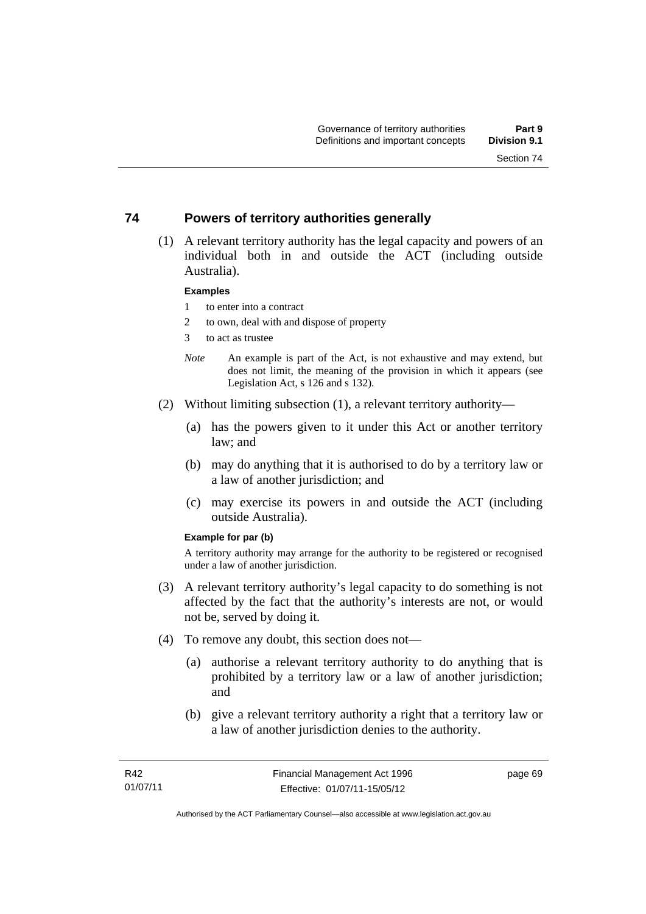## 74 Powers of territory authorities generally

(1) A relevant territory authority has the legal capacity and powers of an individual both in and outside the ACT (including outside Australia).

**Examples**

1 to enter into a contract

2 to own, deal with and dispose of property

3 to act as trustee

*Note* An example is part of the Act, is not exhaustive and may extend, but does not limit, the meaning of the provision in which it appears (see Legislation Act, s 126 and s 132).

(2) Without limiting subsection (1), a relevant territory authority—

(a) has the powers given to it under this Act or another territory law; and

(b) may do anything that it is authorised to do by a territory law or a law of another jurisdiction; and

(c) may exercise its powers in and outside the ACT (including outside Australia).

**Example for par (b)**

A territory authority may arrange for the authority to be registered or recognised under a law of another jurisdiction.

(3) A relevant territory authority's legal capacity to do something is not affected by the fact that the authority's interests are not, or would not be, served by doing it.

(4) To remove any doubt, this section does not—

(a) authorise a relevant territory authority to do anything that is prohibited by a territory law or a law of another jurisdiction; and

(b) give a relevant territory authority a right that a territory law or a law of another jurisdiction denies to the authority.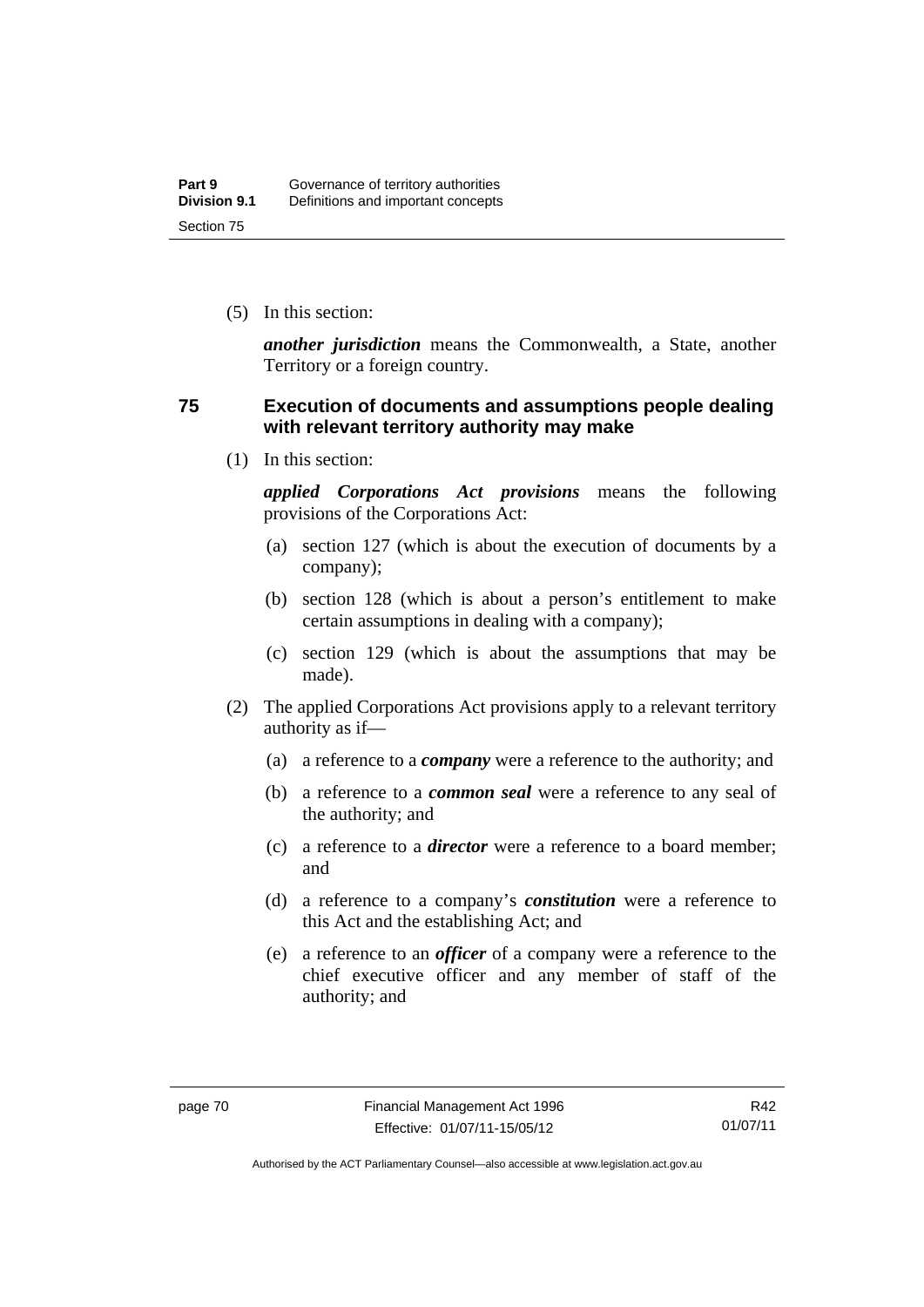(5) In this section:

***another jurisdiction*** means the Commonwealth, a State, another Territory or a foreign country.

## 75 Execution of documents and assumptions people dealing with relevant territory authority may make

(1) In this section:

***applied Corporations Act provisions*** means the following provisions of the Corporations Act:

(a) section 127 (which is about the execution of documents by a company);

(b) section 128 (which is about a person's entitlement to make certain assumptions in dealing with a company);

(c) section 129 (which is about the assumptions that may be made).

(2) The applied Corporations Act provisions apply to a relevant territory authority as if—

(a) a reference to a ***company*** were a reference to the authority; and

(b) a reference to a ***common seal*** were a reference to any seal of the authority; and

(c) a reference to a ***director*** were a reference to a board member; and

(d) a reference to a company's ***constitution*** were a reference to this Act and the establishing Act; and

(e) a reference to an ***officer*** of a company were a reference to the chief executive officer and any member of staff of the authority; and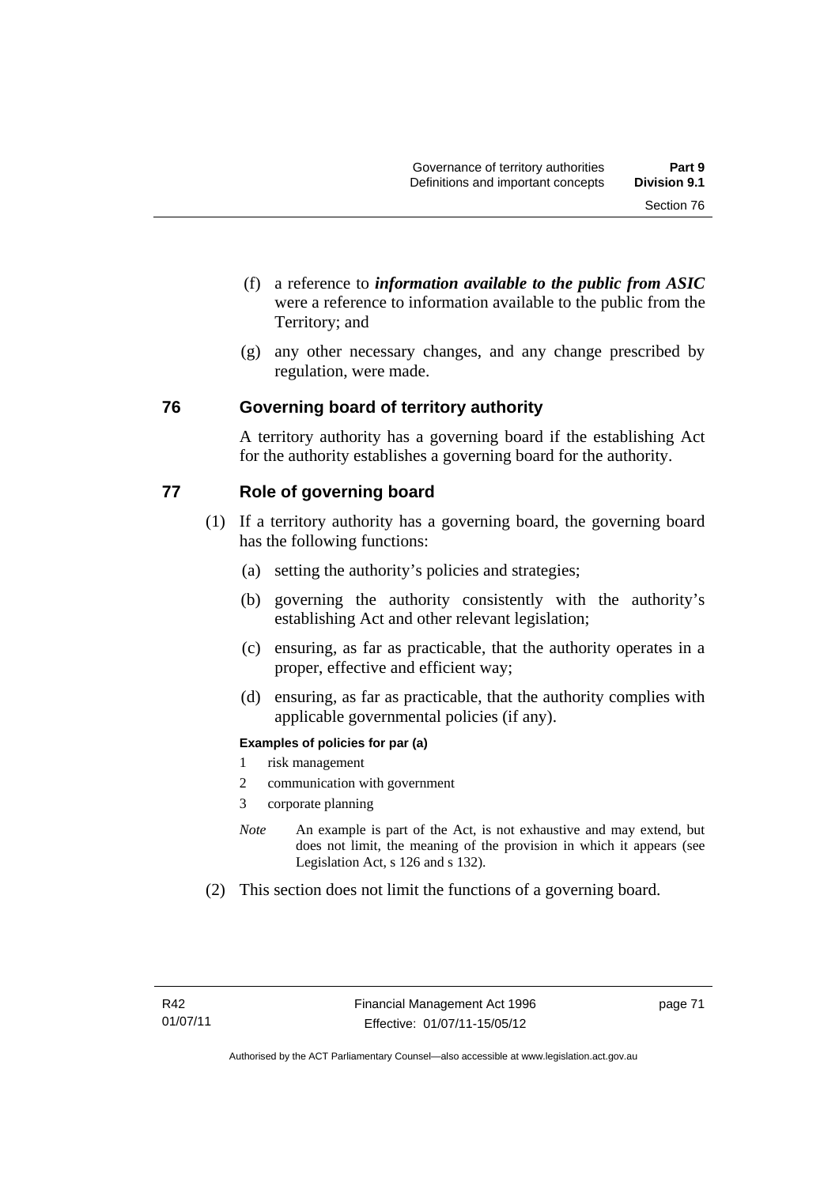(f) a reference to ***information available to the public from ASIC*** were a reference to information available to the public from the Territory; and

(g) any other necessary changes, and any change prescribed by regulation, were made.

## 76 Governing board of territory authority

A territory authority has a governing board if the establishing Act for the authority establishes a governing board for the authority.

## 77 Role of governing board

(1) If a territory authority has a governing board, the governing board has the following functions:

(a) setting the authority's policies and strategies;

(b) governing the authority consistently with the authority's establishing Act and other relevant legislation;

(c) ensuring, as far as practicable, that the authority operates in a proper, effective and efficient way;

(d) ensuring, as far as practicable, that the authority complies with applicable governmental policies (if any).

**Examples of policies for par (a)**

1 risk management

2 communication with government

3 corporate planning

*Note* An example is part of the Act, is not exhaustive and may extend, but does not limit, the meaning of the provision in which it appears (see Legislation Act, s 126 and s 132).

(2) This section does not limit the functions of a governing board.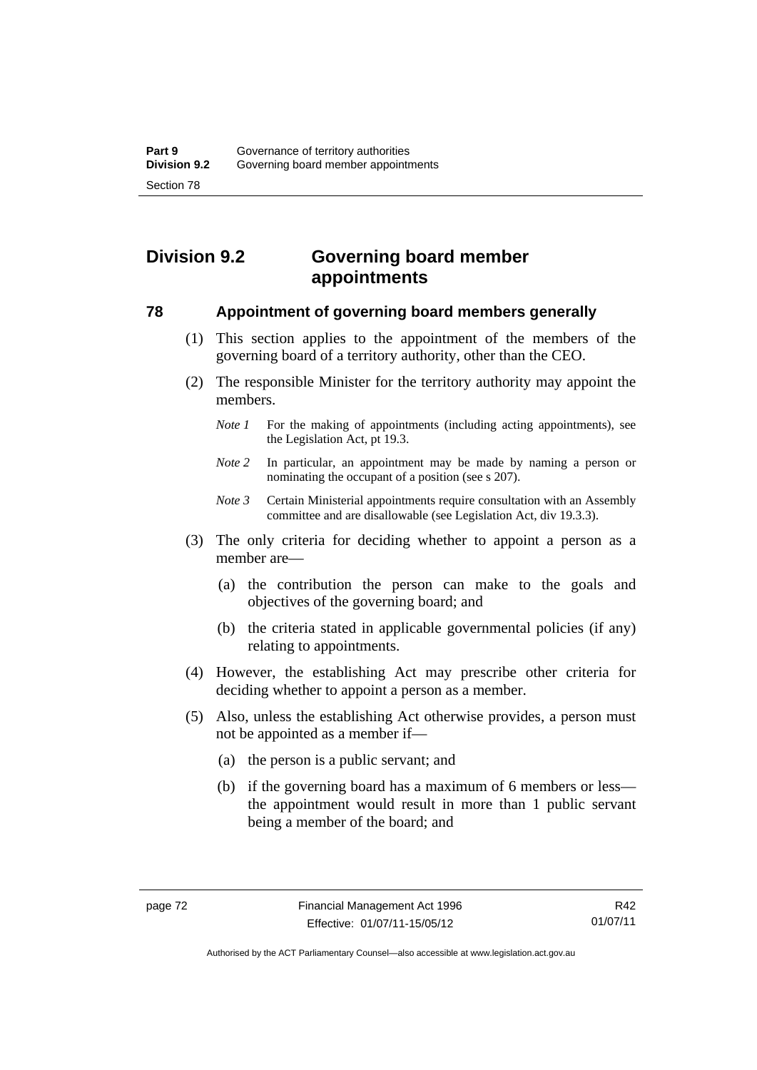## Division 9.2 Governing board member appointments

### 78 Appointment of governing board members generally

(1) This section applies to the appointment of the members of the governing board of a territory authority, other than the CEO.

(2) The responsible Minister for the territory authority may appoint the members.

*Note 1* For the making of appointments (including acting appointments), see the Legislation Act, pt 19.3.

*Note 2* In particular, an appointment may be made by naming a person or nominating the occupant of a position (see s 207).

*Note 3* Certain Ministerial appointments require consultation with an Assembly committee and are disallowable (see Legislation Act, div 19.3.3).

(3) The only criteria for deciding whether to appoint a person as a member are—

(a) the contribution the person can make to the goals and objectives of the governing board; and

(b) the criteria stated in applicable governmental policies (if any) relating to appointments.

(4) However, the establishing Act may prescribe other criteria for deciding whether to appoint a person as a member.

(5) Also, unless the establishing Act otherwise provides, a person must not be appointed as a member if—

(a) the person is a public servant; and

(b) if the governing board has a maximum of 6 members or less—the appointment would result in more than 1 public servant being a member of the board; and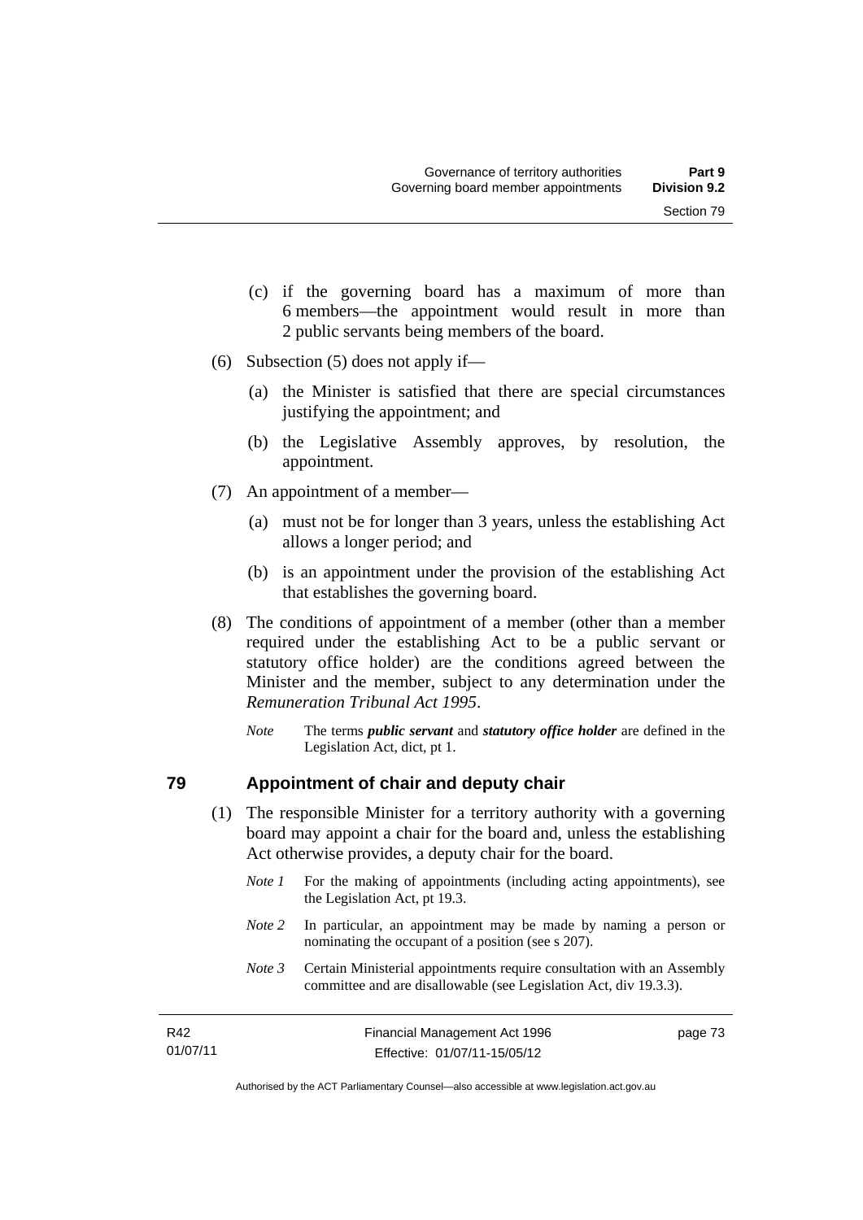(c) if the governing board has a maximum of more than 6 members—the appointment would result in more than 2 public servants being members of the board.

(6) Subsection (5) does not apply if—

(a) the Minister is satisfied that there are special circumstances justifying the appointment; and

(b) the Legislative Assembly approves, by resolution, the appointment.

(7) An appointment of a member—

(a) must not be for longer than 3 years, unless the establishing Act allows a longer period; and

(b) is an appointment under the provision of the establishing Act that establishes the governing board.

(8) The conditions of appointment of a member (other than a member required under the establishing Act to be a public servant or statutory office holder) are the conditions agreed between the Minister and the member, subject to any determination under the *Remuneration Tribunal Act 1995*.

*Note* The terms ***public servant*** and ***statutory office holder*** are defined in the Legislation Act, dict, pt 1.

## 79 Appointment of chair and deputy chair

(1) The responsible Minister for a territory authority with a governing board may appoint a chair for the board and, unless the establishing Act otherwise provides, a deputy chair for the board.

*Note 1* For the making of appointments (including acting appointments), see the Legislation Act, pt 19.3.

*Note 2* In particular, an appointment may be made by naming a person or nominating the occupant of a position (see s 207).

*Note 3* Certain Ministerial appointments require consultation with an Assembly committee and are disallowable (see Legislation Act, div 19.3.3).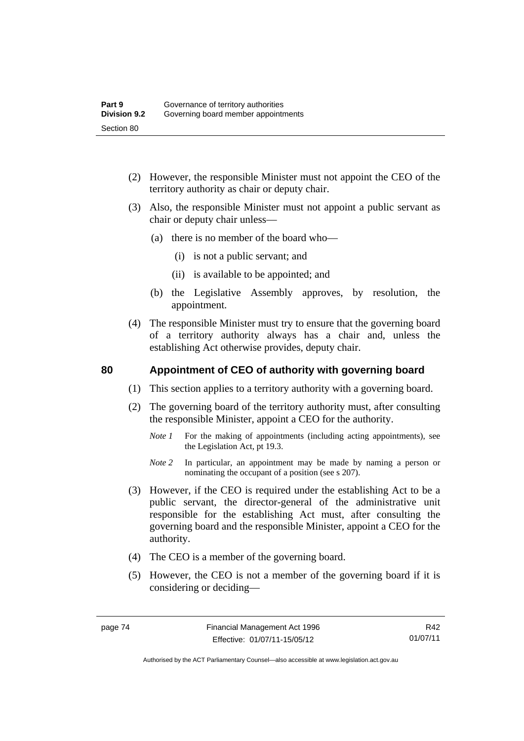(2) However, the responsible Minister must not appoint the CEO of the territory authority as chair or deputy chair.

(3) Also, the responsible Minister must not appoint a public servant as chair or deputy chair unless—

(a) there is no member of the board who—

(i) is not a public servant; and

(ii) is available to be appointed; and

(b) the Legislative Assembly approves, by resolution, the appointment.

(4) The responsible Minister must try to ensure that the governing board of a territory authority always has a chair and, unless the establishing Act otherwise provides, deputy chair.

## 80 Appointment of CEO of authority with governing board

(1) This section applies to a territory authority with a governing board.

(2) The governing board of the territory authority must, after consulting the responsible Minister, appoint a CEO for the authority.

*Note 1* For the making of appointments (including acting appointments), see the Legislation Act, pt 19.3.

*Note 2* In particular, an appointment may be made by naming a person or nominating the occupant of a position (see s 207).

(3) However, if the CEO is required under the establishing Act to be a public servant, the director-general of the administrative unit responsible for the establishing Act must, after consulting the governing board and the responsible Minister, appoint a CEO for the authority.

(4) The CEO is a member of the governing board.

(5) However, the CEO is not a member of the governing board if it is considering or deciding—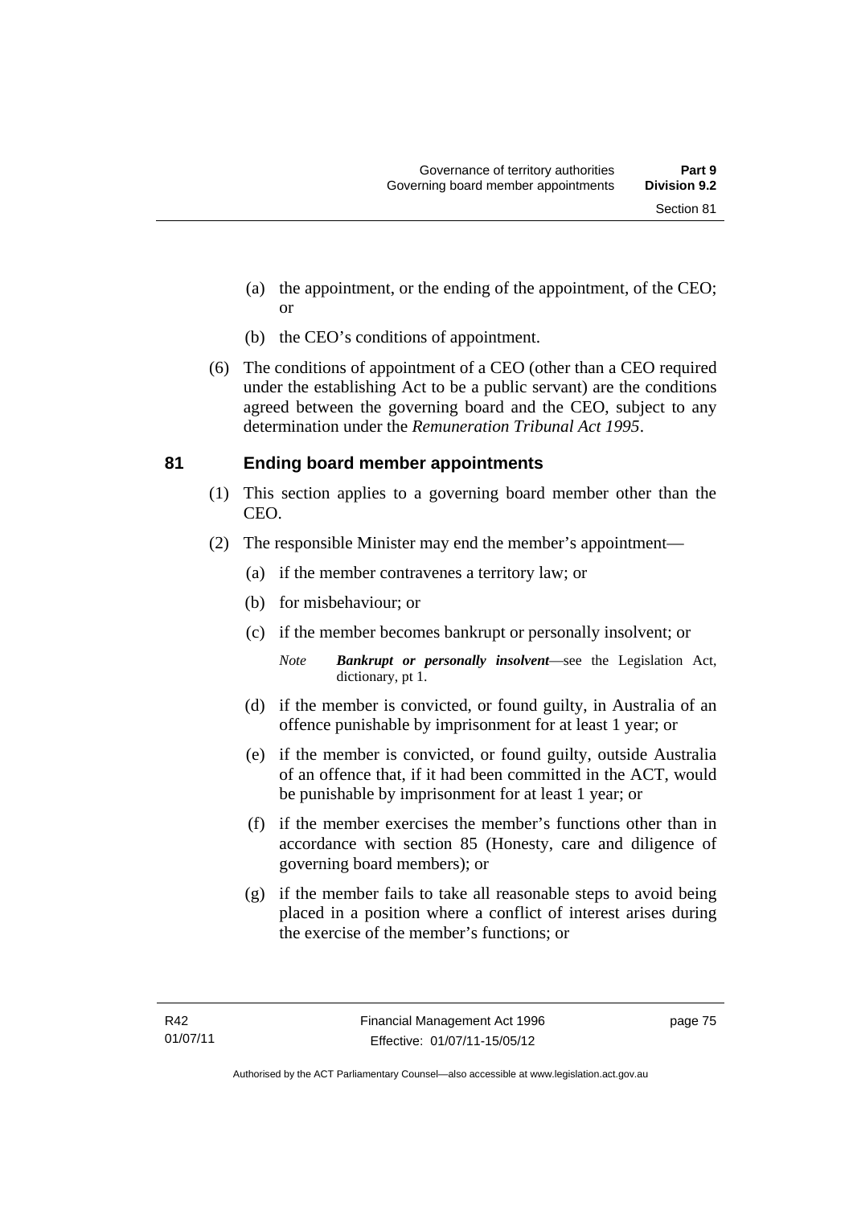(a) the appointment, or the ending of the appointment, of the CEO; or

(b) the CEO's conditions of appointment.

(6) The conditions of appointment of a CEO (other than a CEO required under the establishing Act to be a public servant) are the conditions agreed between the governing board and the CEO, subject to any determination under the *Remuneration Tribunal Act 1995*.

## 81 Ending board member appointments

(1) This section applies to a governing board member other than the CEO.

(2) The responsible Minister may end the member's appointment—

(a) if the member contravenes a territory law; or

(b) for misbehaviour; or

(c) if the member becomes bankrupt or personally insolvent; or

*Note* ***Bankrupt or personally insolvent***—see the Legislation Act, dictionary, pt 1.

(d) if the member is convicted, or found guilty, in Australia of an offence punishable by imprisonment for at least 1 year; or

(e) if the member is convicted, or found guilty, outside Australia of an offence that, if it had been committed in the ACT, would be punishable by imprisonment for at least 1 year; or

(f) if the member exercises the member's functions other than in accordance with section 85 (Honesty, care and diligence of governing board members); or

(g) if the member fails to take all reasonable steps to avoid being placed in a position where a conflict of interest arises during the exercise of the member's functions; or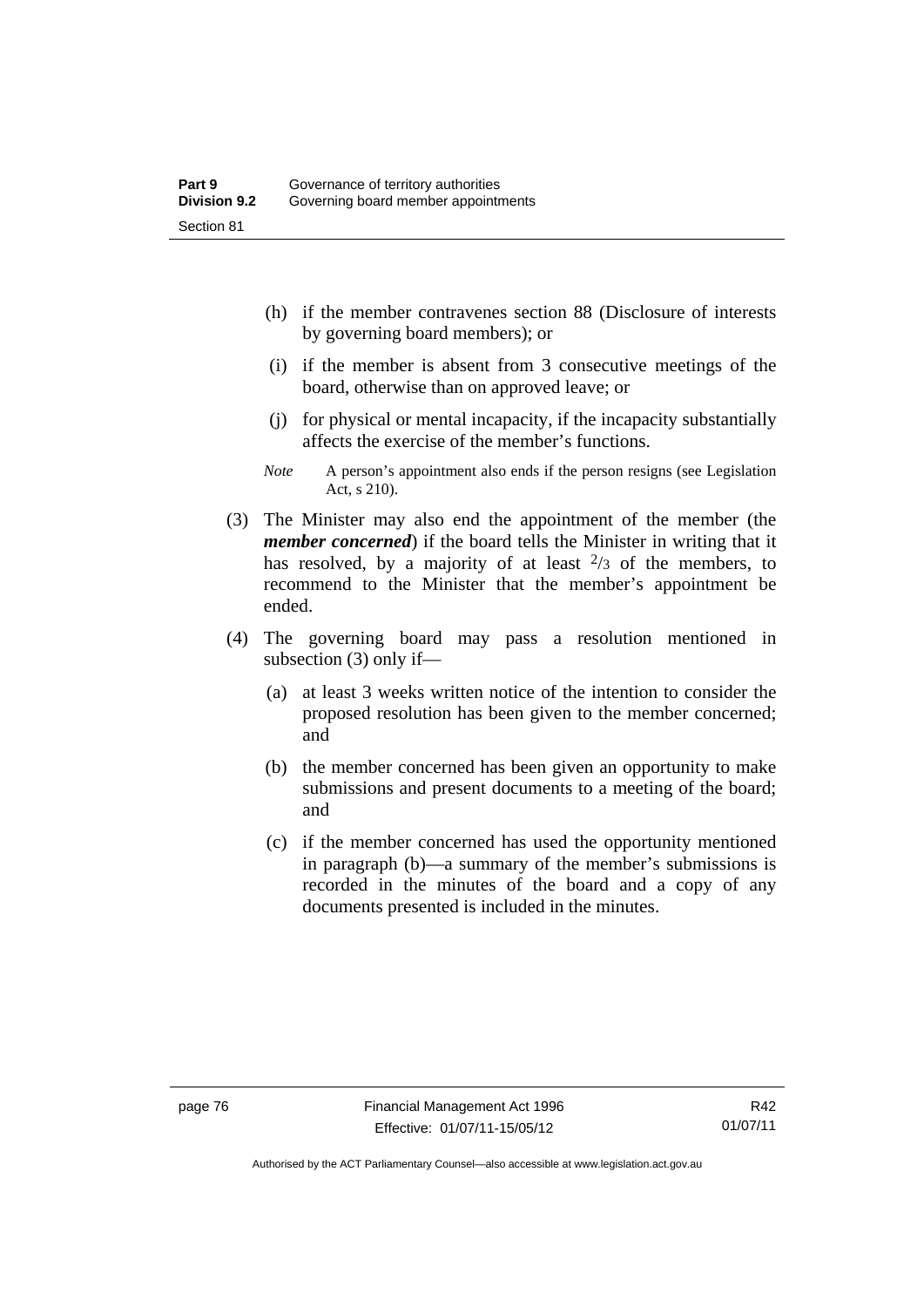(h) if the member contravenes section 88 (Disclosure of interests by governing board members); or

(i) if the member is absent from 3 consecutive meetings of the board, otherwise than on approved leave; or

(j) for physical or mental incapacity, if the incapacity substantially affects the exercise of the member's functions.

*Note* A person's appointment also ends if the person resigns (see Legislation Act, s 210).

(3) The Minister may also end the appointment of the member (the ***member concerned***) if the board tells the Minister in writing that it has resolved, by a majority of at least $^{2}/_{3}$ of the members, to recommend to the Minister that the member's appointment be ended.

(4) The governing board may pass a resolution mentioned in subsection (3) only if—

(a) at least 3 weeks written notice of the intention to consider the proposed resolution has been given to the member concerned; and

(b) the member concerned has been given an opportunity to make submissions and present documents to a meeting of the board; and

(c) if the member concerned has used the opportunity mentioned in paragraph (b)—a summary of the member's submissions is recorded in the minutes of the board and a copy of any documents presented is included in the minutes.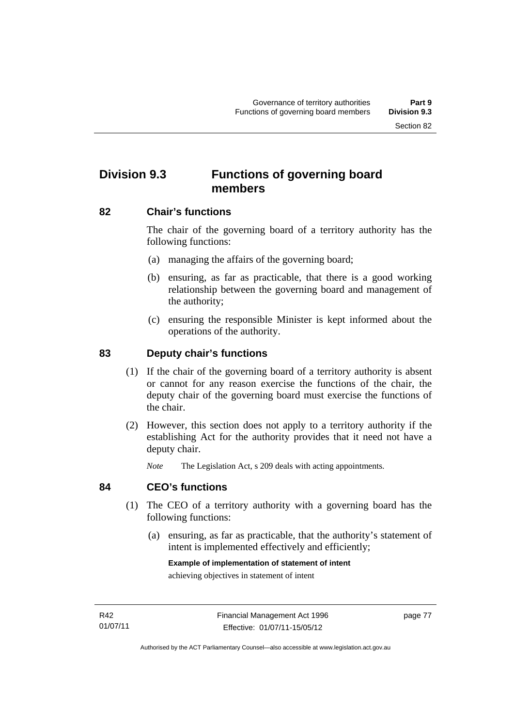## Division 9.3 Functions of governing board members

### 82 Chair's functions

The chair of the governing board of a territory authority has the following functions:

(a) managing the affairs of the governing board;

(b) ensuring, as far as practicable, that there is a good working relationship between the governing board and management of the authority;

(c) ensuring the responsible Minister is kept informed about the operations of the authority.

### 83 Deputy chair's functions

(1) If the chair of the governing board of a territory authority is absent or cannot for any reason exercise the functions of the chair, the deputy chair of the governing board must exercise the functions of the chair.

(2) However, this section does not apply to a territory authority if the establishing Act for the authority provides that it need not have a deputy chair.

*Note* The Legislation Act, s 209 deals with acting appointments.

### 84 CEO's functions

(1) The CEO of a territory authority with a governing board has the following functions:

(a) ensuring, as far as practicable, that the authority's statement of intent is implemented effectively and efficiently;

**Example of implementation of statement of intent**

achieving objectives in statement of intent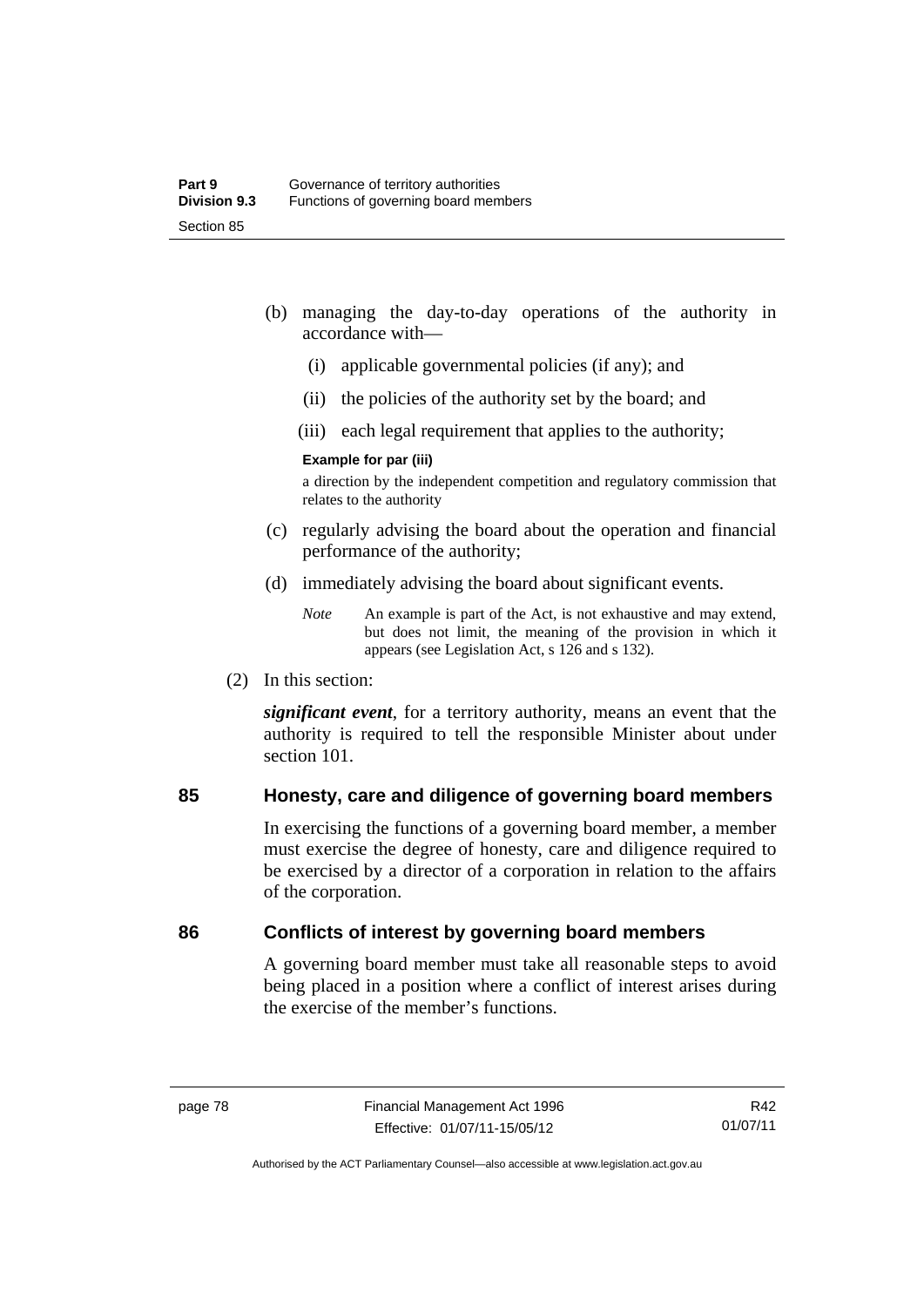(b) managing the day-to-day operations of the authority in accordance with—

   (i) applicable governmental policies (if any); and

   (ii) the policies of the authority set by the board; and

   (iii) each legal requirement that applies to the authority;

   **Example for par (iii)**

   a direction by the independent competition and regulatory commission that relates to the authority

(c) regularly advising the board about the operation and financial performance of the authority;

(d) immediately advising the board about significant events.

*Note* An example is part of the Act, is not exhaustive and may extend, but does not limit, the meaning of the provision in which it appears (see Legislation Act, s 126 and s 132).

(2) In this section:

***significant event***, for a territory authority, means an event that the authority is required to tell the responsible Minister about under section 101.

## 85 Honesty, care and diligence of governing board members

In exercising the functions of a governing board member, a member must exercise the degree of honesty, care and diligence required to be exercised by a director of a corporation in relation to the affairs of the corporation.

## 86 Conflicts of interest by governing board members

A governing board member must take all reasonable steps to avoid being placed in a position where a conflict of interest arises during the exercise of the member's functions.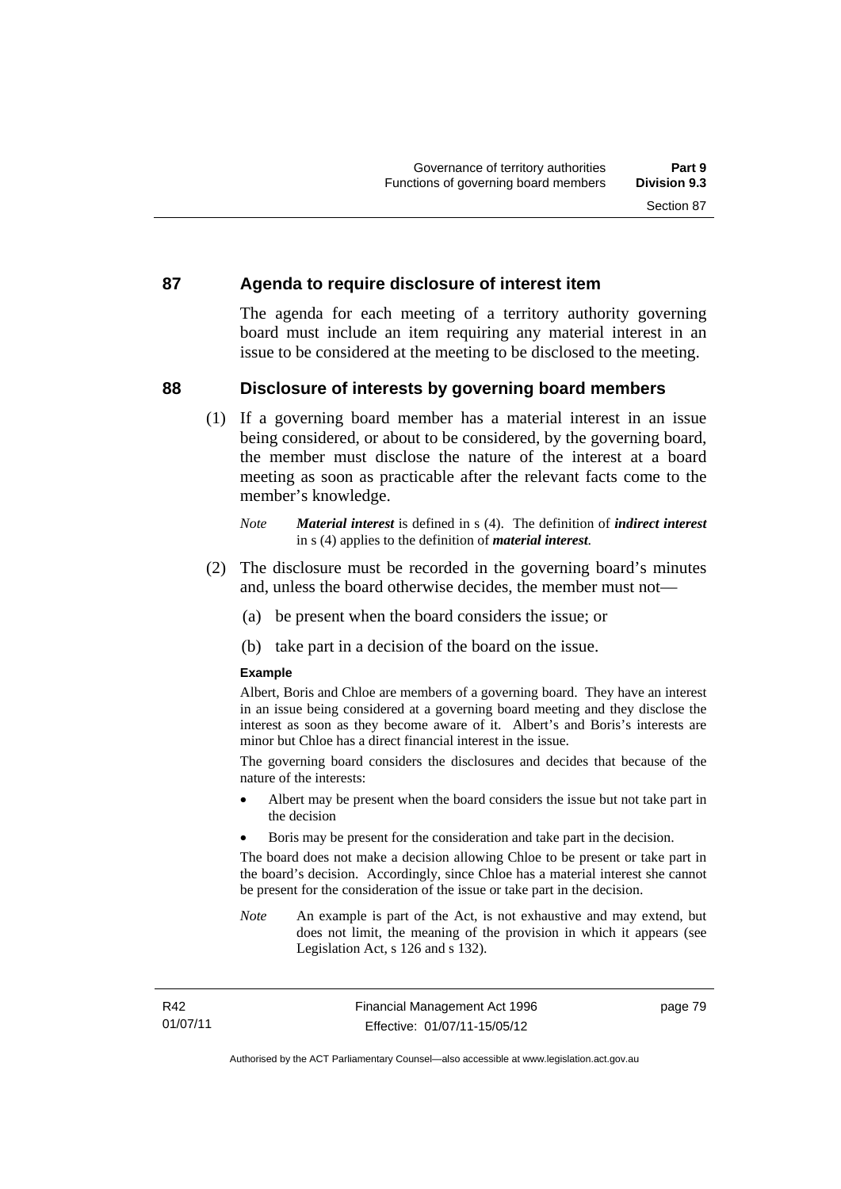## 87 Agenda to require disclosure of interest item

The agenda for each meeting of a territory authority governing board must include an item requiring any material interest in an issue to be considered at the meeting to be disclosed to the meeting.

## 88 Disclosure of interests by governing board members

(1) If a governing board member has a material interest in an issue being considered, or about to be considered, by the governing board, the member must disclose the nature of the interest at a board meeting as soon as practicable after the relevant facts come to the member's knowledge.

*Note* ***Material interest*** is defined in s (4). The definition of ***indirect interest*** in s (4) applies to the definition of ***material interest***.

(2) The disclosure must be recorded in the governing board's minutes and, unless the board otherwise decides, the member must not—

(a) be present when the board considers the issue; or

(b) take part in a decision of the board on the issue.

**Example**

Albert, Boris and Chloe are members of a governing board. They have an interest in an issue being considered at a governing board meeting and they disclose the interest as soon as they become aware of it. Albert's and Boris's interests are minor but Chloe has a direct financial interest in the issue.

The governing board considers the disclosures and decides that because of the nature of the interests:

- Albert may be present when the board considers the issue but not take part in the decision
- Boris may be present for the consideration and take part in the decision.

The board does not make a decision allowing Chloe to be present or take part in the board's decision. Accordingly, since Chloe has a material interest she cannot be present for the consideration of the issue or take part in the decision.

*Note* An example is part of the Act, is not exhaustive and may extend, but does not limit, the meaning of the provision in which it appears (see Legislation Act, s 126 and s 132).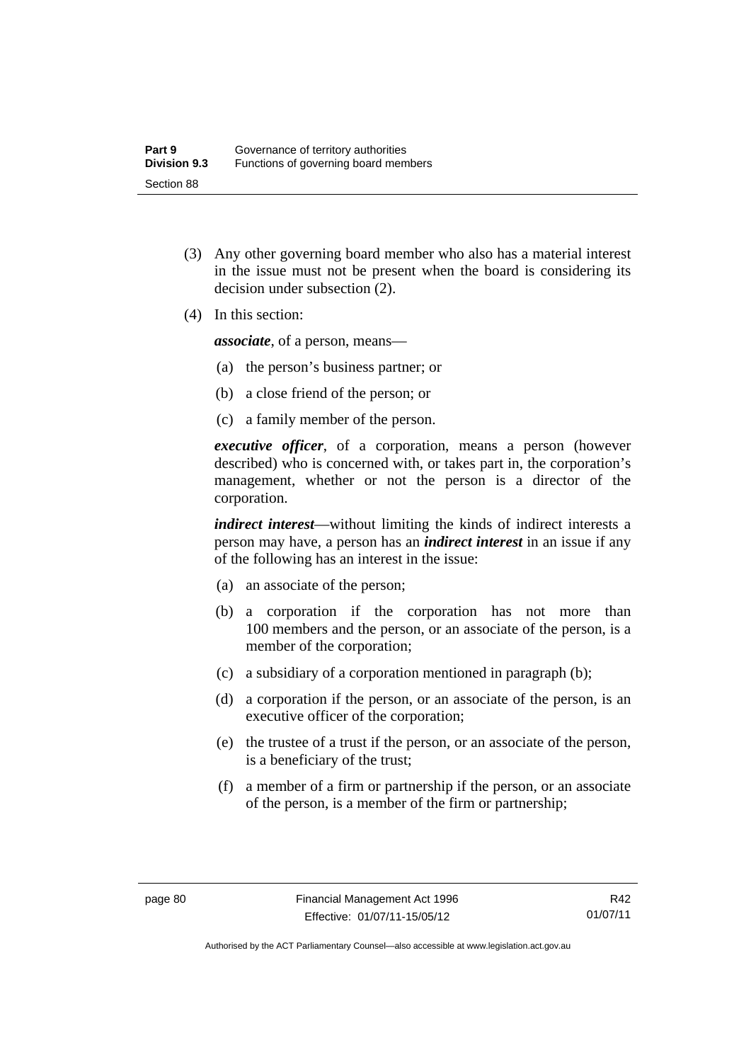(3) Any other governing board member who also has a material interest in the issue must not be present when the board is considering its decision under subsection (2).

(4) In this section:

***associate***, of a person, means—

(a) the person's business partner; or

(b) a close friend of the person; or

(c) a family member of the person.

***executive officer***, of a corporation, means a person (however described) who is concerned with, or takes part in, the corporation's management, whether or not the person is a director of the corporation.

***indirect interest***—without limiting the kinds of indirect interests a person may have, a person has an ***indirect interest*** in an issue if any of the following has an interest in the issue:

(a) an associate of the person;

(b) a corporation if the corporation has not more than 100 members and the person, or an associate of the person, is a member of the corporation;

(c) a subsidiary of a corporation mentioned in paragraph (b);

(d) a corporation if the person, or an associate of the person, is an executive officer of the corporation;

(e) the trustee of a trust if the person, or an associate of the person, is a beneficiary of the trust;

(f) a member of a firm or partnership if the person, or an associate of the person, is a member of the firm or partnership;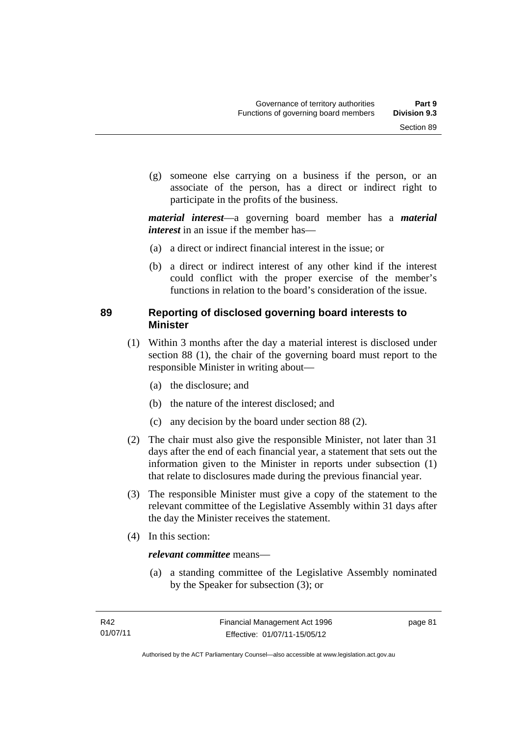(g) someone else carrying on a business if the person, or an associate of the person, has a direct or indirect right to participate in the profits of the business.

***material interest***—a governing board member has a ***material interest*** in an issue if the member has—

(a) a direct or indirect financial interest in the issue; or

(b) a direct or indirect interest of any other kind if the interest could conflict with the proper exercise of the member's functions in relation to the board's consideration of the issue.

## 89 Reporting of disclosed governing board interests to Minister

(1) Within 3 months after the day a material interest is disclosed under section 88 (1), the chair of the governing board must report to the responsible Minister in writing about—

(a) the disclosure; and

(b) the nature of the interest disclosed; and

(c) any decision by the board under section 88 (2).

(2) The chair must also give the responsible Minister, not later than 31 days after the end of each financial year, a statement that sets out the information given to the Minister in reports under subsection (1) that relate to disclosures made during the previous financial year.

(3) The responsible Minister must give a copy of the statement to the relevant committee of the Legislative Assembly within 31 days after the day the Minister receives the statement.

(4) In this section:

***relevant committee*** means—

(a) a standing committee of the Legislative Assembly nominated by the Speaker for subsection (3); or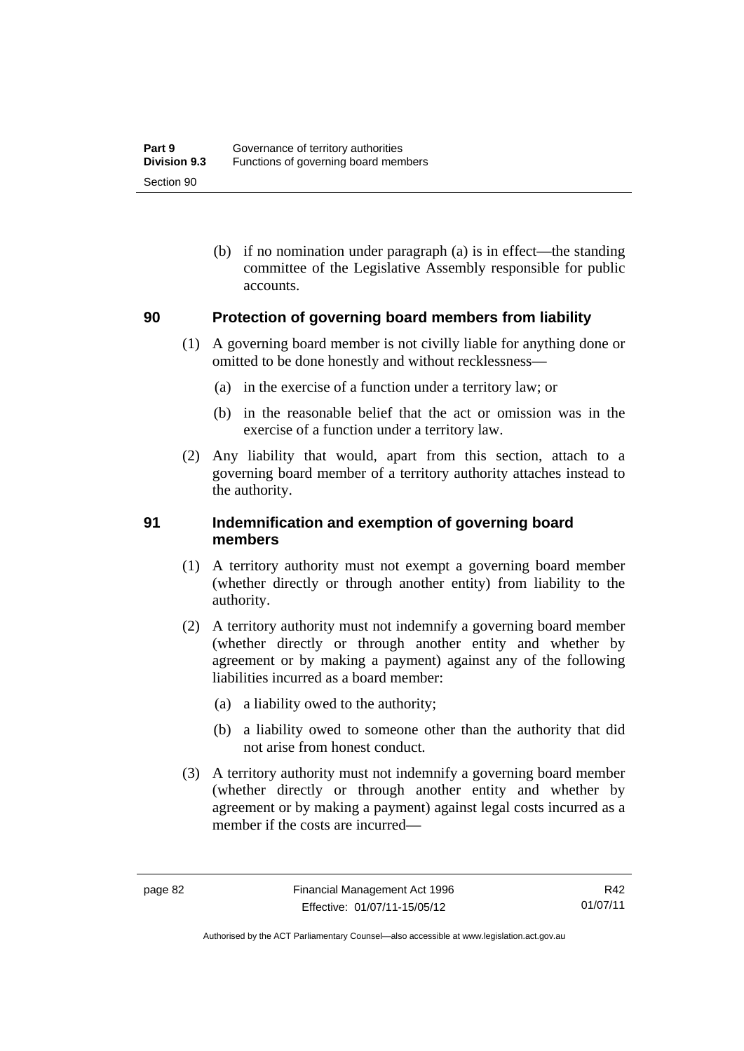(b) if no nomination under paragraph (a) is in effect—the standing committee of the Legislative Assembly responsible for public accounts.

## 90 Protection of governing board members from liability

(1) A governing board member is not civilly liable for anything done or omitted to be done honestly and without recklessness—

(a) in the exercise of a function under a territory law; or

(b) in the reasonable belief that the act or omission was in the exercise of a function under a territory law.

(2) Any liability that would, apart from this section, attach to a governing board member of a territory authority attaches instead to the authority.

## 91 Indemnification and exemption of governing board members

(1) A territory authority must not exempt a governing board member (whether directly or through another entity) from liability to the authority.

(2) A territory authority must not indemnify a governing board member (whether directly or through another entity and whether by agreement or by making a payment) against any of the following liabilities incurred as a board member:

(a) a liability owed to the authority;

(b) a liability owed to someone other than the authority that did not arise from honest conduct.

(3) A territory authority must not indemnify a governing board member (whether directly or through another entity and whether by agreement or by making a payment) against legal costs incurred as a member if the costs are incurred—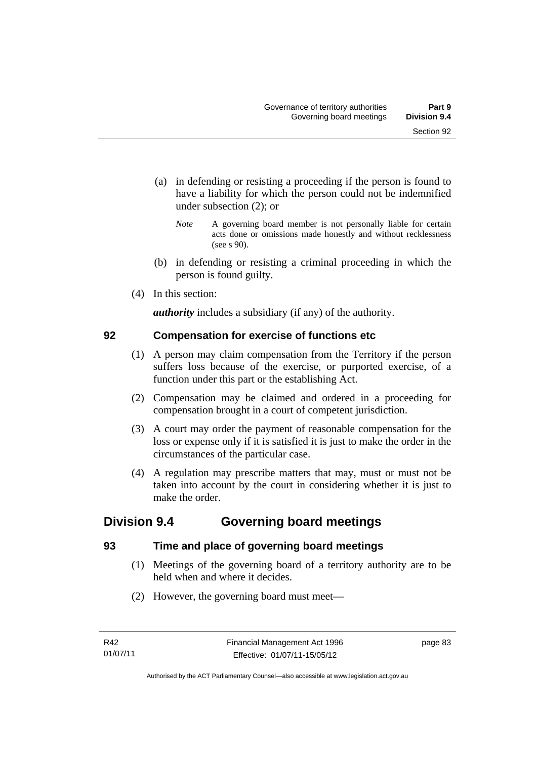(a) in defending or resisting a proceeding if the person is found to have a liability for which the person could not be indemnified under subsection (2); or

*Note* A governing board member is not personally liable for certain acts done or omissions made honestly and without recklessness (see s 90).

(b) in defending or resisting a criminal proceeding in which the person is found guilty.

(4) In this section:

***authority*** includes a subsidiary (if any) of the authority.

### 92 Compensation for exercise of functions etc

(1) A person may claim compensation from the Territory if the person suffers loss because of the exercise, or purported exercise, of a function under this part or the establishing Act.

(2) Compensation may be claimed and ordered in a proceeding for compensation brought in a court of competent jurisdiction.

(3) A court may order the payment of reasonable compensation for the loss or expense only if it is satisfied it is just to make the order in the circumstances of the particular case.

(4) A regulation may prescribe matters that may, must or must not be taken into account by the court in considering whether it is just to make the order.

## Division 9.4 Governing board meetings

### 93 Time and place of governing board meetings

(1) Meetings of the governing board of a territory authority are to be held when and where it decides.

(2) However, the governing board must meet—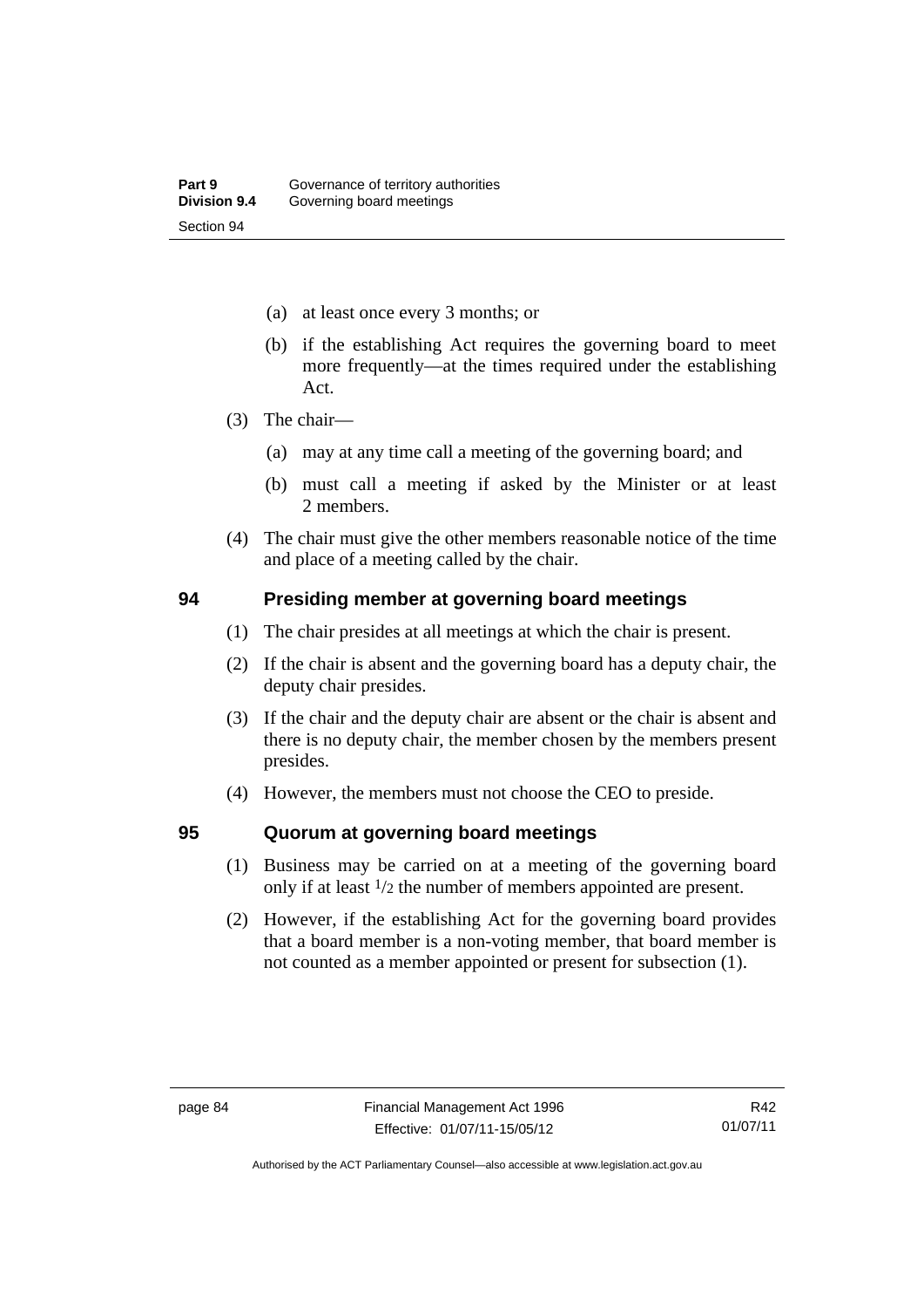(a) at least once every 3 months; or

(b) if the establishing Act requires the governing board to meet more frequently—at the times required under the establishing Act.

(3) The chair—

(a) may at any time call a meeting of the governing board; and

(b) must call a meeting if asked by the Minister or at least 2 members.

(4) The chair must give the other members reasonable notice of the time and place of a meeting called by the chair.

## 94 Presiding member at governing board meetings

(1) The chair presides at all meetings at which the chair is present.

(2) If the chair is absent and the governing board has a deputy chair, the deputy chair presides.

(3) If the chair and the deputy chair are absent or the chair is absent and there is no deputy chair, the member chosen by the members present presides.

(4) However, the members must not choose the CEO to preside.

## 95 Quorum at governing board meetings

(1) Business may be carried on at a meeting of the governing board only if at least $1/2$ the number of members appointed are present.

(2) However, if the establishing Act for the governing board provides that a board member is a non-voting member, that board member is not counted as a member appointed or present for subsection (1).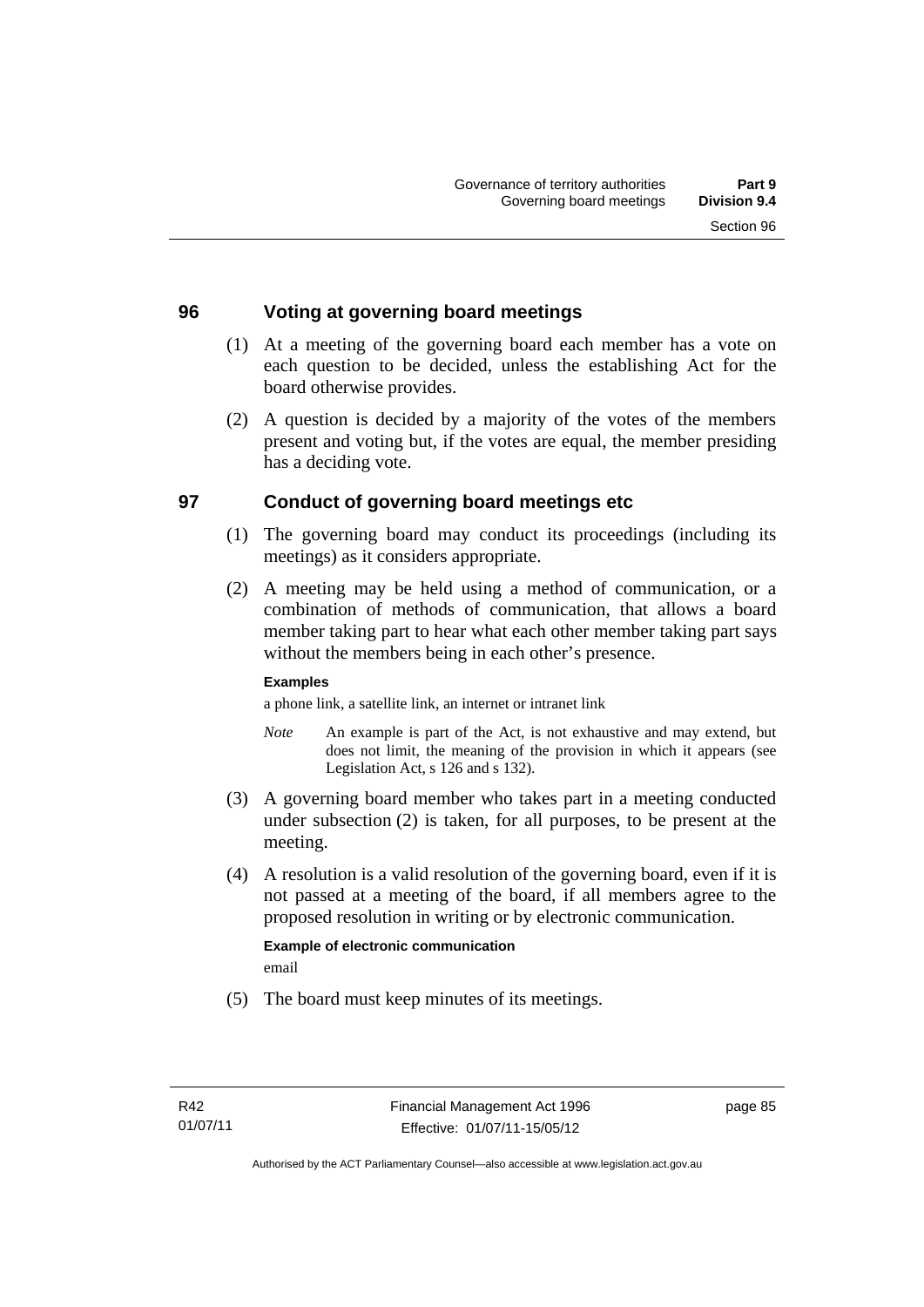## 96 Voting at governing board meetings

(1) At a meeting of the governing board each member has a vote on each question to be decided, unless the establishing Act for the board otherwise provides.

(2) A question is decided by a majority of the votes of the members present and voting but, if the votes are equal, the member presiding has a deciding vote.

## 97 Conduct of governing board meetings etc

(1) The governing board may conduct its proceedings (including its meetings) as it considers appropriate.

(2) A meeting may be held using a method of communication, or a combination of methods of communication, that allows a board member taking part to hear what each other member taking part says without the members being in each other's presence.

**Examples**

a phone link, a satellite link, an internet or intranet link

*Note* An example is part of the Act, is not exhaustive and may extend, but does not limit, the meaning of the provision in which it appears (see Legislation Act, s 126 and s 132).

(3) A governing board member who takes part in a meeting conducted under subsection (2) is taken, for all purposes, to be present at the meeting.

(4) A resolution is a valid resolution of the governing board, even if it is not passed at a meeting of the board, if all members agree to the proposed resolution in writing or by electronic communication.

**Example of electronic communication**

email

(5) The board must keep minutes of its meetings.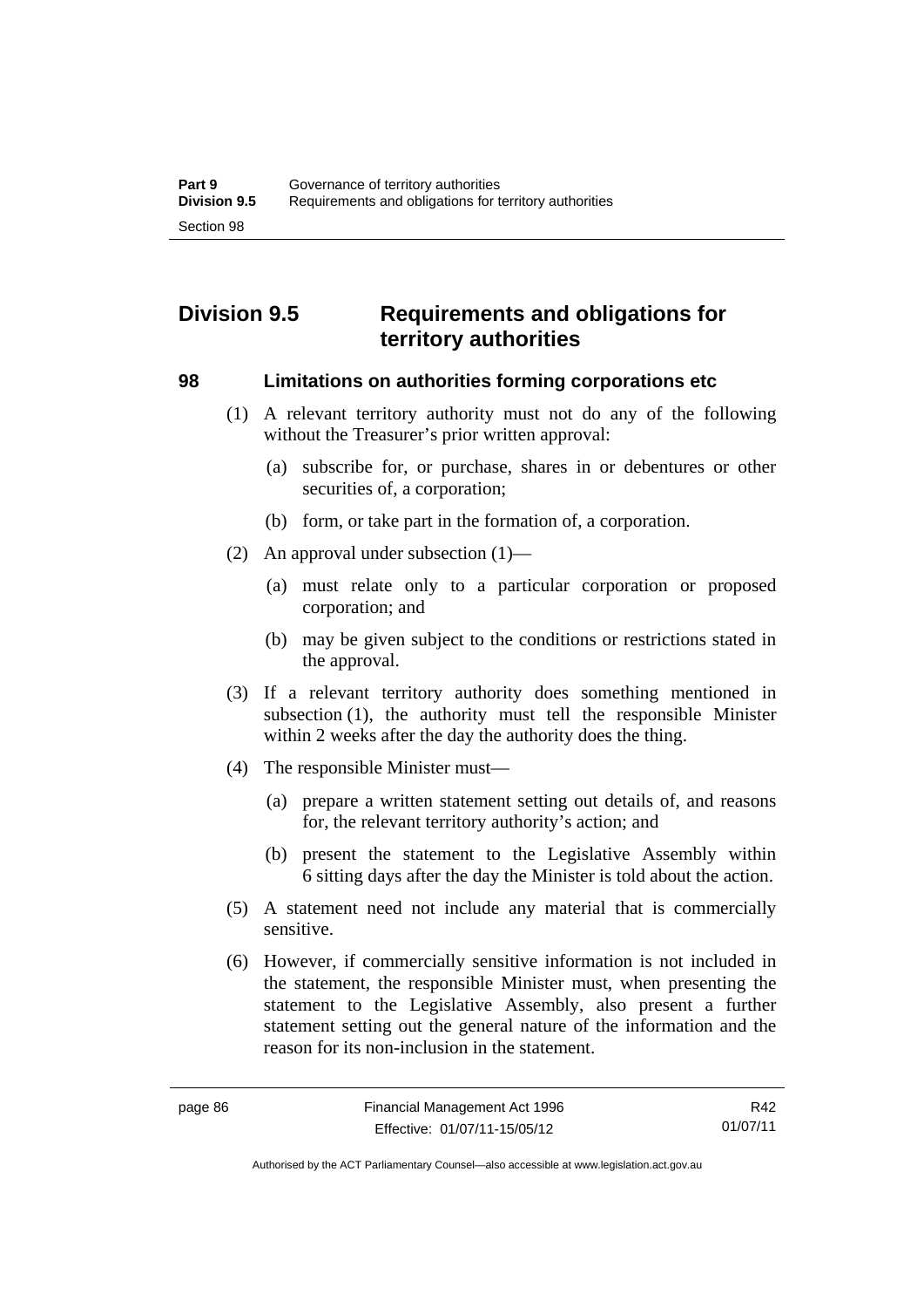## Division 9.5 Requirements and obligations for territory authorities

### 98 Limitations on authorities forming corporations etc

(1) A relevant territory authority must not do any of the following without the Treasurer's prior written approval:

(a) subscribe for, or purchase, shares in or debentures or other securities of, a corporation;

(b) form, or take part in the formation of, a corporation.

(2) An approval under subsection (1)—

(a) must relate only to a particular corporation or proposed corporation; and

(b) may be given subject to the conditions or restrictions stated in the approval.

(3) If a relevant territory authority does something mentioned in subsection (1), the authority must tell the responsible Minister within 2 weeks after the day the authority does the thing.

(4) The responsible Minister must—

(a) prepare a written statement setting out details of, and reasons for, the relevant territory authority's action; and

(b) present the statement to the Legislative Assembly within 6 sitting days after the day the Minister is told about the action.

(5) A statement need not include any material that is commercially sensitive.

(6) However, if commercially sensitive information is not included in the statement, the responsible Minister must, when presenting the statement to the Legislative Assembly, also present a further statement setting out the general nature of the information and the reason for its non-inclusion in the statement.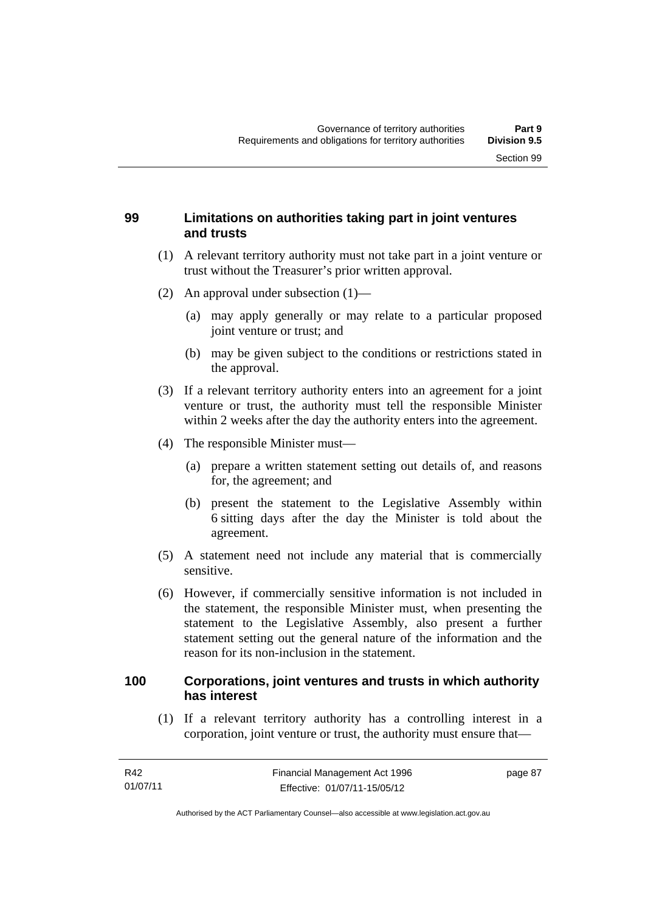## 99 Limitations on authorities taking part in joint ventures and trusts

(1) A relevant territory authority must not take part in a joint venture or trust without the Treasurer's prior written approval.

(2) An approval under subsection (1)—

(a) may apply generally or may relate to a particular proposed joint venture or trust; and

(b) may be given subject to the conditions or restrictions stated in the approval.

(3) If a relevant territory authority enters into an agreement for a joint venture or trust, the authority must tell the responsible Minister within 2 weeks after the day the authority enters into the agreement.

(4) The responsible Minister must—

(a) prepare a written statement setting out details of, and reasons for, the agreement; and

(b) present the statement to the Legislative Assembly within 6 sitting days after the day the Minister is told about the agreement.

(5) A statement need not include any material that is commercially sensitive.

(6) However, if commercially sensitive information is not included in the statement, the responsible Minister must, when presenting the statement to the Legislative Assembly, also present a further statement setting out the general nature of the information and the reason for its non-inclusion in the statement.

## 100 Corporations, joint ventures and trusts in which authority has interest

(1) If a relevant territory authority has a controlling interest in a corporation, joint venture or trust, the authority must ensure that—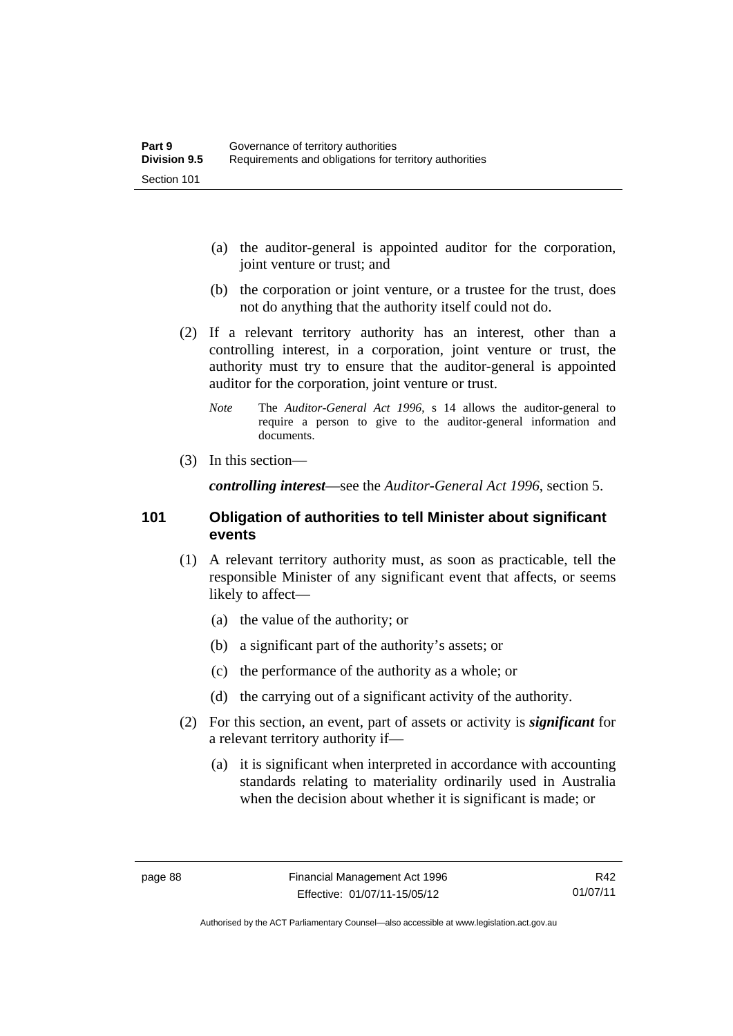(a) the auditor-general is appointed auditor for the corporation, joint venture or trust; and

(b) the corporation or joint venture, or a trustee for the trust, does not do anything that the authority itself could not do.

(2) If a relevant territory authority has an interest, other than a controlling interest, in a corporation, joint venture or trust, the authority must try to ensure that the auditor-general is appointed auditor for the corporation, joint venture or trust.

*Note* The *Auditor-General Act 1996*, s 14 allows the auditor-general to require a person to give to the auditor-general information and documents.

(3) In this section—

***controlling interest***—see the *Auditor-General Act 1996*, section 5.

## 101 Obligation of authorities to tell Minister about significant events

(1) A relevant territory authority must, as soon as practicable, tell the responsible Minister of any significant event that affects, or seems likely to affect—

(a) the value of the authority; or

(b) a significant part of the authority's assets; or

(c) the performance of the authority as a whole; or

(d) the carrying out of a significant activity of the authority.

(2) For this section, an event, part of assets or activity is ***significant*** for a relevant territory authority if—

(a) it is significant when interpreted in accordance with accounting standards relating to materiality ordinarily used in Australia when the decision about whether it is significant is made; or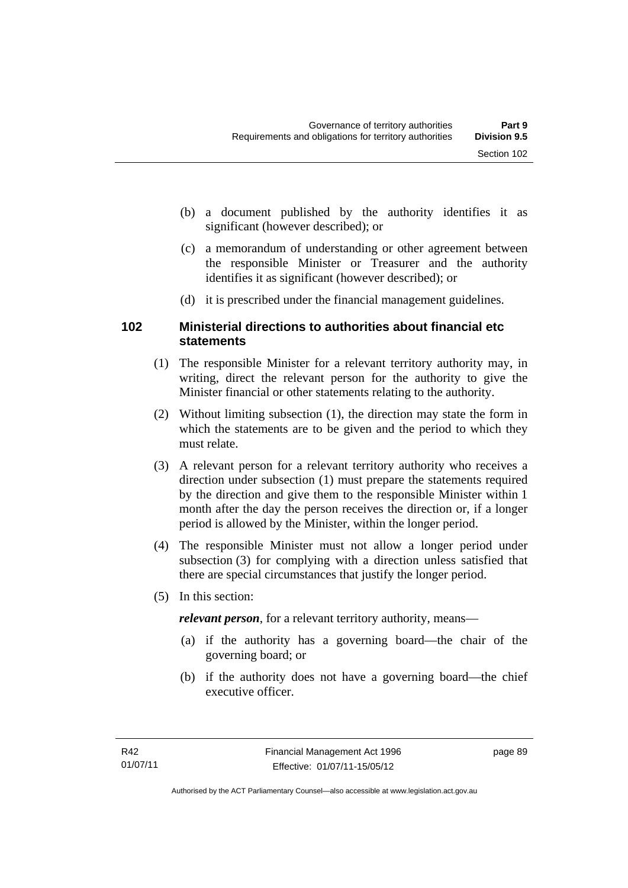(b) a document published by the authority identifies it as significant (however described); or

(c) a memorandum of understanding or other agreement between the responsible Minister or Treasurer and the authority identifies it as significant (however described); or

(d) it is prescribed under the financial management guidelines.

## 102 Ministerial directions to authorities about financial etc statements

(1) The responsible Minister for a relevant territory authority may, in writing, direct the relevant person for the authority to give the Minister financial or other statements relating to the authority.

(2) Without limiting subsection (1), the direction may state the form in which the statements are to be given and the period to which they must relate.

(3) A relevant person for a relevant territory authority who receives a direction under subsection (1) must prepare the statements required by the direction and give them to the responsible Minister within 1 month after the day the person receives the direction or, if a longer period is allowed by the Minister, within the longer period.

(4) The responsible Minister must not allow a longer period under subsection (3) for complying with a direction unless satisfied that there are special circumstances that justify the longer period.

(5) In this section:

***relevant person***, for a relevant territory authority, means—

(a) if the authority has a governing board—the chair of the governing board; or

(b) if the authority does not have a governing board—the chief executive officer.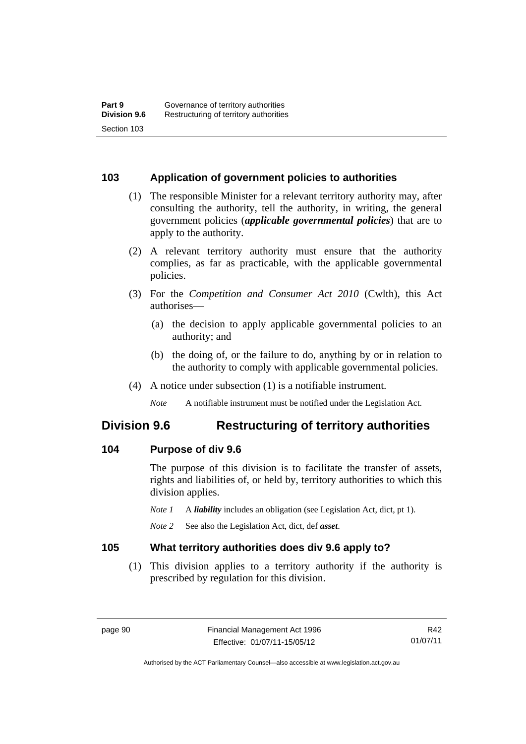### 103 Application of government policies to authorities

(1) The responsible Minister for a relevant territory authority may, after consulting the authority, tell the authority, in writing, the general government policies (***applicable governmental policies***) that are to apply to the authority.

(2) A relevant territory authority must ensure that the authority complies, as far as practicable, with the applicable governmental policies.

(3) For the *Competition and Consumer Act 2010* (Cwlth), this Act authorises—

(a) the decision to apply applicable governmental policies to an authority; and

(b) the doing of, or the failure to do, anything by or in relation to the authority to comply with applicable governmental policies.

(4) A notice under subsection (1) is a notifiable instrument.

*Note* A notifiable instrument must be notified under the Legislation Act.

## Division 9.6 Restructuring of territory authorities

### 104 Purpose of div 9.6

The purpose of this division is to facilitate the transfer of assets, rights and liabilities of, or held by, territory authorities to which this division applies.

*Note 1* A ***liability*** includes an obligation (see Legislation Act, dict, pt 1).

*Note 2* See also the Legislation Act, dict, def ***asset***.

### 105 What territory authorities does div 9.6 apply to?

(1) This division applies to a territory authority if the authority is prescribed by regulation for this division.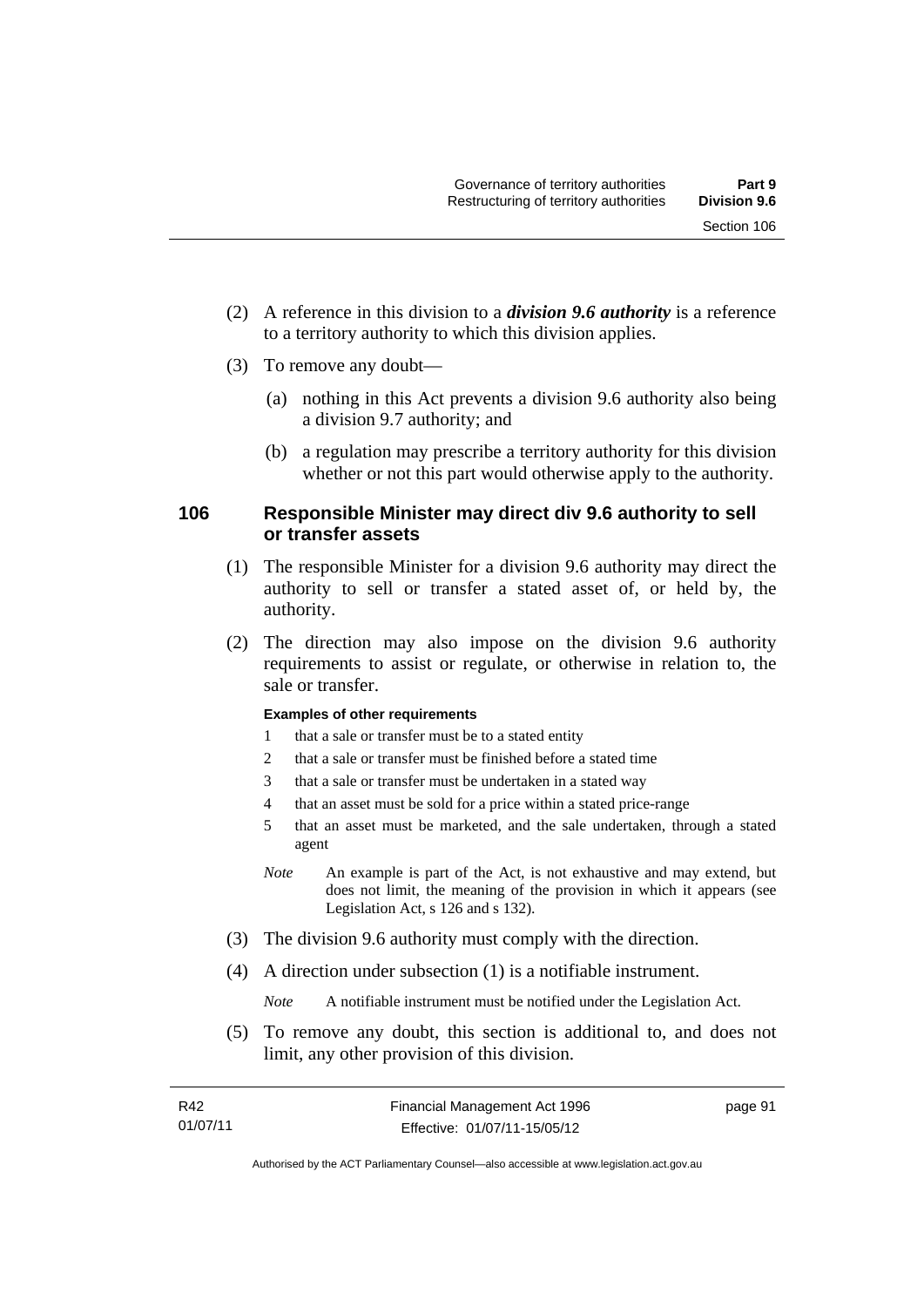(2) A reference in this division to a ***division 9.6 authority*** is a reference to a territory authority to which this division applies.

(3) To remove any doubt—

(a) nothing in this Act prevents a division 9.6 authority also being a division 9.7 authority; and

(b) a regulation may prescribe a territory authority for this division whether or not this part would otherwise apply to the authority.

### 106 Responsible Minister may direct div 9.6 authority to sell or transfer assets

(1) The responsible Minister for a division 9.6 authority may direct the authority to sell or transfer a stated asset of, or held by, the authority.

(2) The direction may also impose on the division 9.6 authority requirements to assist or regulate, or otherwise in relation to, the sale or transfer.

**Examples of other requirements**

1 that a sale or transfer must be to a stated entity

2 that a sale or transfer must be finished before a stated time

3 that a sale or transfer must be undertaken in a stated way

4 that an asset must be sold for a price within a stated price-range

5 that an asset must be marketed, and the sale undertaken, through a stated agent

*Note* An example is part of the Act, is not exhaustive and may extend, but does not limit, the meaning of the provision in which it appears (see Legislation Act, s 126 and s 132).

(3) The division 9.6 authority must comply with the direction.

(4) A direction under subsection (1) is a notifiable instrument.

*Note* A notifiable instrument must be notified under the Legislation Act.

(5) To remove any doubt, this section is additional to, and does not limit, any other provision of this division.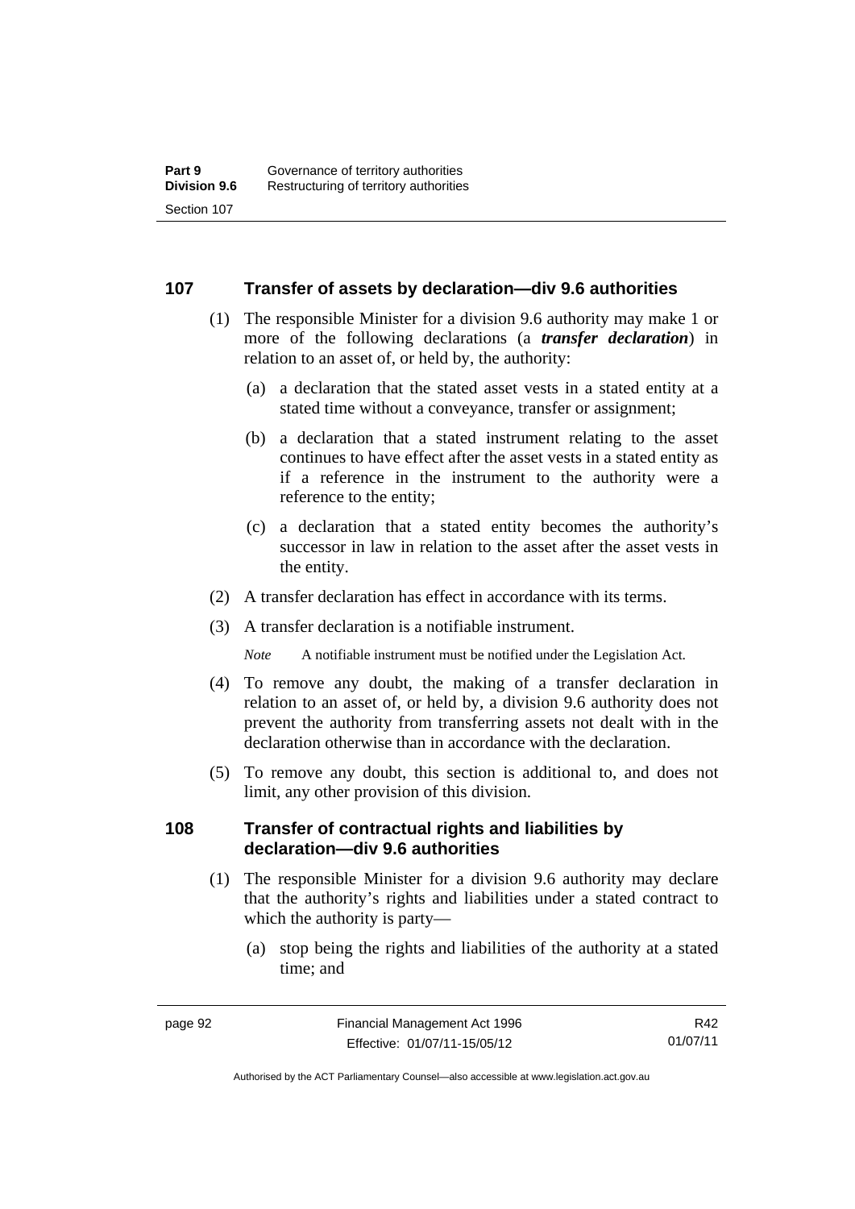## 107 Transfer of assets by declaration—div 9.6 authorities

(1) The responsible Minister for a division 9.6 authority may make 1 or more of the following declarations (a ***transfer declaration***) in relation to an asset of, or held by, the authority:

(a) a declaration that the stated asset vests in a stated entity at a stated time without a conveyance, transfer or assignment;

(b) a declaration that a stated instrument relating to the asset continues to have effect after the asset vests in a stated entity as if a reference in the instrument to the authority were a reference to the entity;

(c) a declaration that a stated entity becomes the authority's successor in law in relation to the asset after the asset vests in the entity.

(2) A transfer declaration has effect in accordance with its terms.

(3) A transfer declaration is a notifiable instrument.

*Note* A notifiable instrument must be notified under the Legislation Act.

(4) To remove any doubt, the making of a transfer declaration in relation to an asset of, or held by, a division 9.6 authority does not prevent the authority from transferring assets not dealt with in the declaration otherwise than in accordance with the declaration.

(5) To remove any doubt, this section is additional to, and does not limit, any other provision of this division.

## 108 Transfer of contractual rights and liabilities by declaration—div 9.6 authorities

(1) The responsible Minister for a division 9.6 authority may declare that the authority's rights and liabilities under a stated contract to which the authority is party—

(a) stop being the rights and liabilities of the authority at a stated time; and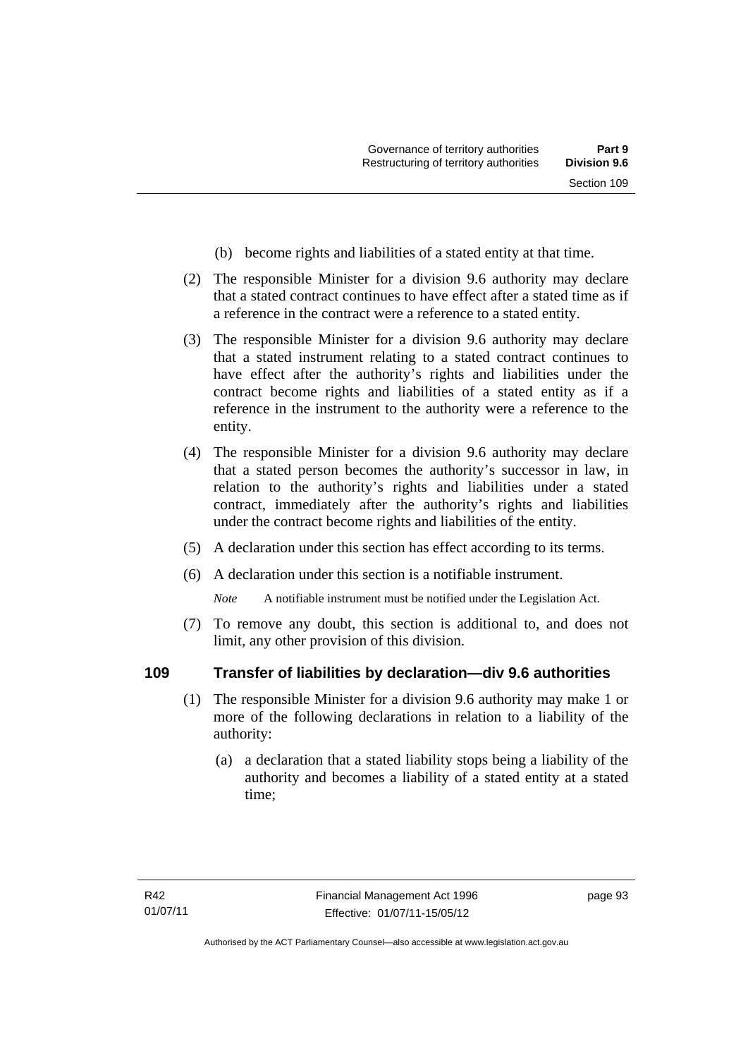(b) become rights and liabilities of a stated entity at that time.

(2) The responsible Minister for a division 9.6 authority may declare that a stated contract continues to have effect after a stated time as if a reference in the contract were a reference to a stated entity.

(3) The responsible Minister for a division 9.6 authority may declare that a stated instrument relating to a stated contract continues to have effect after the authority's rights and liabilities under the contract become rights and liabilities of a stated entity as if a reference in the instrument to the authority were a reference to the entity.

(4) The responsible Minister for a division 9.6 authority may declare that a stated person becomes the authority's successor in law, in relation to the authority's rights and liabilities under a stated contract, immediately after the authority's rights and liabilities under the contract become rights and liabilities of the entity.

(5) A declaration under this section has effect according to its terms.

(6) A declaration under this section is a notifiable instrument.

*Note* A notifiable instrument must be notified under the Legislation Act.

(7) To remove any doubt, this section is additional to, and does not limit, any other provision of this division.

## 109 Transfer of liabilities by declaration—div 9.6 authorities

(1) The responsible Minister for a division 9.6 authority may make 1 or more of the following declarations in relation to a liability of the authority:

(a) a declaration that a stated liability stops being a liability of the authority and becomes a liability of a stated entity at a stated time;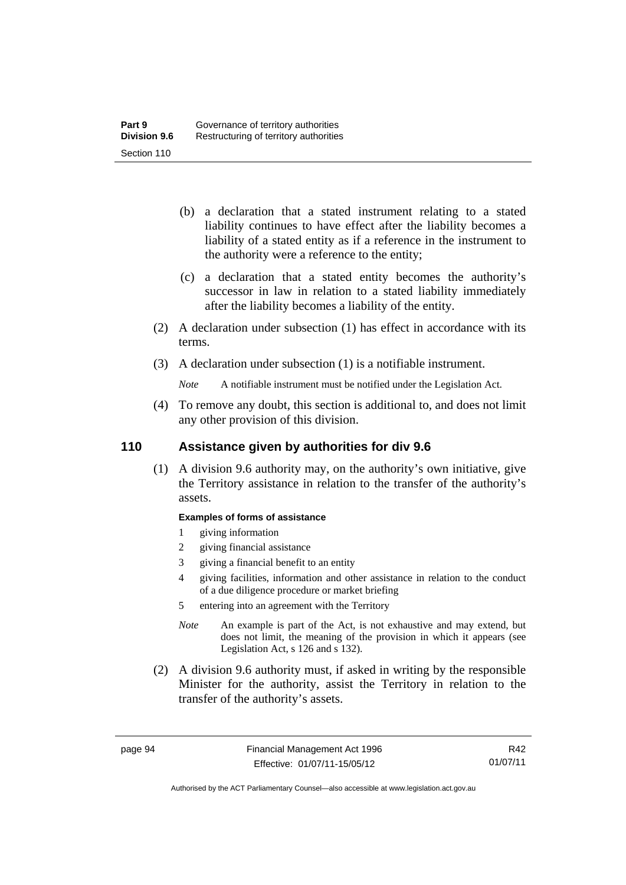(b) a declaration that a stated instrument relating to a stated liability continues to have effect after the liability becomes a liability of a stated entity as if a reference in the instrument to the authority were a reference to the entity;

(c) a declaration that a stated entity becomes the authority's successor in law in relation to a stated liability immediately after the liability becomes a liability of the entity.

(2) A declaration under subsection (1) has effect in accordance with its terms.

(3) A declaration under subsection (1) is a notifiable instrument.

*Note* A notifiable instrument must be notified under the Legislation Act.

(4) To remove any doubt, this section is additional to, and does not limit any other provision of this division.

## 110 Assistance given by authorities for div 9.6

(1) A division 9.6 authority may, on the authority's own initiative, give the Territory assistance in relation to the transfer of the authority's assets.

**Examples of forms of assistance**

1 giving information
2 giving financial assistance
3 giving a financial benefit to an entity
4 giving facilities, information and other assistance in relation to the conduct of a due diligence procedure or market briefing
5 entering into an agreement with the Territory

*Note* An example is part of the Act, is not exhaustive and may extend, but does not limit, the meaning of the provision in which it appears (see Legislation Act, s 126 and s 132).

(2) A division 9.6 authority must, if asked in writing by the responsible Minister for the authority, assist the Territory in relation to the transfer of the authority's assets.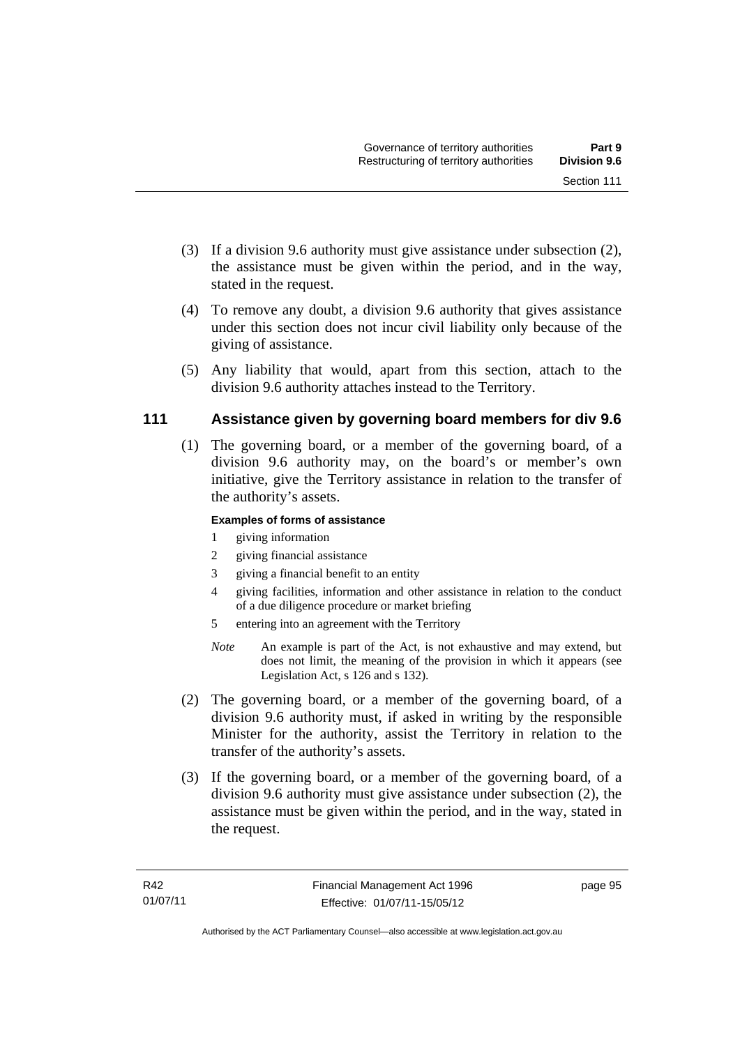(3) If a division 9.6 authority must give assistance under subsection (2), the assistance must be given within the period, and in the way, stated in the request.

(4) To remove any doubt, a division 9.6 authority that gives assistance under this section does not incur civil liability only because of the giving of assistance.

(5) Any liability that would, apart from this section, attach to the division 9.6 authority attaches instead to the Territory.

## 111 Assistance given by governing board members for div 9.6

(1) The governing board, or a member of the governing board, of a division 9.6 authority may, on the board's or member's own initiative, give the Territory assistance in relation to the transfer of the authority's assets.

**Examples of forms of assistance**

1 giving information
2 giving financial assistance
3 giving a financial benefit to an entity
4 giving facilities, information and other assistance in relation to the conduct of a due diligence procedure or market briefing
5 entering into an agreement with the Territory

*Note* An example is part of the Act, is not exhaustive and may extend, but does not limit, the meaning of the provision in which it appears (see Legislation Act, s 126 and s 132).

(2) The governing board, or a member of the governing board, of a division 9.6 authority must, if asked in writing by the responsible Minister for the authority, assist the Territory in relation to the transfer of the authority's assets.

(3) If the governing board, or a member of the governing board, of a division 9.6 authority must give assistance under subsection (2), the assistance must be given within the period, and in the way, stated in the request.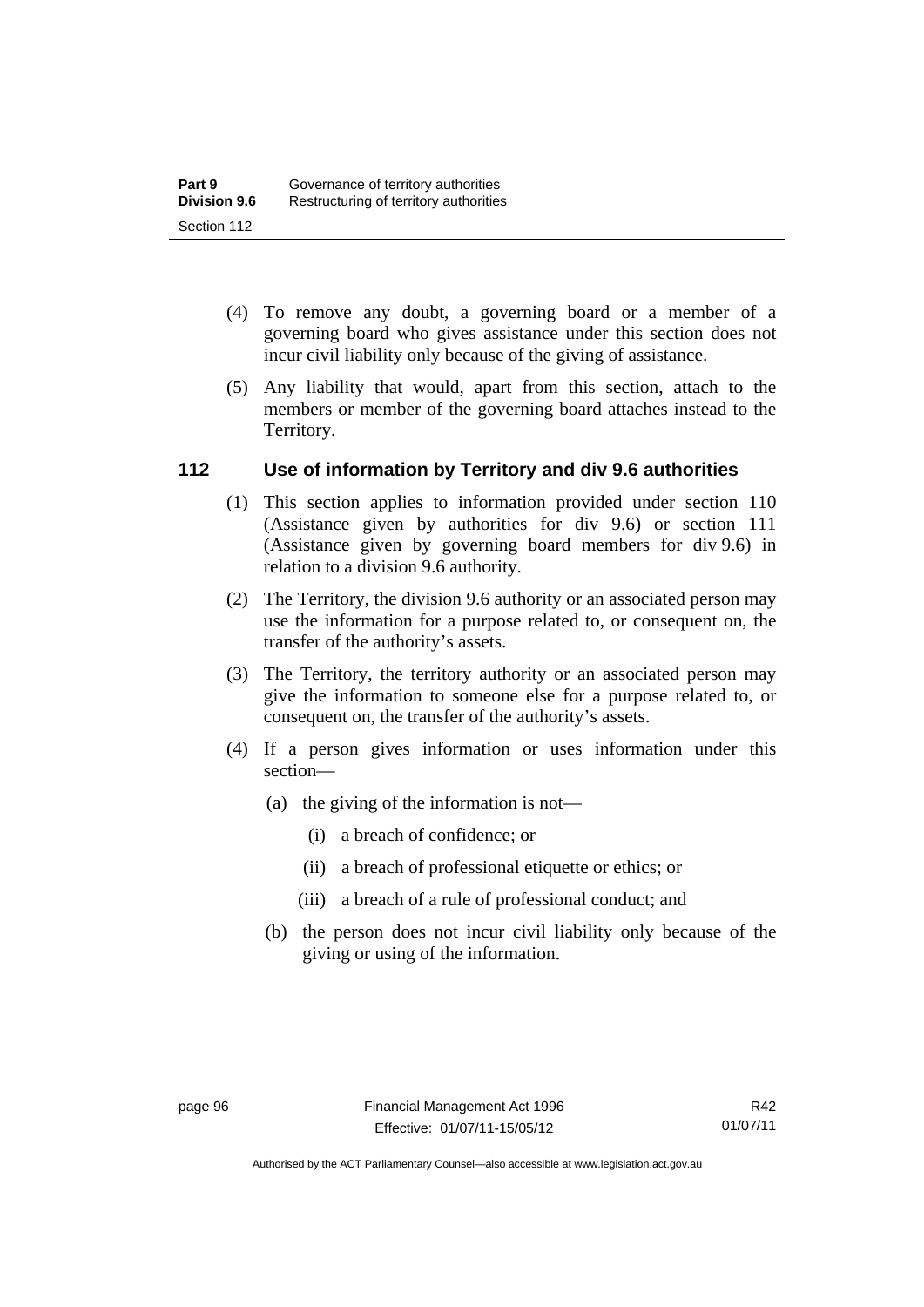(4) To remove any doubt, a governing board or a member of a governing board who gives assistance under this section does not incur civil liability only because of the giving of assistance.

(5) Any liability that would, apart from this section, attach to the members or member of the governing board attaches instead to the Territory.

## 112 Use of information by Territory and div 9.6 authorities

(1) This section applies to information provided under section 110 (Assistance given by authorities for div 9.6) or section 111 (Assistance given by governing board members for div 9.6) in relation to a division 9.6 authority.

(2) The Territory, the division 9.6 authority or an associated person may use the information for a purpose related to, or consequent on, the transfer of the authority's assets.

(3) The Territory, the territory authority or an associated person may give the information to someone else for a purpose related to, or consequent on, the transfer of the authority's assets.

(4) If a person gives information or uses information under this section—

- (a) the giving of the information is not—
  - (i) a breach of confidence; or
  - (ii) a breach of professional etiquette or ethics; or
  - (iii) a breach of a rule of professional conduct; and
- (b) the person does not incur civil liability only because of the giving or using of the information.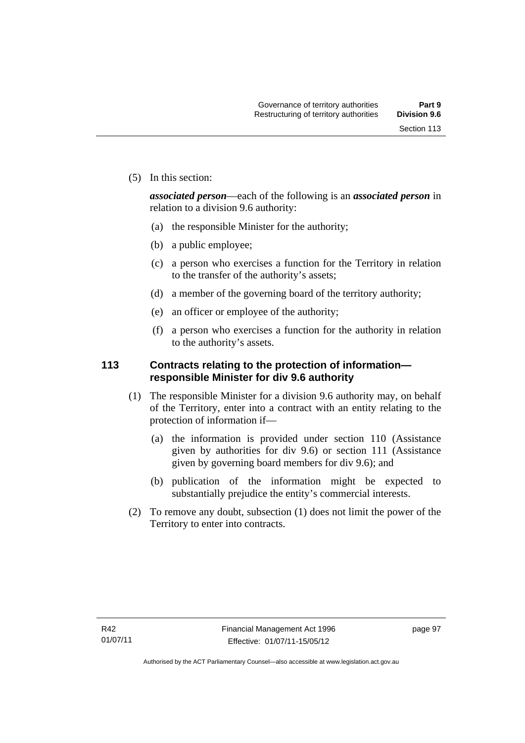(5) In this section:

***associated person***—each of the following is an ***associated person*** in relation to a division 9.6 authority:

(a) the responsible Minister for the authority;

(b) a public employee;

(c) a person who exercises a function for the Territory in relation to the transfer of the authority's assets;

(d) a member of the governing board of the territory authority;

(e) an officer or employee of the authority;

(f) a person who exercises a function for the authority in relation to the authority's assets.

### 113 Contracts relating to the protection of information—responsible Minister for div 9.6 authority

(1) The responsible Minister for a division 9.6 authority may, on behalf of the Territory, enter into a contract with an entity relating to the protection of information if—

(a) the information is provided under section 110 (Assistance given by authorities for div 9.6) or section 111 (Assistance given by governing board members for div 9.6); and

(b) publication of the information might be expected to substantially prejudice the entity's commercial interests.

(2) To remove any doubt, subsection (1) does not limit the power of the Territory to enter into contracts.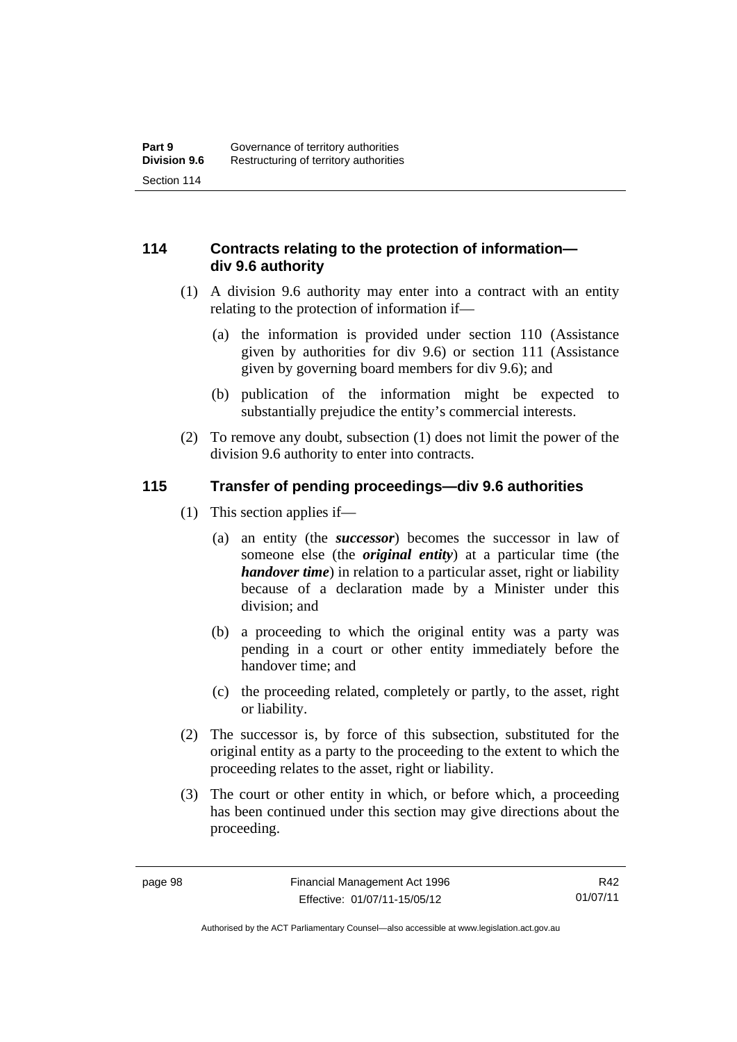## 114 Contracts relating to the protection of information—div 9.6 authority

(1) A division 9.6 authority may enter into a contract with an entity relating to the protection of information if—

(a) the information is provided under section 110 (Assistance given by authorities for div 9.6) or section 111 (Assistance given by governing board members for div 9.6); and

(b) publication of the information might be expected to substantially prejudice the entity's commercial interests.

(2) To remove any doubt, subsection (1) does not limit the power of the division 9.6 authority to enter into contracts.

## 115 Transfer of pending proceedings—div 9.6 authorities

(1) This section applies if—

(a) an entity (the ***successor***) becomes the successor in law of someone else (the ***original entity***) at a particular time (the ***handover time***) in relation to a particular asset, right or liability because of a declaration made by a Minister under this division; and

(b) a proceeding to which the original entity was a party was pending in a court or other entity immediately before the handover time; and

(c) the proceeding related, completely or partly, to the asset, right or liability.

(2) The successor is, by force of this subsection, substituted for the original entity as a party to the proceeding to the extent to which the proceeding relates to the asset, right or liability.

(3) The court or other entity in which, or before which, a proceeding has been continued under this section may give directions about the proceeding.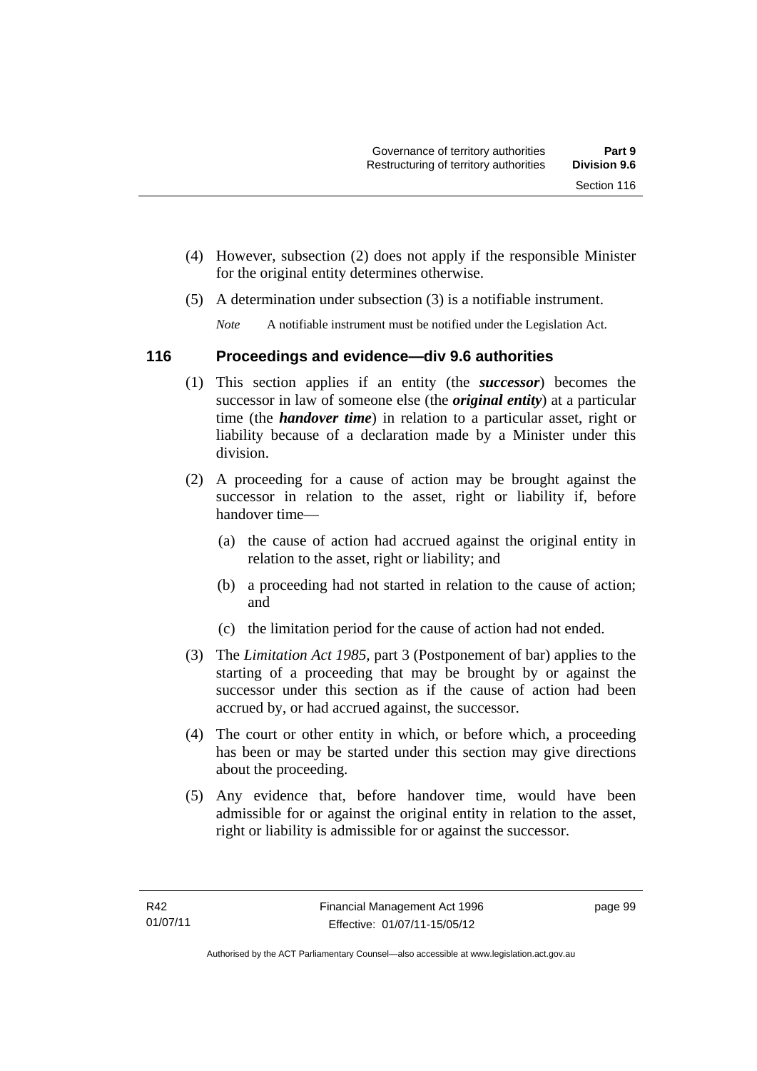(4) However, subsection (2) does not apply if the responsible Minister for the original entity determines otherwise.

(5) A determination under subsection (3) is a notifiable instrument.

*Note* A notifiable instrument must be notified under the Legislation Act.

## 116 Proceedings and evidence—div 9.6 authorities

(1) This section applies if an entity (the ***successor***) becomes the successor in law of someone else (the ***original entity***) at a particular time (the ***handover time***) in relation to a particular asset, right or liability because of a declaration made by a Minister under this division.

(2) A proceeding for a cause of action may be brought against the successor in relation to the asset, right or liability if, before handover time—

(a) the cause of action had accrued against the original entity in relation to the asset, right or liability; and

(b) a proceeding had not started in relation to the cause of action; and

(c) the limitation period for the cause of action had not ended.

(3) The *Limitation Act 1985*, part 3 (Postponement of bar) applies to the starting of a proceeding that may be brought by or against the successor under this section as if the cause of action had been accrued by, or had accrued against, the successor.

(4) The court or other entity in which, or before which, a proceeding has been or may be started under this section may give directions about the proceeding.

(5) Any evidence that, before handover time, would have been admissible for or against the original entity in relation to the asset, right or liability is admissible for or against the successor.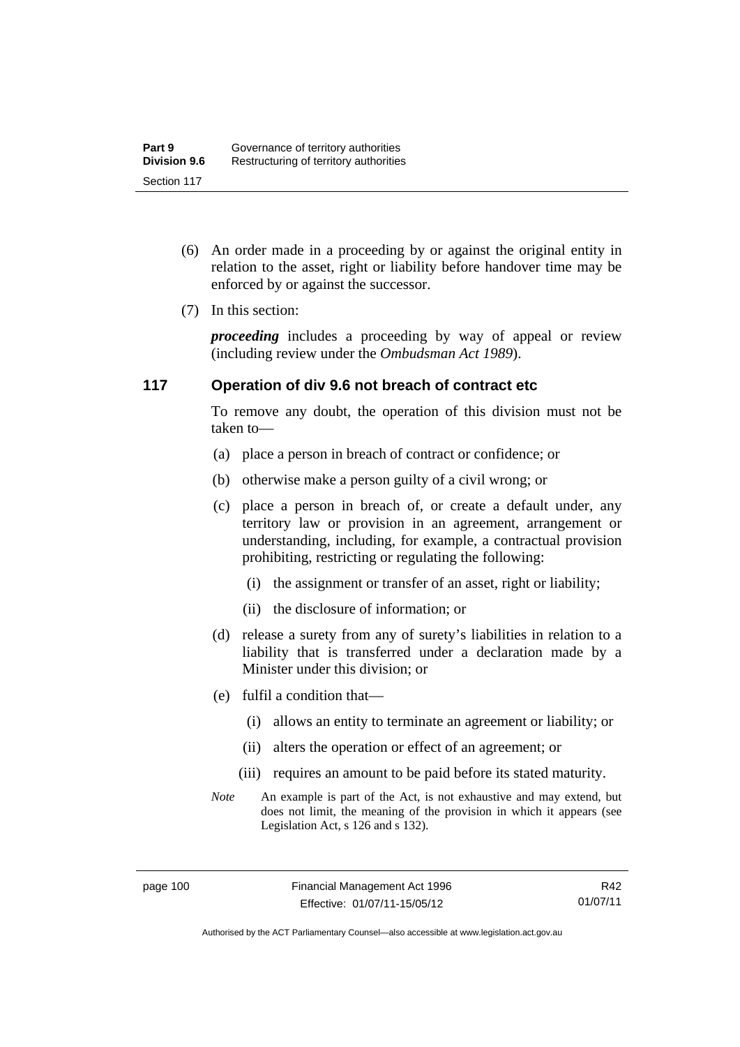(6) An order made in a proceeding by or against the original entity in relation to the asset, right or liability before handover time may be enforced by or against the successor.

(7) In this section:

***proceeding*** includes a proceeding by way of appeal or review (including review under the *Ombudsman Act 1989*).

### 117 Operation of div 9.6 not breach of contract etc

To remove any doubt, the operation of this division must not be taken to—

(a) place a person in breach of contract or confidence; or

(b) otherwise make a person guilty of a civil wrong; or

(c) place a person in breach of, or create a default under, any territory law or provision in an agreement, arrangement or understanding, including, for example, a contractual provision prohibiting, restricting or regulating the following:

  (i) the assignment or transfer of an asset, right or liability;

  (ii) the disclosure of information; or

(d) release a surety from any of surety's liabilities in relation to a liability that is transferred under a declaration made by a Minister under this division; or

(e) fulfil a condition that—

  (i) allows an entity to terminate an agreement or liability; or

  (ii) alters the operation or effect of an agreement; or

  (iii) requires an amount to be paid before its stated maturity.

*Note* An example is part of the Act, is not exhaustive and may extend, but does not limit, the meaning of the provision in which it appears (see Legislation Act, s 126 and s 132).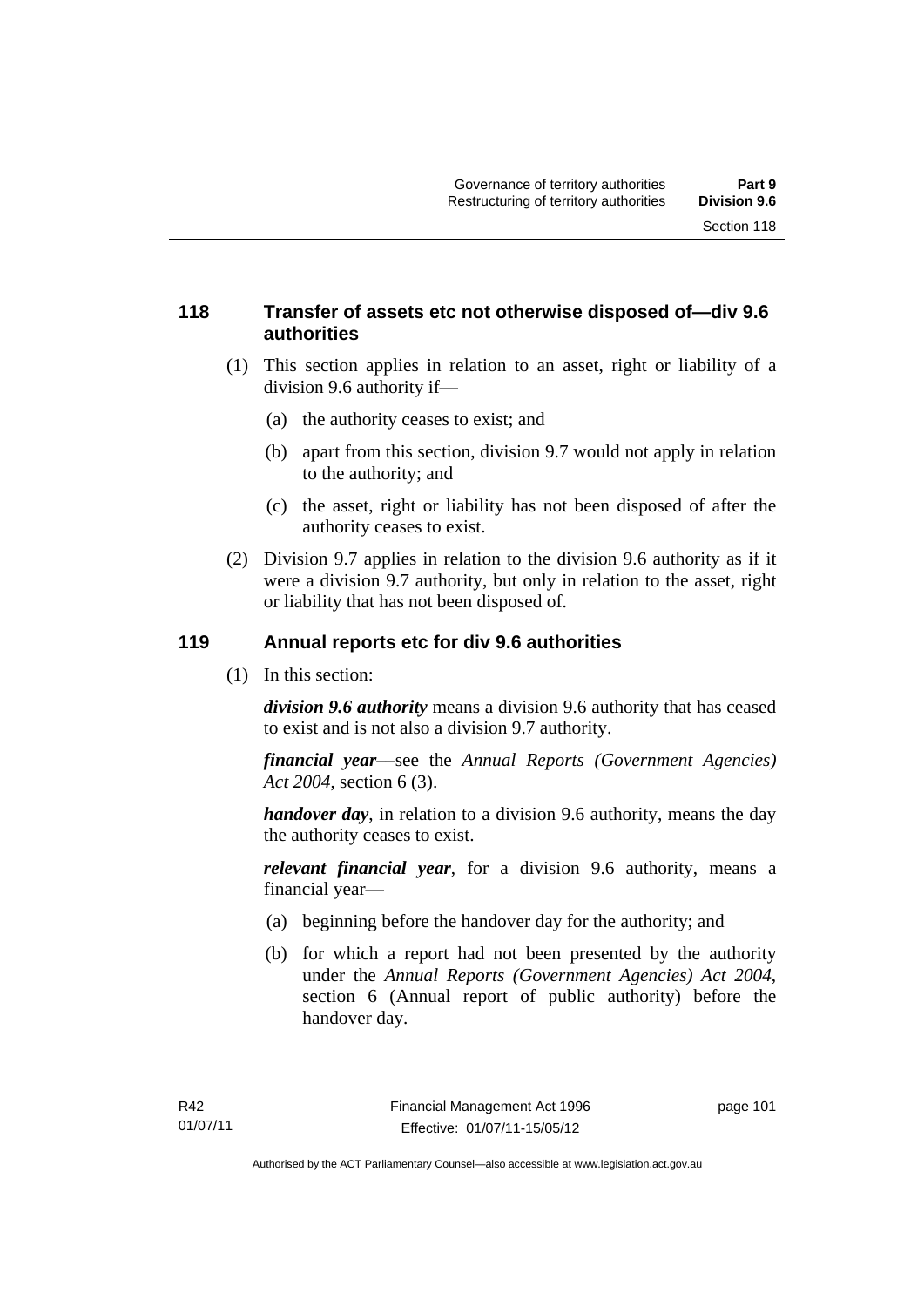## 118 Transfer of assets etc not otherwise disposed of—div 9.6 authorities

(1) This section applies in relation to an asset, right or liability of a division 9.6 authority if—

(a) the authority ceases to exist; and

(b) apart from this section, division 9.7 would not apply in relation to the authority; and

(c) the asset, right or liability has not been disposed of after the authority ceases to exist.

(2) Division 9.7 applies in relation to the division 9.6 authority as if it were a division 9.7 authority, but only in relation to the asset, right or liability that has not been disposed of.

## 119 Annual reports etc for div 9.6 authorities

(1) In this section:

***division 9.6 authority*** means a division 9.6 authority that has ceased to exist and is not also a division 9.7 authority.

***financial year***—see the *Annual Reports (Government Agencies) Act 2004*, section 6 (3).

***handover day***, in relation to a division 9.6 authority, means the day the authority ceases to exist.

***relevant financial year***, for a division 9.6 authority, means a financial year—

(a) beginning before the handover day for the authority; and

(b) for which a report had not been presented by the authority under the *Annual Reports (Government Agencies) Act 2004*, section 6 (Annual report of public authority) before the handover day.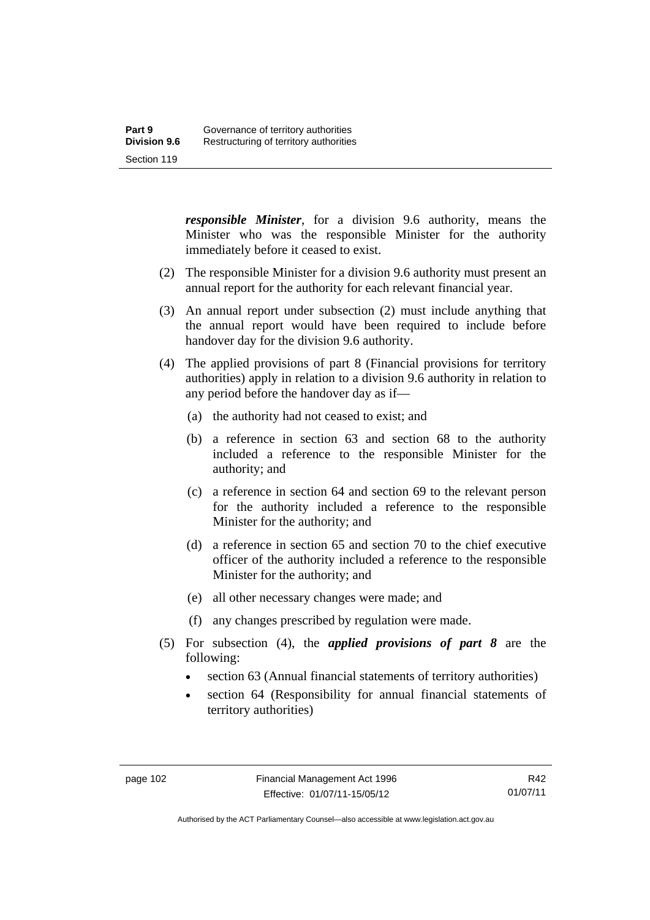***responsible Minister***, for a division 9.6 authority, means the Minister who was the responsible Minister for the authority immediately before it ceased to exist.

(2) The responsible Minister for a division 9.6 authority must present an annual report for the authority for each relevant financial year.

(3) An annual report under subsection (2) must include anything that the annual report would have been required to include before handover day for the division 9.6 authority.

(4) The applied provisions of part 8 (Financial provisions for territory authorities) apply in relation to a division 9.6 authority in relation to any period before the handover day as if—

(a) the authority had not ceased to exist; and

(b) a reference in section 63 and section 68 to the authority included a reference to the responsible Minister for the authority; and

(c) a reference in section 64 and section 69 to the relevant person for the authority included a reference to the responsible Minister for the authority; and

(d) a reference in section 65 and section 70 to the chief executive officer of the authority included a reference to the responsible Minister for the authority; and

(e) all other necessary changes were made; and

(f) any changes prescribed by regulation were made.

(5) For subsection (4), the ***applied provisions of part 8*** are the following:

- section 63 (Annual financial statements of territory authorities)
- section 64 (Responsibility for annual financial statements of territory authorities)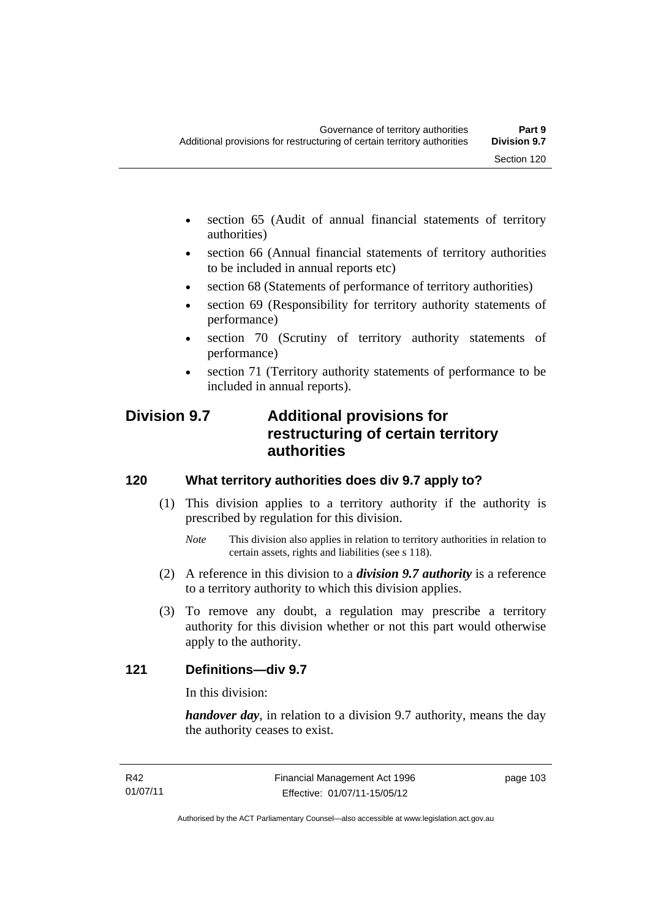- section 65 (Audit of annual financial statements of territory authorities)
- section 66 (Annual financial statements of territory authorities to be included in annual reports etc)
- section 68 (Statements of performance of territory authorities)
- section 69 (Responsibility for territory authority statements of performance)
- section 70 (Scrutiny of territory authority statements of performance)
- section 71 (Territory authority statements of performance to be included in annual reports).

## Division 9.7 Additional provisions for restructuring of certain territory authorities

### 120 What territory authorities does div 9.7 apply to?

(1) This division applies to a territory authority if the authority is prescribed by regulation for this division.

*Note* This division also applies in relation to territory authorities in relation to certain assets, rights and liabilities (see s 118).

(2) A reference in this division to a ***division 9.7 authority*** is a reference to a territory authority to which this division applies.

(3) To remove any doubt, a regulation may prescribe a territory authority for this division whether or not this part would otherwise apply to the authority.

### 121 Definitions—div 9.7

In this division:

***handover day***, in relation to a division 9.7 authority, means the day the authority ceases to exist.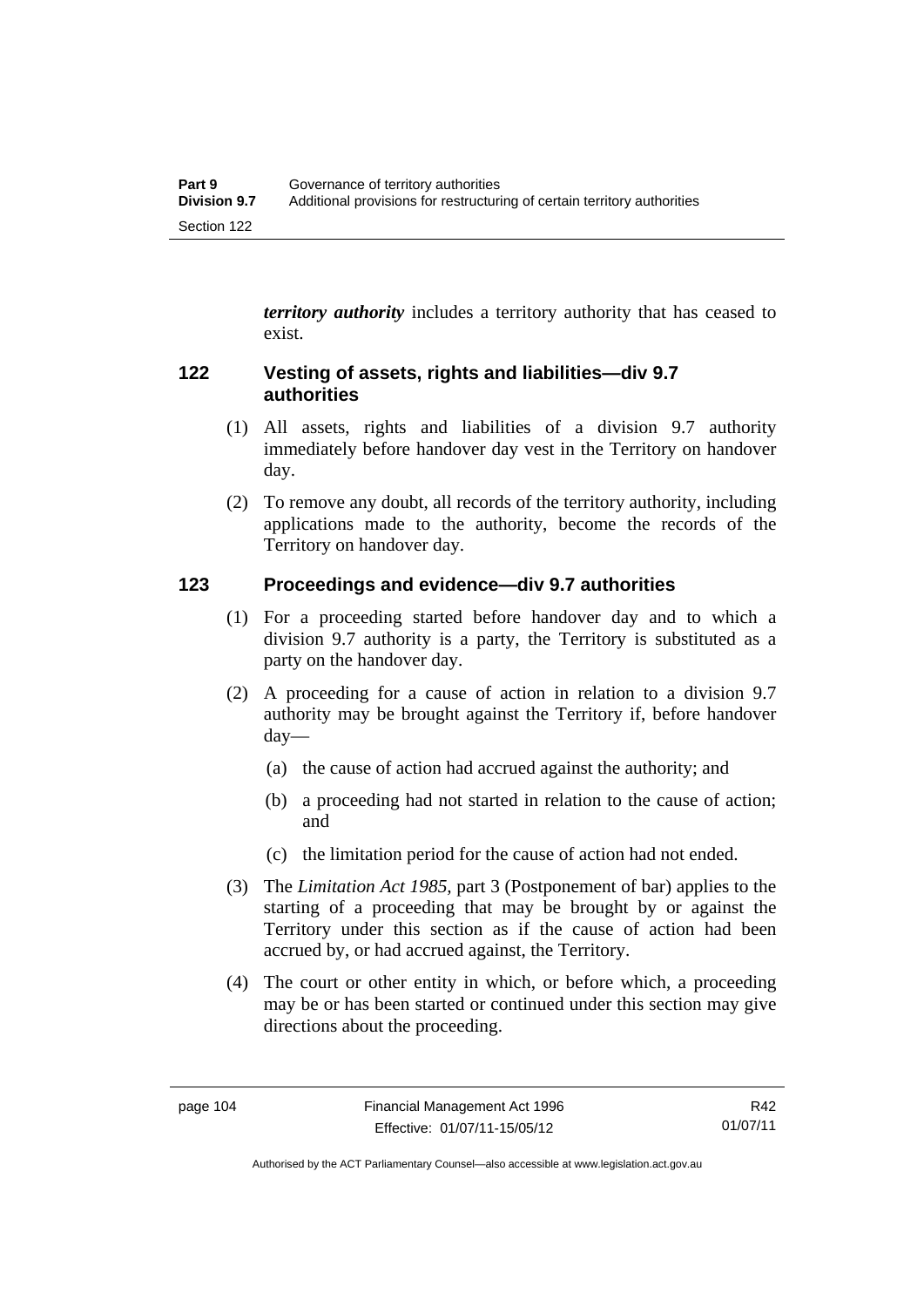***territory authority*** includes a territory authority that has ceased to exist.

## 122 Vesting of assets, rights and liabilities—div 9.7 authorities

(1) All assets, rights and liabilities of a division 9.7 authority immediately before handover day vest in the Territory on handover day.

(2) To remove any doubt, all records of the territory authority, including applications made to the authority, become the records of the Territory on handover day.

## 123 Proceedings and evidence—div 9.7 authorities

(1) For a proceeding started before handover day and to which a division 9.7 authority is a party, the Territory is substituted as a party on the handover day.

(2) A proceeding for a cause of action in relation to a division 9.7 authority may be brought against the Territory if, before handover day—

(a) the cause of action had accrued against the authority; and

(b) a proceeding had not started in relation to the cause of action; and

(c) the limitation period for the cause of action had not ended.

(3) The *Limitation Act 1985*, part 3 (Postponement of bar) applies to the starting of a proceeding that may be brought by or against the Territory under this section as if the cause of action had been accrued by, or had accrued against, the Territory.

(4) The court or other entity in which, or before which, a proceeding may be or has been started or continued under this section may give directions about the proceeding.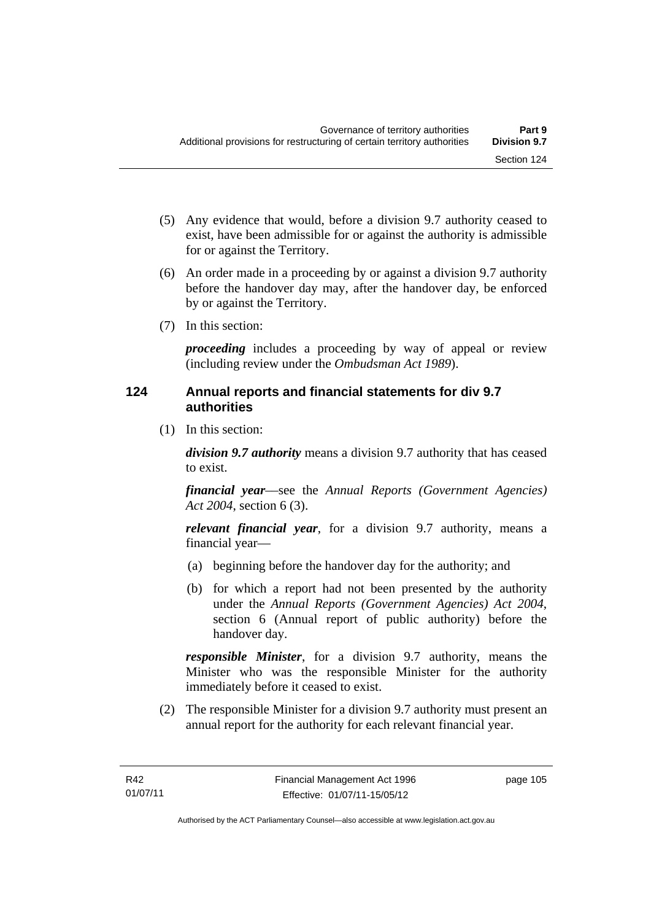(5) Any evidence that would, before a division 9.7 authority ceased to exist, have been admissible for or against the authority is admissible for or against the Territory.

(6) An order made in a proceeding by or against a division 9.7 authority before the handover day may, after the handover day, be enforced by or against the Territory.

(7) In this section:

*proceeding* includes a proceeding by way of appeal or review (including review under the *Ombudsman Act 1989*).

## 124 Annual reports and financial statements for div 9.7 authorities

(1) In this section:

***division 9.7 authority*** means a division 9.7 authority that has ceased to exist.

***financial year***—see the *Annual Reports (Government Agencies) Act 2004*, section 6 (3).

***relevant financial year***, for a division 9.7 authority, means a financial year—

(a) beginning before the handover day for the authority; and

(b) for which a report had not been presented by the authority under the *Annual Reports (Government Agencies) Act 2004*, section 6 (Annual report of public authority) before the handover day.

***responsible Minister***, for a division 9.7 authority, means the Minister who was the responsible Minister for the authority immediately before it ceased to exist.

(2) The responsible Minister for a division 9.7 authority must present an annual report for the authority for each relevant financial year.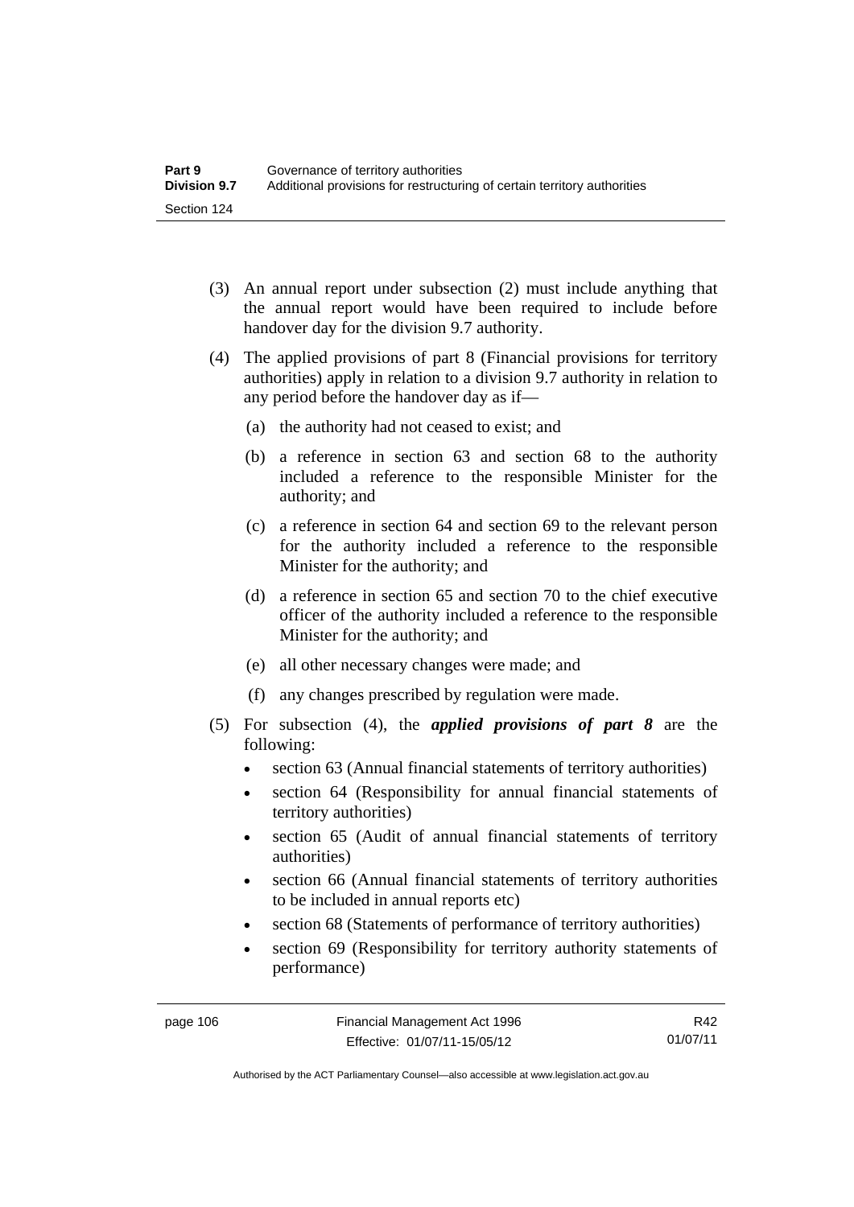(3) An annual report under subsection (2) must include anything that the annual report would have been required to include before handover day for the division 9.7 authority.

(4) The applied provisions of part 8 (Financial provisions for territory authorities) apply in relation to a division 9.7 authority in relation to any period before the handover day as if—

   (a) the authority had not ceased to exist; and

   (b) a reference in section 63 and section 68 to the authority included a reference to the responsible Minister for the authority; and

   (c) a reference in section 64 and section 69 to the relevant person for the authority included a reference to the responsible Minister for the authority; and

   (d) a reference in section 65 and section 70 to the chief executive officer of the authority included a reference to the responsible Minister for the authority; and

   (e) all other necessary changes were made; and

   (f) any changes prescribed by regulation were made.

(5) For subsection (4), the ***applied provisions of part 8*** are the following:

- section 63 (Annual financial statements of territory authorities)
- section 64 (Responsibility for annual financial statements of territory authorities)
- section 65 (Audit of annual financial statements of territory authorities)
- section 66 (Annual financial statements of territory authorities to be included in annual reports etc)
- section 68 (Statements of performance of territory authorities)
- section 69 (Responsibility for territory authority statements of performance)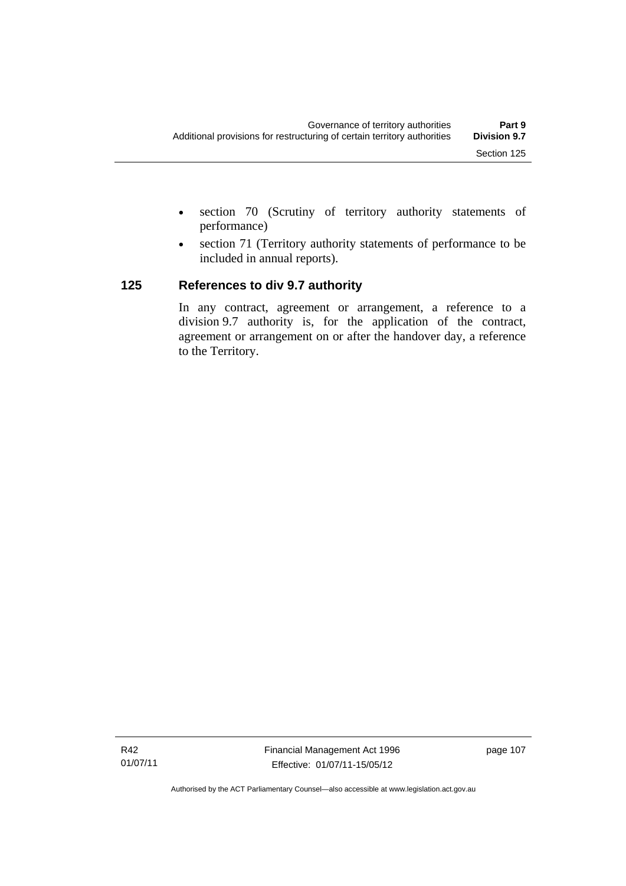- section 70 (Scrutiny of territory authority statements of performance)
- section 71 (Territory authority statements of performance to be included in annual reports).

### 125 References to div 9.7 authority

In any contract, agreement or arrangement, a reference to a division 9.7 authority is, for the application of the contract, agreement or arrangement on or after the handover day, a reference to the Territory.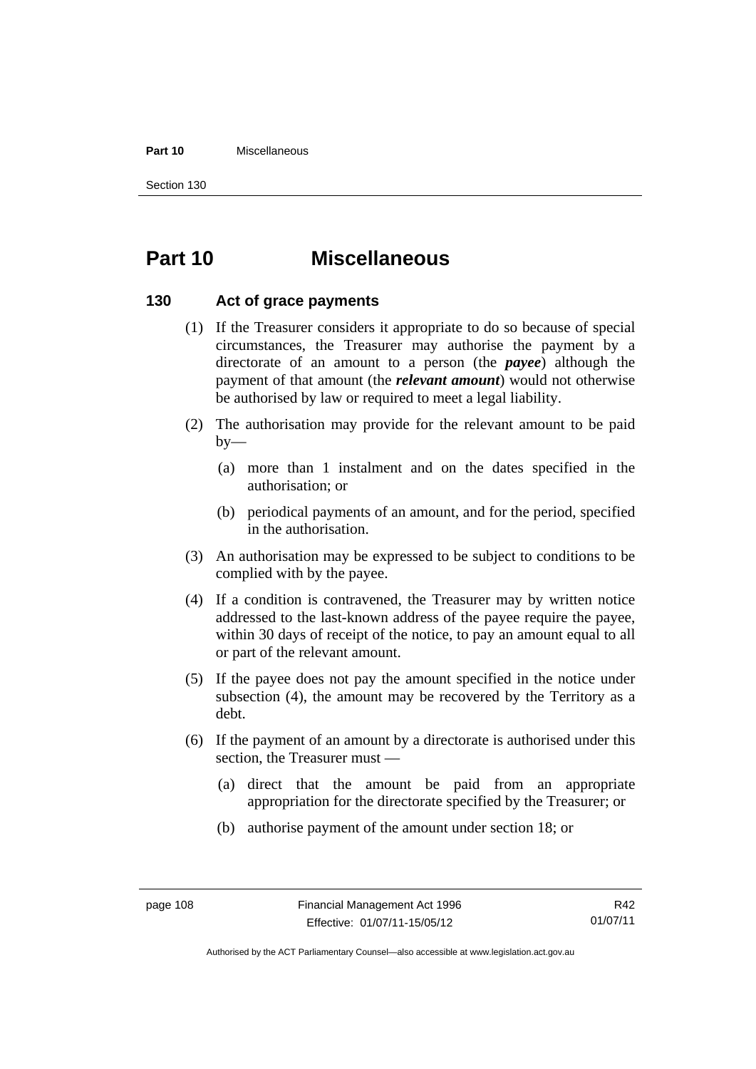# Part 10 Miscellaneous

## 130 Act of grace payments

(1) If the Treasurer considers it appropriate to do so because of special circumstances, the Treasurer may authorise the payment by a directorate of an amount to a person (the ***payee***) although the payment of that amount (the ***relevant amount***) would not otherwise be authorised by law or required to meet a legal liability.

(2) The authorisation may provide for the relevant amount to be paid by—

(a) more than 1 instalment and on the dates specified in the authorisation; or

(b) periodical payments of an amount, and for the period, specified in the authorisation.

(3) An authorisation may be expressed to be subject to conditions to be complied with by the payee.

(4) If a condition is contravened, the Treasurer may by written notice addressed to the last-known address of the payee require the payee, within 30 days of receipt of the notice, to pay an amount equal to all or part of the relevant amount.

(5) If the payee does not pay the amount specified in the notice under subsection (4), the amount may be recovered by the Territory as a debt.

(6) If the payment of an amount by a directorate is authorised under this section, the Treasurer must —

(a) direct that the amount be paid from an appropriate appropriation for the directorate specified by the Treasurer; or

(b) authorise payment of the amount under section 18; or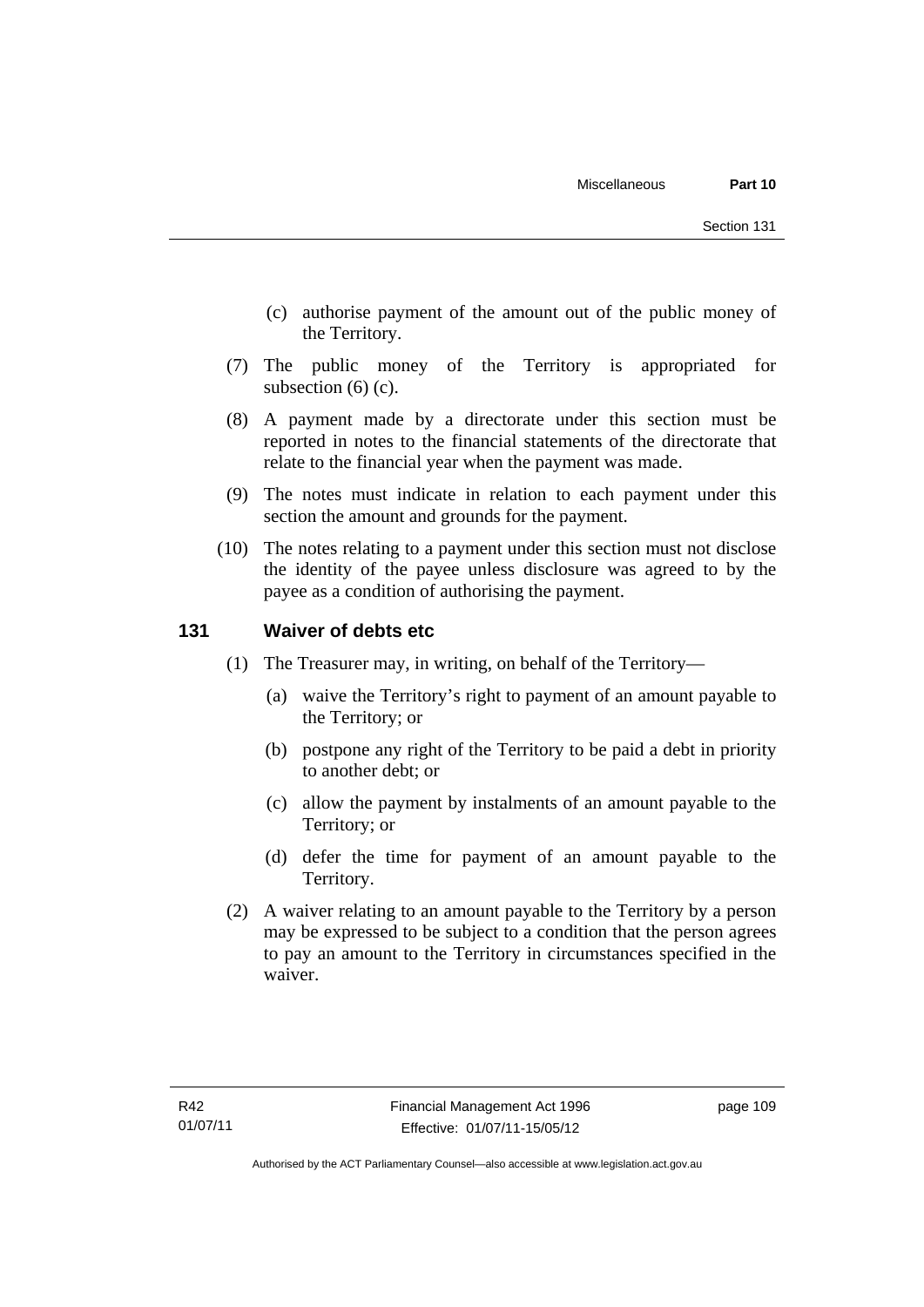(c) authorise payment of the amount out of the public money of the Territory.

(7) The public money of the Territory is appropriated for subsection (6) (c).

(8) A payment made by a directorate under this section must be reported in notes to the financial statements of the directorate that relate to the financial year when the payment was made.

(9) The notes must indicate in relation to each payment under this section the amount and grounds for the payment.

(10) The notes relating to a payment under this section must not disclose the identity of the payee unless disclosure was agreed to by the payee as a condition of authorising the payment.

### 131 Waiver of debts etc

(1) The Treasurer may, in writing, on behalf of the Territory—

(a) waive the Territory's right to payment of an amount payable to the Territory; or

(b) postpone any right of the Territory to be paid a debt in priority to another debt; or

(c) allow the payment by instalments of an amount payable to the Territory; or

(d) defer the time for payment of an amount payable to the Territory.

(2) A waiver relating to an amount payable to the Territory by a person may be expressed to be subject to a condition that the person agrees to pay an amount to the Territory in circumstances specified in the waiver.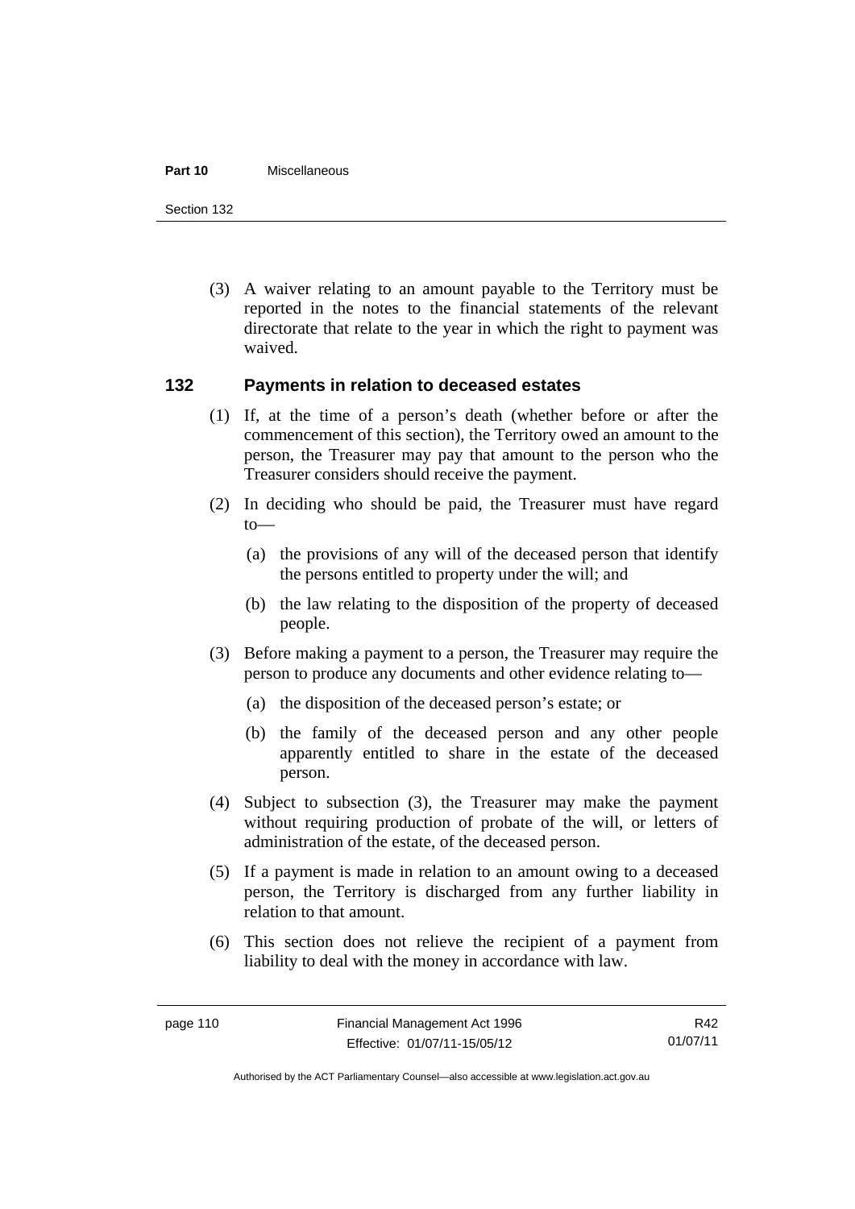(3) A waiver relating to an amount payable to the Territory must be reported in the notes to the financial statements of the relevant directorate that relate to the year in which the right to payment was waived.

### 132 Payments in relation to deceased estates

(1) If, at the time of a person's death (whether before or after the commencement of this section), the Territory owed an amount to the person, the Treasurer may pay that amount to the person who the Treasurer considers should receive the payment.

(2) In deciding who should be paid, the Treasurer must have regard to—

(a) the provisions of any will of the deceased person that identify the persons entitled to property under the will; and

(b) the law relating to the disposition of the property of deceased people.

(3) Before making a payment to a person, the Treasurer may require the person to produce any documents and other evidence relating to—

(a) the disposition of the deceased person's estate; or

(b) the family of the deceased person and any other people apparently entitled to share in the estate of the deceased person.

(4) Subject to subsection (3), the Treasurer may make the payment without requiring production of probate of the will, or letters of administration of the estate, of the deceased person.

(5) If a payment is made in relation to an amount owing to a deceased person, the Territory is discharged from any further liability in relation to that amount.

(6) This section does not relieve the recipient of a payment from liability to deal with the money in accordance with law.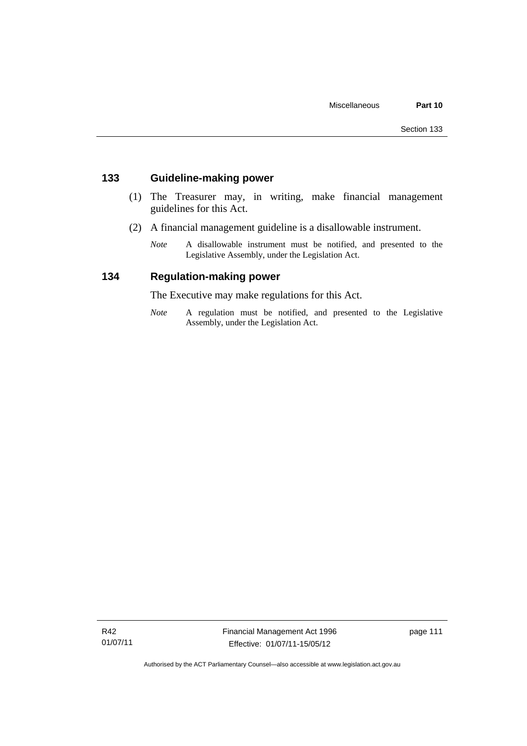## 133 Guideline-making power

(1) The Treasurer may, in writing, make financial management guidelines for this Act.

(2) A financial management guideline is a disallowable instrument.

*Note* A disallowable instrument must be notified, and presented to the Legislative Assembly, under the Legislation Act.

## 134 Regulation-making power

The Executive may make regulations for this Act.

*Note* A regulation must be notified, and presented to the Legislative Assembly, under the Legislation Act.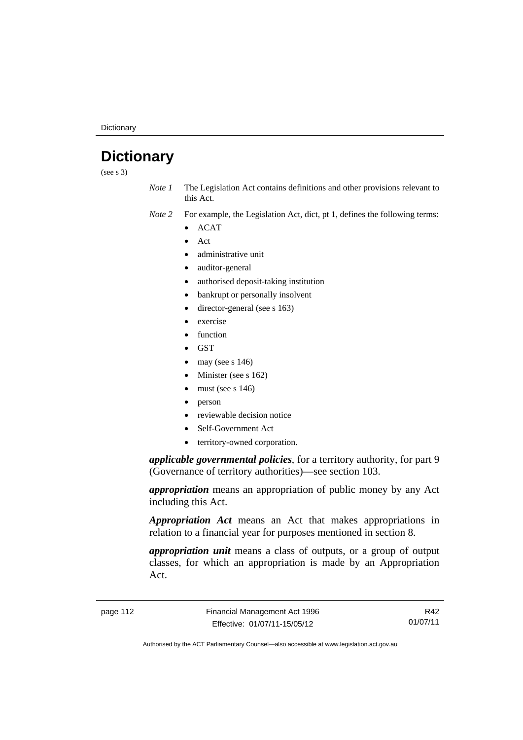# Dictionary

(see s 3)

*Note 1* The Legislation Act contains definitions and other provisions relevant to this Act.

*Note 2* For example, the Legislation Act, dict, pt 1, defines the following terms:

- ACAT
- Act
- administrative unit
- auditor-general
- authorised deposit-taking institution
- bankrupt or personally insolvent
- director-general (see s 163)
- exercise
- function
- GST
- may (see s 146)
- Minister (see s 162)
- must (see s 146)
- person
- reviewable decision notice
- Self-Government Act
- territory-owned corporation.

***applicable governmental policies***, for a territory authority, for part 9 (Governance of territory authorities)—see section 103.

***appropriation*** means an appropriation of public money by any Act including this Act.

***Appropriation Act*** means an Act that makes appropriations in relation to a financial year for purposes mentioned in section 8.

***appropriation unit*** means a class of outputs, or a group of output classes, for which an appropriation is made by an Appropriation Act.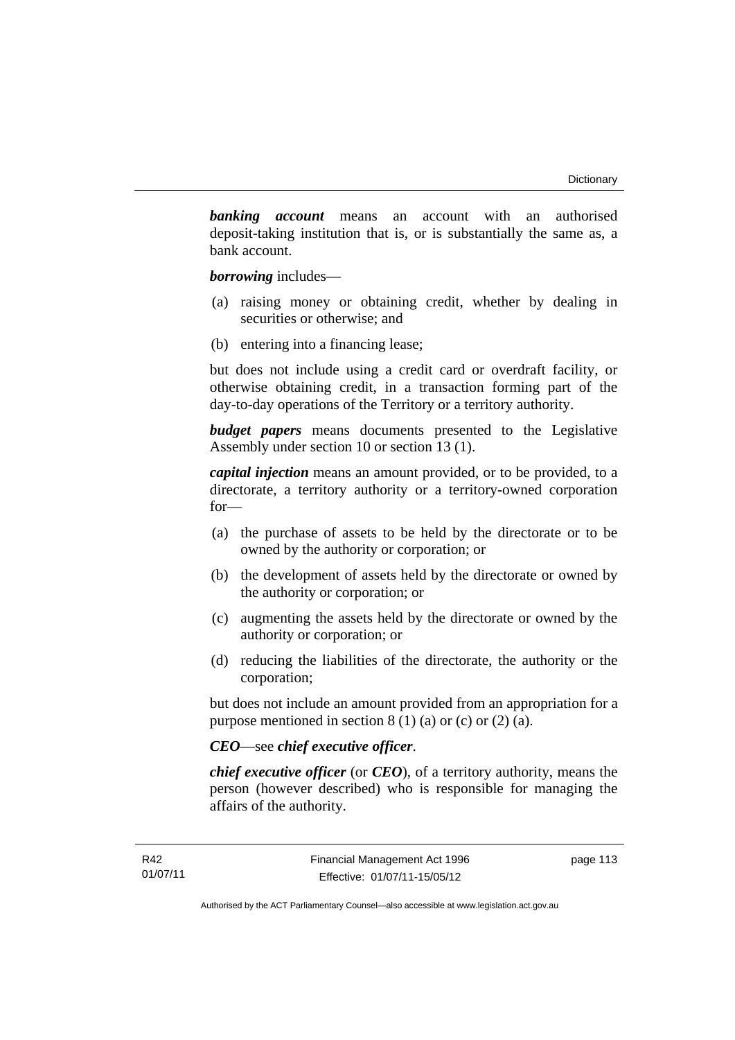***banking account*** means an account with an authorised deposit-taking institution that is, or is substantially the same as, a bank account.

***borrowing*** includes—

(a) raising money or obtaining credit, whether by dealing in securities or otherwise; and

(b) entering into a financing lease;

but does not include using a credit card or overdraft facility, or otherwise obtaining credit, in a transaction forming part of the day-to-day operations of the Territory or a territory authority.

***budget papers*** means documents presented to the Legislative Assembly under section 10 or section 13 (1).

***capital injection*** means an amount provided, or to be provided, to a directorate, a territory authority or a territory-owned corporation for—

(a) the purchase of assets to be held by the directorate or to be owned by the authority or corporation; or

(b) the development of assets held by the directorate or owned by the authority or corporation; or

(c) augmenting the assets held by the directorate or owned by the authority or corporation; or

(d) reducing the liabilities of the directorate, the authority or the corporation;

but does not include an amount provided from an appropriation for a purpose mentioned in section 8 (1) (a) or (c) or (2) (a).

***CEO***—see ***chief executive officer***.

***chief executive officer*** (or ***CEO***), of a territory authority, means the person (however described) who is responsible for managing the affairs of the authority.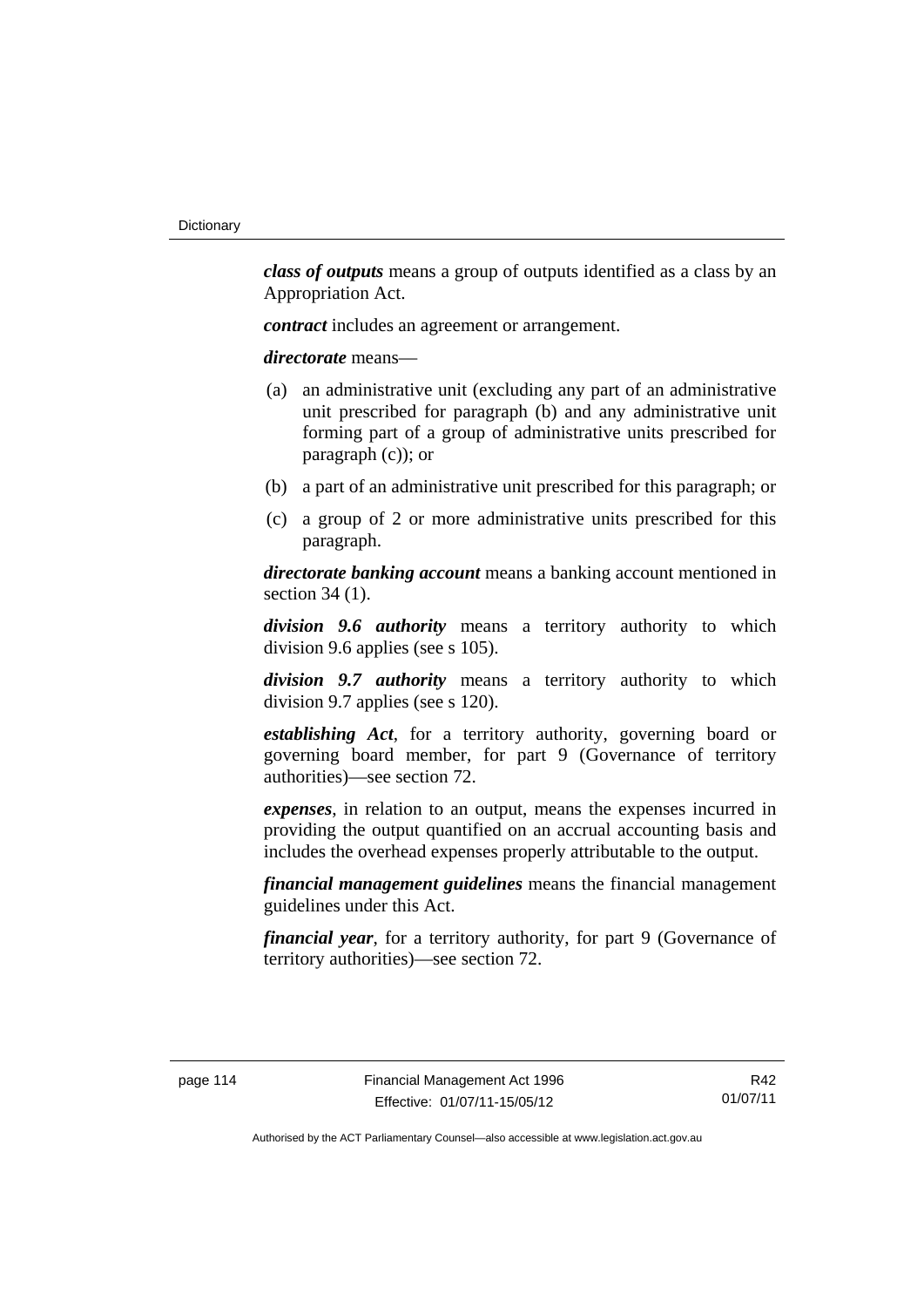***class of outputs*** means a group of outputs identified as a class by an Appropriation Act.

***contract*** includes an agreement or arrangement.

***directorate*** means—

(a) an administrative unit (excluding any part of an administrative unit prescribed for paragraph (b) and any administrative unit forming part of a group of administrative units prescribed for paragraph (c)); or

(b) a part of an administrative unit prescribed for this paragraph; or

(c) a group of 2 or more administrative units prescribed for this paragraph.

***directorate banking account*** means a banking account mentioned in section 34 (1).

***division 9.6 authority*** means a territory authority to which division 9.6 applies (see s 105).

***division 9.7 authority*** means a territory authority to which division 9.7 applies (see s 120).

***establishing Act***, for a territory authority, governing board or governing board member, for part 9 (Governance of territory authorities)—see section 72.

***expenses***, in relation to an output, means the expenses incurred in providing the output quantified on an accrual accounting basis and includes the overhead expenses properly attributable to the output.

***financial management guidelines*** means the financial management guidelines under this Act.

***financial year***, for a territory authority, for part 9 (Governance of territory authorities)—see section 72.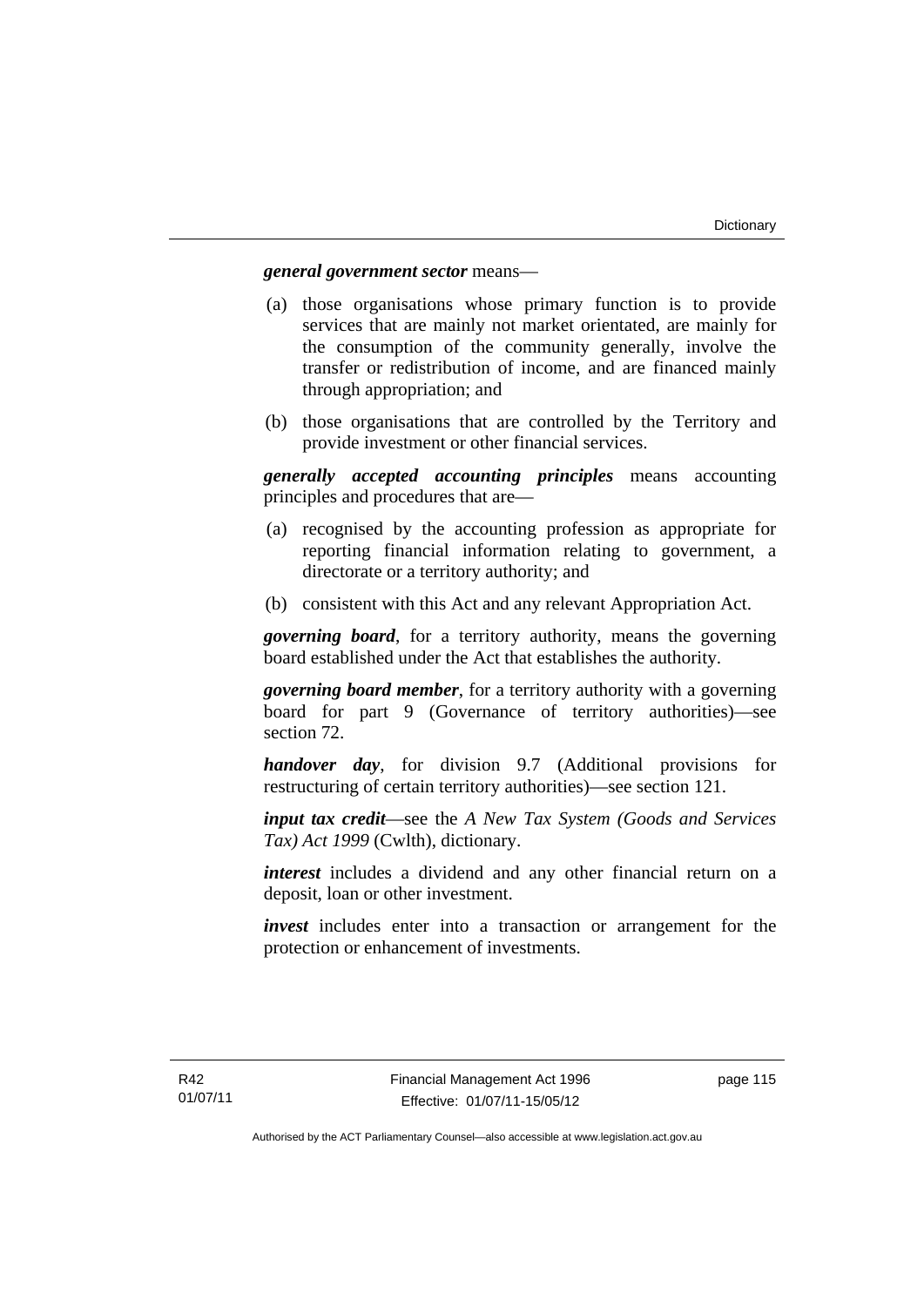***general government sector*** means—

(a) those organisations whose primary function is to provide services that are mainly not market orientated, are mainly for the consumption of the community generally, involve the transfer or redistribution of income, and are financed mainly through appropriation; and

(b) those organisations that are controlled by the Territory and provide investment or other financial services.

***generally accepted accounting principles*** means accounting principles and procedures that are—

(a) recognised by the accounting profession as appropriate for reporting financial information relating to government, a directorate or a territory authority; and

(b) consistent with this Act and any relevant Appropriation Act.

***governing board***, for a territory authority, means the governing board established under the Act that establishes the authority.

***governing board member***, for a territory authority with a governing board for part 9 (Governance of territory authorities)—see section 72.

***handover day***, for division 9.7 (Additional provisions for restructuring of certain territory authorities)—see section 121.

***input tax credit***—see the *A New Tax System (Goods and Services Tax) Act 1999* (Cwlth), dictionary.

***interest*** includes a dividend and any other financial return on a deposit, loan or other investment.

***invest*** includes enter into a transaction or arrangement for the protection or enhancement of investments.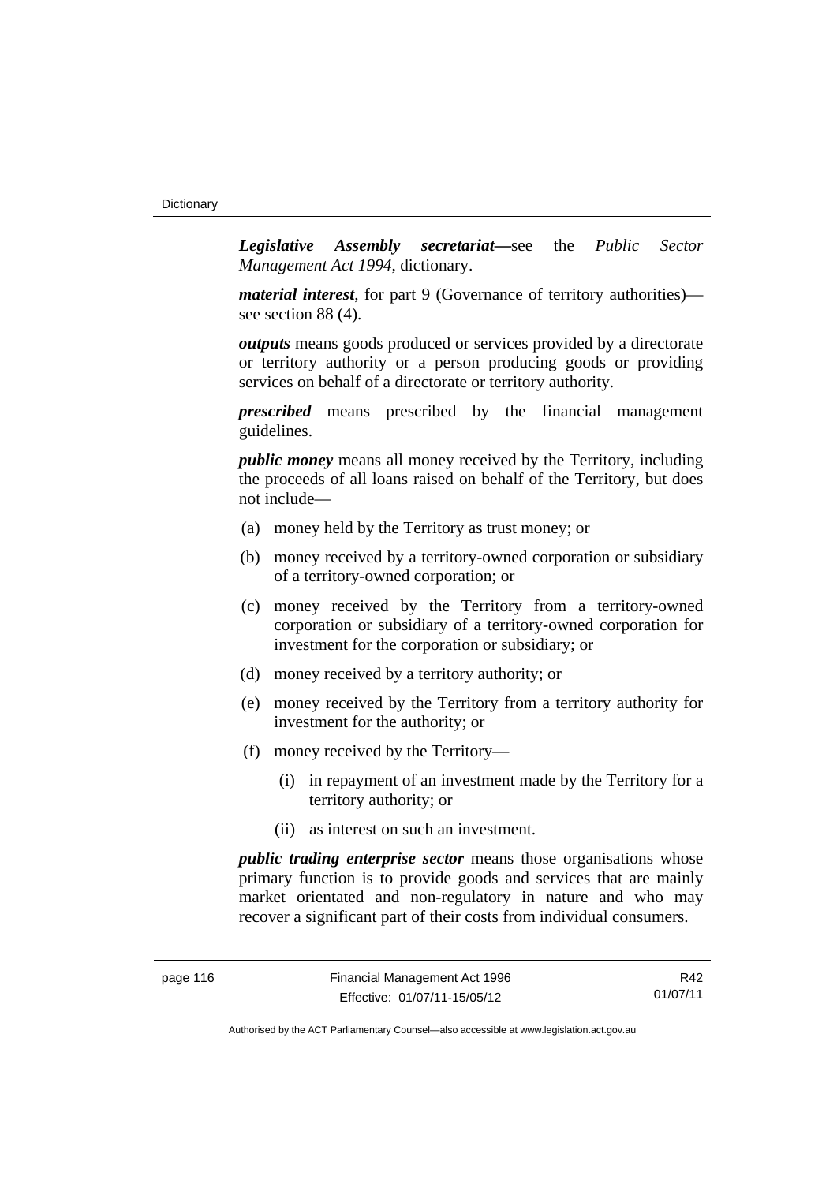***Legislative Assembly secretariat***—see the *Public Sector Management Act 1994*, dictionary.

***material interest***, for part 9 (Governance of territory authorities)—see section 88 (4).

***outputs*** means goods produced or services provided by a directorate or territory authority or a person producing goods or providing services on behalf of a directorate or territory authority.

***prescribed*** means prescribed by the financial management guidelines.

***public money*** means all money received by the Territory, including the proceeds of all loans raised on behalf of the Territory, but does not include—

(a) money held by the Territory as trust money; or

(b) money received by a territory-owned corporation or subsidiary of a territory-owned corporation; or

(c) money received by the Territory from a territory-owned corporation or subsidiary of a territory-owned corporation for investment for the corporation or subsidiary; or

(d) money received by a territory authority; or

(e) money received by the Territory from a territory authority for investment for the authority; or

(f) money received by the Territory—

   (i) in repayment of an investment made by the Territory for a territory authority; or

   (ii) as interest on such an investment.

***public trading enterprise sector*** means those organisations whose primary function is to provide goods and services that are mainly market orientated and non-regulatory in nature and who may recover a significant part of their costs from individual consumers.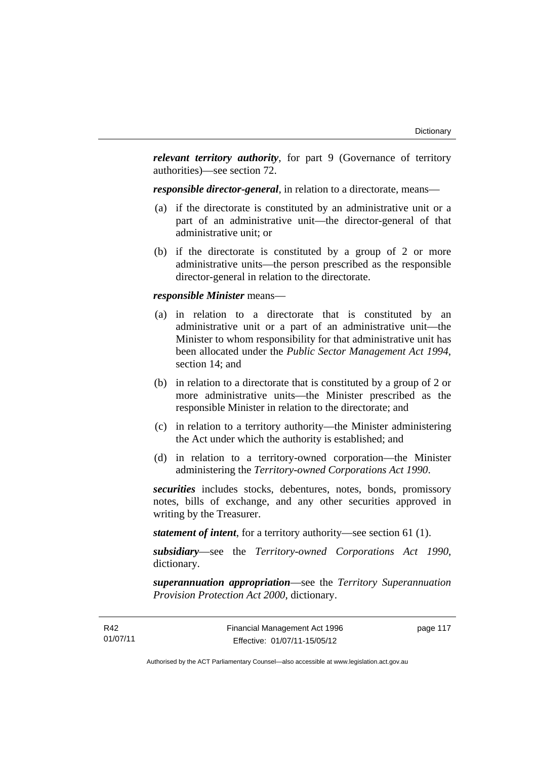***relevant territory authority***, for part 9 (Governance of territory authorities)—see section 72.

***responsible director-general***, in relation to a directorate, means—

(a) if the directorate is constituted by an administrative unit or a part of an administrative unit—the director-general of that administrative unit; or

(b) if the directorate is constituted by a group of 2 or more administrative units—the person prescribed as the responsible director-general in relation to the directorate.

***responsible Minister*** means—

(a) in relation to a directorate that is constituted by an administrative unit or a part of an administrative unit—the Minister to whom responsibility for that administrative unit has been allocated under the *Public Sector Management Act 1994*, section 14; and

(b) in relation to a directorate that is constituted by a group of 2 or more administrative units—the Minister prescribed as the responsible Minister in relation to the directorate; and

(c) in relation to a territory authority—the Minister administering the Act under which the authority is established; and

(d) in relation to a territory-owned corporation—the Minister administering the *Territory-owned Corporations Act 1990*.

***securities*** includes stocks, debentures, notes, bonds, promissory notes, bills of exchange, and any other securities approved in writing by the Treasurer.

***statement of intent***, for a territory authority—see section 61 (1).

***subsidiary***—see the *Territory-owned Corporations Act 1990*, dictionary.

***superannuation appropriation***—see the *Territory Superannuation Provision Protection Act 2000*, dictionary.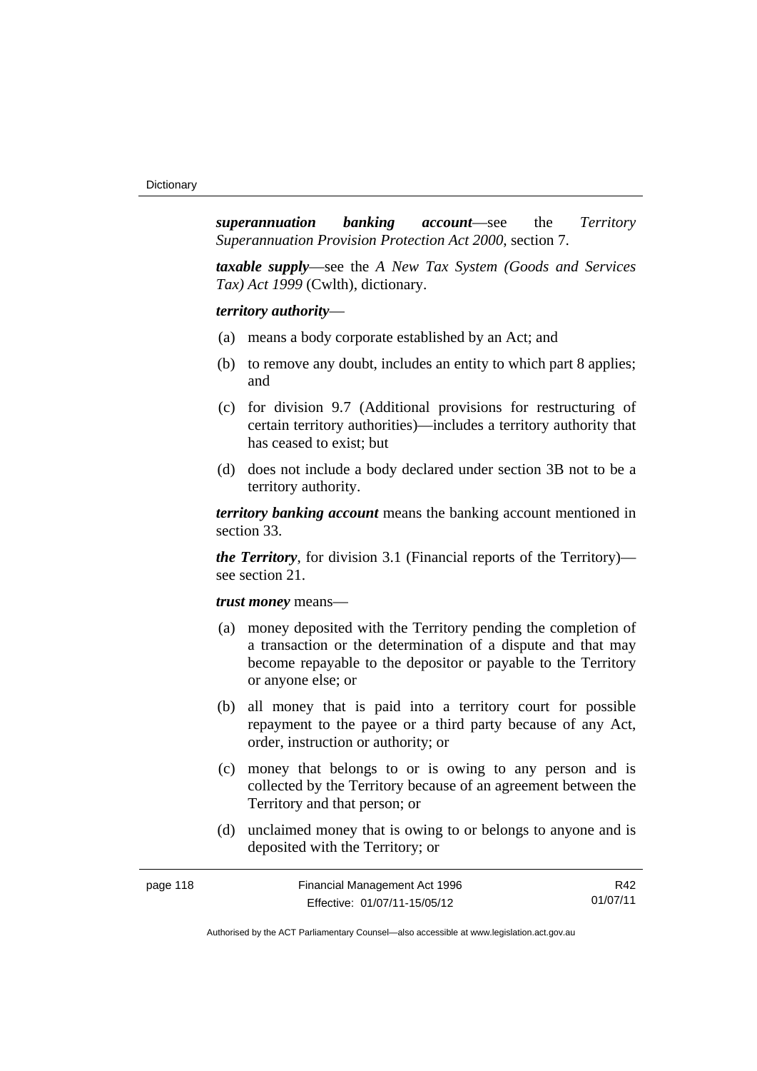***superannuation banking account***—see the *Territory Superannuation Provision Protection Act 2000*, section 7.

***taxable supply***—see the *A New Tax System (Goods and Services Tax) Act 1999* (Cwlth), dictionary.

***territory authority***—

(a) means a body corporate established by an Act; and

(b) to remove any doubt, includes an entity to which part 8 applies; and

(c) for division 9.7 (Additional provisions for restructuring of certain territory authorities)—includes a territory authority that has ceased to exist; but

(d) does not include a body declared under section 3B not to be a territory authority.

***territory banking account*** means the banking account mentioned in section 33.

***the Territory***, for division 3.1 (Financial reports of the Territory)—see section 21.

***trust money*** means—

(a) money deposited with the Territory pending the completion of a transaction or the determination of a dispute and that may become repayable to the depositor or payable to the Territory or anyone else; or

(b) all money that is paid into a territory court for possible repayment to the payee or a third party because of any Act, order, instruction or authority; or

(c) money that belongs to or is owing to any person and is collected by the Territory because of an agreement between the Territory and that person; or

(d) unclaimed money that is owing to or belongs to anyone and is deposited with the Territory; or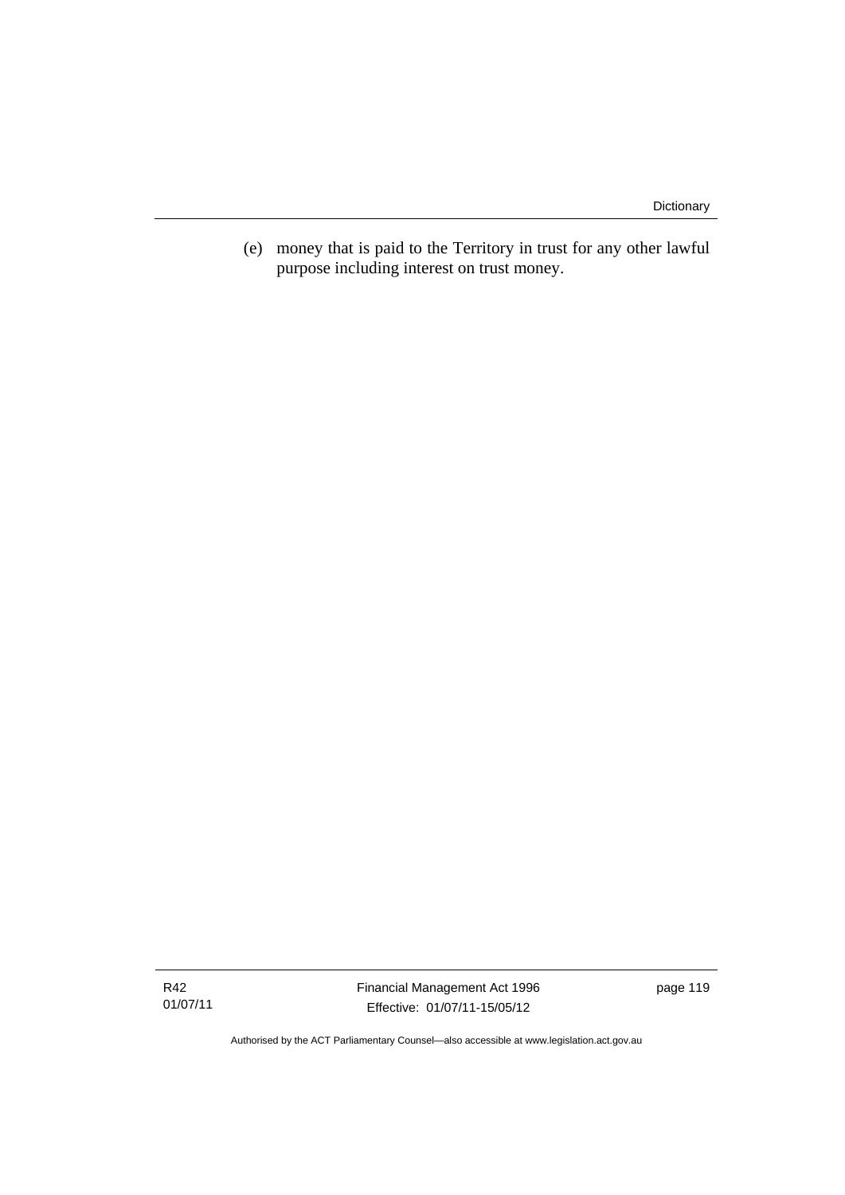(e) money that is paid to the Territory in trust for any other lawful purpose including interest on trust money.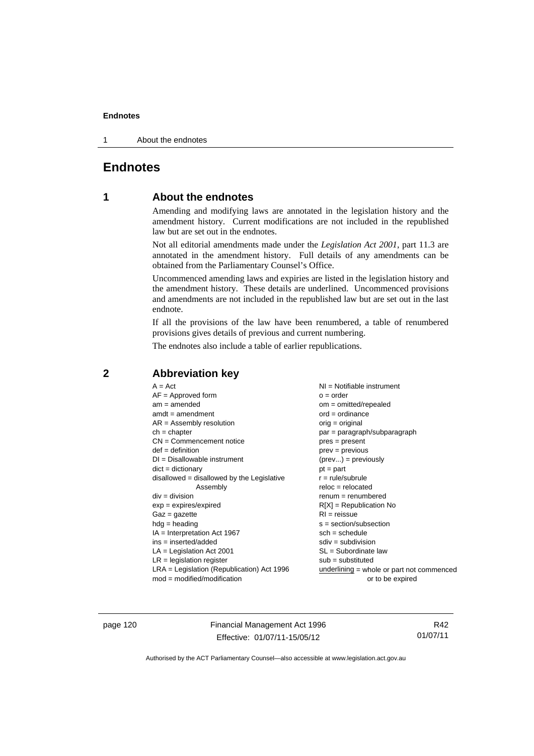# Endnotes

## 1 About the endnotes

Amending and modifying laws are annotated in the legislation history and the amendment history. Current modifications are not included in the republished law but are set out in the endnotes.

Not all editorial amendments made under the *Legislation Act 2001*, part 11.3 are annotated in the amendment history. Full details of any amendments can be obtained from the Parliamentary Counsel's Office.

Uncommenced amending laws and expiries are listed in the legislation history and the amendment history. These details are underlined. Uncommenced provisions and amendments are not included in the republished law but are set out in the last endnote.

If all the provisions of the law have been renumbered, a table of renumbered provisions gives details of previous and current numbering.

The endnotes also include a table of earlier republications.

## 2 Abbreviation key

A = Act
AF = Approved form
am = amended
amdt = amendment
AR = Assembly resolution
ch = chapter
CN = Commencement notice
def = definition
DI = Disallowable instrument
dict = dictionary
disallowed = disallowed by the Legislative Assembly
div = division
exp = expires/expired
Gaz = gazette
hdg = heading
IA = Interpretation Act 1967
ins = inserted/added
LA = Legislation Act 2001
LR = legislation register
LRA = Legislation (Republication) Act 1996
mod = modified/modification
NI = Notifiable instrument
o = order
om = omitted/repealed
ord = ordinance
orig = original
par = paragraph/subparagraph
pres = present
prev = previous
(prev...) = previously
pt = part
r = rule/subrule
reloc = relocated
renum = renumbered
R[X] = Republication No
RI = reissue
s = section/subsection
sch = schedule
sdiv = subdivision
SL = Subordinate law
sub = substituted
underlining = whole or part not commenced or to be expired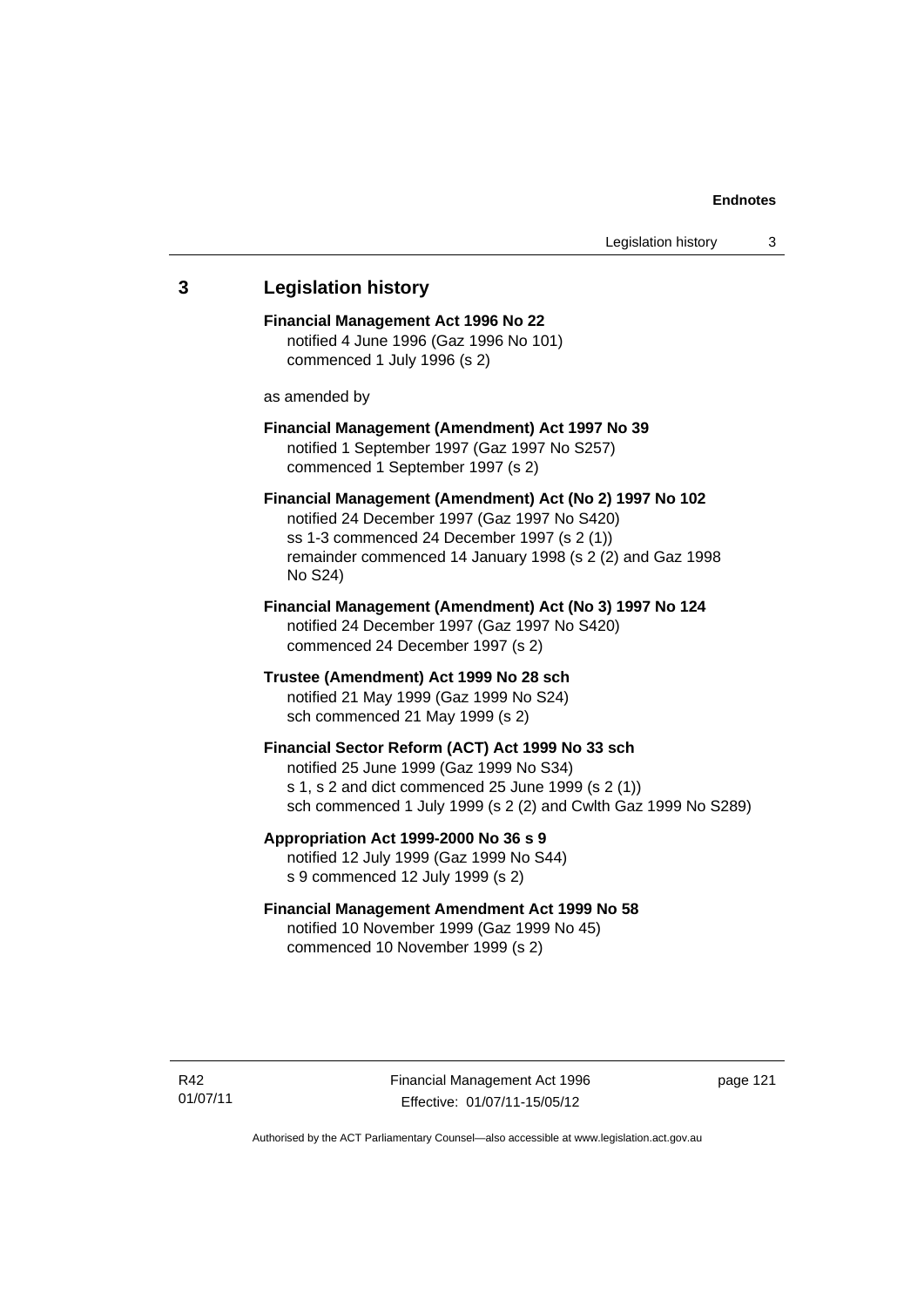## 3 Legislation history

**Financial Management Act 1996 No 22**
notified 4 June 1996 (Gaz 1996 No 101)
commenced 1 July 1996 (s 2)

as amended by

**Financial Management (Amendment) Act 1997 No 39**
notified 1 September 1997 (Gaz 1997 No S257)
commenced 1 September 1997 (s 2)

**Financial Management (Amendment) Act (No 2) 1997 No 102**
notified 24 December 1997 (Gaz 1997 No S420)
ss 1-3 commenced 24 December 1997 (s 2 (1))
remainder commenced 14 January 1998 (s 2 (2) and Gaz 1998 No S24)

**Financial Management (Amendment) Act (No 3) 1997 No 124**
notified 24 December 1997 (Gaz 1997 No S420)
commenced 24 December 1997 (s 2)

**Trustee (Amendment) Act 1999 No 28 sch**
notified 21 May 1999 (Gaz 1999 No S24)
sch commenced 21 May 1999 (s 2)

**Financial Sector Reform (ACT) Act 1999 No 33 sch**
notified 25 June 1999 (Gaz 1999 No S34)
s 1, s 2 and dict commenced 25 June 1999 (s 2 (1))
sch commenced 1 July 1999 (s 2 (2) and Cwlth Gaz 1999 No S289)

**Appropriation Act 1999-2000 No 36 s 9**
notified 12 July 1999 (Gaz 1999 No S44)
s 9 commenced 12 July 1999 (s 2)

**Financial Management Amendment Act 1999 No 58**
notified 10 November 1999 (Gaz 1999 No 45)
commenced 10 November 1999 (s 2)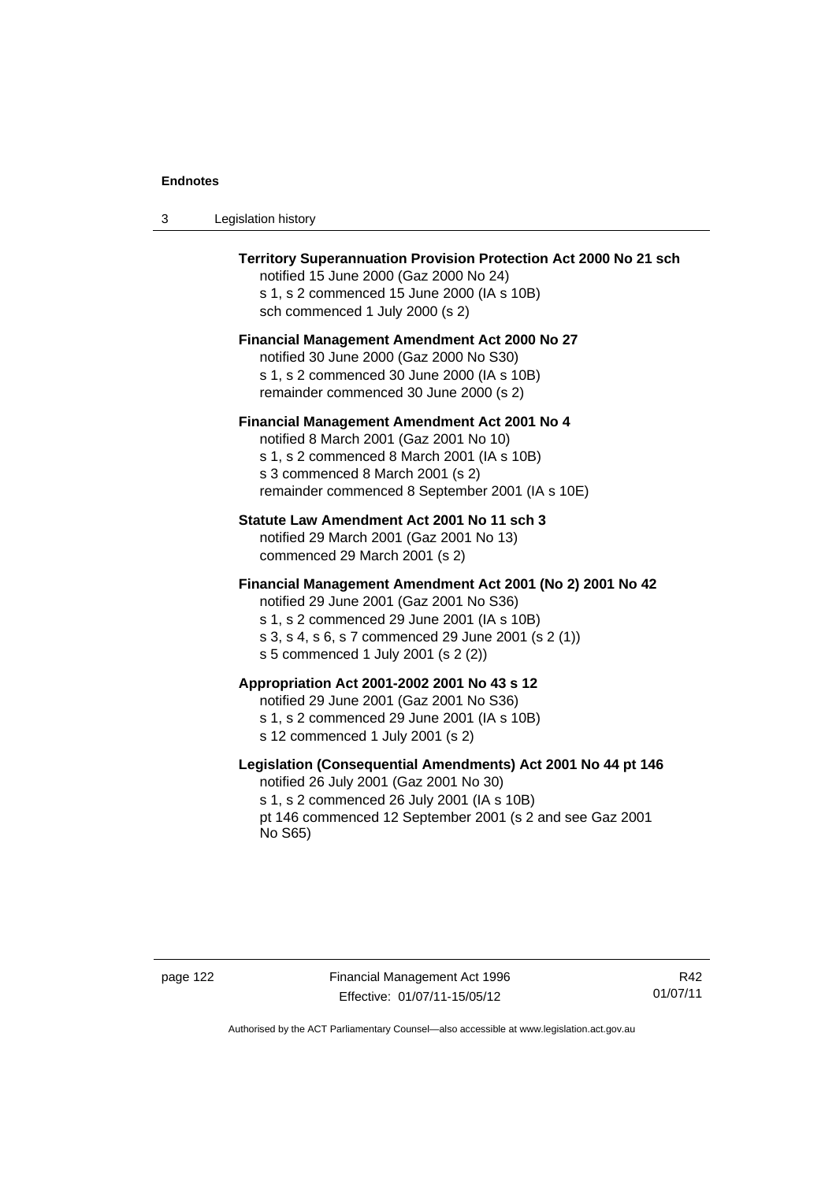**Territory Superannuation Provision Protection Act 2000 No 21 sch**
notified 15 June 2000 (Gaz 2000 No 24)
s 1, s 2 commenced 15 June 2000 (IA s 10B)
sch commenced 1 July 2000 (s 2)

**Financial Management Amendment Act 2000 No 27**
notified 30 June 2000 (Gaz 2000 No S30)
s 1, s 2 commenced 30 June 2000 (IA s 10B)
remainder commenced 30 June 2000 (s 2)

**Financial Management Amendment Act 2001 No 4**
notified 8 March 2001 (Gaz 2001 No 10)
s 1, s 2 commenced 8 March 2001 (IA s 10B)
s 3 commenced 8 March 2001 (s 2)
remainder commenced 8 September 2001 (IA s 10E)

**Statute Law Amendment Act 2001 No 11 sch 3**
notified 29 March 2001 (Gaz 2001 No 13)
commenced 29 March 2001 (s 2)

**Financial Management Amendment Act 2001 (No 2) 2001 No 42**
notified 29 June 2001 (Gaz 2001 No S36)
s 1, s 2 commenced 29 June 2001 (IA s 10B)
s 3, s 4, s 6, s 7 commenced 29 June 2001 (s 2 (1))
s 5 commenced 1 July 2001 (s 2 (2))

**Appropriation Act 2001-2002 2001 No 43 s 12**
notified 29 June 2001 (Gaz 2001 No S36)
s 1, s 2 commenced 29 June 2001 (IA s 10B)
s 12 commenced 1 July 2001 (s 2)

**Legislation (Consequential Amendments) Act 2001 No 44 pt 146**
notified 26 July 2001 (Gaz 2001 No 30)
s 1, s 2 commenced 26 July 2001 (IA s 10B)
pt 146 commenced 12 September 2001 (s 2 and see Gaz 2001 No S65)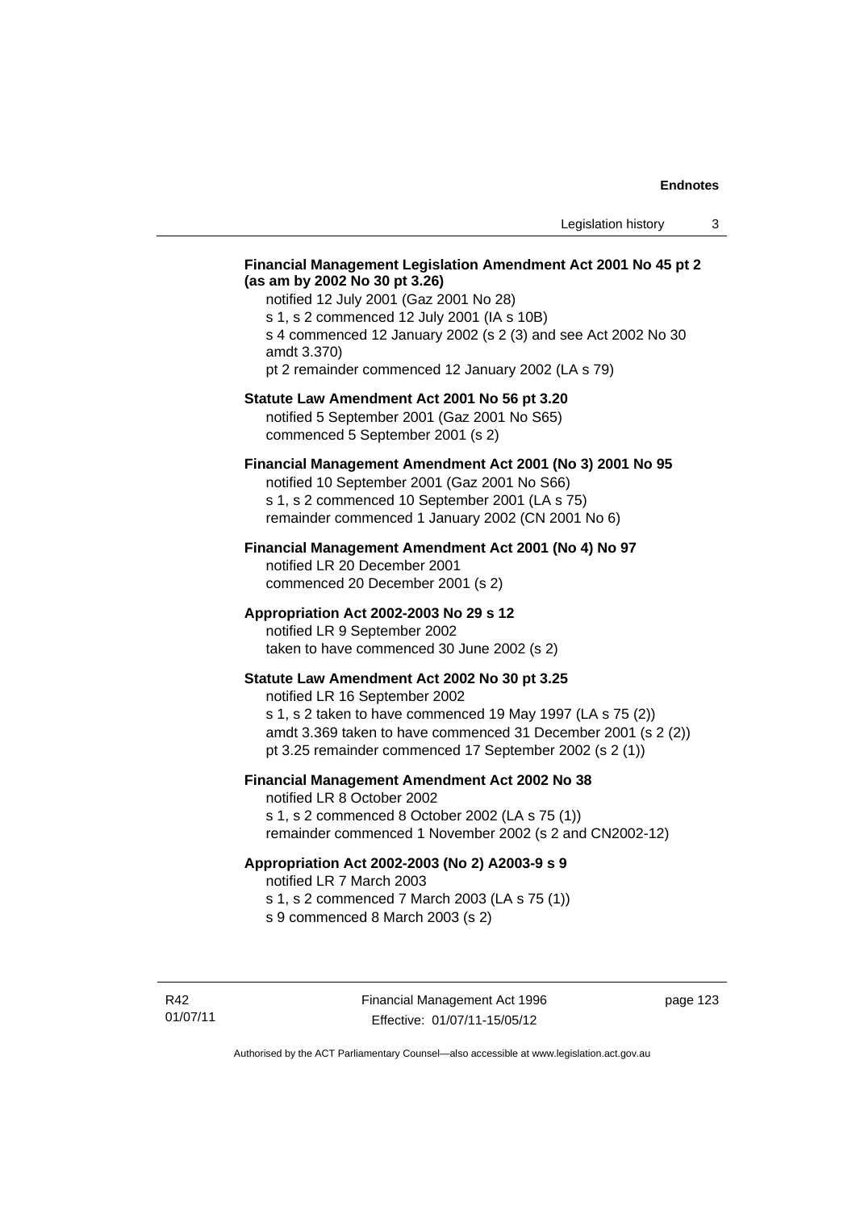**Financial Management Legislation Amendment Act 2001 No 45 pt 2 (as am by 2002 No 30 pt 3.26)**

notified 12 July 2001 (Gaz 2001 No 28)
s 1, s 2 commenced 12 July 2001 (IA s 10B)
s 4 commenced 12 January 2002 (s 2 (3) and see Act 2002 No 30 amdt 3.370)
pt 2 remainder commenced 12 January 2002 (LA s 79)

**Statute Law Amendment Act 2001 No 56 pt 3.20**

notified 5 September 2001 (Gaz 2001 No S65)
commenced 5 September 2001 (s 2)

**Financial Management Amendment Act 2001 (No 3) 2001 No 95**

notified 10 September 2001 (Gaz 2001 No S66)
s 1, s 2 commenced 10 September 2001 (LA s 75)
remainder commenced 1 January 2002 (CN 2001 No 6)

**Financial Management Amendment Act 2001 (No 4) No 97**

notified LR 20 December 2001
commenced 20 December 2001 (s 2)

**Appropriation Act 2002-2003 No 29 s 12**

notified LR 9 September 2002
taken to have commenced 30 June 2002 (s 2)

**Statute Law Amendment Act 2002 No 30 pt 3.25**

notified LR 16 September 2002
s 1, s 2 taken to have commenced 19 May 1997 (LA s 75 (2))
amdt 3.369 taken to have commenced 31 December 2001 (s 2 (2))
pt 3.25 remainder commenced 17 September 2002 (s 2 (1))

**Financial Management Amendment Act 2002 No 38**

notified LR 8 October 2002
s 1, s 2 commenced 8 October 2002 (LA s 75 (1))
remainder commenced 1 November 2002 (s 2 and CN2002-12)

**Appropriation Act 2002-2003 (No 2) A2003-9 s 9**

notified LR 7 March 2003
s 1, s 2 commenced 7 March 2003 (LA s 75 (1))
s 9 commenced 8 March 2003 (s 2)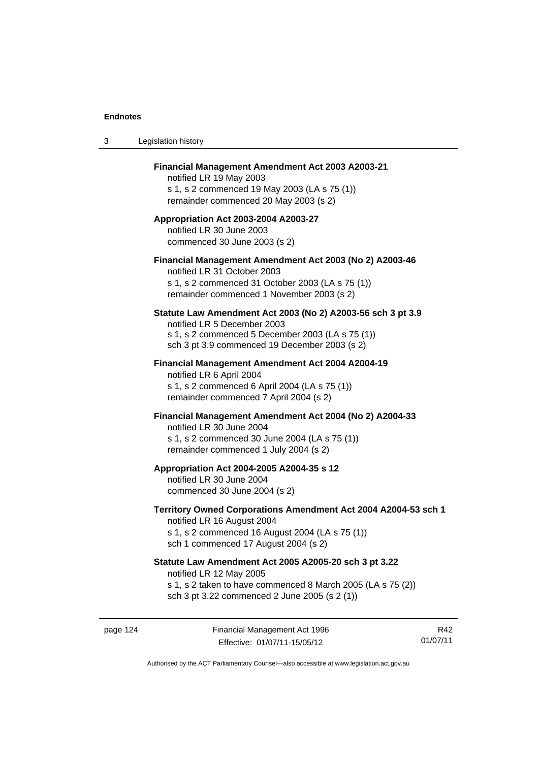**Financial Management Amendment Act 2003 A2003-21**
notified LR 19 May 2003
s 1, s 2 commenced 19 May 2003 (LA s 75 (1))
remainder commenced 20 May 2003 (s 2)

**Appropriation Act 2003-2004 A2003-27**
notified LR 30 June 2003
commenced 30 June 2003 (s 2)

**Financial Management Amendment Act 2003 (No 2) A2003-46**
notified LR 31 October 2003
s 1, s 2 commenced 31 October 2003 (LA s 75 (1))
remainder commenced 1 November 2003 (s 2)

**Statute Law Amendment Act 2003 (No 2) A2003-56 sch 3 pt 3.9**
notified LR 5 December 2003
s 1, s 2 commenced 5 December 2003 (LA s 75 (1))
sch 3 pt 3.9 commenced 19 December 2003 (s 2)

**Financial Management Amendment Act 2004 A2004-19**
notified LR 6 April 2004
s 1, s 2 commenced 6 April 2004 (LA s 75 (1))
remainder commenced 7 April 2004 (s 2)

**Financial Management Amendment Act 2004 (No 2) A2004-33**
notified LR 30 June 2004
s 1, s 2 commenced 30 June 2004 (LA s 75 (1))
remainder commenced 1 July 2004 (s 2)

**Appropriation Act 2004-2005 A2004-35 s 12**
notified LR 30 June 2004
commenced 30 June 2004 (s 2)

**Territory Owned Corporations Amendment Act 2004 A2004-53 sch 1**
notified LR 16 August 2004
s 1, s 2 commenced 16 August 2004 (LA s 75 (1))
sch 1 commenced 17 August 2004 (s 2)

**Statute Law Amendment Act 2005 A2005-20 sch 3 pt 3.22**
notified LR 12 May 2005
s 1, s 2 taken to have commenced 8 March 2005 (LA s 75 (2))
sch 3 pt 3.22 commenced 2 June 2005 (s 2 (1))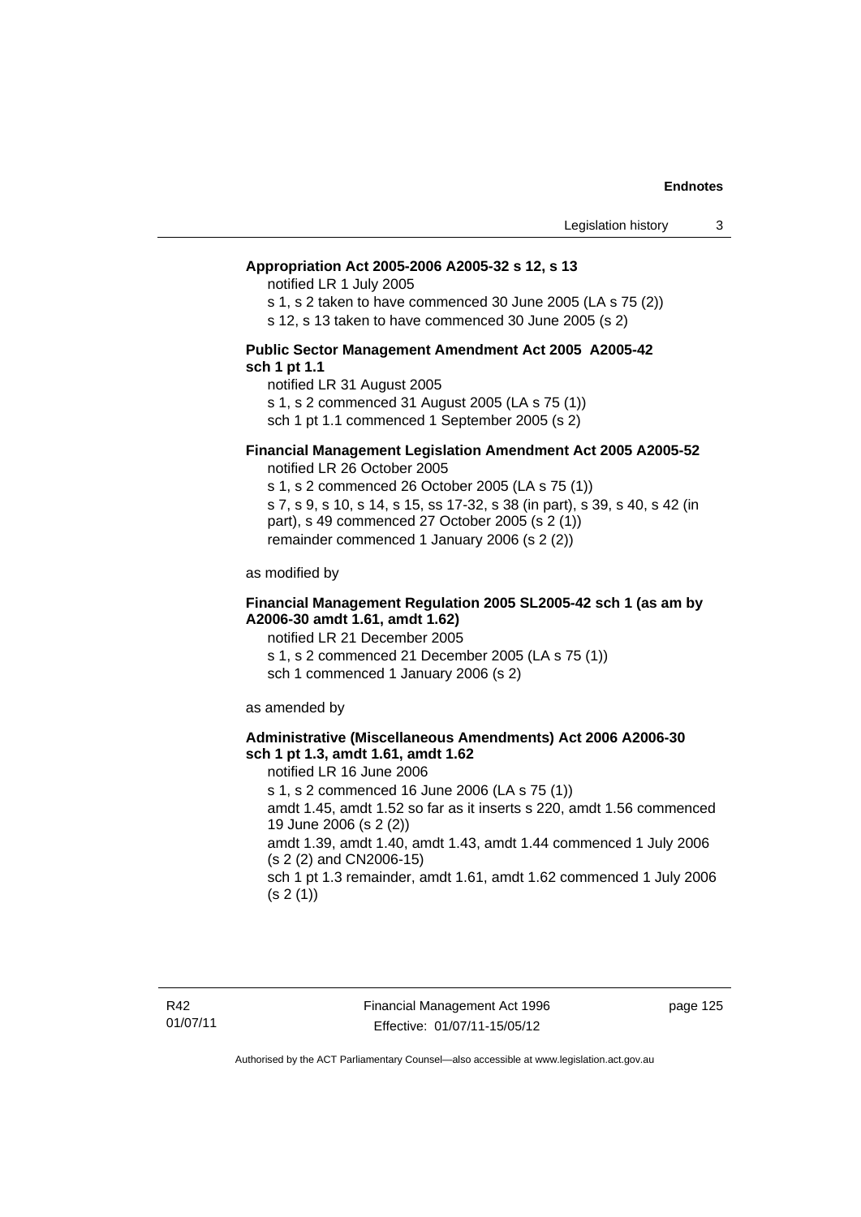**Appropriation Act 2005-2006 A2005-32 s 12, s 13**

notified LR 1 July 2005

s 1, s 2 taken to have commenced 30 June 2005 (LA s 75 (2))

s 12, s 13 taken to have commenced 30 June 2005 (s 2)

**Public Sector Management Amendment Act 2005 A2005-42 sch 1 pt 1.1**

notified LR 31 August 2005

s 1, s 2 commenced 31 August 2005 (LA s 75 (1))

sch 1 pt 1.1 commenced 1 September 2005 (s 2)

**Financial Management Legislation Amendment Act 2005 A2005-52**

notified LR 26 October 2005

s 1, s 2 commenced 26 October 2005 (LA s 75 (1))

s 7, s 9, s 10, s 14, s 15, ss 17-32, s 38 (in part), s 39, s 40, s 42 (in part), s 49 commenced 27 October 2005 (s 2 (1))

remainder commenced 1 January 2006 (s 2 (2))

as modified by

**Financial Management Regulation 2005 SL2005-42 sch 1 (as am by A2006-30 amdt 1.61, amdt 1.62)**

notified LR 21 December 2005

s 1, s 2 commenced 21 December 2005 (LA s 75 (1))

sch 1 commenced 1 January 2006 (s 2)

as amended by

**Administrative (Miscellaneous Amendments) Act 2006 A2006-30 sch 1 pt 1.3, amdt 1.61, amdt 1.62**

notified LR 16 June 2006

s 1, s 2 commenced 16 June 2006 (LA s 75 (1))

amdt 1.45, amdt 1.52 so far as it inserts s 220, amdt 1.56 commenced 19 June 2006 (s 2 (2))

amdt 1.39, amdt 1.40, amdt 1.43, amdt 1.44 commenced 1 July 2006 (s 2 (2) and CN2006-15)

sch 1 pt 1.3 remainder, amdt 1.61, amdt 1.62 commenced 1 July 2006 (s 2 (1))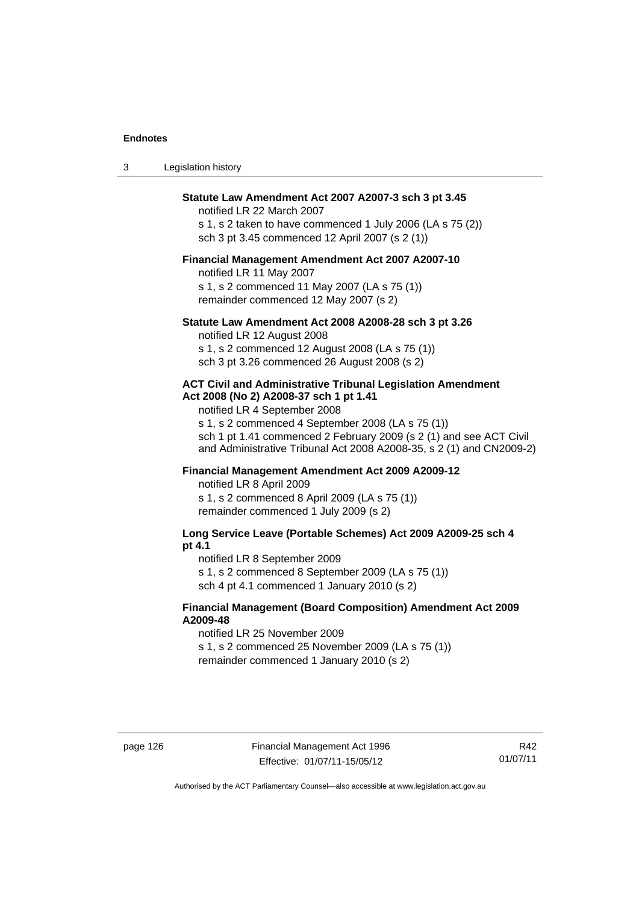**Statute Law Amendment Act 2007 A2007-3 sch 3 pt 3.45**

notified LR 22 March 2007

s 1, s 2 taken to have commenced 1 July 2006 (LA s 75 (2))

sch 3 pt 3.45 commenced 12 April 2007 (s 2 (1))

**Financial Management Amendment Act 2007 A2007-10**

notified LR 11 May 2007

s 1, s 2 commenced 11 May 2007 (LA s 75 (1))

remainder commenced 12 May 2007 (s 2)

**Statute Law Amendment Act 2008 A2008-28 sch 3 pt 3.26**

notified LR 12 August 2008

s 1, s 2 commenced 12 August 2008 (LA s 75 (1))

sch 3 pt 3.26 commenced 26 August 2008 (s 2)

**ACT Civil and Administrative Tribunal Legislation Amendment Act 2008 (No 2) A2008-37 sch 1 pt 1.41**

notified LR 4 September 2008

s 1, s 2 commenced 4 September 2008 (LA s 75 (1))

sch 1 pt 1.41 commenced 2 February 2009 (s 2 (1) and see ACT Civil and Administrative Tribunal Act 2008 A2008-35, s 2 (1) and CN2009-2)

**Financial Management Amendment Act 2009 A2009-12**

notified LR 8 April 2009

s 1, s 2 commenced 8 April 2009 (LA s 75 (1))

remainder commenced 1 July 2009 (s 2)

**Long Service Leave (Portable Schemes) Act 2009 A2009-25 sch 4 pt 4.1**

notified LR 8 September 2009

s 1, s 2 commenced 8 September 2009 (LA s 75 (1))

sch 4 pt 4.1 commenced 1 January 2010 (s 2)

**Financial Management (Board Composition) Amendment Act 2009 A2009-48**

notified LR 25 November 2009

s 1, s 2 commenced 25 November 2009 (LA s 75 (1))

remainder commenced 1 January 2010 (s 2)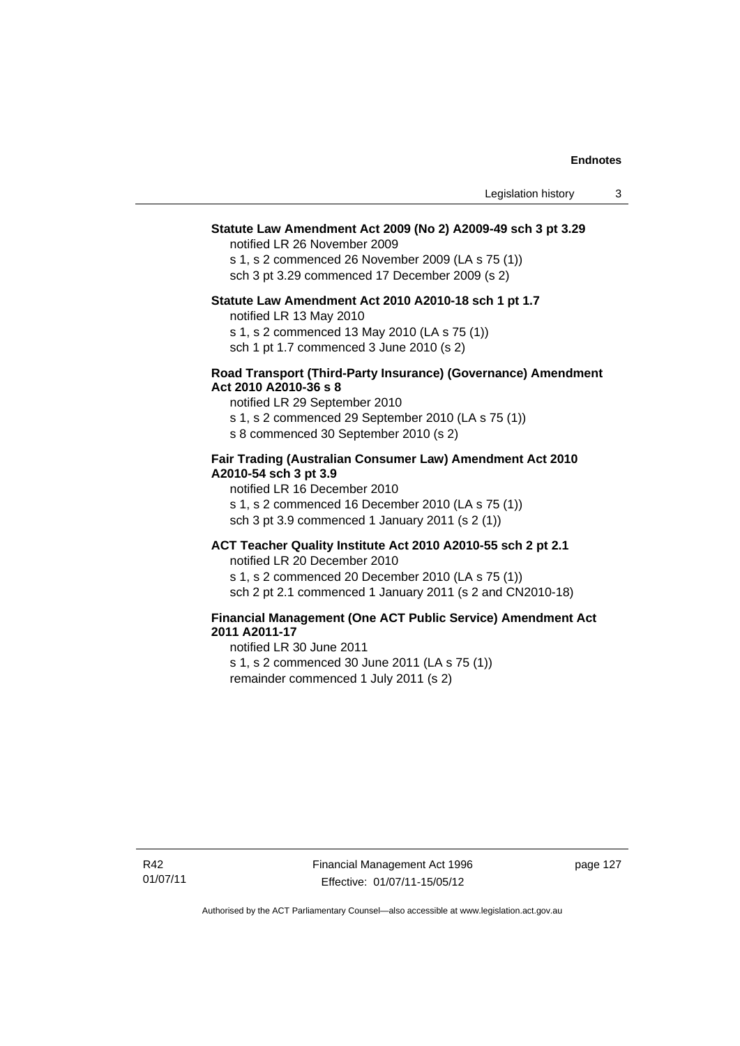**Statute Law Amendment Act 2009 (No 2) A2009-49 sch 3 pt 3.29**

notified LR 26 November 2009
s 1, s 2 commenced 26 November 2009 (LA s 75 (1))
sch 3 pt 3.29 commenced 17 December 2009 (s 2)

**Statute Law Amendment Act 2010 A2010-18 sch 1 pt 1.7**

notified LR 13 May 2010
s 1, s 2 commenced 13 May 2010 (LA s 75 (1))
sch 1 pt 1.7 commenced 3 June 2010 (s 2)

**Road Transport (Third-Party Insurance) (Governance) Amendment Act 2010 A2010-36 s 8**

notified LR 29 September 2010
s 1, s 2 commenced 29 September 2010 (LA s 75 (1))
s 8 commenced 30 September 2010 (s 2)

**Fair Trading (Australian Consumer Law) Amendment Act 2010 A2010-54 sch 3 pt 3.9**

notified LR 16 December 2010
s 1, s 2 commenced 16 December 2010 (LA s 75 (1))
sch 3 pt 3.9 commenced 1 January 2011 (s 2 (1))

**ACT Teacher Quality Institute Act 2010 A2010-55 sch 2 pt 2.1**

notified LR 20 December 2010
s 1, s 2 commenced 20 December 2010 (LA s 75 (1))
sch 2 pt 2.1 commenced 1 January 2011 (s 2 and CN2010-18)

**Financial Management (One ACT Public Service) Amendment Act 2011 A2011-17**

notified LR 30 June 2011
s 1, s 2 commenced 30 June 2011 (LA s 75 (1))
remainder commenced 1 July 2011 (s 2)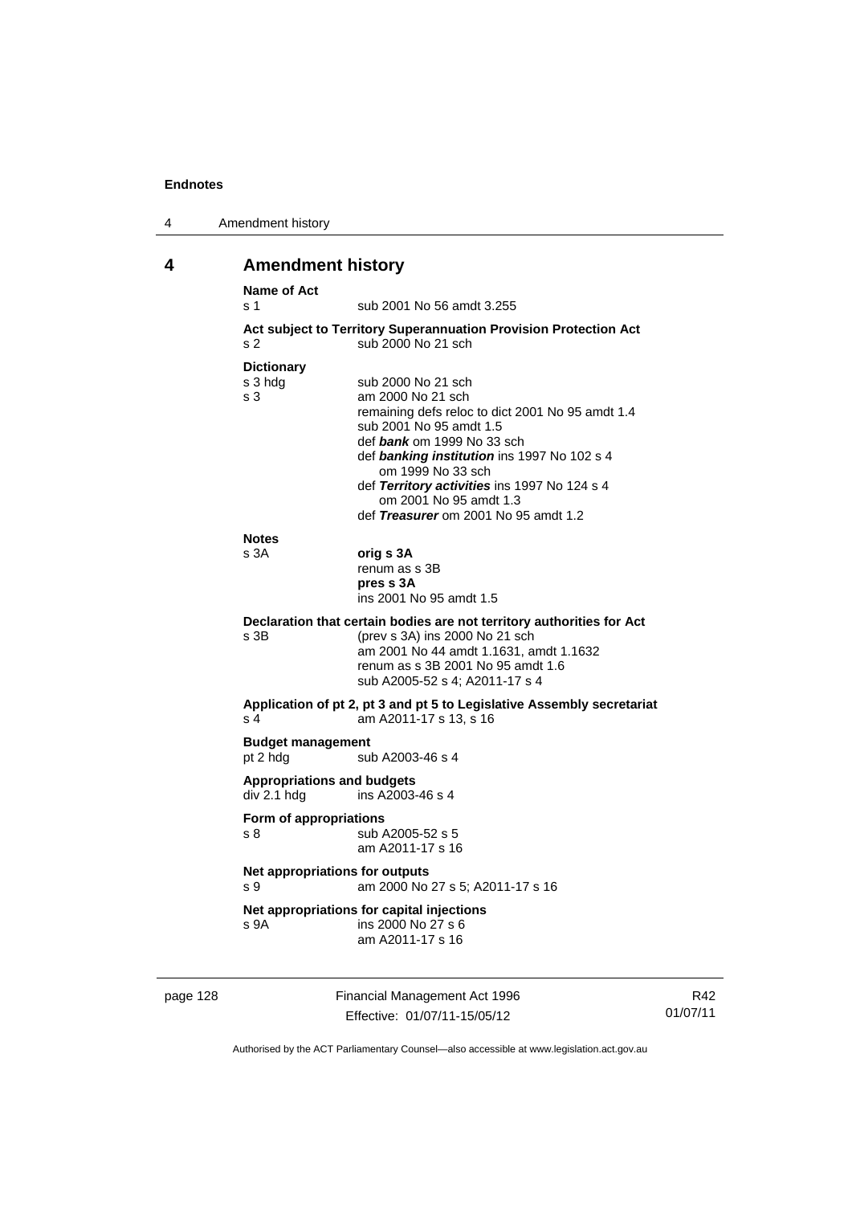## 4 Amendment history

**Name of Act**

s 1 sub 2001 No 56 amdt 3.255

**Act subject to Territory Superannuation Provision Protection Act**

s 2 sub 2000 No 21 sch

**Dictionary**

s 3 hdg sub 2000 No 21 sch

s 3 am 2000 No 21 sch
remaining defs reloc to dict 2001 No 95 amdt 1.4
sub 2001 No 95 amdt 1.5
def ***bank*** om 1999 No 33 sch
def ***banking institution*** ins 1997 No 102 s 4
om 1999 No 33 sch
def ***Territory activities*** ins 1997 No 124 s 4
om 2001 No 95 amdt 1.3
def ***Treasurer*** om 2001 No 95 amdt 1.2

**Notes**

s 3A **orig s 3A**
renum as s 3B
**pres s 3A**
ins 2001 No 95 amdt 1.5

**Declaration that certain bodies are not territory authorities for Act**

s 3B (prev s 3A) ins 2000 No 21 sch
am 2001 No 44 amdt 1.1631, amdt 1.1632
renum as s 3B 2001 No 95 amdt 1.6
sub A2005-52 s 4; A2011-17 s 4

**Application of pt 2, pt 3 and pt 5 to Legislative Assembly secretariat**

s 4 am A2011-17 s 13, s 16

**Budget management**

pt 2 hdg sub A2003-46 s 4

**Appropriations and budgets**

div 2.1 hdg ins A2003-46 s 4

**Form of appropriations**

s 8 sub A2005-52 s 5
am A2011-17 s 16

**Net appropriations for outputs**

s 9 am 2000 No 27 s 5; A2011-17 s 16

**Net appropriations for capital injections**

s 9A ins 2000 No 27 s 6
am A2011-17 s 16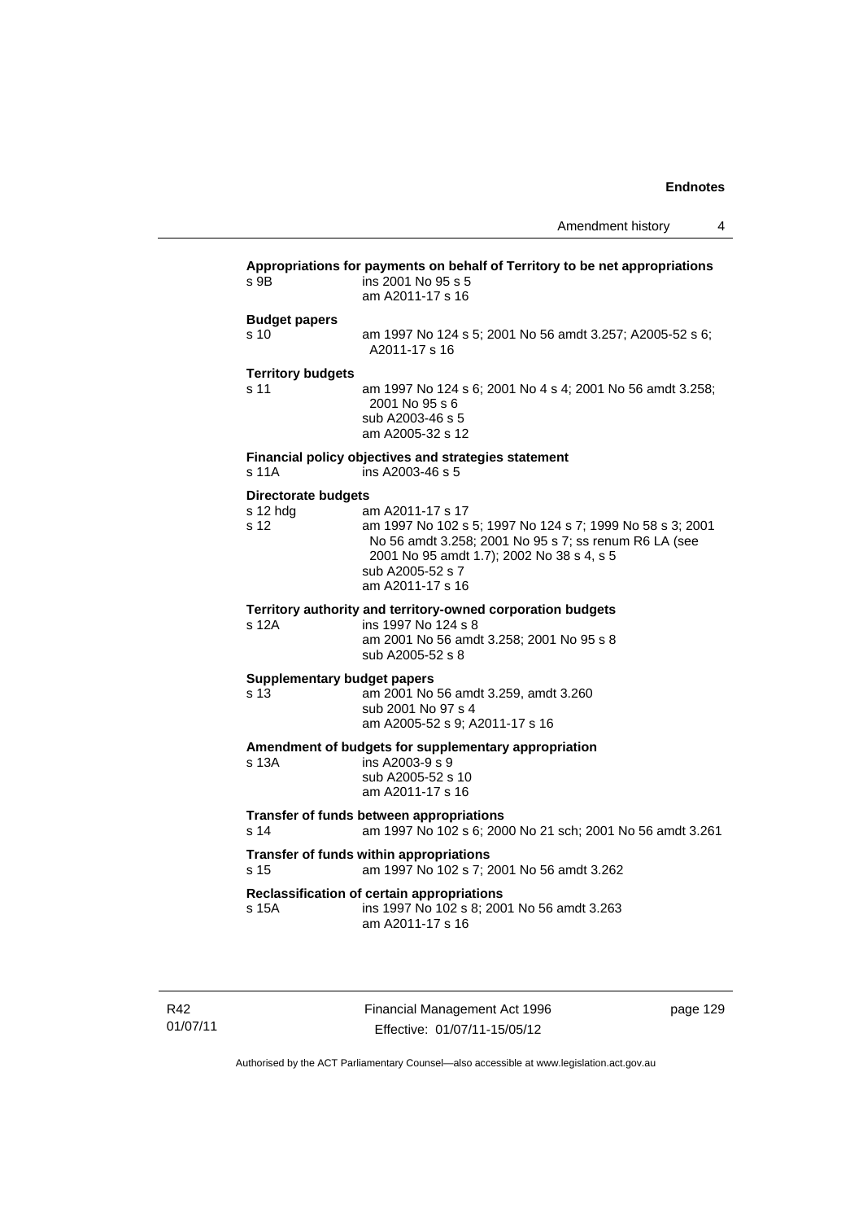**Appropriations for payments on behalf of Territory to be net appropriations**

s 9B ins 2001 No 95 s 5
am A2011-17 s 16

**Budget papers**

s 10 am 1997 No 124 s 5; 2001 No 56 amdt 3.257; A2005-52 s 6; A2011-17 s 16

**Territory budgets**

s 11 am 1997 No 124 s 6; 2001 No 4 s 4; 2001 No 56 amdt 3.258; 2001 No 95 s 6
sub A2003-46 s 5
am A2005-32 s 12

**Financial policy objectives and strategies statement**

s 11A ins A2003-46 s 5

**Directorate budgets**

s 12 hdg am A2011-17 s 17
s 12 am 1997 No 102 s 5; 1997 No 124 s 7; 1999 No 58 s 3; 2001 No 56 amdt 3.258; 2001 No 95 s 7; ss renum R6 LA (see 2001 No 95 amdt 1.7); 2002 No 38 s 4, s 5
sub A2005-52 s 7
am A2011-17 s 16

**Territory authority and territory-owned corporation budgets**

s 12A ins 1997 No 124 s 8
am 2001 No 56 amdt 3.258; 2001 No 95 s 8
sub A2005-52 s 8

**Supplementary budget papers**

s 13 am 2001 No 56 amdt 3.259, amdt 3.260
sub 2001 No 97 s 4
am A2005-52 s 9; A2011-17 s 16

**Amendment of budgets for supplementary appropriation**

s 13A ins A2003-9 s 9
sub A2005-52 s 10
am A2011-17 s 16

**Transfer of funds between appropriations**

s 14 am 1997 No 102 s 6; 2000 No 21 sch; 2001 No 56 amdt 3.261

**Transfer of funds within appropriations**

s 15 am 1997 No 102 s 7; 2001 No 56 amdt 3.262

**Reclassification of certain appropriations**

s 15A ins 1997 No 102 s 8; 2001 No 56 amdt 3.263
am A2011-17 s 16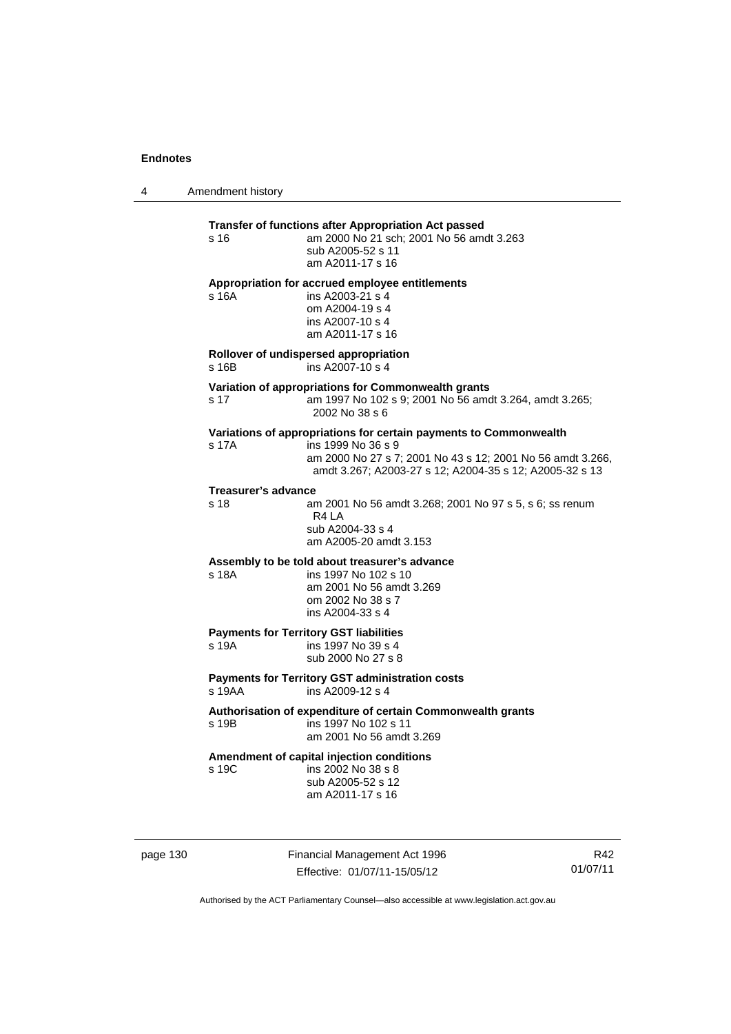**Transfer of functions after Appropriation Act passed**

s 16 am 2000 No 21 sch; 2001 No 56 amdt 3.263
sub A2005-52 s 11
am A2011-17 s 16

**Appropriation for accrued employee entitlements**

s 16A ins A2003-21 s 4
om A2004-19 s 4
ins A2007-10 s 4
am A2011-17 s 16

**Rollover of undispersed appropriation**

s 16B ins A2007-10 s 4

**Variation of appropriations for Commonwealth grants**

s 17 am 1997 No 102 s 9; 2001 No 56 amdt 3.264, amdt 3.265; 2002 No 38 s 6

**Variations of appropriations for certain payments to Commonwealth**

s 17A ins 1999 No 36 s 9
am 2000 No 27 s 7; 2001 No 43 s 12; 2001 No 56 amdt 3.266, amdt 3.267; A2003-27 s 12; A2004-35 s 12; A2005-32 s 13

**Treasurer's advance**

s 18 am 2001 No 56 amdt 3.268; 2001 No 97 s 5, s 6; ss renum R4 LA
sub A2004-33 s 4
am A2005-20 amdt 3.153

**Assembly to be told about treasurer's advance**

s 18A ins 1997 No 102 s 10
am 2001 No 56 amdt 3.269
om 2002 No 38 s 7
ins A2004-33 s 4

**Payments for Territory GST liabilities**

s 19A ins 1997 No 39 s 4
sub 2000 No 27 s 8

**Payments for Territory GST administration costs**

s 19AA ins A2009-12 s 4

**Authorisation of expenditure of certain Commonwealth grants**

s 19B ins 1997 No 102 s 11
am 2001 No 56 amdt 3.269

**Amendment of capital injection conditions**

s 19C ins 2002 No 38 s 8
sub A2005-52 s 12
am A2011-17 s 16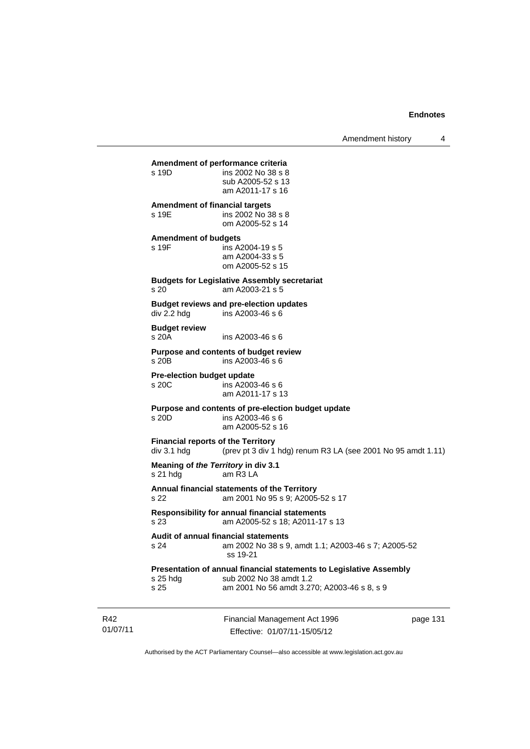**Amendment of performance criteria**

s 19D ins 2002 No 38 s 8
sub A2005-52 s 13
am A2011-17 s 16

**Amendment of financial targets**

s 19E ins 2002 No 38 s 8
om A2005-52 s 14

**Amendment of budgets**

s 19F ins A2004-19 s 5
am A2004-33 s 5
om A2005-52 s 15

**Budgets for Legislative Assembly secretariat**

s 20 am A2003-21 s 5

**Budget reviews and pre-election updates**

div 2.2 hdg ins A2003-46 s 6

**Budget review**

s 20A ins A2003-46 s 6

**Purpose and contents of budget review**

s 20B ins A2003-46 s 6

**Pre-election budget update**

s 20C ins A2003-46 s 6
am A2011-17 s 13

**Purpose and contents of pre-election budget update**

s 20D ins A2003-46 s 6
am A2005-52 s 16

**Financial reports of the Territory**

div 3.1 hdg (prev pt 3 div 1 hdg) renum R3 LA (see 2001 No 95 amdt 1.11)

**Meaning of *the Territory* in div 3.1**

s 21 hdg am R3 LA

**Annual financial statements of the Territory**

s 22 am 2001 No 95 s 9; A2005-52 s 17

**Responsibility for annual financial statements**

s 23 am A2005-52 s 18; A2011-17 s 13

**Audit of annual financial statements**

s 24 am 2002 No 38 s 9, amdt 1.1; A2003-46 s 7; A2005-52 ss 19-21

**Presentation of annual financial statements to Legislative Assembly**

s 25 hdg sub 2002 No 38 amdt 1.2
s 25 am 2001 No 56 amdt 3.270; A2003-46 s 8, s 9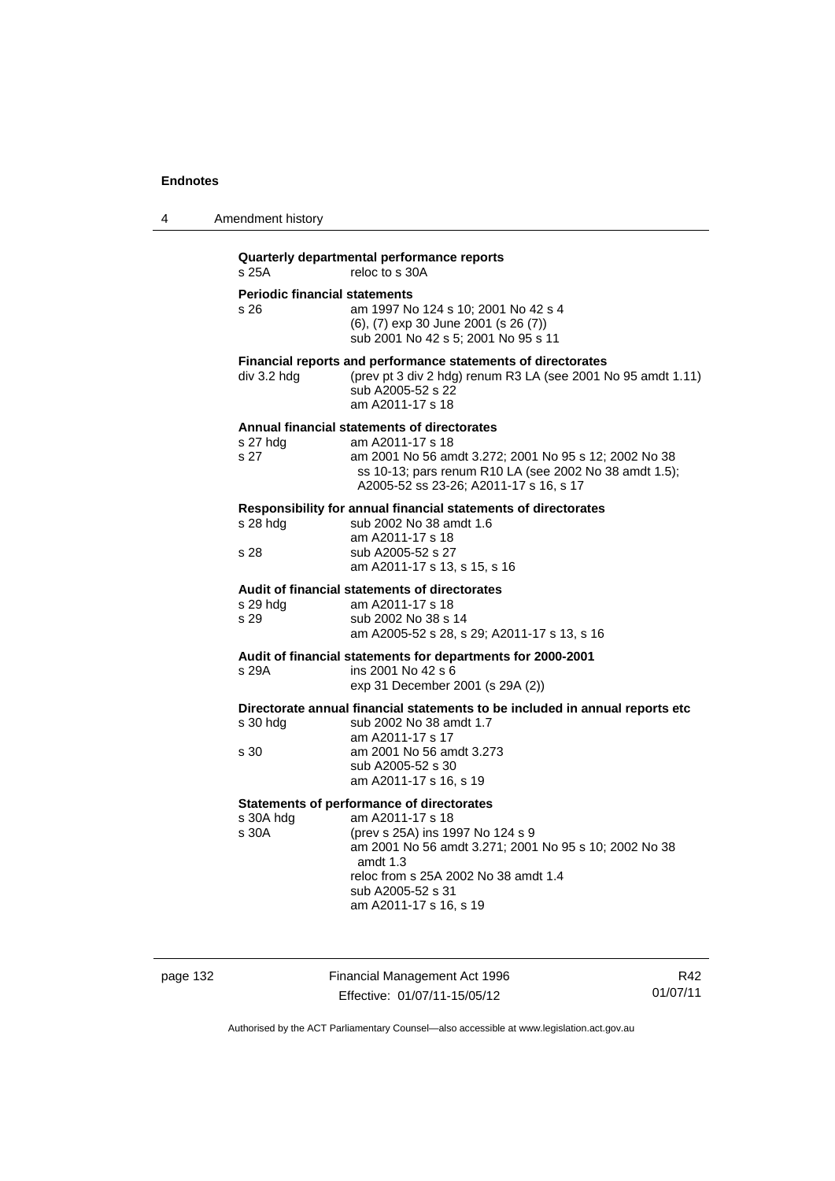**Quarterly departmental performance reports**

s 25A — reloc to s 30A

**Periodic financial statements**

s 26 — am 1997 No 124 s 10; 2001 No 42 s 4
(6), (7) exp 30 June 2001 (s 26 (7))
sub 2001 No 42 s 5; 2001 No 95 s 11

**Financial reports and performance statements of directorates**

div 3.2 hdg — (prev pt 3 div 2 hdg) renum R3 LA (see 2001 No 95 amdt 1.11)
sub A2005-52 s 22
am A2011-17 s 18

**Annual financial statements of directorates**

s 27 hdg — am A2011-17 s 18

s 27 — am 2001 No 56 amdt 3.272; 2001 No 95 s 12; 2002 No 38 ss 10-13; pars renum R10 LA (see 2002 No 38 amdt 1.5); A2005-52 ss 23-26; A2011-17 s 16, s 17

**Responsibility for annual financial statements of directorates**

s 28 hdg — sub 2002 No 38 amdt 1.6
am A2011-17 s 18

s 28 — sub A2005-52 s 27
am A2011-17 s 13, s 15, s 16

**Audit of financial statements of directorates**

s 29 hdg — am A2011-17 s 18

s 29 — sub 2002 No 38 s 14
am A2005-52 s 28, s 29; A2011-17 s 13, s 16

**Audit of financial statements for departments for 2000-2001**

s 29A — ins 2001 No 42 s 6
exp 31 December 2001 (s 29A (2))

**Directorate annual financial statements to be included in annual reports etc**

s 30 hdg — sub 2002 No 38 amdt 1.7
am A2011-17 s 17

s 30 — am 2001 No 56 amdt 3.273
sub A2005-52 s 30
am A2011-17 s 16, s 19

**Statements of performance of directorates**

s 30A hdg — am A2011-17 s 18

s 30A — (prev s 25A) ins 1997 No 124 s 9
am 2001 No 56 amdt 3.271; 2001 No 95 s 10; 2002 No 38 amdt 1.3
reloc from s 25A 2002 No 38 amdt 1.4
sub A2005-52 s 31
am A2011-17 s 16, s 19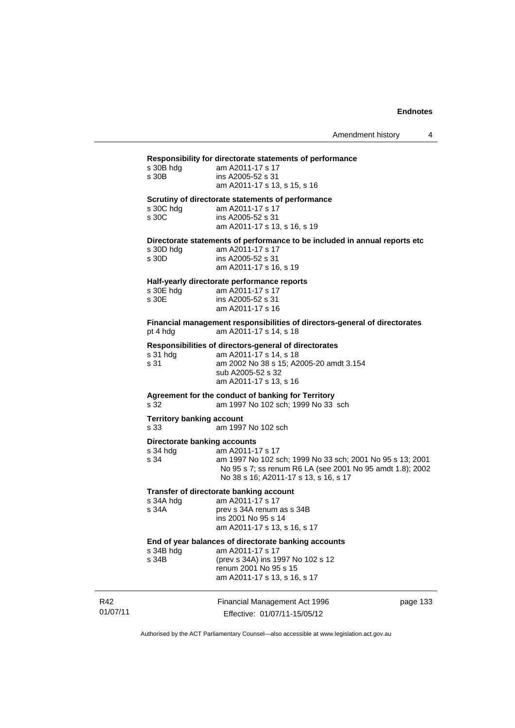**Responsibility for directorate statements of performance**

s 30B hdg am A2011-17 s 17
s 30B ins A2005-52 s 31
am A2011-17 s 13, s 15, s 16

**Scrutiny of directorate statements of performance**

s 30C hdg am A2011-17 s 17
s 30C ins A2005-52 s 31
am A2011-17 s 13, s 16, s 19

**Directorate statements of performance to be included in annual reports etc**

s 30D hdg am A2011-17 s 17
s 30D ins A2005-52 s 31
am A2011-17 s 16, s 19

**Half-yearly directorate performance reports**

s 30E hdg am A2011-17 s 17
s 30E ins A2005-52 s 31
am A2011-17 s 16

**Financial management responsibilities of directors-general of directorates**

pt 4 hdg am A2011-17 s 14, s 18

**Responsibilities of directors-general of directorates**

s 31 hdg am A2011-17 s 14, s 18
s 31 am 2002 No 38 s 15; A2005-20 amdt 3.154
sub A2005-52 s 32
am A2011-17 s 13, s 16

**Agreement for the conduct of banking for Territory**

s 32 am 1997 No 102 sch; 1999 No 33 sch

**Territory banking account**

s 33 am 1997 No 102 sch

**Directorate banking accounts**

s 34 hdg am A2011-17 s 17
s 34 am 1997 No 102 sch; 1999 No 33 sch; 2001 No 95 s 13; 2001 No 95 s 7; ss renum R6 LA (see 2001 No 95 amdt 1.8); 2002 No 38 s 16; A2011-17 s 13, s 16, s 17

**Transfer of directorate banking account**

s 34A hdg am A2011-17 s 17
s 34A prev s 34A renum as s 34B
ins 2001 No 95 s 14
am A2011-17 s 13, s 16, s 17

**End of year balances of directorate banking accounts**

s 34B hdg am A2011-17 s 17
s 34B (prev s 34A) ins 1997 No 102 s 12
renum 2001 No 95 s 15
am A2011-17 s 13, s 16, s 17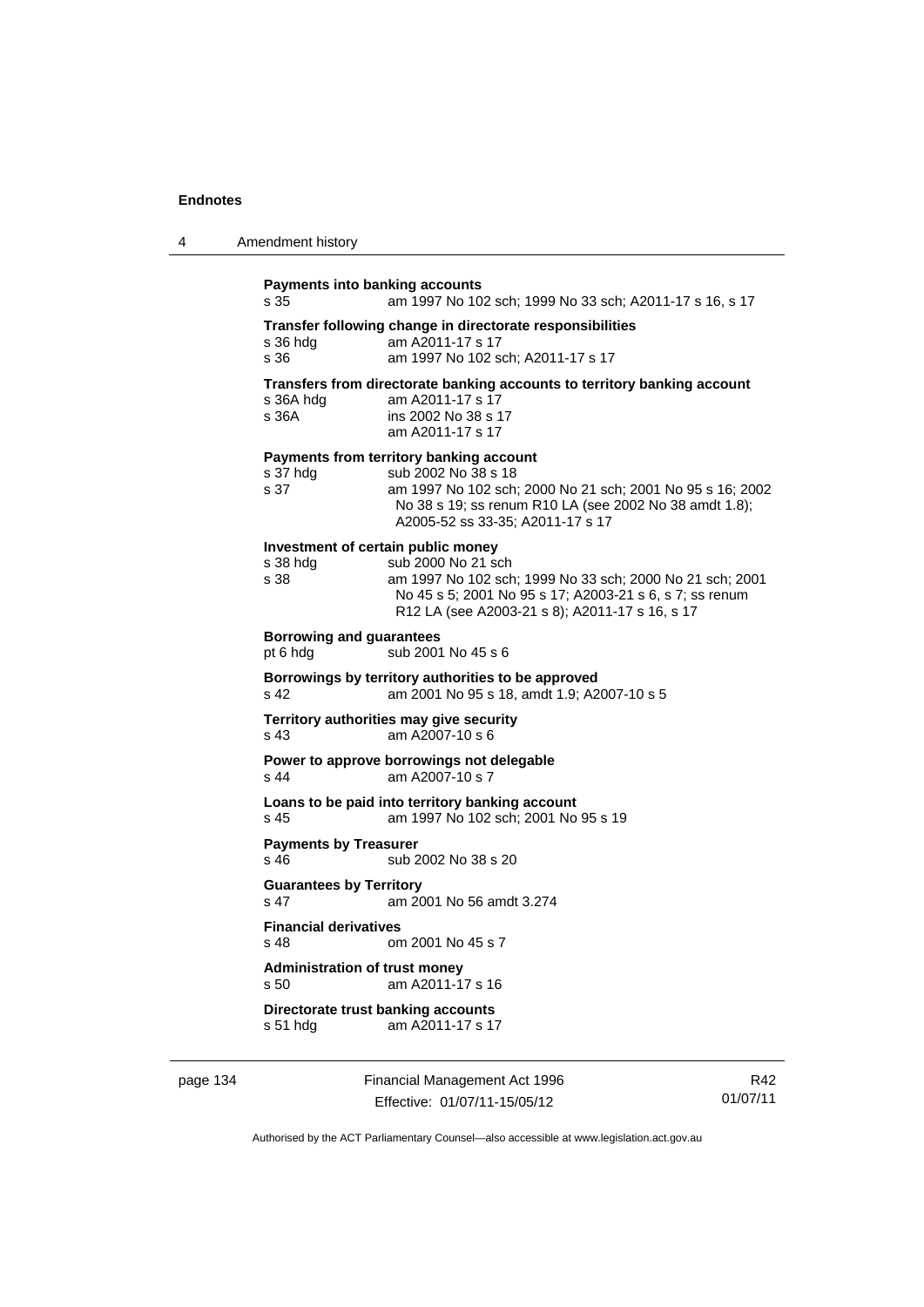**Payments into banking accounts**
s 35 am 1997 No 102 sch; 1999 No 33 sch; A2011-17 s 16, s 17

**Transfer following change in directorate responsibilities**
s 36 hdg am A2011-17 s 17
s 36 am 1997 No 102 sch; A2011-17 s 17

**Transfers from directorate banking accounts to territory banking account**
s 36A hdg am A2011-17 s 17
s 36A ins 2002 No 38 s 17
am A2011-17 s 17

**Payments from territory banking account**
s 37 hdg sub 2002 No 38 s 18
s 37 am 1997 No 102 sch; 2000 No 21 sch; 2001 No 95 s 16; 2002 No 38 s 19; ss renum R10 LA (see 2002 No 38 amdt 1.8); A2005-52 ss 33-35; A2011-17 s 17

**Investment of certain public money**
s 38 hdg sub 2000 No 21 sch
s 38 am 1997 No 102 sch; 1999 No 33 sch; 2000 No 21 sch; 2001 No 45 s 5; 2001 No 95 s 17; A2003-21 s 6, s 7; ss renum R12 LA (see A2003-21 s 8); A2011-17 s 16, s 17

**Borrowing and guarantees**
pt 6 hdg sub 2001 No 45 s 6

**Borrowings by territory authorities to be approved**
s 42 am 2001 No 95 s 18, amdt 1.9; A2007-10 s 5

**Territory authorities may give security**
s 43 am A2007-10 s 6

**Power to approve borrowings not delegable**
s 44 am A2007-10 s 7

**Loans to be paid into territory banking account**
s 45 am 1997 No 102 sch; 2001 No 95 s 19

**Payments by Treasurer**
s 46 sub 2002 No 38 s 20

**Guarantees by Territory**
s 47 am 2001 No 56 amdt 3.274

**Financial derivatives**
s 48 om 2001 No 45 s 7

**Administration of trust money**
s 50 am A2011-17 s 16

**Directorate trust banking accounts**
s 51 hdg am A2011-17 s 17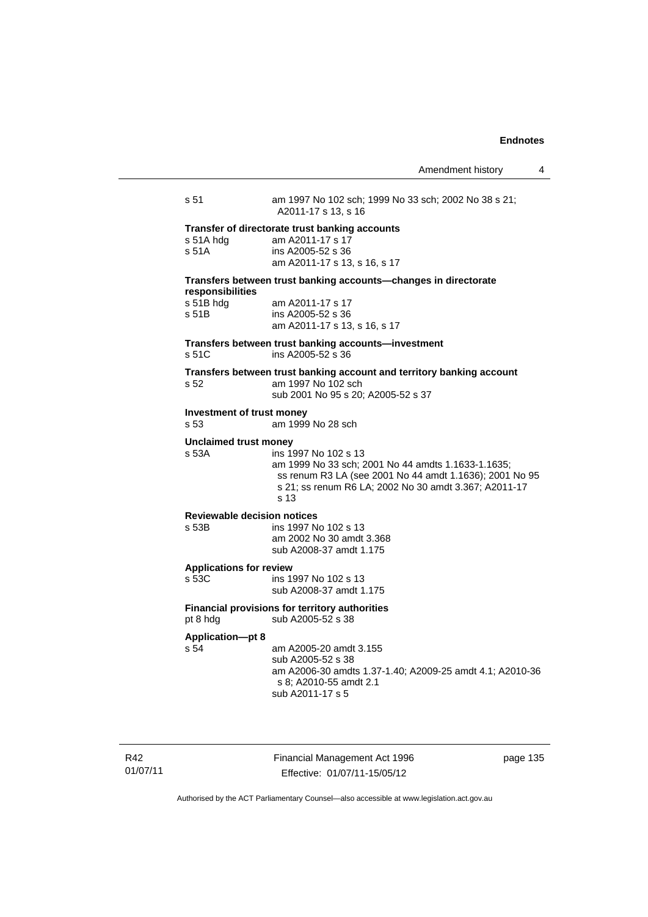s 51 am 1997 No 102 sch; 1999 No 33 sch; 2002 No 38 s 21; A2011-17 s 13, s 16

**Transfer of directorate trust banking accounts**

s 51A hdg am A2011-17 s 17

s 51A ins A2005-52 s 36
am A2011-17 s 13, s 16, s 17

**Transfers between trust banking accounts—changes in directorate responsibilities**

s 51B hdg am A2011-17 s 17

s 51B ins A2005-52 s 36
am A2011-17 s 13, s 16, s 17

**Transfers between trust banking accounts—investment**

s 51C ins A2005-52 s 36

**Transfers between trust banking account and territory banking account**

s 52 am 1997 No 102 sch
sub 2001 No 95 s 20; A2005-52 s 37

**Investment of trust money**

s 53 am 1999 No 28 sch

**Unclaimed trust money**

s 53A ins 1997 No 102 s 13
am 1999 No 33 sch; 2001 No 44 amdts 1.1633-1.1635; ss renum R3 LA (see 2001 No 44 amdt 1.1636); 2001 No 95 s 21; ss renum R6 LA; 2002 No 30 amdt 3.367; A2011-17 s 13

**Reviewable decision notices**

s 53B ins 1997 No 102 s 13
am 2002 No 30 amdt 3.368
sub A2008-37 amdt 1.175

**Applications for review**

s 53C ins 1997 No 102 s 13
sub A2008-37 amdt 1.175

**Financial provisions for territory authorities**

pt 8 hdg sub A2005-52 s 38

**Application—pt 8**

s 54 am A2005-20 amdt 3.155
sub A2005-52 s 38
am A2006-30 amdts 1.37-1.40; A2009-25 amdt 4.1; A2010-36 s 8; A2010-55 amdt 2.1
sub A2011-17 s 5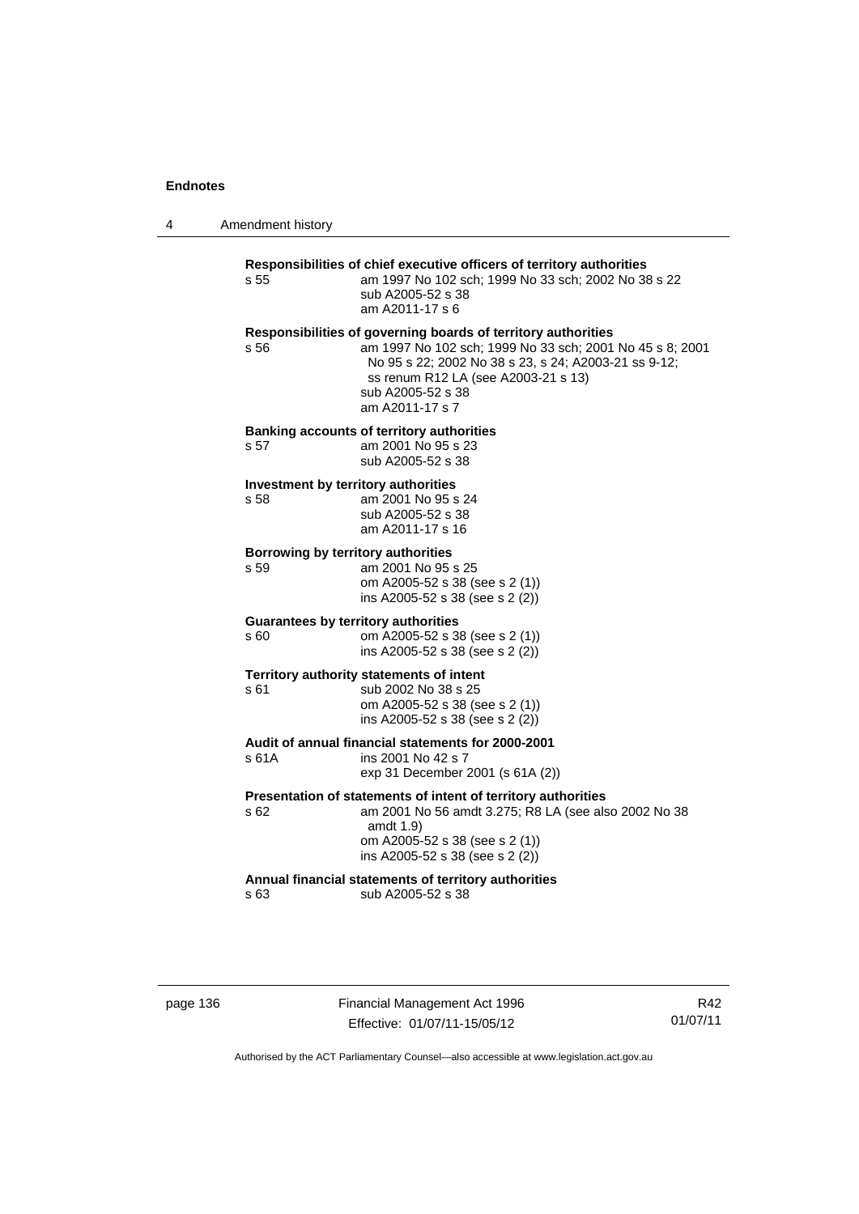**Responsibilities of chief executive officers of territory authorities**

s 55 — am 1997 No 102 sch; 1999 No 33 sch; 2002 No 38 s 22
sub A2005-52 s 38
am A2011-17 s 6

**Responsibilities of governing boards of territory authorities**

s 56 — am 1997 No 102 sch; 1999 No 33 sch; 2001 No 45 s 8; 2001 No 95 s 22; 2002 No 38 s 23, s 24; A2003-21 ss 9-12; ss renum R12 LA (see A2003-21 s 13)
sub A2005-52 s 38
am A2011-17 s 7

**Banking accounts of territory authorities**

s 57 — am 2001 No 95 s 23
sub A2005-52 s 38

**Investment by territory authorities**

s 58 — am 2001 No 95 s 24
sub A2005-52 s 38
am A2011-17 s 16

**Borrowing by territory authorities**

s 59 — am 2001 No 95 s 25
om A2005-52 s 38 (see s 2 (1))
ins A2005-52 s 38 (see s 2 (2))

**Guarantees by territory authorities**

s 60 — om A2005-52 s 38 (see s 2 (1))
ins A2005-52 s 38 (see s 2 (2))

**Territory authority statements of intent**

s 61 — sub 2002 No 38 s 25
om A2005-52 s 38 (see s 2 (1))
ins A2005-52 s 38 (see s 2 (2))

**Audit of annual financial statements for 2000-2001**

s 61A — ins 2001 No 42 s 7
exp 31 December 2001 (s 61A (2))

**Presentation of statements of intent of territory authorities**

s 62 — am 2001 No 56 amdt 3.275; R8 LA (see also 2002 No 38 amdt 1.9)
om A2005-52 s 38 (see s 2 (1))
ins A2005-52 s 38 (see s 2 (2))

**Annual financial statements of territory authorities**

s 63 — sub A2005-52 s 38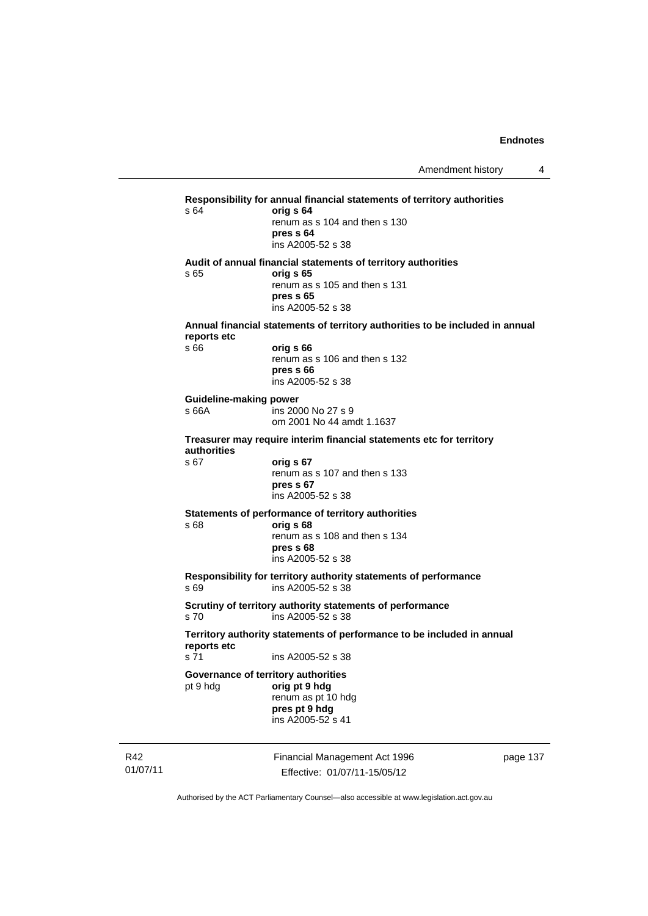**Responsibility for annual financial statements of territory authorities**

s 64 **orig s 64**
renum as s 104 and then s 130
**pres s 64**
ins A2005-52 s 38

**Audit of annual financial statements of territory authorities**

s 65 **orig s 65**
renum as s 105 and then s 131
**pres s 65**
ins A2005-52 s 38

**Annual financial statements of territory authorities to be included in annual reports etc**

s 66 **orig s 66**
renum as s 106 and then s 132
**pres s 66**
ins A2005-52 s 38

**Guideline-making power**

s 66A ins 2000 No 27 s 9
om 2001 No 44 amdt 1.1637

**Treasurer may require interim financial statements etc for territory authorities**

s 67 **orig s 67**
renum as s 107 and then s 133
**pres s 67**
ins A2005-52 s 38

**Statements of performance of territory authorities**

s 68 **orig s 68**
renum as s 108 and then s 134
**pres s 68**
ins A2005-52 s 38

**Responsibility for territory authority statements of performance**

s 69 ins A2005-52 s 38

**Scrutiny of territory authority statements of performance**

s 70 ins A2005-52 s 38

**Territory authority statements of performance to be included in annual reports etc**

s 71 ins A2005-52 s 38

**Governance of territory authorities**

pt 9 hdg **orig pt 9 hdg**
renum as pt 10 hdg
**pres pt 9 hdg**
ins A2005-52 s 41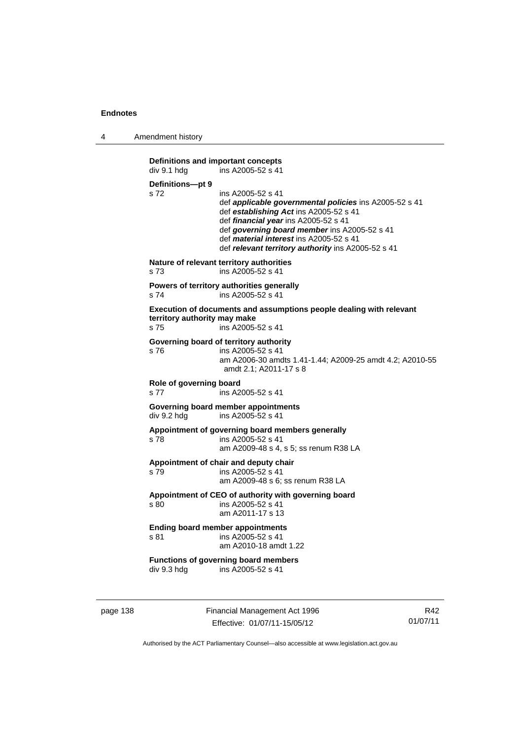**Definitions and important concepts**
div 9.1 hdg ins A2005-52 s 41

**Definitions—pt 9**
s 72 ins A2005-52 s 41
def ***applicable governmental policies*** ins A2005-52 s 41
def ***establishing Act*** ins A2005-52 s 41
def ***financial year*** ins A2005-52 s 41
def ***governing board member*** ins A2005-52 s 41
def ***material interest*** ins A2005-52 s 41
def ***relevant territory authority*** ins A2005-52 s 41

**Nature of relevant territory authorities**
s 73 ins A2005-52 s 41

**Powers of territory authorities generally**
s 74 ins A2005-52 s 41

**Execution of documents and assumptions people dealing with relevant territory authority may make**
s 75 ins A2005-52 s 41

**Governing board of territory authority**
s 76 ins A2005-52 s 41
am A2006-30 amdts 1.41-1.44; A2009-25 amdt 4.2; A2010-55 amdt 2.1; A2011-17 s 8

**Role of governing board**
s 77 ins A2005-52 s 41

**Governing board member appointments**
div 9.2 hdg ins A2005-52 s 41

**Appointment of governing board members generally**
s 78 ins A2005-52 s 41
am A2009-48 s 4, s 5; ss renum R38 LA

**Appointment of chair and deputy chair**
s 79 ins A2005-52 s 41
am A2009-48 s 6; ss renum R38 LA

**Appointment of CEO of authority with governing board**
s 80 ins A2005-52 s 41
am A2011-17 s 13

**Ending board member appointments**
s 81 ins A2005-52 s 41
am A2010-18 amdt 1.22

**Functions of governing board members**
div 9.3 hdg ins A2005-52 s 41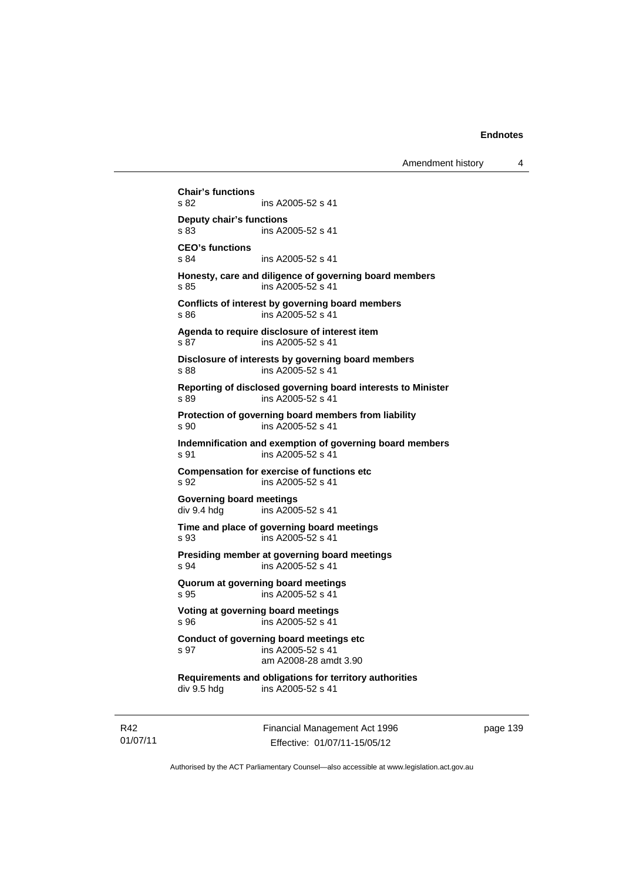**Chair's functions**
s 82 ins A2005-52 s 41

**Deputy chair's functions**
s 83 ins A2005-52 s 41

**CEO's functions**
s 84 ins A2005-52 s 41

**Honesty, care and diligence of governing board members**
s 85 ins A2005-52 s 41

**Conflicts of interest by governing board members**
s 86 ins A2005-52 s 41

**Agenda to require disclosure of interest item**
s 87 ins A2005-52 s 41

**Disclosure of interests by governing board members**
s 88 ins A2005-52 s 41

**Reporting of disclosed governing board interests to Minister**
s 89 ins A2005-52 s 41

**Protection of governing board members from liability**
s 90 ins A2005-52 s 41

**Indemnification and exemption of governing board members**
s 91 ins A2005-52 s 41

**Compensation for exercise of functions etc**
s 92 ins A2005-52 s 41

**Governing board meetings**
div 9.4 hdg ins A2005-52 s 41

**Time and place of governing board meetings**
s 93 ins A2005-52 s 41

**Presiding member at governing board meetings**
s 94 ins A2005-52 s 41

**Quorum at governing board meetings**
s 95 ins A2005-52 s 41

**Voting at governing board meetings**
s 96 ins A2005-52 s 41

**Conduct of governing board meetings etc**
s 97 ins A2005-52 s 41
am A2008-28 amdt 3.90

**Requirements and obligations for territory authorities**
div 9.5 hdg ins A2005-52 s 41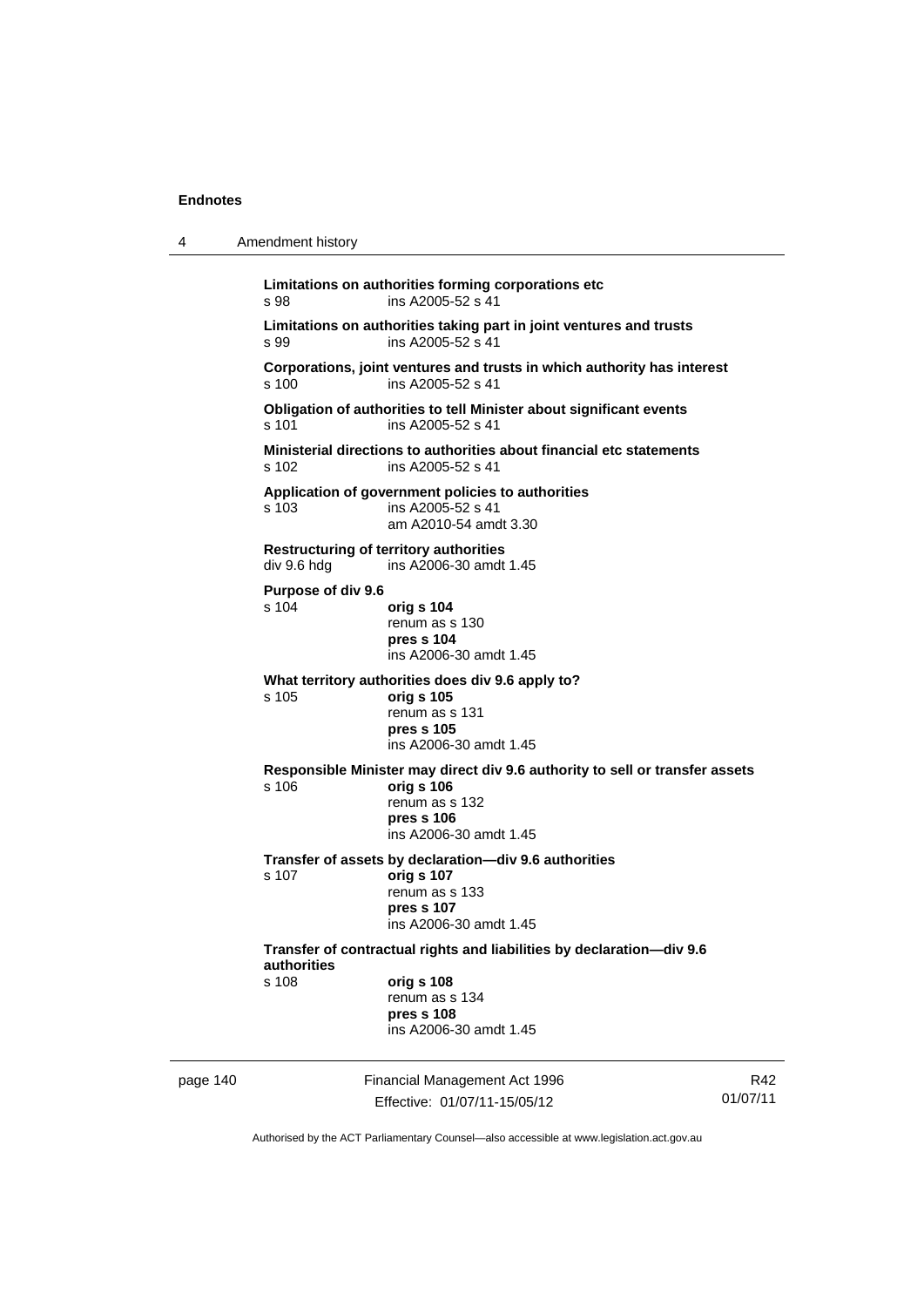**Limitations on authorities forming corporations etc**
s 98 ins A2005-52 s 41

**Limitations on authorities taking part in joint ventures and trusts**
s 99 ins A2005-52 s 41

**Corporations, joint ventures and trusts in which authority has interest**
s 100 ins A2005-52 s 41

**Obligation of authorities to tell Minister about significant events**
s 101 ins A2005-52 s 41

**Ministerial directions to authorities about financial etc statements**
s 102 ins A2005-52 s 41

**Application of government policies to authorities**
s 103 ins A2005-52 s 41
am A2010-54 amdt 3.30

**Restructuring of territory authorities**
div 9.6 hdg ins A2006-30 amdt 1.45

**Purpose of div 9.6**
s 104 **orig s 104**
renum as s 130
**pres s 104**
ins A2006-30 amdt 1.45

**What territory authorities does div 9.6 apply to?**
s 105 **orig s 105**
renum as s 131
**pres s 105**
ins A2006-30 amdt 1.45

**Responsible Minister may direct div 9.6 authority to sell or transfer assets**
s 106 **orig s 106**
renum as s 132
**pres s 106**
ins A2006-30 amdt 1.45

**Transfer of assets by declaration—div 9.6 authorities**
s 107 **orig s 107**
renum as s 133
**pres s 107**
ins A2006-30 amdt 1.45

**Transfer of contractual rights and liabilities by declaration—div 9.6 authorities**
s 108 **orig s 108**
renum as s 134
**pres s 108**
ins A2006-30 amdt 1.45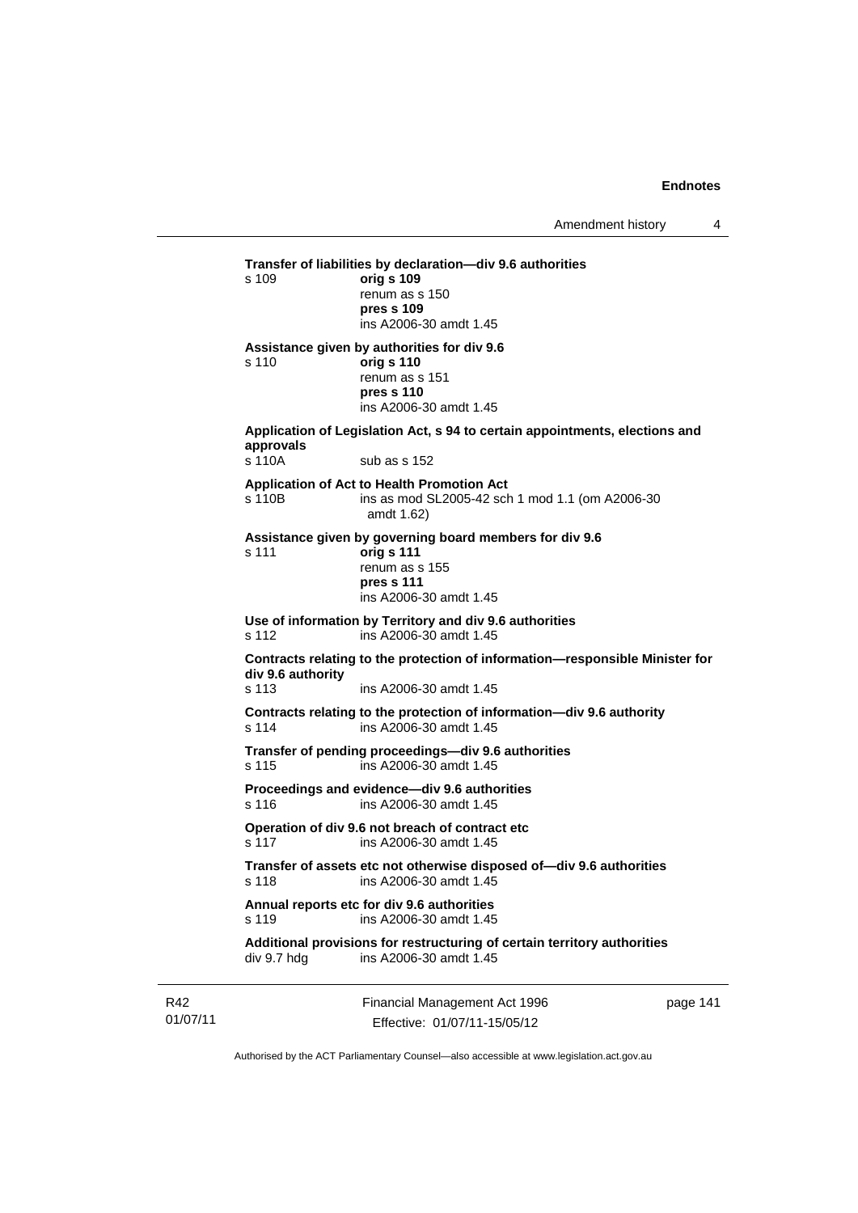**Transfer of liabilities by declaration—div 9.6 authorities**

s 109 **orig s 109**
renum as s 150
**pres s 109**
ins A2006-30 amdt 1.45

**Assistance given by authorities for div 9.6**

s 110 **orig s 110**
renum as s 151
**pres s 110**
ins A2006-30 amdt 1.45

**Application of Legislation Act, s 94 to certain appointments, elections and approvals**

s 110A sub as s 152

**Application of Act to Health Promotion Act**

s 110B ins as mod SL2005-42 sch 1 mod 1.1 (om A2006-30 amdt 1.62)

**Assistance given by governing board members for div 9.6**

s 111 **orig s 111**
renum as s 155
**pres s 111**
ins A2006-30 amdt 1.45

**Use of information by Territory and div 9.6 authorities**

s 112 ins A2006-30 amdt 1.45

**Contracts relating to the protection of information—responsible Minister for div 9.6 authority**

s 113 ins A2006-30 amdt 1.45

**Contracts relating to the protection of information—div 9.6 authority**

s 114 ins A2006-30 amdt 1.45

**Transfer of pending proceedings—div 9.6 authorities**

s 115 ins A2006-30 amdt 1.45

**Proceedings and evidence—div 9.6 authorities**

s 116 ins A2006-30 amdt 1.45

**Operation of div 9.6 not breach of contract etc**

s 117 ins A2006-30 amdt 1.45

**Transfer of assets etc not otherwise disposed of—div 9.6 authorities**

s 118 ins A2006-30 amdt 1.45

**Annual reports etc for div 9.6 authorities**

s 119 ins A2006-30 amdt 1.45

**Additional provisions for restructuring of certain territory authorities**

div 9.7 hdg ins A2006-30 amdt 1.45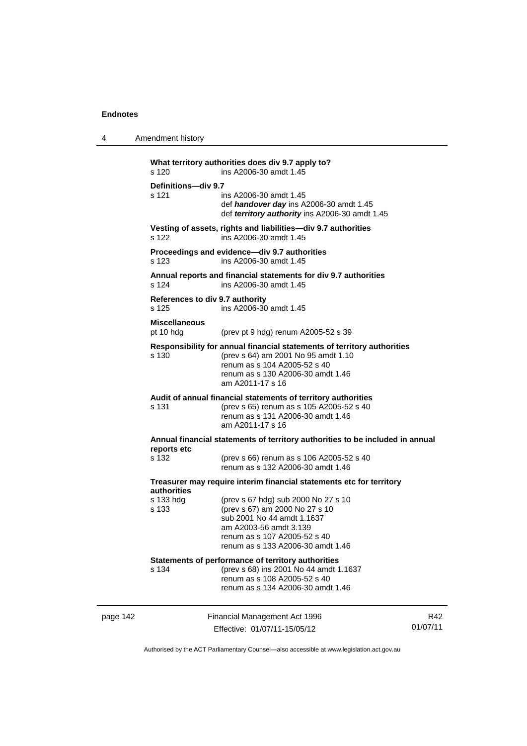**What territory authorities does div 9.7 apply to?**
s 120 ins A2006-30 amdt 1.45

**Definitions—div 9.7**
s 121 ins A2006-30 amdt 1.45
def ***handover day*** ins A2006-30 amdt 1.45
def ***territory authority*** ins A2006-30 amdt 1.45

**Vesting of assets, rights and liabilities—div 9.7 authorities**
s 122 ins A2006-30 amdt 1.45

**Proceedings and evidence—div 9.7 authorities**
s 123 ins A2006-30 amdt 1.45

**Annual reports and financial statements for div 9.7 authorities**
s 124 ins A2006-30 amdt 1.45

**References to div 9.7 authority**
s 125 ins A2006-30 amdt 1.45

**Miscellaneous**
pt 10 hdg (prev pt 9 hdg) renum A2005-52 s 39

**Responsibility for annual financial statements of territory authorities**
s 130 (prev s 64) am 2001 No 95 amdt 1.10
renum as s 104 A2005-52 s 40
renum as s 130 A2006-30 amdt 1.46
am A2011-17 s 16

**Audit of annual financial statements of territory authorities**
s 131 (prev s 65) renum as s 105 A2005-52 s 40
renum as s 131 A2006-30 amdt 1.46
am A2011-17 s 16

**Annual financial statements of territory authorities to be included in annual reports etc**
s 132 (prev s 66) renum as s 106 A2005-52 s 40
renum as s 132 A2006-30 amdt 1.46

**Treasurer may require interim financial statements etc for territory authorities**
s 133 hdg (prev s 67 hdg) sub 2000 No 27 s 10
s 133 (prev s 67) am 2000 No 27 s 10
sub 2001 No 44 amdt 1.1637
am A2003-56 amdt 3.139
renum as s 107 A2005-52 s 40
renum as s 133 A2006-30 amdt 1.46

**Statements of performance of territory authorities**
s 134 (prev s 68) ins 2001 No 44 amdt 1.1637
renum as s 108 A2005-52 s 40
renum as s 134 A2006-30 amdt 1.46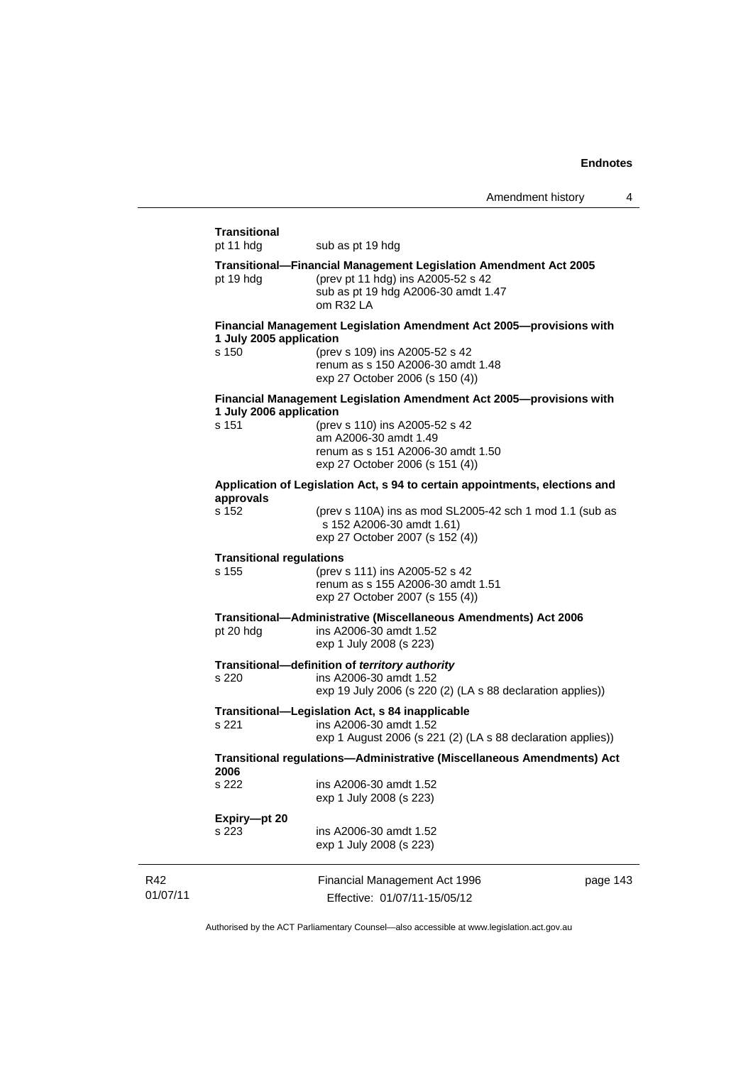**Transitional**

pt 11 hdg sub as pt 19 hdg

**Transitional—Financial Management Legislation Amendment Act 2005**

pt 19 hdg (prev pt 11 hdg) ins A2005-52 s 42
sub as pt 19 hdg A2006-30 amdt 1.47
om R32 LA

**Financial Management Legislation Amendment Act 2005—provisions with 1 July 2005 application**

s 150 (prev s 109) ins A2005-52 s 42
renum as s 150 A2006-30 amdt 1.48
exp 27 October 2006 (s 150 (4))

**Financial Management Legislation Amendment Act 2005—provisions with 1 July 2006 application**

s 151 (prev s 110) ins A2005-52 s 42
am A2006-30 amdt 1.49
renum as s 151 A2006-30 amdt 1.50
exp 27 October 2006 (s 151 (4))

**Application of Legislation Act, s 94 to certain appointments, elections and approvals**

s 152 (prev s 110A) ins as mod SL2005-42 sch 1 mod 1.1 (sub as s 152 A2006-30 amdt 1.61)
exp 27 October 2007 (s 152 (4))

**Transitional regulations**

s 155 (prev s 111) ins A2005-52 s 42
renum as s 155 A2006-30 amdt 1.51
exp 27 October 2007 (s 155 (4))

**Transitional—Administrative (Miscellaneous Amendments) Act 2006**

pt 20 hdg ins A2006-30 amdt 1.52
exp 1 July 2008 (s 223)

**Transitional—definition of *territory authority***

s 220 ins A2006-30 amdt 1.52
exp 19 July 2006 (s 220 (2) (LA s 88 declaration applies))

**Transitional—Legislation Act, s 84 inapplicable**

s 221 ins A2006-30 amdt 1.52
exp 1 August 2006 (s 221 (2) (LA s 88 declaration applies))

**Transitional regulations—Administrative (Miscellaneous Amendments) Act 2006**

s 222 ins A2006-30 amdt 1.52
exp 1 July 2008 (s 223)

**Expiry—pt 20**

s 223 ins A2006-30 amdt 1.52
exp 1 July 2008 (s 223)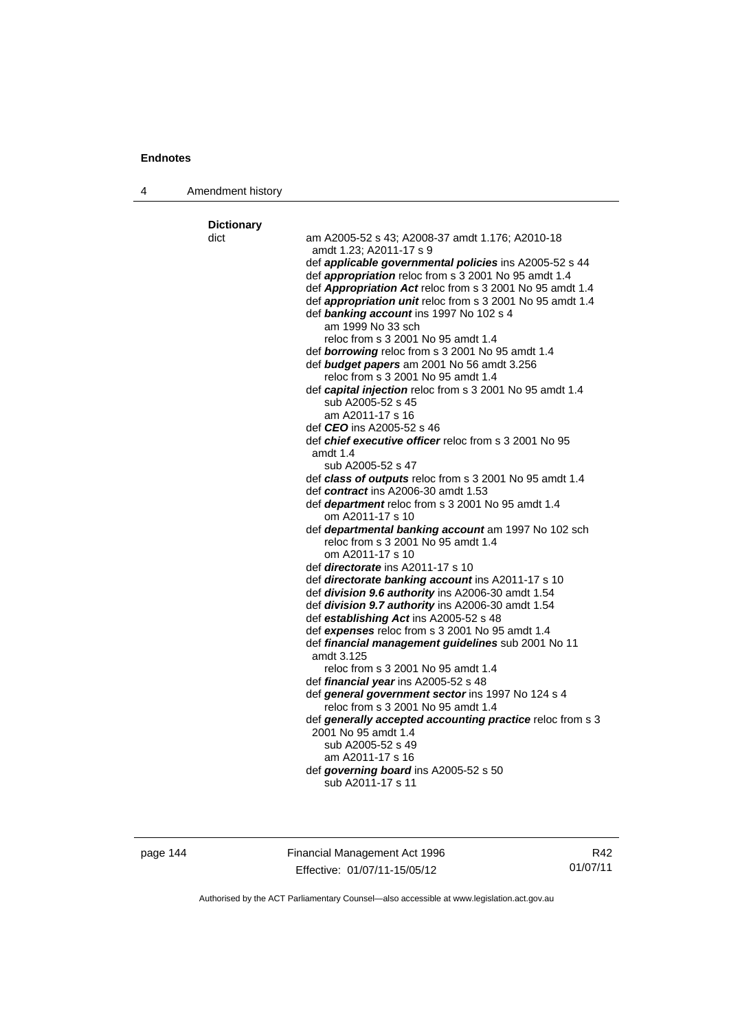**Dictionary**

dict am A2005-52 s 43; A2008-37 amdt 1.176; A2010-18 amdt 1.23; A2011-17 s 9

def ***applicable governmental policies*** ins A2005-52 s 44

def ***appropriation*** reloc from s 3 2001 No 95 amdt 1.4

def ***Appropriation Act*** reloc from s 3 2001 No 95 amdt 1.4

def ***appropriation unit*** reloc from s 3 2001 No 95 amdt 1.4

def ***banking account*** ins 1997 No 102 s 4
am 1999 No 33 sch
reloc from s 3 2001 No 95 amdt 1.4

def ***borrowing*** reloc from s 3 2001 No 95 amdt 1.4

def ***budget papers*** am 2001 No 56 amdt 3.256
reloc from s 3 2001 No 95 amdt 1.4

def ***capital injection*** reloc from s 3 2001 No 95 amdt 1.4
sub A2005-52 s 45
am A2011-17 s 16

def ***CEO*** ins A2005-52 s 46

def ***chief executive officer*** reloc from s 3 2001 No 95 amdt 1.4
sub A2005-52 s 47

def ***class of outputs*** reloc from s 3 2001 No 95 amdt 1.4

def ***contract*** ins A2006-30 amdt 1.53

def ***department*** reloc from s 3 2001 No 95 amdt 1.4
om A2011-17 s 10

def ***departmental banking account*** am 1997 No 102 sch
reloc from s 3 2001 No 95 amdt 1.4
om A2011-17 s 10

def ***directorate*** ins A2011-17 s 10

def ***directorate banking account*** ins A2011-17 s 10

def ***division 9.6 authority*** ins A2006-30 amdt 1.54

def ***division 9.7 authority*** ins A2006-30 amdt 1.54

def ***establishing Act*** ins A2005-52 s 48

def ***expenses*** reloc from s 3 2001 No 95 amdt 1.4

def ***financial management guidelines*** sub 2001 No 11 amdt 3.125
reloc from s 3 2001 No 95 amdt 1.4

def ***financial year*** ins A2005-52 s 48

def ***general government sector*** ins 1997 No 124 s 4
reloc from s 3 2001 No 95 amdt 1.4

def ***generally accepted accounting practice*** reloc from s 3 2001 No 95 amdt 1.4
sub A2005-52 s 49
am A2011-17 s 16

def ***governing board*** ins A2005-52 s 50
sub A2011-17 s 11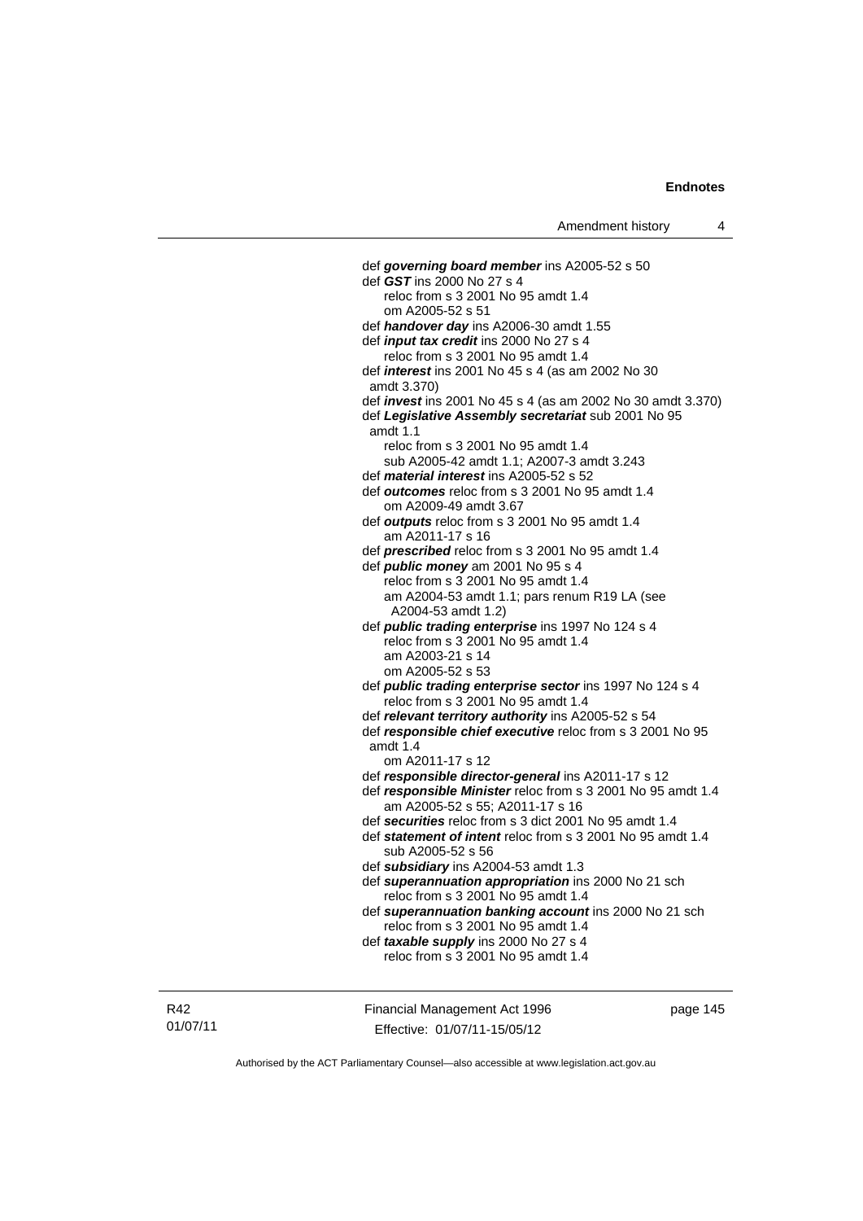def ***governing board member*** ins A2005-52 s 50

def ***GST*** ins 2000 No 27 s 4
 reloc from s 3 2001 No 95 amdt 1.4
 om A2005-52 s 51

def ***handover day*** ins A2006-30 amdt 1.55

def ***input tax credit*** ins 2000 No 27 s 4
 reloc from s 3 2001 No 95 amdt 1.4

def ***interest*** ins 2001 No 45 s 4 (as am 2002 No 30 amdt 3.370)

def ***invest*** ins 2001 No 45 s 4 (as am 2002 No 30 amdt 3.370)

def ***Legislative Assembly secretariat*** sub 2001 No 95 amdt 1.1
 reloc from s 3 2001 No 95 amdt 1.4
 sub A2005-42 amdt 1.1; A2007-3 amdt 3.243

def ***material interest*** ins A2005-52 s 52

def ***outcomes*** reloc from s 3 2001 No 95 amdt 1.4
 om A2009-49 amdt 3.67

def ***outputs*** reloc from s 3 2001 No 95 amdt 1.4
 am A2011-17 s 16

def ***prescribed*** reloc from s 3 2001 No 95 amdt 1.4

def ***public money*** am 2001 No 95 s 4
 reloc from s 3 2001 No 95 amdt 1.4
 am A2004-53 amdt 1.1; pars renum R19 LA (see A2004-53 amdt 1.2)

def ***public trading enterprise*** ins 1997 No 124 s 4
 reloc from s 3 2001 No 95 amdt 1.4
 am A2003-21 s 14
 om A2005-52 s 53

def ***public trading enterprise sector*** ins 1997 No 124 s 4
 reloc from s 3 2001 No 95 amdt 1.4

def ***relevant territory authority*** ins A2005-52 s 54

def ***responsible chief executive*** reloc from s 3 2001 No 95 amdt 1.4
 om A2011-17 s 12

def ***responsible director-general*** ins A2011-17 s 12

def ***responsible Minister*** reloc from s 3 2001 No 95 amdt 1.4
 am A2005-52 s 55; A2011-17 s 16

def ***securities*** reloc from s 3 dict 2001 No 95 amdt 1.4

def ***statement of intent*** reloc from s 3 2001 No 95 amdt 1.4
 sub A2005-52 s 56

def ***subsidiary*** ins A2004-53 amdt 1.3

def ***superannuation appropriation*** ins 2000 No 21 sch
 reloc from s 3 2001 No 95 amdt 1.4

def ***superannuation banking account*** ins 2000 No 21 sch
 reloc from s 3 2001 No 95 amdt 1.4

def ***taxable supply*** ins 2000 No 27 s 4
 reloc from s 3 2001 No 95 amdt 1.4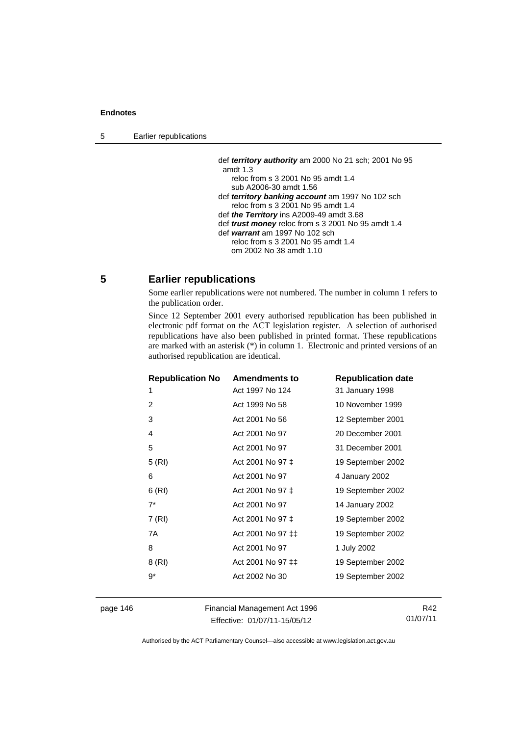def ***territory authority*** am 2000 No 21 sch; 2001 No 95 amdt 1.3
reloc from s 3 2001 No 95 amdt 1.4
sub A2006-30 amdt 1.56
def ***territory banking account*** am 1997 No 102 sch
reloc from s 3 2001 No 95 amdt 1.4
def ***the Territory*** ins A2009-49 amdt 3.68
def ***trust money*** reloc from s 3 2001 No 95 amdt 1.4
def ***warrant*** am 1997 No 102 sch
reloc from s 3 2001 No 95 amdt 1.4
om 2002 No 38 amdt 1.10

## 5 Earlier republications

Some earlier republications were not numbered. The number in column 1 refers to the publication order.

Since 12 September 2001 every authorised republication has been published in electronic pdf format on the ACT legislation register. A selection of authorised republications have also been published in printed format. These republications are marked with an asterisk (*) in column 1. Electronic and printed versions of an authorised republication are identical.

| Republication No | Amendments to | Republication date |
|---|---|---|
| 1 | Act 1997 No 124 | 31 January 1998 |
| 2 | Act 1999 No 58 | 10 November 1999 |
| 3 | Act 2001 No 56 | 12 September 2001 |
| 4 | Act 2001 No 97 | 20 December 2001 |
| 5 | Act 2001 No 97 | 31 December 2001 |
| 5 (RI) | Act 2001 No 97 ‡ | 19 September 2002 |
| 6 | Act 2001 No 97 | 4 January 2002 |
| 6 (RI) | Act 2001 No 97 ‡ | 19 September 2002 |
| 7* | Act 2001 No 97 | 14 January 2002 |
| 7 (RI) | Act 2001 No 97 ‡ | 19 September 2002 |
| 7A | Act 2001 No 97 ‡‡ | 19 September 2002 |
| 8 | Act 2001 No 97 | 1 July 2002 |
| 8 (RI) | Act 2001 No 97 ‡‡ | 19 September 2002 |
| 9* | Act 2002 No 30 | 19 September 2002 |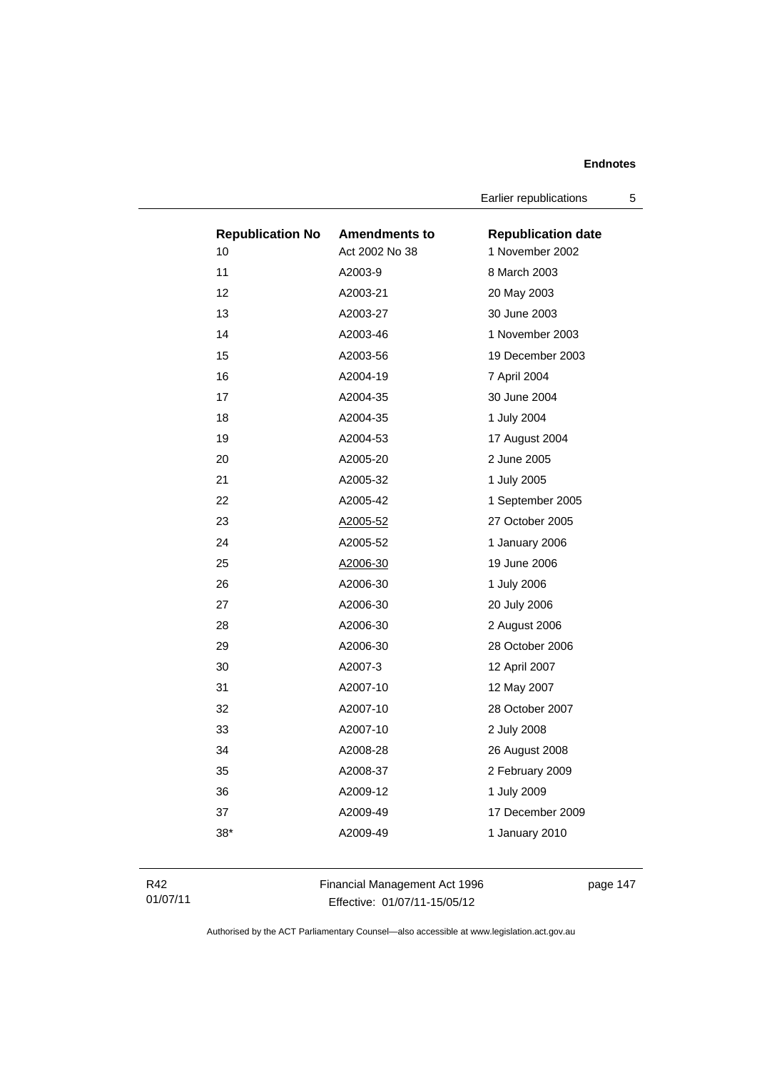| Republication No | Amendments to | Republication date |
|---|---|---|
| 10 | Act 2002 No 38 | 1 November 2002 |
| 11 | A2003-9 | 8 March 2003 |
| 12 | A2003-21 | 20 May 2003 |
| 13 | A2003-27 | 30 June 2003 |
| 14 | A2003-46 | 1 November 2003 |
| 15 | A2003-56 | 19 December 2003 |
| 16 | A2004-19 | 7 April 2004 |
| 17 | A2004-35 | 30 June 2004 |
| 18 | A2004-35 | 1 July 2004 |
| 19 | A2004-53 | 17 August 2004 |
| 20 | A2005-20 | 2 June 2005 |
| 21 | A2005-32 | 1 July 2005 |
| 22 | A2005-42 | 1 September 2005 |
| 23 | A2005-52 | 27 October 2005 |
| 24 | A2005-52 | 1 January 2006 |
| 25 | A2006-30 | 19 June 2006 |
| 26 | A2006-30 | 1 July 2006 |
| 27 | A2006-30 | 20 July 2006 |
| 28 | A2006-30 | 2 August 2006 |
| 29 | A2006-30 | 28 October 2006 |
| 30 | A2007-3 | 12 April 2007 |
| 31 | A2007-10 | 12 May 2007 |
| 32 | A2007-10 | 28 October 2007 |
| 33 | A2007-10 | 2 July 2008 |
| 34 | A2008-28 | 26 August 2008 |
| 35 | A2008-37 | 2 February 2009 |
| 36 | A2009-12 | 1 July 2009 |
| 37 | A2009-49 | 17 December 2009 |
| 38* | A2009-49 | 1 January 2010 |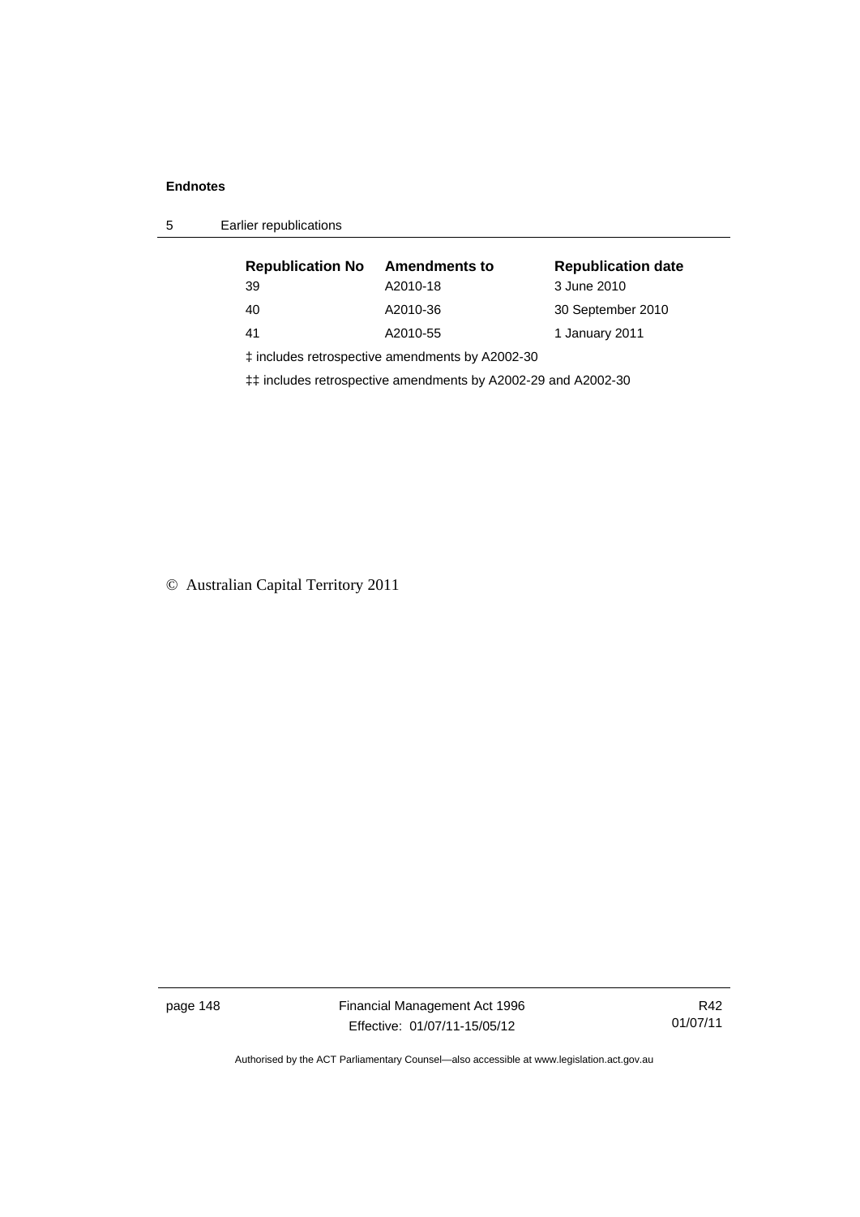## 5 Earlier republications

| Republication No | Amendments to | Republication date |
| --- | --- | --- |
| 39 | A2010-18 | 3 June 2010 |
| 40 | A2010-36 | 30 September 2010 |
| 41 | A2010-55 | 1 January 2011 |

‡ includes retrospective amendments by A2002-30

‡‡ includes retrospective amendments by A2002-29 and A2002-30

© Australian Capital Territory 2011